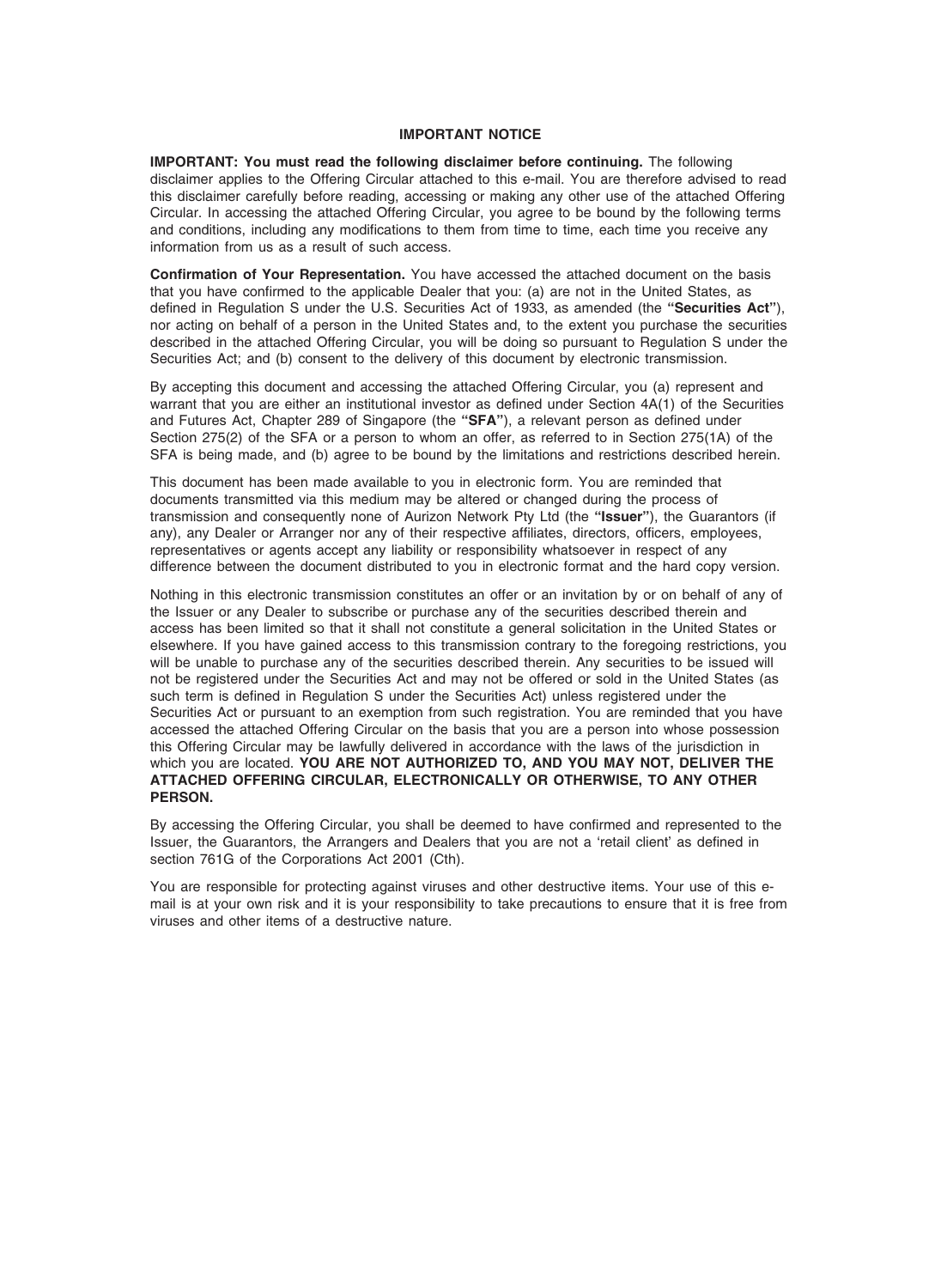## IMPORTANT NOTICE

**IMPORTANT: You must read the following disclaimer before continuing.** The following disclaimer applies to the Offering Circular attached to this e-mail. You are therefore advised to read this disclaimer carefully before reading, accessing or making any other use of the attached Offering Circular. In accessing the attached Offering Circular, you agree to be bound by the following terms and conditions, including any modifications to them from time to time, each time you receive any information from us as a result of such access.

**Confirmation of Your Representation.** You have accessed the attached document on the basis that you have confirmed to the applicable Dealer that you: (a) are not in the United States, as defined in Regulation S under the U.S. Securities Act of 1933, as amended (the **"Securities Act"**), nor acting on behalf of a person in the United States and, to the extent you purchase the securities described in the attached Offering Circular, you will be doing so pursuant to Regulation S under the Securities Act; and (b) consent to the delivery of this document by electronic transmission.

By accepting this document and accessing the attached Offering Circular, you (a) represent and warrant that you are either an institutional investor as defined under Section 4A(1) of the Securities and Futures Act, Chapter 289 of Singapore (the **"SFA"**), a relevant person as defined under Section 275(2) of the SFA or a person to whom an offer, as referred to in Section 275(1A) of the SFA is being made, and (b) agree to be bound by the limitations and restrictions described herein.

This document has been made available to you in electronic form. You are reminded that documents transmitted via this medium may be altered or changed during the process of transmission and consequently none of Aurizon Network Pty Ltd (the **"Issuer"**), the Guarantors (if any), any Dealer or Arranger nor any of their respective affiliates, directors, officers, employees, representatives or agents accept any liability or responsibility whatsoever in respect of any difference between the document distributed to you in electronic format and the hard copy version.

Nothing in this electronic transmission constitutes an offer or an invitation by or on behalf of any of the Issuer or any Dealer to subscribe or purchase any of the securities described therein and access has been limited so that it shall not constitute a general solicitation in the United States or elsewhere. If you have gained access to this transmission contrary to the foregoing restrictions, you will be unable to purchase any of the securities described therein. Any securities to be issued will not be registered under the Securities Act and may not be offered or sold in the United States (as such term is defined in Regulation S under the Securities Act) unless registered under the Securities Act or pursuant to an exemption from such registration. You are reminded that you have accessed the attached Offering Circular on the basis that you are a person into whose possession this Offering Circular may be lawfully delivered in accordance with the laws of the jurisdiction in which you are located. **YOU ARE NOT AUTHORIZED TO, AND YOU MAY NOT, DELIVER THE ATTACHED OFFERING CIRCULAR, ELECTRONICALLY OR OTHERWISE, TO ANY OTHER PERSON.**

By accessing the Offering Circular, you shall be deemed to have confirmed and represented to the Issuer, the Guarantors, the Arrangers and Dealers that you are not a 'retail client' as defined in section 761G of the Corporations Act 2001 (Cth).

You are responsible for protecting against viruses and other destructive items. Your use of this e-mail is at your own risk and it is your responsibility to take precautions to ensure that it is free from viruses and other items of a destructive nature.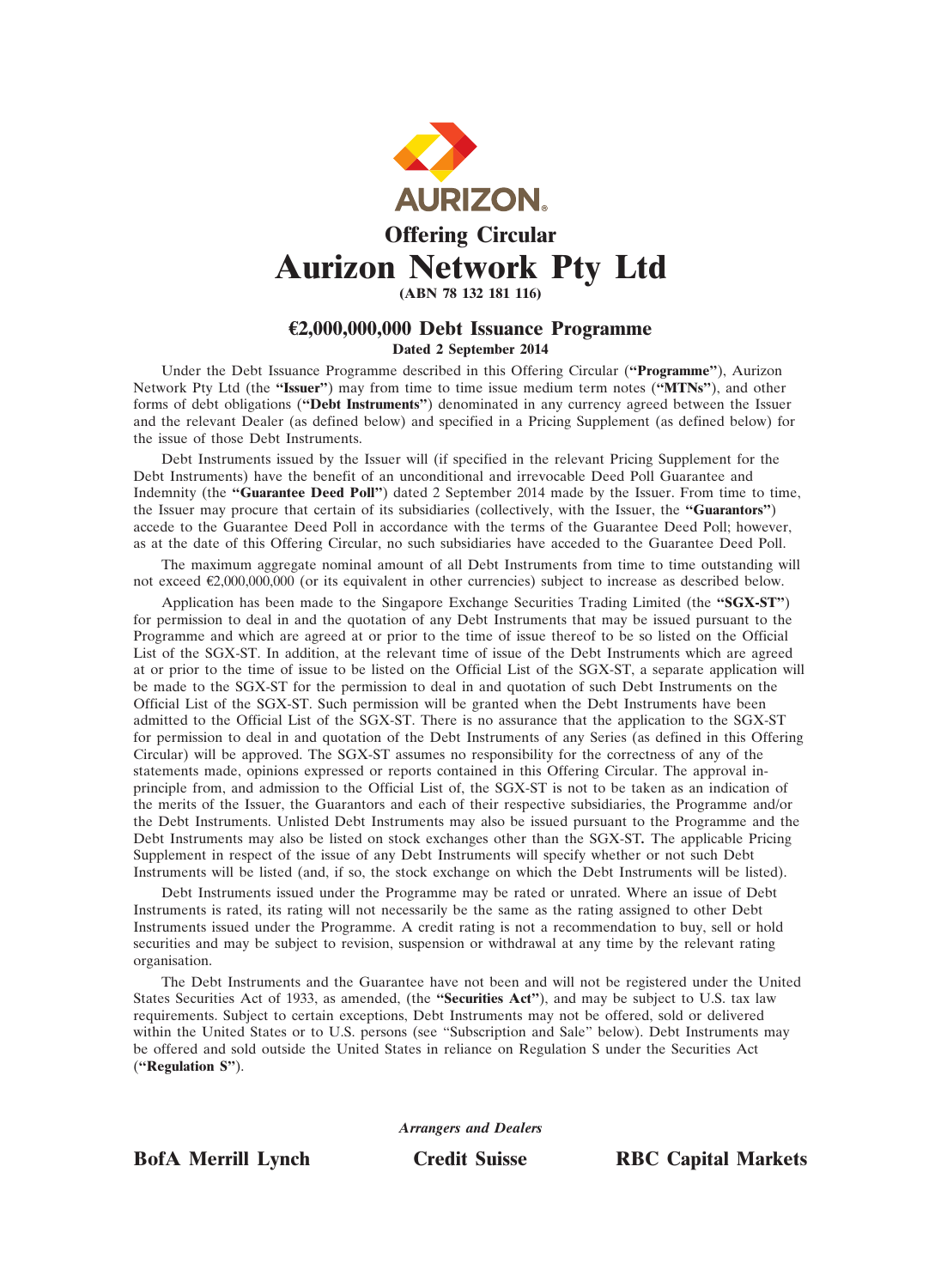# Offering Circular

# Aurizon Network Pty Ltd

**(ABN 78 132 181 116)**

## €2,000,000,000 Debt Issuance Programme

**Dated 2 September 2014**

Under the Debt Issuance Programme described in this Offering Circular (**"Programme"**), Aurizon Network Pty Ltd (the **"Issuer"**) may from time to time issue medium term notes (**"MTNs"**), and other forms of debt obligations (**"Debt Instruments"**) denominated in any currency agreed between the Issuer and the relevant Dealer (as defined below) and specified in a Pricing Supplement (as defined below) for the issue of those Debt Instruments.

Debt Instruments issued by the Issuer will (if specified in the relevant Pricing Supplement for the Debt Instruments) have the benefit of an unconditional and irrevocable Deed Poll Guarantee and Indemnity (the **"Guarantee Deed Poll"**) dated 2 September 2014 made by the Issuer. From time to time, the Issuer may procure that certain of its subsidiaries (collectively, with the Issuer, the **"Guarantors"**) accede to the Guarantee Deed Poll in accordance with the terms of the Guarantee Deed Poll; however, as at the date of this Offering Circular, no such subsidiaries have acceded to the Guarantee Deed Poll.

The maximum aggregate nominal amount of all Debt Instruments from time to time outstanding will not exceed €2,000,000,000 (or its equivalent in other currencies) subject to increase as described below.

Application has been made to the Singapore Exchange Securities Trading Limited (the **"SGX-ST"**) for permission to deal in and the quotation of any Debt Instruments that may be issued pursuant to the Programme and which are agreed at or prior to the time of issue thereof to be so listed on the Official List of the SGX-ST. In addition, at the relevant time of issue of the Debt Instruments which are agreed at or prior to the time of issue to be listed on the Official List of the SGX-ST, a separate application will be made to the SGX-ST for the permission to deal in and quotation of such Debt Instruments on the Official List of the SGX-ST. Such permission will be granted when the Debt Instruments have been admitted to the Official List of the SGX-ST. There is no assurance that the application to the SGX-ST for permission to deal in and quotation of the Debt Instruments of any Series (as defined in this Offering Circular) will be approved. The SGX-ST assumes no responsibility for the correctness of any of the statements made, opinions expressed or reports contained in this Offering Circular. The approval in-principle from, and admission to the Official List of, the SGX-ST is not to be taken as an indication of the merits of the Issuer, the Guarantors and each of their respective subsidiaries, the Programme and/or the Debt Instruments. Unlisted Debt Instruments may also be issued pursuant to the Programme and the Debt Instruments may also be listed on stock exchanges other than the SGX-ST**.** The applicable Pricing Supplement in respect of the issue of any Debt Instruments will specify whether or not such Debt Instruments will be listed (and, if so, the stock exchange on which the Debt Instruments will be listed).

Debt Instruments issued under the Programme may be rated or unrated. Where an issue of Debt Instruments is rated, its rating will not necessarily be the same as the rating assigned to other Debt Instruments issued under the Programme. A credit rating is not a recommendation to buy, sell or hold securities and may be subject to revision, suspension or withdrawal at any time by the relevant rating organisation.

The Debt Instruments and the Guarantee have not been and will not be registered under the United States Securities Act of 1933, as amended, (the **"Securities Act"**), and may be subject to U.S. tax law requirements. Subject to certain exceptions, Debt Instruments may not be offered, sold or delivered within the United States or to U.S. persons (see "Subscription and Sale" below). Debt Instruments may be offered and sold outside the United States in reliance on Regulation S under the Securities Act (**"Regulation S"**).

*Arrangers and Dealers*

**BofA Merrill Lynch** **Credit Suisse** **RBC Capital Markets**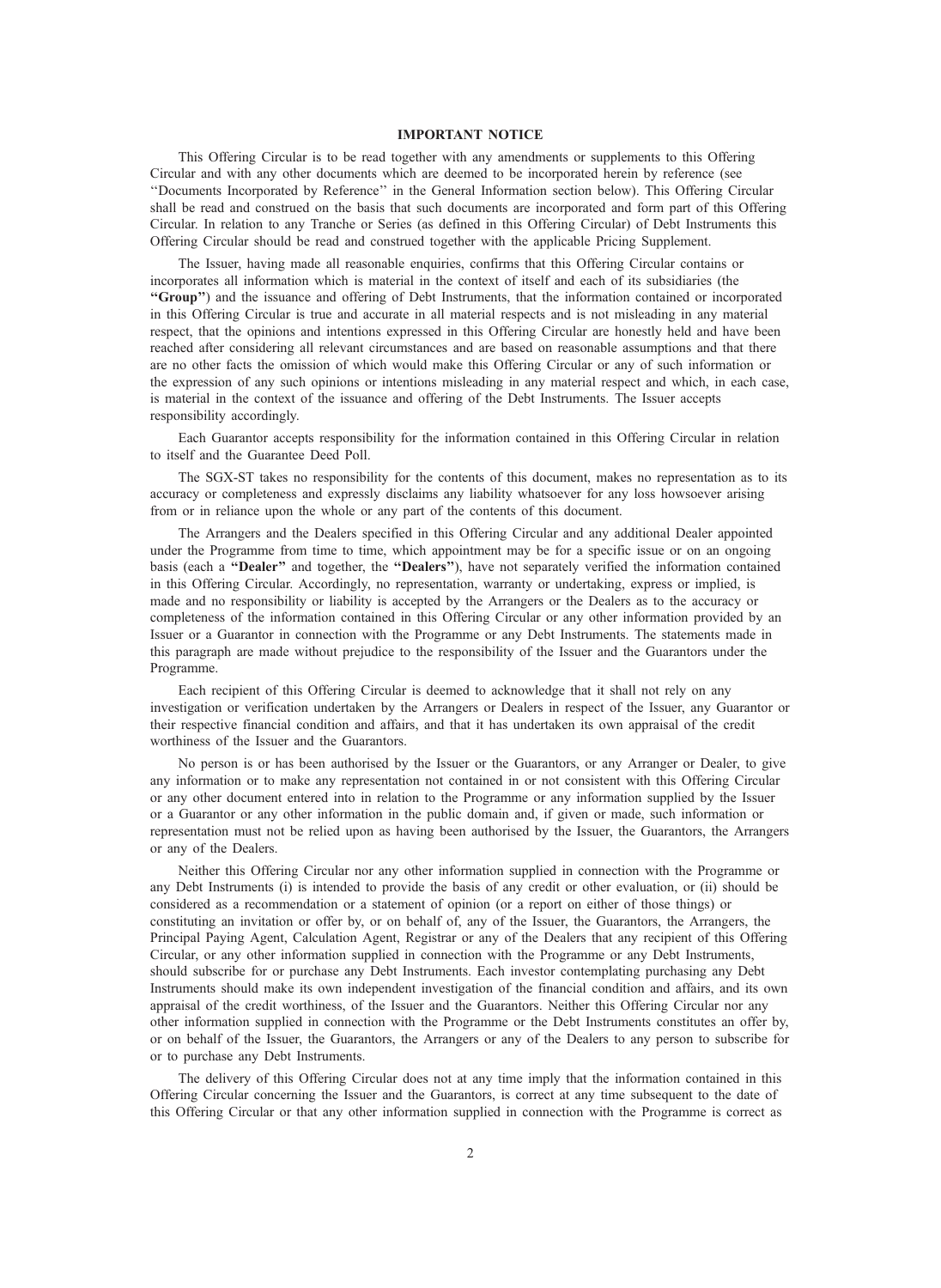## IMPORTANT NOTICE

This Offering Circular is to be read together with any amendments or supplements to this Offering Circular and with any other documents which are deemed to be incorporated herein by reference (see ''Documents Incorporated by Reference'' in the General Information section below). This Offering Circular shall be read and construed on the basis that such documents are incorporated and form part of this Offering Circular. In relation to any Tranche or Series (as defined in this Offering Circular) of Debt Instruments this Offering Circular should be read and construed together with the applicable Pricing Supplement.

The Issuer, having made all reasonable enquiries, confirms that this Offering Circular contains or incorporates all information which is material in the context of itself and each of its subsidiaries (the **"Group"**) and the issuance and offering of Debt Instruments, that the information contained or incorporated in this Offering Circular is true and accurate in all material respects and is not misleading in any material respect, that the opinions and intentions expressed in this Offering Circular are honestly held and have been reached after considering all relevant circumstances and are based on reasonable assumptions and that there are no other facts the omission of which would make this Offering Circular or any of such information or the expression of any such opinions or intentions misleading in any material respect and which, in each case, is material in the context of the issuance and offering of the Debt Instruments. The Issuer accepts responsibility accordingly.

Each Guarantor accepts responsibility for the information contained in this Offering Circular in relation to itself and the Guarantee Deed Poll.

The SGX-ST takes no responsibility for the contents of this document, makes no representation as to its accuracy or completeness and expressly disclaims any liability whatsoever for any loss howsoever arising from or in reliance upon the whole or any part of the contents of this document.

The Arrangers and the Dealers specified in this Offering Circular and any additional Dealer appointed under the Programme from time to time, which appointment may be for a specific issue or on an ongoing basis (each a **"Dealer"** and together, the **"Dealers"**), have not separately verified the information contained in this Offering Circular. Accordingly, no representation, warranty or undertaking, express or implied, is made and no responsibility or liability is accepted by the Arrangers or the Dealers as to the accuracy or completeness of the information contained in this Offering Circular or any other information provided by an Issuer or a Guarantor in connection with the Programme or any Debt Instruments. The statements made in this paragraph are made without prejudice to the responsibility of the Issuer and the Guarantors under the Programme.

Each recipient of this Offering Circular is deemed to acknowledge that it shall not rely on any investigation or verification undertaken by the Arrangers or Dealers in respect of the Issuer, any Guarantor or their respective financial condition and affairs, and that it has undertaken its own appraisal of the credit worthiness of the Issuer and the Guarantors.

No person is or has been authorised by the Issuer or the Guarantors, or any Arranger or Dealer, to give any information or to make any representation not contained in or not consistent with this Offering Circular or any other document entered into in relation to the Programme or any information supplied by the Issuer or a Guarantor or any other information in the public domain and, if given or made, such information or representation must not be relied upon as having been authorised by the Issuer, the Guarantors, the Arrangers or any of the Dealers.

Neither this Offering Circular nor any other information supplied in connection with the Programme or any Debt Instruments (i) is intended to provide the basis of any credit or other evaluation, or (ii) should be considered as a recommendation or a statement of opinion (or a report on either of those things) or constituting an invitation or offer by, or on behalf of, any of the Issuer, the Guarantors, the Arrangers, the Principal Paying Agent, Calculation Agent, Registrar or any of the Dealers that any recipient of this Offering Circular, or any other information supplied in connection with the Programme or any Debt Instruments, should subscribe for or purchase any Debt Instruments. Each investor contemplating purchasing any Debt Instruments should make its own independent investigation of the financial condition and affairs, and its own appraisal of the credit worthiness, of the Issuer and the Guarantors. Neither this Offering Circular nor any other information supplied in connection with the Programme or the Debt Instruments constitutes an offer by, or on behalf of the Issuer, the Guarantors, the Arrangers or any of the Dealers to any person to subscribe for or to purchase any Debt Instruments.

The delivery of this Offering Circular does not at any time imply that the information contained in this Offering Circular concerning the Issuer and the Guarantors, is correct at any time subsequent to the date of this Offering Circular or that any other information supplied in connection with the Programme is correct as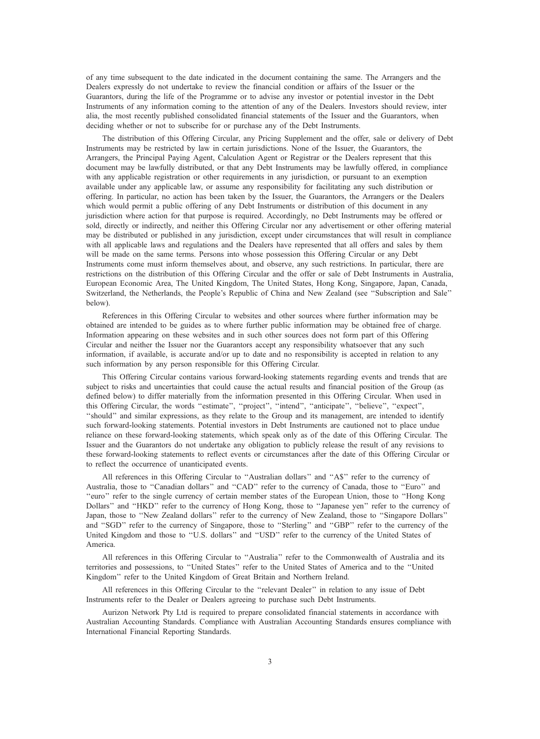of any time subsequent to the date indicated in the document containing the same. The Arrangers and the Dealers expressly do not undertake to review the financial condition or affairs of the Issuer or the Guarantors, during the life of the Programme or to advise any investor or potential investor in the Debt Instruments of any information coming to the attention of any of the Dealers. Investors should review, inter alia, the most recently published consolidated financial statements of the Issuer and the Guarantors, when deciding whether or not to subscribe for or purchase any of the Debt Instruments.

The distribution of this Offering Circular, any Pricing Supplement and the offer, sale or delivery of Debt Instruments may be restricted by law in certain jurisdictions. None of the Issuer, the Guarantors, the Arrangers, the Principal Paying Agent, Calculation Agent or Registrar or the Dealers represent that this document may be lawfully distributed, or that any Debt Instruments may be lawfully offered, in compliance with any applicable registration or other requirements in any jurisdiction, or pursuant to an exemption available under any applicable law, or assume any responsibility for facilitating any such distribution or offering. In particular, no action has been taken by the Issuer, the Guarantors, the Arrangers or the Dealers which would permit a public offering of any Debt Instruments or distribution of this document in any jurisdiction where action for that purpose is required. Accordingly, no Debt Instruments may be offered or sold, directly or indirectly, and neither this Offering Circular nor any advertisement or other offering material may be distributed or published in any jurisdiction, except under circumstances that will result in compliance with all applicable laws and regulations and the Dealers have represented that all offers and sales by them will be made on the same terms. Persons into whose possession this Offering Circular or any Debt Instruments come must inform themselves about, and observe, any such restrictions. In particular, there are restrictions on the distribution of this Offering Circular and the offer or sale of Debt Instruments in Australia, European Economic Area, The United Kingdom, The United States, Hong Kong, Singapore, Japan, Canada, Switzerland, the Netherlands, the People's Republic of China and New Zealand (see "Subscription and Sale" below).

References in this Offering Circular to websites and other sources where further information may be obtained are intended to be guides as to where further public information may be obtained free of charge. Information appearing on these websites and in such other sources does not form part of this Offering Circular and neither the Issuer nor the Guarantors accept any responsibility whatsoever that any such information, if available, is accurate and/or up to date and no responsibility is accepted in relation to any such information by any person responsible for this Offering Circular.

This Offering Circular contains various forward-looking statements regarding events and trends that are subject to risks and uncertainties that could cause the actual results and financial position of the Group (as defined below) to differ materially from the information presented in this Offering Circular. When used in this Offering Circular, the words "estimate", "project", "intend", "anticipate", "believe", "expect", "should" and similar expressions, as they relate to the Group and its management, are intended to identify such forward-looking statements. Potential investors in Debt Instruments are cautioned not to place undue reliance on these forward-looking statements, which speak only as of the date of this Offering Circular. The Issuer and the Guarantors do not undertake any obligation to publicly release the result of any revisions to these forward-looking statements to reflect events or circumstances after the date of this Offering Circular or to reflect the occurrence of unanticipated events.

All references in this Offering Circular to "Australian dollars" and "A$" refer to the currency of Australia, those to "Canadian dollars" and "CAD" refer to the currency of Canada, those to "Euro" and "euro" refer to the single currency of certain member states of the European Union, those to "Hong Kong Dollars" and "HKD" refer to the currency of Hong Kong, those to "Japanese yen" refer to the currency of Japan, those to "New Zealand dollars" refer to the currency of New Zealand, those to "Singapore Dollars" and "SGD" refer to the currency of Singapore, those to "Sterling" and "GBP" refer to the currency of the United Kingdom and those to "U.S. dollars" and "USD" refer to the currency of the United States of America.

All references in this Offering Circular to "Australia" refer to the Commonwealth of Australia and its territories and possessions, to "United States" refer to the United States of America and to the "United Kingdom" refer to the United Kingdom of Great Britain and Northern Ireland.

All references in this Offering Circular to the "relevant Dealer" in relation to any issue of Debt Instruments refer to the Dealer or Dealers agreeing to purchase such Debt Instruments.

Aurizon Network Pty Ltd is required to prepare consolidated financial statements in accordance with Australian Accounting Standards. Compliance with Australian Accounting Standards ensures compliance with International Financial Reporting Standards.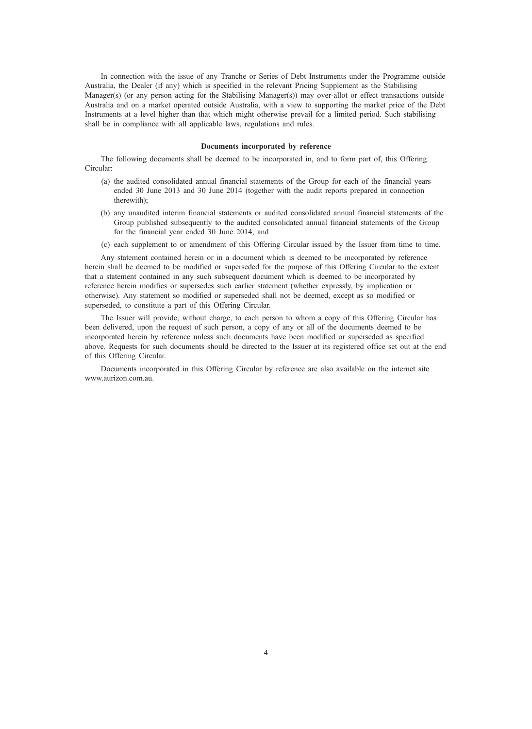In connection with the issue of any Tranche or Series of Debt Instruments under the Programme outside Australia, the Dealer (if any) which is specified in the relevant Pricing Supplement as the Stabilising Manager(s) (or any person acting for the Stabilising Manager(s)) may over-allot or effect transactions outside Australia and on a market operated outside Australia, with a view to supporting the market price of the Debt Instruments at a level higher than that which might otherwise prevail for a limited period. Such stabilising shall be in compliance with all applicable laws, regulations and rules.

**Documents incorporated by reference**

The following documents shall be deemed to be incorporated in, and to form part of, this Offering Circular:

(a) the audited consolidated annual financial statements of the Group for each of the financial years ended 30 June 2013 and 30 June 2014 (together with the audit reports prepared in connection therewith);

(b) any unaudited interim financial statements or audited consolidated annual financial statements of the Group published subsequently to the audited consolidated annual financial statements of the Group for the financial year ended 30 June 2014; and

(c) each supplement to or amendment of this Offering Circular issued by the Issuer from time to time.

Any statement contained herein or in a document which is deemed to be incorporated by reference herein shall be deemed to be modified or superseded for the purpose of this Offering Circular to the extent that a statement contained in any such subsequent document which is deemed to be incorporated by reference herein modifies or supersedes such earlier statement (whether expressly, by implication or otherwise). Any statement so modified or superseded shall not be deemed, except as so modified or superseded, to constitute a part of this Offering Circular.

The Issuer will provide, without charge, to each person to whom a copy of this Offering Circular has been delivered, upon the request of such person, a copy of any or all of the documents deemed to be incorporated herein by reference unless such documents have been modified or superseded as specified above. Requests for such documents should be directed to the Issuer at its registered office set out at the end of this Offering Circular.

Documents incorporated in this Offering Circular by reference are also available on the internet site www.aurizon.com.au.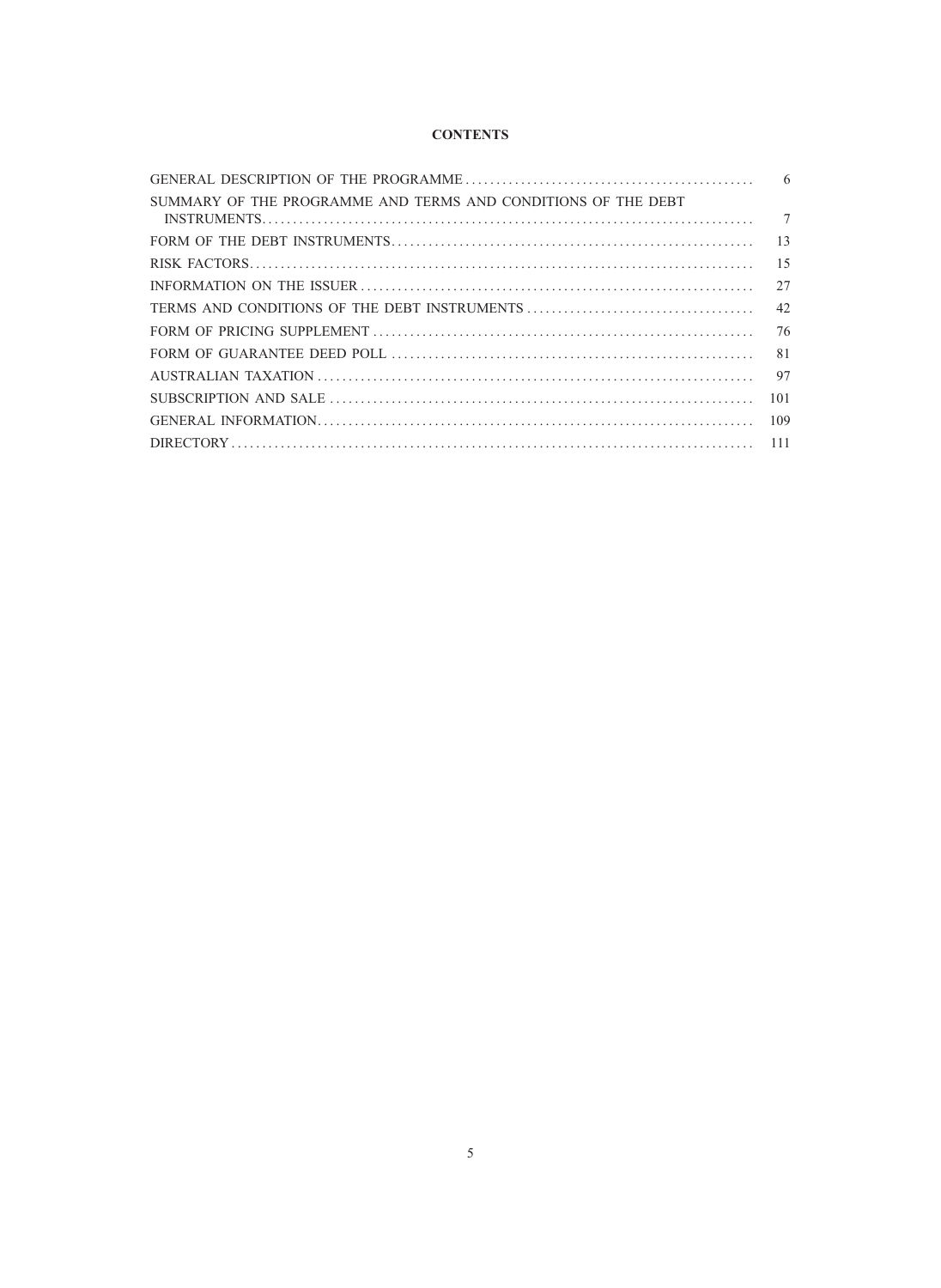# CONTENTS

| | |
|---|---|
| GENERAL DESCRIPTION OF THE PROGRAMME | 6 |
| SUMMARY OF THE PROGRAMME AND TERMS AND CONDITIONS OF THE DEBT INSTRUMENTS | 7 |
| FORM OF THE DEBT INSTRUMENTS | 13 |
| RISK FACTORS | 15 |
| INFORMATION ON THE ISSUER | 27 |
| TERMS AND CONDITIONS OF THE DEBT INSTRUMENTS | 42 |
| FORM OF PRICING SUPPLEMENT | 76 |
| FORM OF GUARANTEE DEED POLL | 81 |
| AUSTRALIAN TAXATION | 97 |
| SUBSCRIPTION AND SALE | 101 |
| GENERAL INFORMATION | 109 |
| DIRECTORY | 111 |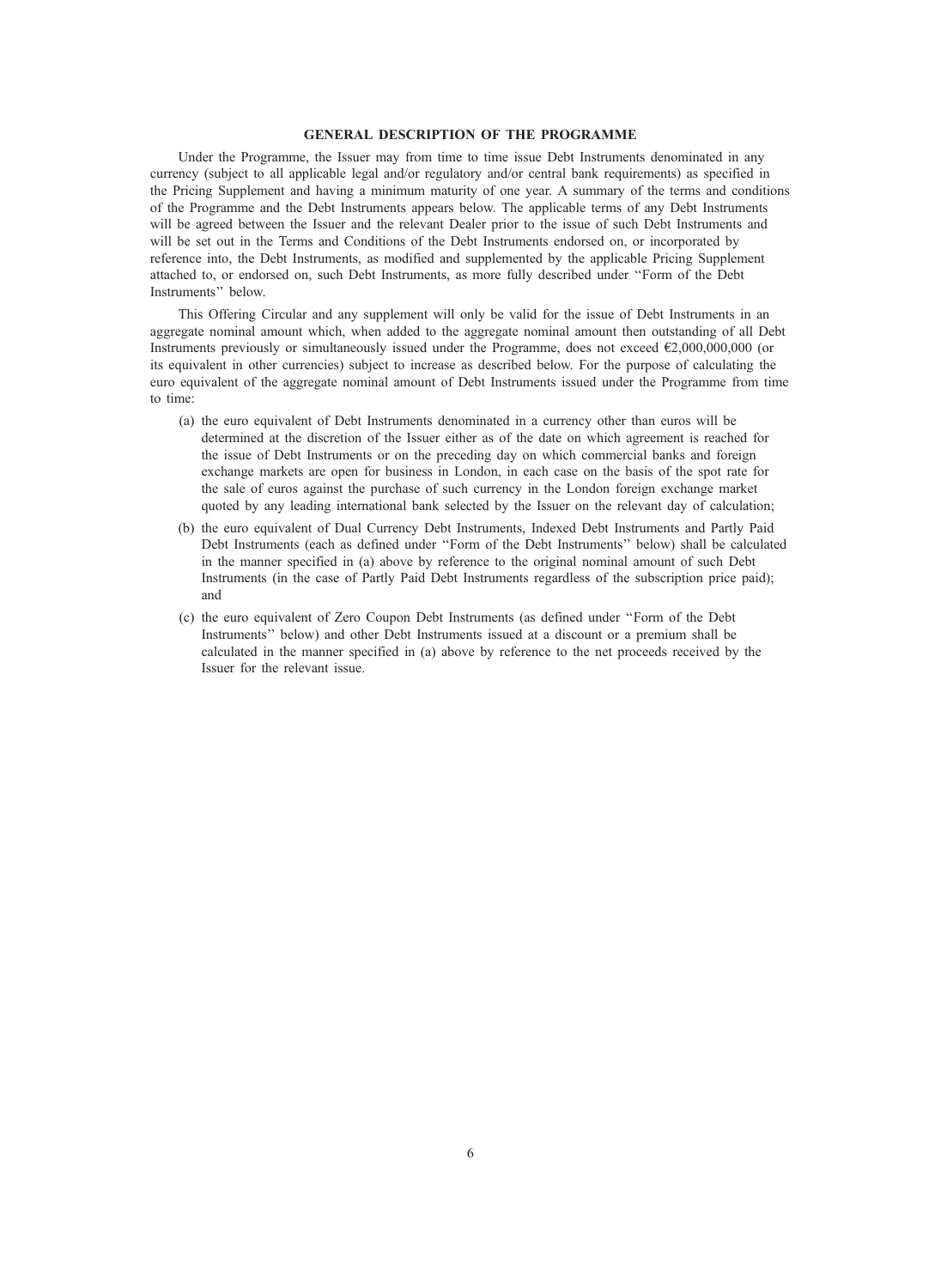## GENERAL DESCRIPTION OF THE PROGRAMME

Under the Programme, the Issuer may from time to time issue Debt Instruments denominated in any currency (subject to all applicable legal and/or regulatory and/or central bank requirements) as specified in the Pricing Supplement and having a minimum maturity of one year. A summary of the terms and conditions of the Programme and the Debt Instruments appears below. The applicable terms of any Debt Instruments will be agreed between the Issuer and the relevant Dealer prior to the issue of such Debt Instruments and will be set out in the Terms and Conditions of the Debt Instruments endorsed on, or incorporated by reference into, the Debt Instruments, as modified and supplemented by the applicable Pricing Supplement attached to, or endorsed on, such Debt Instruments, as more fully described under ''Form of the Debt Instruments'' below.

This Offering Circular and any supplement will only be valid for the issue of Debt Instruments in an aggregate nominal amount which, when added to the aggregate nominal amount then outstanding of all Debt Instruments previously or simultaneously issued under the Programme, does not exceed €2,000,000,000 (or its equivalent in other currencies) subject to increase as described below. For the purpose of calculating the euro equivalent of the aggregate nominal amount of Debt Instruments issued under the Programme from time to time:

(a) the euro equivalent of Debt Instruments denominated in a currency other than euros will be determined at the discretion of the Issuer either as of the date on which agreement is reached for the issue of Debt Instruments or on the preceding day on which commercial banks and foreign exchange markets are open for business in London, in each case on the basis of the spot rate for the sale of euros against the purchase of such currency in the London foreign exchange market quoted by any leading international bank selected by the Issuer on the relevant day of calculation;

(b) the euro equivalent of Dual Currency Debt Instruments, Indexed Debt Instruments and Partly Paid Debt Instruments (each as defined under ''Form of the Debt Instruments'' below) shall be calculated in the manner specified in (a) above by reference to the original nominal amount of such Debt Instruments (in the case of Partly Paid Debt Instruments regardless of the subscription price paid); and

(c) the euro equivalent of Zero Coupon Debt Instruments (as defined under ''Form of the Debt Instruments'' below) and other Debt Instruments issued at a discount or a premium shall be calculated in the manner specified in (a) above by reference to the net proceeds received by the Issuer for the relevant issue.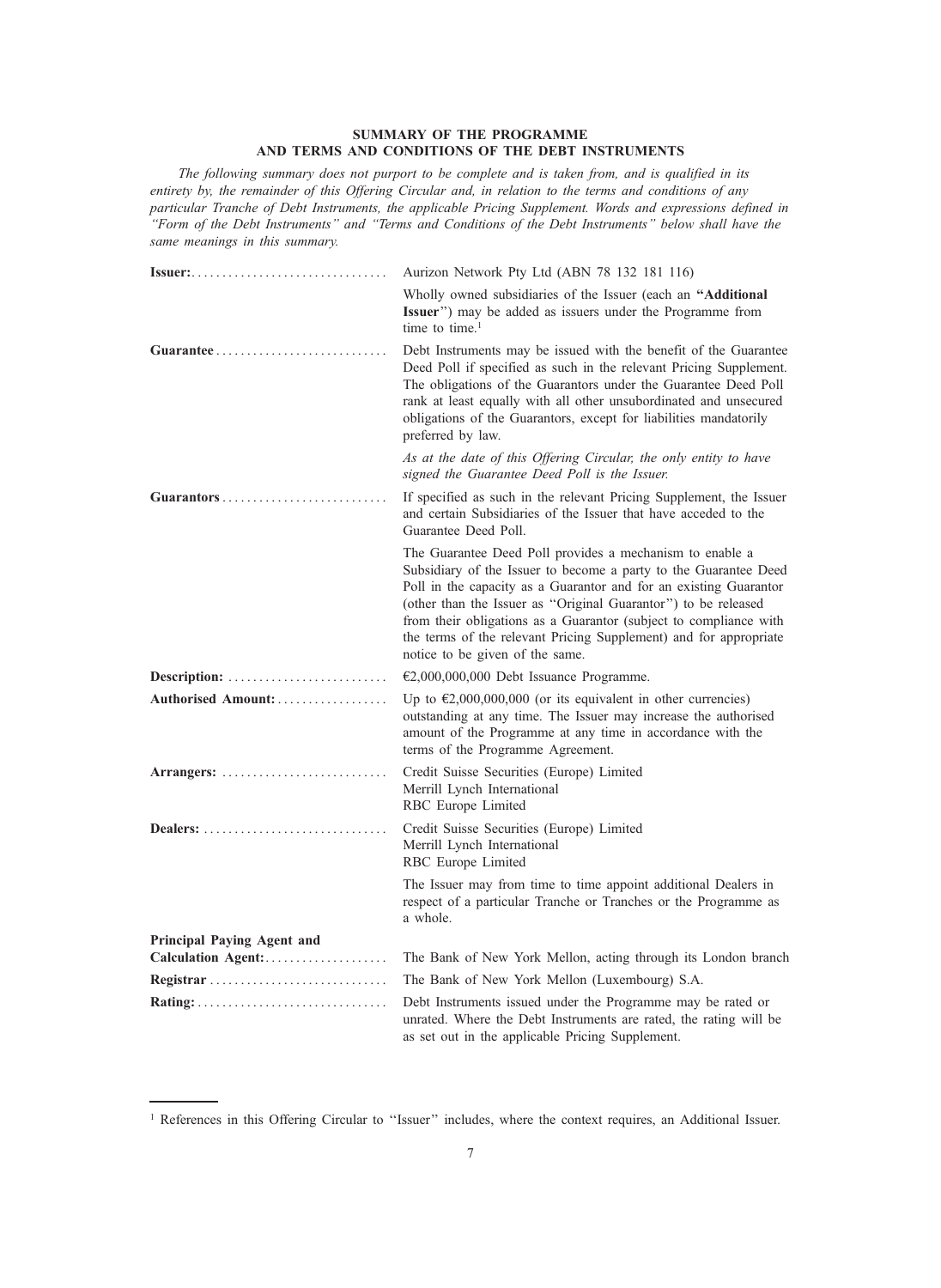## SUMMARY OF THE PROGRAMME AND TERMS AND CONDITIONS OF THE DEBT INSTRUMENTS

*The following summary does not purport to be complete and is taken from, and is qualified in its entirety by, the remainder of this Offering Circular and, in relation to the terms and conditions of any particular Tranche of Debt Instruments, the applicable Pricing Supplement. Words and expressions defined in "Form of the Debt Instruments" and "Terms and Conditions of the Debt Instruments" below shall have the same meanings in this summary.*

| | |
|---|---|
| **Issuer:** | Aurizon Network Pty Ltd (ABN 78 132 181 116)<br><br>Wholly owned subsidiaries of the Issuer (each an **"Additional Issuer"**) may be added as issuers under the Programme from time to time.[1] |
| **Guarantee** | Debt Instruments may be issued with the benefit of the Guarantee Deed Poll if specified as such in the relevant Pricing Supplement. The obligations of the Guarantors under the Guarantee Deed Poll rank at least equally with all other unsubordinated and unsecured obligations of the Guarantors, except for liabilities mandatorily preferred by law.<br><br>*As at the date of this Offering Circular, the only entity to have signed the Guarantee Deed Poll is the Issuer.* |
| **Guarantors** | If specified as such in the relevant Pricing Supplement, the Issuer and certain Subsidiaries of the Issuer that have acceded to the Guarantee Deed Poll.<br><br>The Guarantee Deed Poll provides a mechanism to enable a Subsidiary of the Issuer to become a party to the Guarantee Deed Poll in the capacity as a Guarantor and for an existing Guarantor (other than the Issuer as "Original Guarantor") to be released from their obligations as a Guarantor (subject to compliance with the terms of the relevant Pricing Supplement) and for appropriate notice to be given of the same. |
| **Description:** | €2,000,000,000 Debt Issuance Programme. |
| **Authorised Amount:** | Up to €2,000,000,000 (or its equivalent in other currencies) outstanding at any time. The Issuer may increase the authorised amount of the Programme at any time in accordance with the terms of the Programme Agreement. |
| **Arrangers:** | Credit Suisse Securities (Europe) Limited<br>Merrill Lynch International<br>RBC Europe Limited |
| **Dealers:** | Credit Suisse Securities (Europe) Limited<br>Merrill Lynch International<br>RBC Europe Limited<br><br>The Issuer may from time to time appoint additional Dealers in respect of a particular Tranche or Tranches or the Programme as a whole. |
| **Principal Paying Agent and Calculation Agent:** | The Bank of New York Mellon, acting through its London branch |
| **Registrar** | The Bank of New York Mellon (Luxembourg) S.A. |
| **Rating:** | Debt Instruments issued under the Programme may be rated or unrated. Where the Debt Instruments are rated, the rating will be as set out in the applicable Pricing Supplement. |

[1] References in this Offering Circular to "Issuer" includes, where the context requires, an Additional Issuer.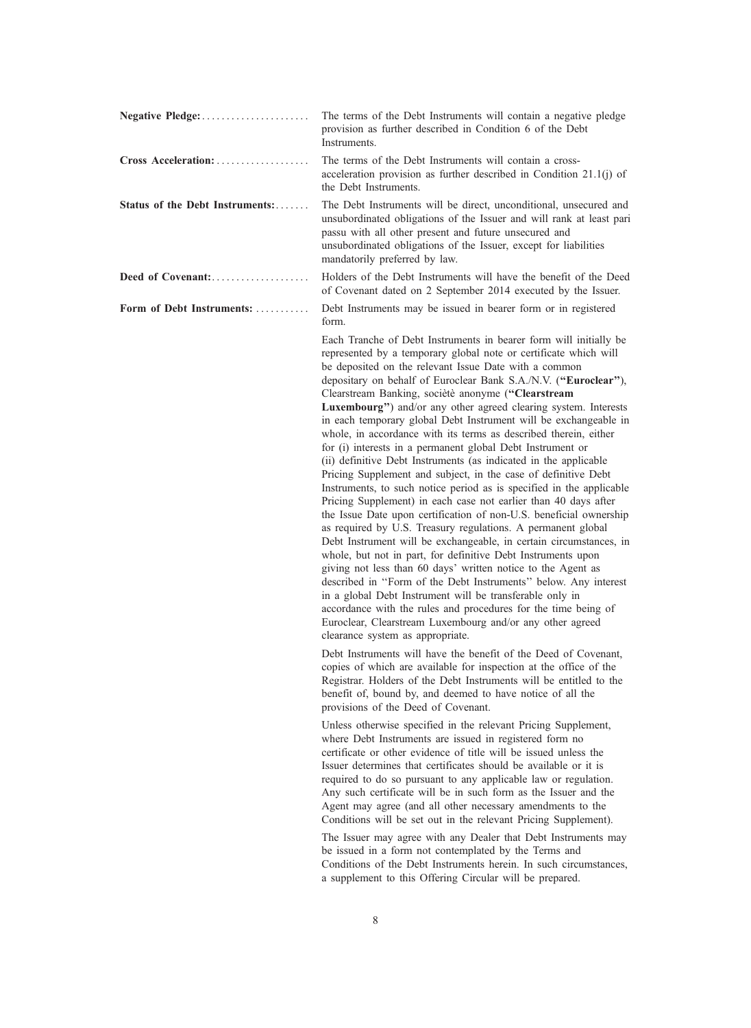**Negative Pledge:** The terms of the Debt Instruments will contain a negative pledge provision as further described in Condition 6 of the Debt Instruments.

**Cross Acceleration:** The terms of the Debt Instruments will contain a cross-acceleration provision as further described in Condition 21.1(j) of the Debt Instruments.

**Status of the Debt Instruments:** The Debt Instruments will be direct, unconditional, unsecured and unsubordinated obligations of the Issuer and will rank at least pari passu with all other present and future unsecured and unsubordinated obligations of the Issuer, except for liabilities mandatorily preferred by law.

**Deed of Covenant:** Holders of the Debt Instruments will have the benefit of the Deed of Covenant dated on 2 September 2014 executed by the Issuer.

**Form of Debt Instruments:** Debt Instruments may be issued in bearer form or in registered form.

Each Tranche of Debt Instruments in bearer form will initially be represented by a temporary global note or certificate which will be deposited on the relevant Issue Date with a common depositary on behalf of Euroclear Bank S.A./N.V. (**"Euroclear"**), Clearstream Banking, sociètè anonyme (**"Clearstream Luxembourg"**) and/or any other agreed clearing system. Interests in each temporary global Debt Instrument will be exchangeable in whole, in accordance with its terms as described therein, either for (i) interests in a permanent global Debt Instrument or (ii) definitive Debt Instruments (as indicated in the applicable Pricing Supplement and subject, in the case of definitive Debt Instruments, to such notice period as is specified in the applicable Pricing Supplement) in each case not earlier than 40 days after the Issue Date upon certification of non-U.S. beneficial ownership as required by U.S. Treasury regulations. A permanent global Debt Instrument will be exchangeable, in certain circumstances, in whole, but not in part, for definitive Debt Instruments upon giving not less than 60 days' written notice to the Agent as described in ''Form of the Debt Instruments'' below. Any interest in a global Debt Instrument will be transferable only in accordance with the rules and procedures for the time being of Euroclear, Clearstream Luxembourg and/or any other agreed clearance system as appropriate.

Debt Instruments will have the benefit of the Deed of Covenant, copies of which are available for inspection at the office of the Registrar. Holders of the Debt Instruments will be entitled to the benefit of, bound by, and deemed to have notice of all the provisions of the Deed of Covenant.

Unless otherwise specified in the relevant Pricing Supplement, where Debt Instruments are issued in registered form no certificate or other evidence of title will be issued unless the Issuer determines that certificates should be available or it is required to do so pursuant to any applicable law or regulation. Any such certificate will be in such form as the Issuer and the Agent may agree (and all other necessary amendments to the Conditions will be set out in the relevant Pricing Supplement).

The Issuer may agree with any Dealer that Debt Instruments may be issued in a form not contemplated by the Terms and Conditions of the Debt Instruments herein. In such circumstances, a supplement to this Offering Circular will be prepared.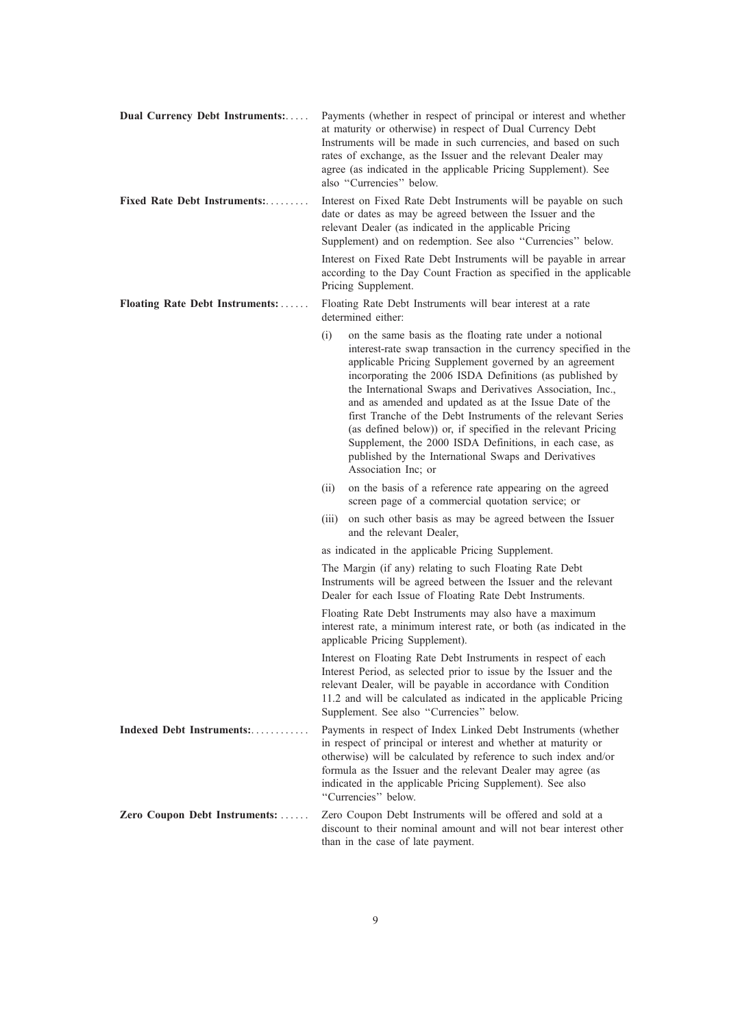**Dual Currency Debt Instruments:** Payments (whether in respect of principal or interest and whether at maturity or otherwise) in respect of Dual Currency Debt Instruments will be made in such currencies, and based on such rates of exchange, as the Issuer and the relevant Dealer may agree (as indicated in the applicable Pricing Supplement). See also "Currencies" below.

**Fixed Rate Debt Instruments:** Interest on Fixed Rate Debt Instruments will be payable on such date or dates as may be agreed between the Issuer and the relevant Dealer (as indicated in the applicable Pricing Supplement) and on redemption. See also "Currencies" below.

Interest on Fixed Rate Debt Instruments will be payable in arrear according to the Day Count Fraction as specified in the applicable Pricing Supplement.

**Floating Rate Debt Instruments:** Floating Rate Debt Instruments will bear interest at a rate determined either:

(i) on the same basis as the floating rate under a notional interest-rate swap transaction in the currency specified in the applicable Pricing Supplement governed by an agreement incorporating the 2006 ISDA Definitions (as published by the International Swaps and Derivatives Association, Inc., and as amended and updated as at the Issue Date of the first Tranche of the Debt Instruments of the relevant Series (as defined below)) or, if specified in the relevant Pricing Supplement, the 2000 ISDA Definitions, in each case, as published by the International Swaps and Derivatives Association Inc; or

(ii) on the basis of a reference rate appearing on the agreed screen page of a commercial quotation service; or

(iii) on such other basis as may be agreed between the Issuer and the relevant Dealer,

as indicated in the applicable Pricing Supplement.

The Margin (if any) relating to such Floating Rate Debt Instruments will be agreed between the Issuer and the relevant Dealer for each Issue of Floating Rate Debt Instruments.

Floating Rate Debt Instruments may also have a maximum interest rate, a minimum interest rate, or both (as indicated in the applicable Pricing Supplement).

Interest on Floating Rate Debt Instruments in respect of each Interest Period, as selected prior to issue by the Issuer and the relevant Dealer, will be payable in accordance with Condition 11.2 and will be calculated as indicated in the applicable Pricing Supplement. See also "Currencies" below.

**Indexed Debt Instruments:** Payments in respect of Index Linked Debt Instruments (whether in respect of principal or interest and whether at maturity or otherwise) will be calculated by reference to such index and/or formula as the Issuer and the relevant Dealer may agree (as indicated in the applicable Pricing Supplement). See also "Currencies" below.

**Zero Coupon Debt Instruments:** Zero Coupon Debt Instruments will be offered and sold at a discount to their nominal amount and will not bear interest other than in the case of late payment.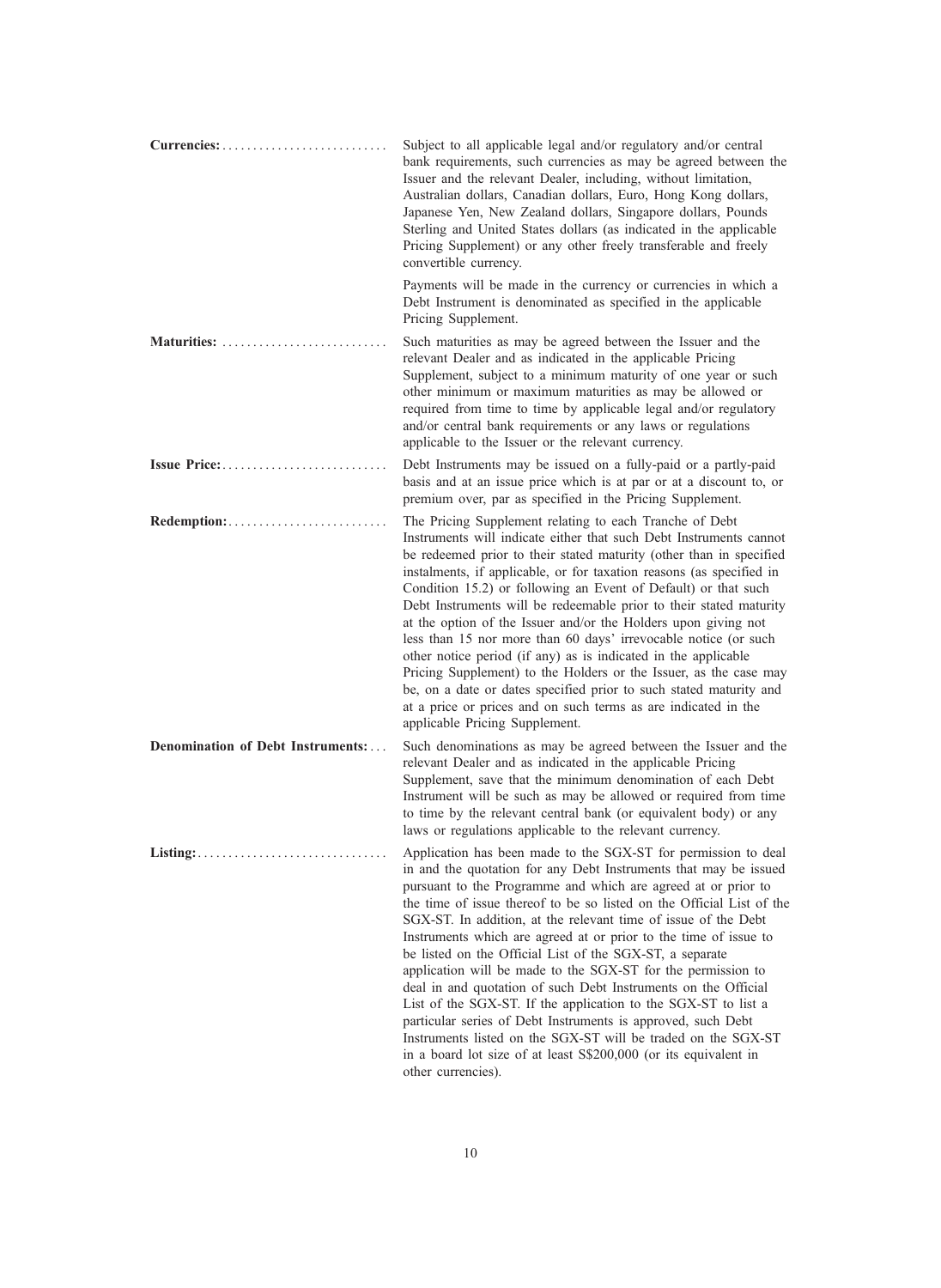**Currencies:** Subject to all applicable legal and/or regulatory and/or central bank requirements, such currencies as may be agreed between the Issuer and the relevant Dealer, including, without limitation, Australian dollars, Canadian dollars, Euro, Hong Kong dollars, Japanese Yen, New Zealand dollars, Singapore dollars, Pounds Sterling and United States dollars (as indicated in the applicable Pricing Supplement) or any other freely transferable and freely convertible currency.

Payments will be made in the currency or currencies in which a Debt Instrument is denominated as specified in the applicable Pricing Supplement.

**Maturities:** Such maturities as may be agreed between the Issuer and the relevant Dealer and as indicated in the applicable Pricing Supplement, subject to a minimum maturity of one year or such other minimum or maximum maturities as may be allowed or required from time to time by applicable legal and/or regulatory and/or central bank requirements or any laws or regulations applicable to the Issuer or the relevant currency.

**Issue Price:** Debt Instruments may be issued on a fully-paid or a partly-paid basis and at an issue price which is at par or at a discount to, or premium over, par as specified in the Pricing Supplement.

**Redemption:** The Pricing Supplement relating to each Tranche of Debt Instruments will indicate either that such Debt Instruments cannot be redeemed prior to their stated maturity (other than in specified instalments, if applicable, or for taxation reasons (as specified in Condition 15.2) or following an Event of Default) or that such Debt Instruments will be redeemable prior to their stated maturity at the option of the Issuer and/or the Holders upon giving not less than 15 nor more than 60 days' irrevocable notice (or such other notice period (if any) as is indicated in the applicable Pricing Supplement) to the Holders or the Issuer, as the case may be, on a date or dates specified prior to such stated maturity and at a price or prices and on such terms as are indicated in the applicable Pricing Supplement.

**Denomination of Debt Instruments:** Such denominations as may be agreed between the Issuer and the relevant Dealer and as indicated in the applicable Pricing Supplement, save that the minimum denomination of each Debt Instrument will be such as may be allowed or required from time to time by the relevant central bank (or equivalent body) or any laws or regulations applicable to the relevant currency.

**Listing:** Application has been made to the SGX-ST for permission to deal in and the quotation for any Debt Instruments that may be issued pursuant to the Programme and which are agreed at or prior to the time of issue thereof to be so listed on the Official List of the SGX-ST. In addition, at the relevant time of issue of the Debt Instruments which are agreed at or prior to the time of issue to be listed on the Official List of the SGX-ST, a separate application will be made to the SGX-ST for the permission to deal in and quotation of such Debt Instruments on the Official List of the SGX-ST. If the application to the SGX-ST to list a particular series of Debt Instruments is approved, such Debt Instruments listed on the SGX-ST will be traded on the SGX-ST in a board lot size of at least S$200,000 (or its equivalent in other currencies).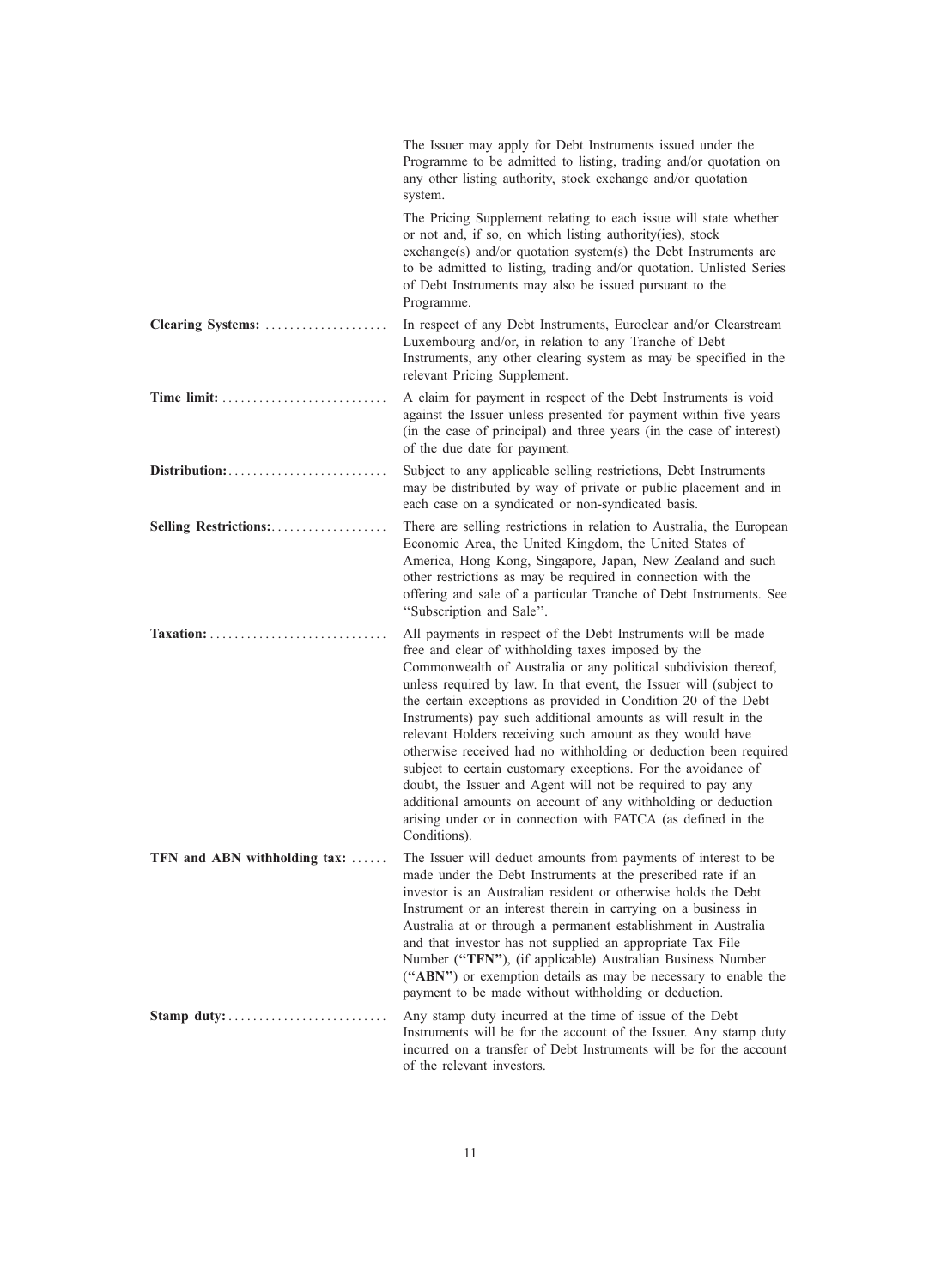The Issuer may apply for Debt Instruments issued under the Programme to be admitted to listing, trading and/or quotation on any other listing authority, stock exchange and/or quotation system.

The Pricing Supplement relating to each issue will state whether or not and, if so, on which listing authority(ies), stock exchange(s) and/or quotation system(s) the Debt Instruments are to be admitted to listing, trading and/or quotation. Unlisted Series of Debt Instruments may also be issued pursuant to the Programme.

**Clearing Systems:** In respect of any Debt Instruments, Euroclear and/or Clearstream Luxembourg and/or, in relation to any Tranche of Debt Instruments, any other clearing system as may be specified in the relevant Pricing Supplement.

**Time limit:** A claim for payment in respect of the Debt Instruments is void against the Issuer unless presented for payment within five years (in the case of principal) and three years (in the case of interest) of the due date for payment.

**Distribution:** Subject to any applicable selling restrictions, Debt Instruments may be distributed by way of private or public placement and in each case on a syndicated or non-syndicated basis.

**Selling Restrictions:** There are selling restrictions in relation to Australia, the European Economic Area, the United Kingdom, the United States of America, Hong Kong, Singapore, Japan, New Zealand and such other restrictions as may be required in connection with the offering and sale of a particular Tranche of Debt Instruments. See "Subscription and Sale".

**Taxation:** All payments in respect of the Debt Instruments will be made free and clear of withholding taxes imposed by the Commonwealth of Australia or any political subdivision thereof, unless required by law. In that event, the Issuer will (subject to the certain exceptions as provided in Condition 20 of the Debt Instruments) pay such additional amounts as will result in the relevant Holders receiving such amount as they would have otherwise received had no withholding or deduction been required subject to certain customary exceptions. For the avoidance of doubt, the Issuer and Agent will not be required to pay any additional amounts on account of any withholding or deduction arising under or in connection with FATCA (as defined in the Conditions).

**TFN and ABN withholding tax:** The Issuer will deduct amounts from payments of interest to be made under the Debt Instruments at the prescribed rate if an investor is an Australian resident or otherwise holds the Debt Instrument or an interest therein in carrying on a business in Australia at or through a permanent establishment in Australia and that investor has not supplied an appropriate Tax File Number (**"TFN"**), (if applicable) Australian Business Number (**"ABN"**) or exemption details as may be necessary to enable the payment to be made without withholding or deduction.

**Stamp duty:** Any stamp duty incurred at the time of issue of the Debt Instruments will be for the account of the Issuer. Any stamp duty incurred on a transfer of Debt Instruments will be for the account of the relevant investors.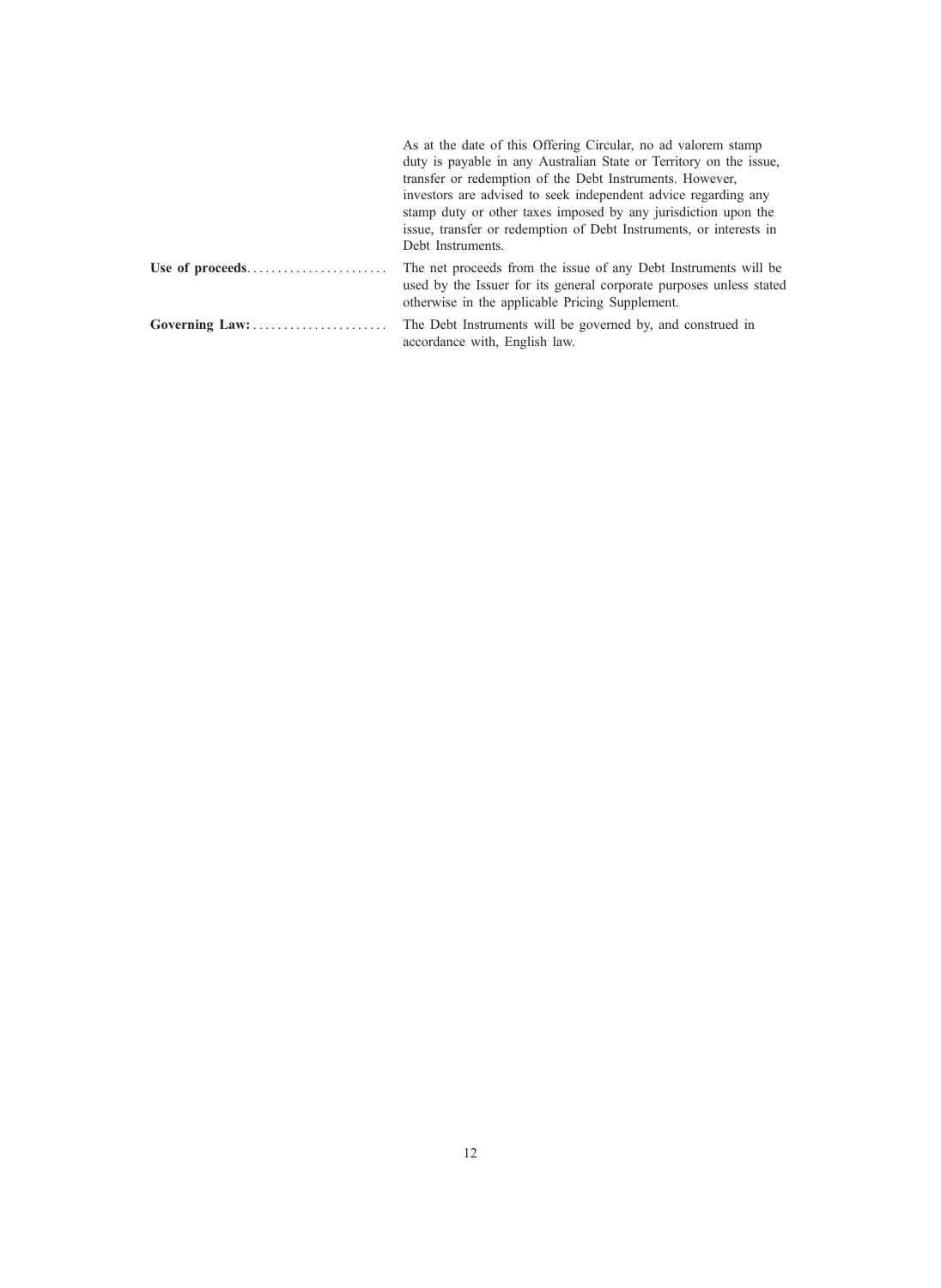|  |  |
| --- | --- |
|  | As at the date of this Offering Circular, no ad valorem stamp duty is payable in any Australian State or Territory on the issue, transfer or redemption of the Debt Instruments. However, investors are advised to seek independent advice regarding any stamp duty or other taxes imposed by any jurisdiction upon the issue, transfer or redemption of Debt Instruments, or interests in Debt Instruments. |
| **Use of proceeds** | The net proceeds from the issue of any Debt Instruments will be used by the Issuer for its general corporate purposes unless stated otherwise in the applicable Pricing Supplement. |
| **Governing Law:** | The Debt Instruments will be governed by, and construed in accordance with, English law. |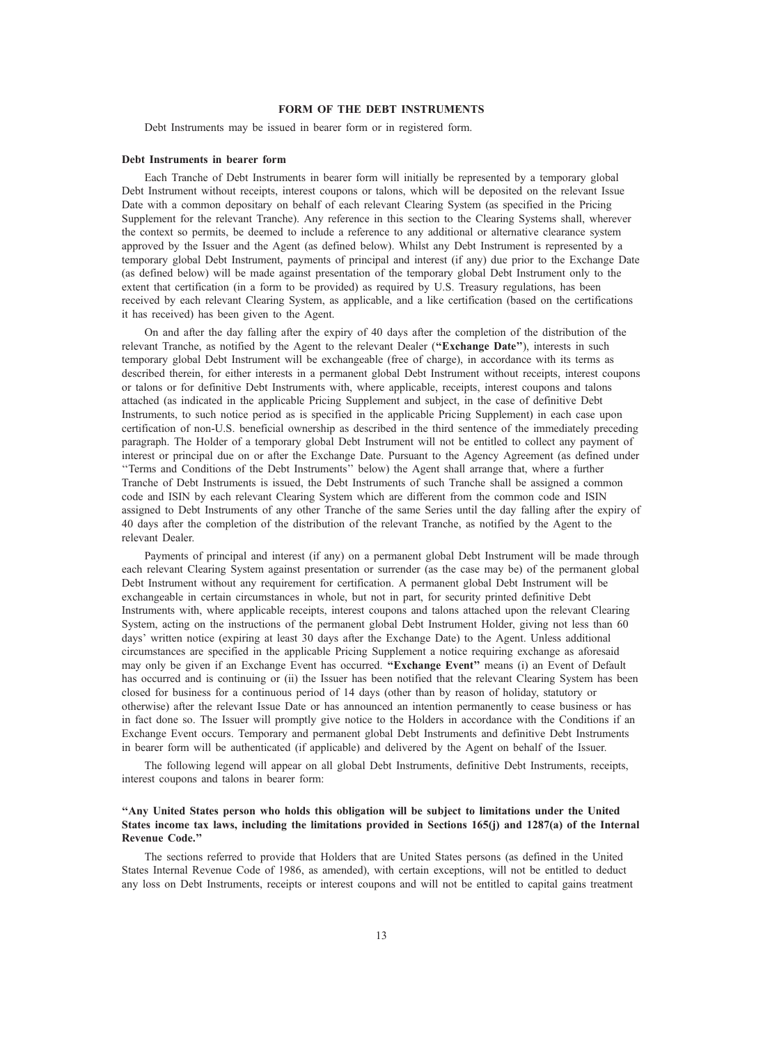# FORM OF THE DEBT INSTRUMENTS

Debt Instruments may be issued in bearer form or in registered form.

## Debt Instruments in bearer form

Each Tranche of Debt Instruments in bearer form will initially be represented by a temporary global Debt Instrument without receipts, interest coupons or talons, which will be deposited on the relevant Issue Date with a common depositary on behalf of each relevant Clearing System (as specified in the Pricing Supplement for the relevant Tranche). Any reference in this section to the Clearing Systems shall, wherever the context so permits, be deemed to include a reference to any additional or alternative clearance system approved by the Issuer and the Agent (as defined below). Whilst any Debt Instrument is represented by a temporary global Debt Instrument, payments of principal and interest (if any) due prior to the Exchange Date (as defined below) will be made against presentation of the temporary global Debt Instrument only to the extent that certification (in a form to be provided) as required by U.S. Treasury regulations, has been received by each relevant Clearing System, as applicable, and a like certification (based on the certifications it has received) has been given to the Agent.

On and after the day falling after the expiry of 40 days after the completion of the distribution of the relevant Tranche, as notified by the Agent to the relevant Dealer (**"Exchange Date"**), interests in such temporary global Debt Instrument will be exchangeable (free of charge), in accordance with its terms as described therein, for either interests in a permanent global Debt Instrument without receipts, interest coupons or talons or for definitive Debt Instruments with, where applicable, receipts, interest coupons and talons attached (as indicated in the applicable Pricing Supplement and subject, in the case of definitive Debt Instruments, to such notice period as is specified in the applicable Pricing Supplement) in each case upon certification of non-U.S. beneficial ownership as described in the third sentence of the immediately preceding paragraph. The Holder of a temporary global Debt Instrument will not be entitled to collect any payment of interest or principal due on or after the Exchange Date. Pursuant to the Agency Agreement (as defined under "Terms and Conditions of the Debt Instruments" below) the Agent shall arrange that, where a further Tranche of Debt Instruments is issued, the Debt Instruments of such Tranche shall be assigned a common code and ISIN by each relevant Clearing System which are different from the common code and ISIN assigned to Debt Instruments of any other Tranche of the same Series until the day falling after the expiry of 40 days after the completion of the distribution of the relevant Tranche, as notified by the Agent to the relevant Dealer.

Payments of principal and interest (if any) on a permanent global Debt Instrument will be made through each relevant Clearing System against presentation or surrender (as the case may be) of the permanent global Debt Instrument without any requirement for certification. A permanent global Debt Instrument will be exchangeable in certain circumstances in whole, but not in part, for security printed definitive Debt Instruments with, where applicable receipts, interest coupons and talons attached upon the relevant Clearing System, acting on the instructions of the permanent global Debt Instrument Holder, giving not less than 60 days' written notice (expiring at least 30 days after the Exchange Date) to the Agent. Unless additional circumstances are specified in the applicable Pricing Supplement a notice requiring exchange as aforesaid may only be given if an Exchange Event has occurred. **"Exchange Event"** means (i) an Event of Default has occurred and is continuing or (ii) the Issuer has been notified that the relevant Clearing System has been closed for business for a continuous period of 14 days (other than by reason of holiday, statutory or otherwise) after the relevant Issue Date or has announced an intention permanently to cease business or has in fact done so. The Issuer will promptly give notice to the Holders in accordance with the Conditions if an Exchange Event occurs. Temporary and permanent global Debt Instruments and definitive Debt Instruments in bearer form will be authenticated (if applicable) and delivered by the Agent on behalf of the Issuer.

The following legend will appear on all global Debt Instruments, definitive Debt Instruments, receipts, interest coupons and talons in bearer form:

**"Any United States person who holds this obligation will be subject to limitations under the United States income tax laws, including the limitations provided in Sections 165(j) and 1287(a) of the Internal Revenue Code."**

The sections referred to provide that Holders that are United States persons (as defined in the United States Internal Revenue Code of 1986, as amended), with certain exceptions, will not be entitled to deduct any loss on Debt Instruments, receipts or interest coupons and will not be entitled to capital gains treatment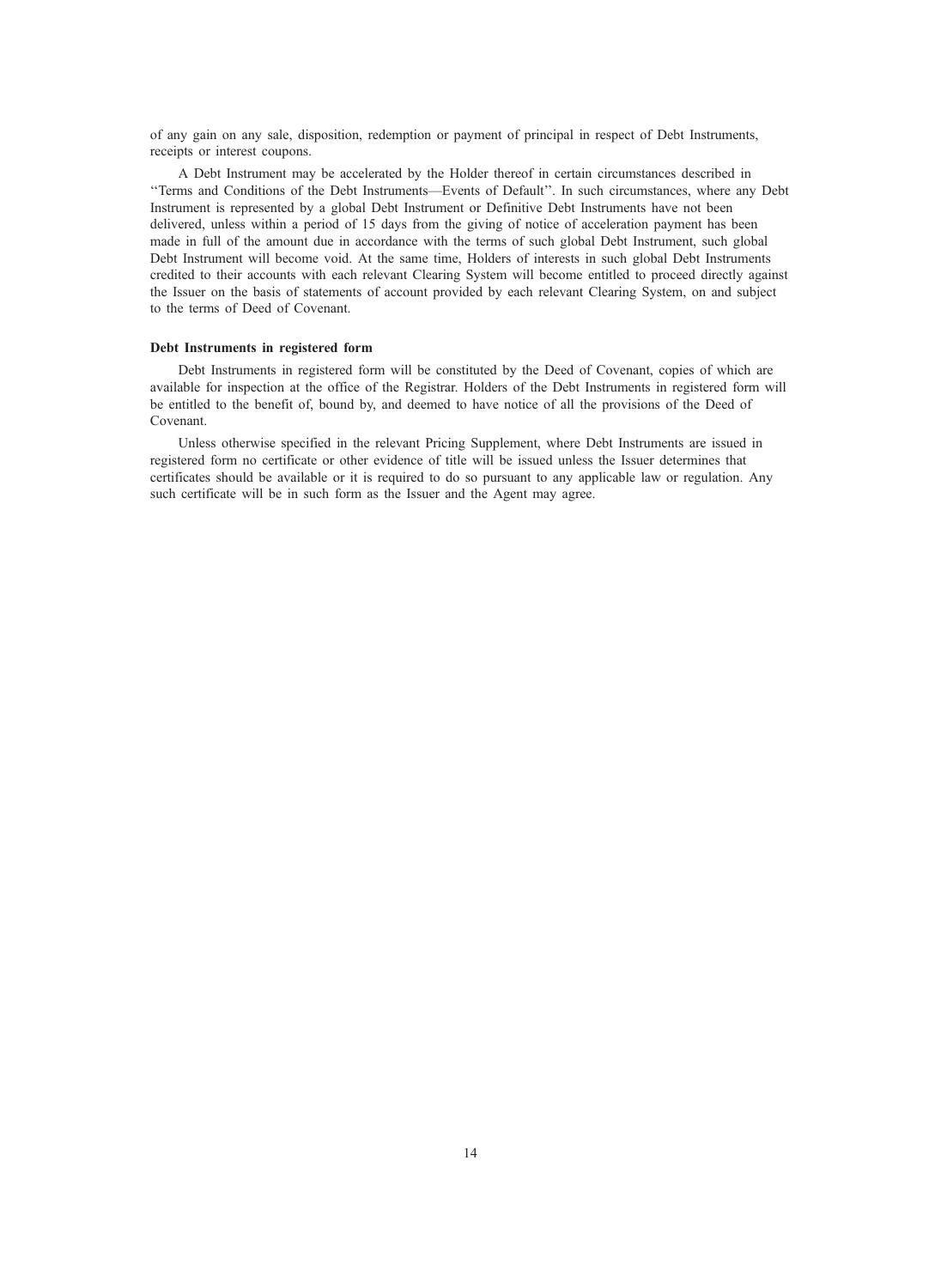of any gain on any sale, disposition, redemption or payment of principal in respect of Debt Instruments, receipts or interest coupons.

A Debt Instrument may be accelerated by the Holder thereof in certain circumstances described in ''Terms and Conditions of the Debt Instruments—Events of Default''. In such circumstances, where any Debt Instrument is represented by a global Debt Instrument or Definitive Debt Instruments have not been delivered, unless within a period of 15 days from the giving of notice of acceleration payment has been made in full of the amount due in accordance with the terms of such global Debt Instrument, such global Debt Instrument will become void. At the same time, Holders of interests in such global Debt Instruments credited to their accounts with each relevant Clearing System will become entitled to proceed directly against the Issuer on the basis of statements of account provided by each relevant Clearing System, on and subject to the terms of Deed of Covenant.

**Debt Instruments in registered form**

Debt Instruments in registered form will be constituted by the Deed of Covenant, copies of which are available for inspection at the office of the Registrar. Holders of the Debt Instruments in registered form will be entitled to the benefit of, bound by, and deemed to have notice of all the provisions of the Deed of Covenant.

Unless otherwise specified in the relevant Pricing Supplement, where Debt Instruments are issued in registered form no certificate or other evidence of title will be issued unless the Issuer determines that certificates should be available or it is required to do so pursuant to any applicable law or regulation. Any such certificate will be in such form as the Issuer and the Agent may agree.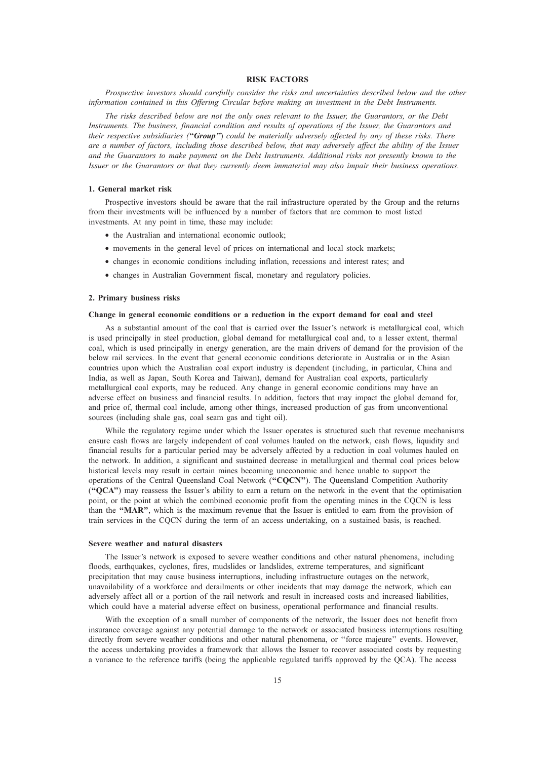# RISK FACTORS

*Prospective investors should carefully consider the risks and uncertainties described below and the other information contained in this Offering Circular before making an investment in the Debt Instruments.*

*The risks described below are not the only ones relevant to the Issuer, the Guarantors, or the Debt Instruments. The business, financial condition and results of operations of the Issuer, the Guarantors and their respective subsidiaries (**"Group"**) could be materially adversely affected by any of these risks. There are a number of factors, including those described below, that may adversely affect the ability of the Issuer and the Guarantors to make payment on the Debt Instruments. Additional risks not presently known to the Issuer or the Guarantors or that they currently deem immaterial may also impair their business operations.*

## 1. General market risk

Prospective investors should be aware that the rail infrastructure operated by the Group and the returns from their investments will be influenced by a number of factors that are common to most listed investments. At any point in time, these may include:

- the Australian and international economic outlook;
- movements in the general level of prices on international and local stock markets;
- changes in economic conditions including inflation, recessions and interest rates; and
- changes in Australian Government fiscal, monetary and regulatory policies.

## 2. Primary business risks

### Change in general economic conditions or a reduction in the export demand for coal and steel

As a substantial amount of the coal that is carried over the Issuer's network is metallurgical coal, which is used principally in steel production, global demand for metallurgical coal and, to a lesser extent, thermal coal, which is used principally in energy generation, are the main drivers of demand for the provision of the below rail services. In the event that general economic conditions deteriorate in Australia or in the Asian countries upon which the Australian coal export industry is dependent (including, in particular, China and India, as well as Japan, South Korea and Taiwan), demand for Australian coal exports, particularly metallurgical coal exports, may be reduced. Any change in general economic conditions may have an adverse effect on business and financial results. In addition, factors that may impact the global demand for, and price of, thermal coal include, among other things, increased production of gas from unconventional sources (including shale gas, coal seam gas and tight oil).

While the regulatory regime under which the Issuer operates is structured such that revenue mechanisms ensure cash flows are largely independent of coal volumes hauled on the network, cash flows, liquidity and financial results for a particular period may be adversely affected by a reduction in coal volumes hauled on the network. In addition, a significant and sustained decrease in metallurgical and thermal coal prices below historical levels may result in certain mines becoming uneconomic and hence unable to support the operations of the Central Queensland Coal Network (**"CQCN"**). The Queensland Competition Authority (**"QCA"**) may reassess the Issuer's ability to earn a return on the network in the event that the optimisation point, or the point at which the combined economic profit from the operating mines in the CQCN is less than the **"MAR"**, which is the maximum revenue that the Issuer is entitled to earn from the provision of train services in the CQCN during the term of an access undertaking, on a sustained basis, is reached.

### Severe weather and natural disasters

The Issuer's network is exposed to severe weather conditions and other natural phenomena, including floods, earthquakes, cyclones, fires, mudslides or landslides, extreme temperatures, and significant precipitation that may cause business interruptions, including infrastructure outages on the network, unavailability of a workforce and derailments or other incidents that may damage the network, which can adversely affect all or a portion of the rail network and result in increased costs and increased liabilities, which could have a material adverse effect on business, operational performance and financial results.

With the exception of a small number of components of the network, the Issuer does not benefit from insurance coverage against any potential damage to the network or associated business interruptions resulting directly from severe weather conditions and other natural phenomena, or ''force majeure'' events. However, the access undertaking provides a framework that allows the Issuer to recover associated costs by requesting a variance to the reference tariffs (being the applicable regulated tariffs approved by the QCA). The access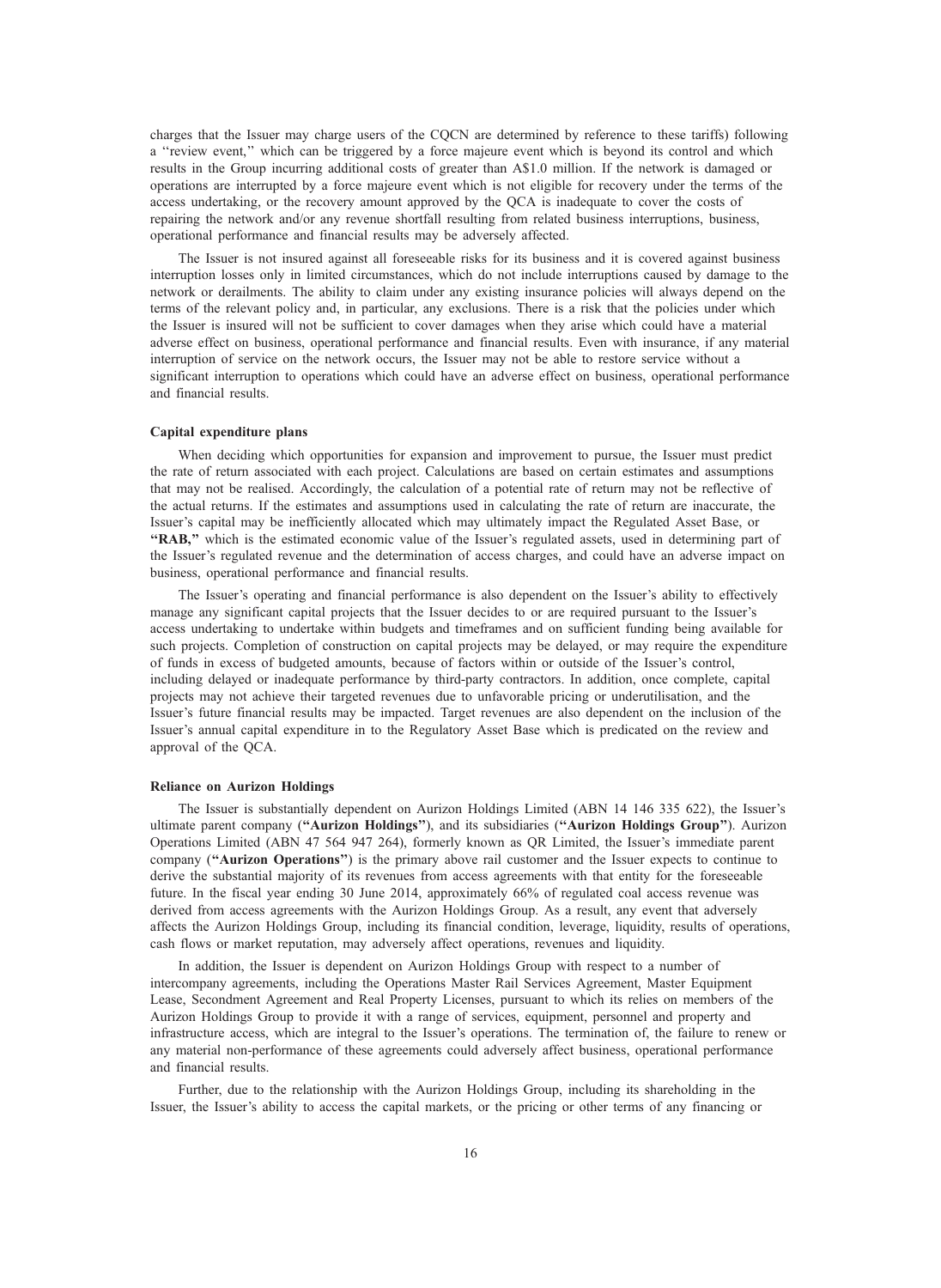charges that the Issuer may charge users of the CQCN are determined by reference to these tariffs) following a ''review event,'' which can be triggered by a force majeure event which is beyond its control and which results in the Group incurring additional costs of greater than A$1.0 million. If the network is damaged or operations are interrupted by a force majeure event which is not eligible for recovery under the terms of the access undertaking, or the recovery amount approved by the QCA is inadequate to cover the costs of repairing the network and/or any revenue shortfall resulting from related business interruptions, business, operational performance and financial results may be adversely affected.

The Issuer is not insured against all foreseeable risks for its business and it is covered against business interruption losses only in limited circumstances, which do not include interruptions caused by damage to the network or derailments. The ability to claim under any existing insurance policies will always depend on the terms of the relevant policy and, in particular, any exclusions. There is a risk that the policies under which the Issuer is insured will not be sufficient to cover damages when they arise which could have a material adverse effect on business, operational performance and financial results. Even with insurance, if any material interruption of service on the network occurs, the Issuer may not be able to restore service without a significant interruption to operations which could have an adverse effect on business, operational performance and financial results.

**Capital expenditure plans**

When deciding which opportunities for expansion and improvement to pursue, the Issuer must predict the rate of return associated with each project. Calculations are based on certain estimates and assumptions that may not be realised. Accordingly, the calculation of a potential rate of return may not be reflective of the actual returns. If the estimates and assumptions used in calculating the rate of return are inaccurate, the Issuer's capital may be inefficiently allocated which may ultimately impact the Regulated Asset Base, or **"RAB,"** which is the estimated economic value of the Issuer's regulated assets, used in determining part of the Issuer's regulated revenue and the determination of access charges, and could have an adverse impact on business, operational performance and financial results.

The Issuer's operating and financial performance is also dependent on the Issuer's ability to effectively manage any significant capital projects that the Issuer decides to or are required pursuant to the Issuer's access undertaking to undertake within budgets and timeframes and on sufficient funding being available for such projects. Completion of construction on capital projects may be delayed, or may require the expenditure of funds in excess of budgeted amounts, because of factors within or outside of the Issuer's control, including delayed or inadequate performance by third-party contractors. In addition, once complete, capital projects may not achieve their targeted revenues due to unfavorable pricing or underutilisation, and the Issuer's future financial results may be impacted. Target revenues are also dependent on the inclusion of the Issuer's annual capital expenditure in to the Regulatory Asset Base which is predicated on the review and approval of the QCA.

**Reliance on Aurizon Holdings**

The Issuer is substantially dependent on Aurizon Holdings Limited (ABN 14 146 335 622), the Issuer's ultimate parent company (**"Aurizon Holdings"**), and its subsidiaries (**"Aurizon Holdings Group"**). Aurizon Operations Limited (ABN 47 564 947 264), formerly known as QR Limited, the Issuer's immediate parent company (**"Aurizon Operations"**) is the primary above rail customer and the Issuer expects to continue to derive the substantial majority of its revenues from access agreements with that entity for the foreseeable future. In the fiscal year ending 30 June 2014, approximately 66% of regulated coal access revenue was derived from access agreements with the Aurizon Holdings Group. As a result, any event that adversely affects the Aurizon Holdings Group, including its financial condition, leverage, liquidity, results of operations, cash flows or market reputation, may adversely affect operations, revenues and liquidity.

In addition, the Issuer is dependent on Aurizon Holdings Group with respect to a number of intercompany agreements, including the Operations Master Rail Services Agreement, Master Equipment Lease, Secondment Agreement and Real Property Licenses, pursuant to which its relies on members of the Aurizon Holdings Group to provide it with a range of services, equipment, personnel and property and infrastructure access, which are integral to the Issuer's operations. The termination of, the failure to renew or any material non-performance of these agreements could adversely affect business, operational performance and financial results.

Further, due to the relationship with the Aurizon Holdings Group, including its shareholding in the Issuer, the Issuer's ability to access the capital markets, or the pricing or other terms of any financing or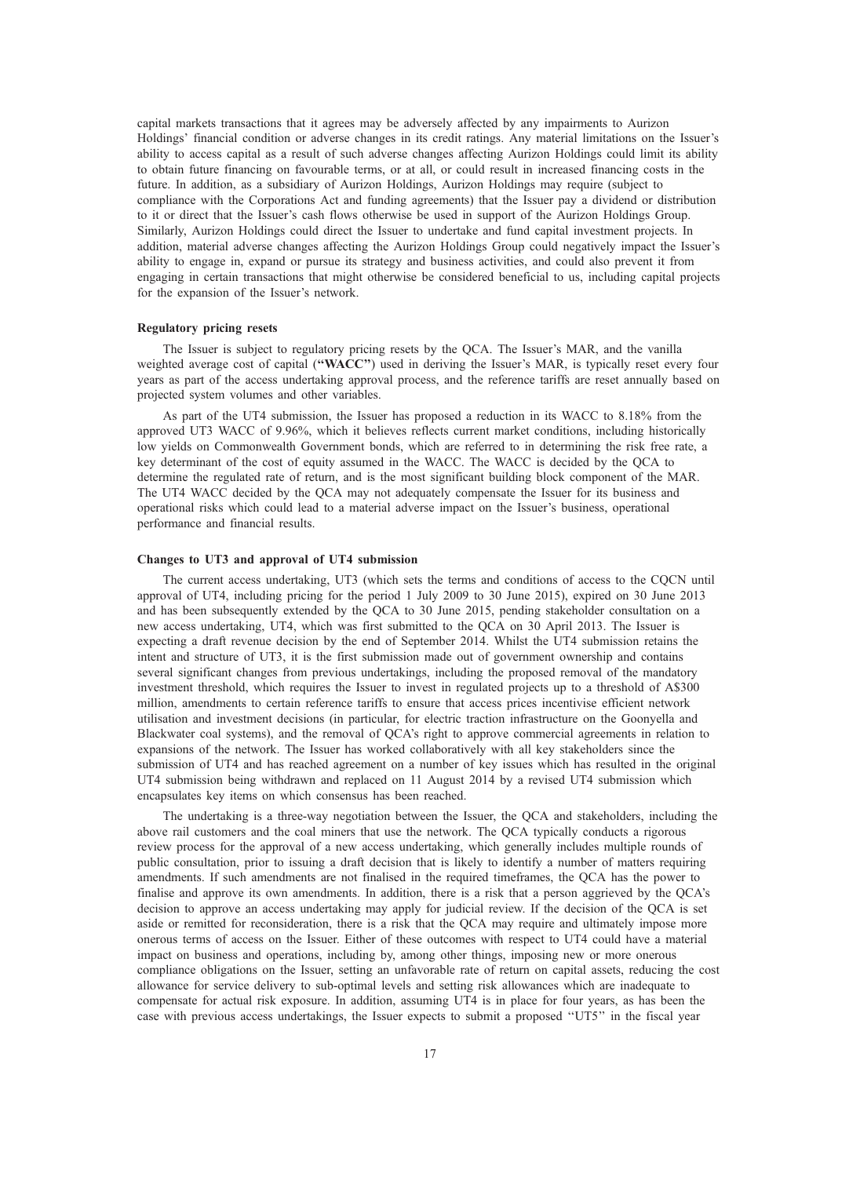capital markets transactions that it agrees may be adversely affected by any impairments to Aurizon Holdings' financial condition or adverse changes in its credit ratings. Any material limitations on the Issuer's ability to access capital as a result of such adverse changes affecting Aurizon Holdings could limit its ability to obtain future financing on favourable terms, or at all, or could result in increased financing costs in the future. In addition, as a subsidiary of Aurizon Holdings, Aurizon Holdings may require (subject to compliance with the Corporations Act and funding agreements) that the Issuer pay a dividend or distribution to it or direct that the Issuer's cash flows otherwise be used in support of the Aurizon Holdings Group. Similarly, Aurizon Holdings could direct the Issuer to undertake and fund capital investment projects. In addition, material adverse changes affecting the Aurizon Holdings Group could negatively impact the Issuer's ability to engage in, expand or pursue its strategy and business activities, and could also prevent it from engaging in certain transactions that might otherwise be considered beneficial to us, including capital projects for the expansion of the Issuer's network.

**Regulatory pricing resets**

The Issuer is subject to regulatory pricing resets by the QCA. The Issuer's MAR, and the vanilla weighted average cost of capital (**"WACC"**) used in deriving the Issuer's MAR, is typically reset every four years as part of the access undertaking approval process, and the reference tariffs are reset annually based on projected system volumes and other variables.

As part of the UT4 submission, the Issuer has proposed a reduction in its WACC to 8.18% from the approved UT3 WACC of 9.96%, which it believes reflects current market conditions, including historically low yields on Commonwealth Government bonds, which are referred to in determining the risk free rate, a key determinant of the cost of equity assumed in the WACC. The WACC is decided by the QCA to determine the regulated rate of return, and is the most significant building block component of the MAR. The UT4 WACC decided by the QCA may not adequately compensate the Issuer for its business and operational risks which could lead to a material adverse impact on the Issuer's business, operational performance and financial results.

**Changes to UT3 and approval of UT4 submission**

The current access undertaking, UT3 (which sets the terms and conditions of access to the CQCN until approval of UT4, including pricing for the period 1 July 2009 to 30 June 2015), expired on 30 June 2013 and has been subsequently extended by the QCA to 30 June 2015, pending stakeholder consultation on a new access undertaking, UT4, which was first submitted to the QCA on 30 April 2013. The Issuer is expecting a draft revenue decision by the end of September 2014. Whilst the UT4 submission retains the intent and structure of UT3, it is the first submission made out of government ownership and contains several significant changes from previous undertakings, including the proposed removal of the mandatory investment threshold, which requires the Issuer to invest in regulated projects up to a threshold of A$300 million, amendments to certain reference tariffs to ensure that access prices incentivise efficient network utilisation and investment decisions (in particular, for electric traction infrastructure on the Goonyella and Blackwater coal systems), and the removal of QCA's right to approve commercial agreements in relation to expansions of the network. The Issuer has worked collaboratively with all key stakeholders since the submission of UT4 and has reached agreement on a number of key issues which has resulted in the original UT4 submission being withdrawn and replaced on 11 August 2014 by a revised UT4 submission which encapsulates key items on which consensus has been reached.

The undertaking is a three-way negotiation between the Issuer, the QCA and stakeholders, including the above rail customers and the coal miners that use the network. The QCA typically conducts a rigorous review process for the approval of a new access undertaking, which generally includes multiple rounds of public consultation, prior to issuing a draft decision that is likely to identify a number of matters requiring amendments. If such amendments are not finalised in the required timeframes, the QCA has the power to finalise and approve its own amendments. In addition, there is a risk that a person aggrieved by the QCA's decision to approve an access undertaking may apply for judicial review. If the decision of the QCA is set aside or remitted for reconsideration, there is a risk that the QCA may require and ultimately impose more onerous terms of access on the Issuer. Either of these outcomes with respect to UT4 could have a material impact on business and operations, including by, among other things, imposing new or more onerous compliance obligations on the Issuer, setting an unfavorable rate of return on capital assets, reducing the cost allowance for service delivery to sub-optimal levels and setting risk allowances which are inadequate to compensate for actual risk exposure. In addition, assuming UT4 is in place for four years, as has been the case with previous access undertakings, the Issuer expects to submit a proposed "UT5" in the fiscal year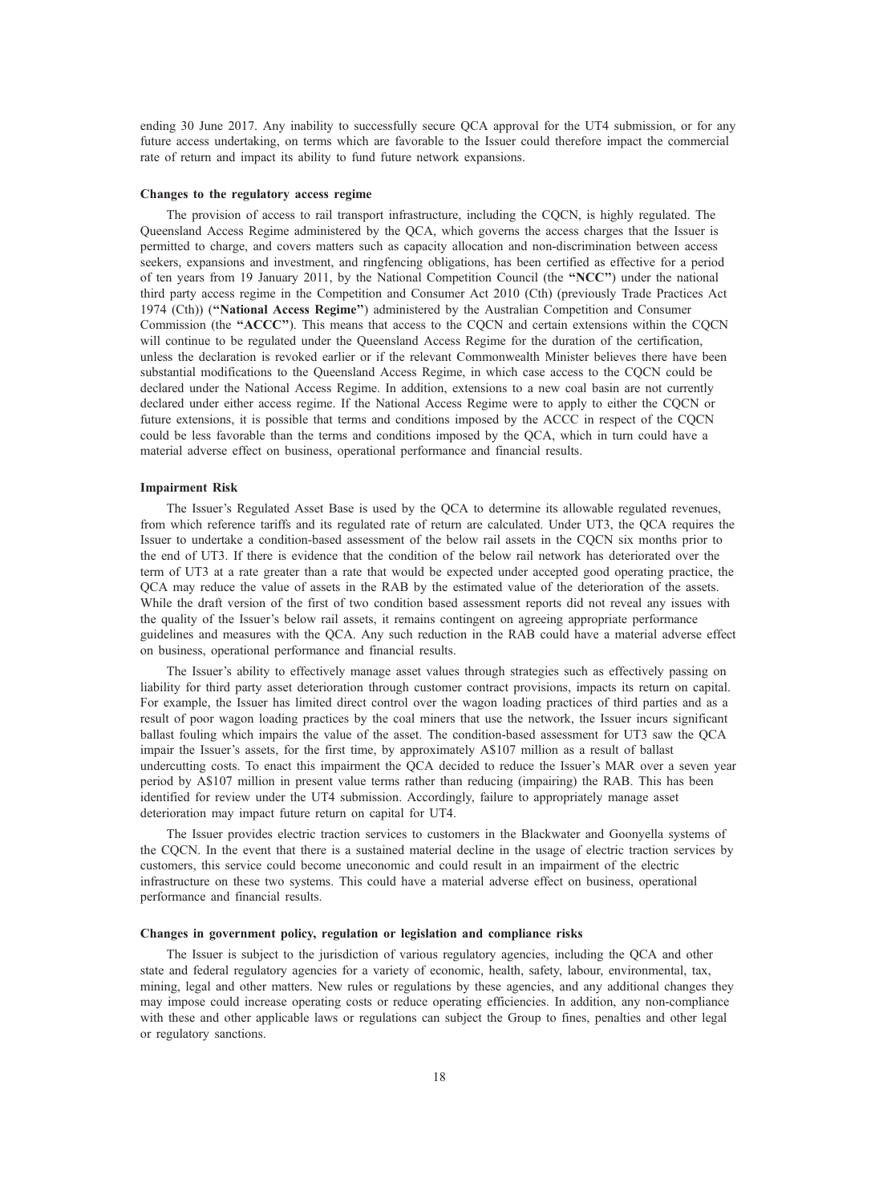ending 30 June 2017. Any inability to successfully secure QCA approval for the UT4 submission, or for any future access undertaking, on terms which are favorable to the Issuer could therefore impact the commercial rate of return and impact its ability to fund future network expansions.

### Changes to the regulatory access regime

The provision of access to rail transport infrastructure, including the CQCN, is highly regulated. The Queensland Access Regime administered by the QCA, which governs the access charges that the Issuer is permitted to charge, and covers matters such as capacity allocation and non-discrimination between access seekers, expansions and investment, and ringfencing obligations, has been certified as effective for a period of ten years from 19 January 2011, by the National Competition Council (the **"NCC"**) under the national third party access regime in the Competition and Consumer Act 2010 (Cth) (previously Trade Practices Act 1974 (Cth)) (**"National Access Regime"**) administered by the Australian Competition and Consumer Commission (the **"ACCC"**). This means that access to the CQCN and certain extensions within the CQCN will continue to be regulated under the Queensland Access Regime for the duration of the certification, unless the declaration is revoked earlier or if the relevant Commonwealth Minister believes there have been substantial modifications to the Queensland Access Regime, in which case access to the CQCN could be declared under the National Access Regime. In addition, extensions to a new coal basin are not currently declared under either access regime. If the National Access Regime were to apply to either the CQCN or future extensions, it is possible that terms and conditions imposed by the ACCC in respect of the CQCN could be less favorable than the terms and conditions imposed by the QCA, which in turn could have a material adverse effect on business, operational performance and financial results.

### Impairment Risk

The Issuer's Regulated Asset Base is used by the QCA to determine its allowable regulated revenues, from which reference tariffs and its regulated rate of return are calculated. Under UT3, the QCA requires the Issuer to undertake a condition-based assessment of the below rail assets in the CQCN six months prior to the end of UT3. If there is evidence that the condition of the below rail network has deteriorated over the term of UT3 at a rate greater than a rate that would be expected under accepted good operating practice, the QCA may reduce the value of assets in the RAB by the estimated value of the deterioration of the assets. While the draft version of the first of two condition based assessment reports did not reveal any issues with the quality of the Issuer's below rail assets, it remains contingent on agreeing appropriate performance guidelines and measures with the QCA. Any such reduction in the RAB could have a material adverse effect on business, operational performance and financial results.

The Issuer's ability to effectively manage asset values through strategies such as effectively passing on liability for third party asset deterioration through customer contract provisions, impacts its return on capital. For example, the Issuer has limited direct control over the wagon loading practices of third parties and as a result of poor wagon loading practices by the coal miners that use the network, the Issuer incurs significant ballast fouling which impairs the value of the asset. The condition-based assessment for UT3 saw the QCA impair the Issuer's assets, for the first time, by approximately A$107 million as a result of ballast undercutting costs. To enact this impairment the QCA decided to reduce the Issuer's MAR over a seven year period by A$107 million in present value terms rather than reducing (impairing) the RAB. This has been identified for review under the UT4 submission. Accordingly, failure to appropriately manage asset deterioration may impact future return on capital for UT4.

The Issuer provides electric traction services to customers in the Blackwater and Goonyella systems of the CQCN. In the event that there is a sustained material decline in the usage of electric traction services by customers, this service could become uneconomic and could result in an impairment of the electric infrastructure on these two systems. This could have a material adverse effect on business, operational performance and financial results.

### Changes in government policy, regulation or legislation and compliance risks

The Issuer is subject to the jurisdiction of various regulatory agencies, including the QCA and other state and federal regulatory agencies for a variety of economic, health, safety, labour, environmental, tax, mining, legal and other matters. New rules or regulations by these agencies, and any additional changes they may impose could increase operating costs or reduce operating efficiencies. In addition, any non-compliance with these and other applicable laws or regulations can subject the Group to fines, penalties and other legal or regulatory sanctions.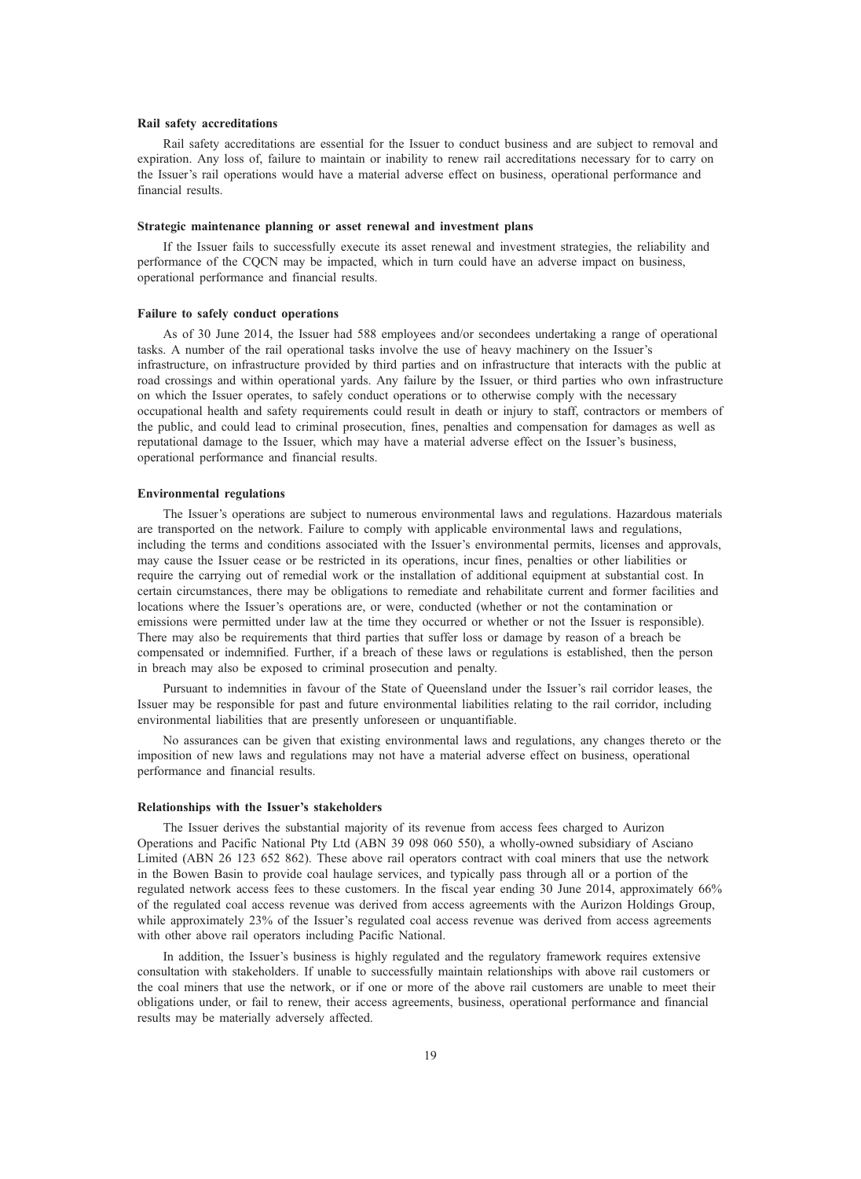**Rail safety accreditations**

Rail safety accreditations are essential for the Issuer to conduct business and are subject to removal and expiration. Any loss of, failure to maintain or inability to renew rail accreditations necessary for to carry on the Issuer's rail operations would have a material adverse effect on business, operational performance and financial results.

**Strategic maintenance planning or asset renewal and investment plans**

If the Issuer fails to successfully execute its asset renewal and investment strategies, the reliability and performance of the CQCN may be impacted, which in turn could have an adverse impact on business, operational performance and financial results.

**Failure to safely conduct operations**

As of 30 June 2014, the Issuer had 588 employees and/or secondees undertaking a range of operational tasks. A number of the rail operational tasks involve the use of heavy machinery on the Issuer's infrastructure, on infrastructure provided by third parties and on infrastructure that interacts with the public at road crossings and within operational yards. Any failure by the Issuer, or third parties who own infrastructure on which the Issuer operates, to safely conduct operations or to otherwise comply with the necessary occupational health and safety requirements could result in death or injury to staff, contractors or members of the public, and could lead to criminal prosecution, fines, penalties and compensation for damages as well as reputational damage to the Issuer, which may have a material adverse effect on the Issuer's business, operational performance and financial results.

**Environmental regulations**

The Issuer's operations are subject to numerous environmental laws and regulations. Hazardous materials are transported on the network. Failure to comply with applicable environmental laws and regulations, including the terms and conditions associated with the Issuer's environmental permits, licenses and approvals, may cause the Issuer cease or be restricted in its operations, incur fines, penalties or other liabilities or require the carrying out of remedial work or the installation of additional equipment at substantial cost. In certain circumstances, there may be obligations to remediate and rehabilitate current and former facilities and locations where the Issuer's operations are, or were, conducted (whether or not the contamination or emissions were permitted under law at the time they occurred or whether or not the Issuer is responsible). There may also be requirements that third parties that suffer loss or damage by reason of a breach be compensated or indemnified. Further, if a breach of these laws or regulations is established, then the person in breach may also be exposed to criminal prosecution and penalty.

Pursuant to indemnities in favour of the State of Queensland under the Issuer's rail corridor leases, the Issuer may be responsible for past and future environmental liabilities relating to the rail corridor, including environmental liabilities that are presently unforeseen or unquantifiable.

No assurances can be given that existing environmental laws and regulations, any changes thereto or the imposition of new laws and regulations may not have a material adverse effect on business, operational performance and financial results.

**Relationships with the Issuer's stakeholders**

The Issuer derives the substantial majority of its revenue from access fees charged to Aurizon Operations and Pacific National Pty Ltd (ABN 39 098 060 550), a wholly-owned subsidiary of Asciano Limited (ABN 26 123 652 862). These above rail operators contract with coal miners that use the network in the Bowen Basin to provide coal haulage services, and typically pass through all or a portion of the regulated network access fees to these customers. In the fiscal year ending 30 June 2014, approximately 66% of the regulated coal access revenue was derived from access agreements with the Aurizon Holdings Group, while approximately 23% of the Issuer's regulated coal access revenue was derived from access agreements with other above rail operators including Pacific National.

In addition, the Issuer's business is highly regulated and the regulatory framework requires extensive consultation with stakeholders. If unable to successfully maintain relationships with above rail customers or the coal miners that use the network, or if one or more of the above rail customers are unable to meet their obligations under, or fail to renew, their access agreements, business, operational performance and financial results may be materially adversely affected.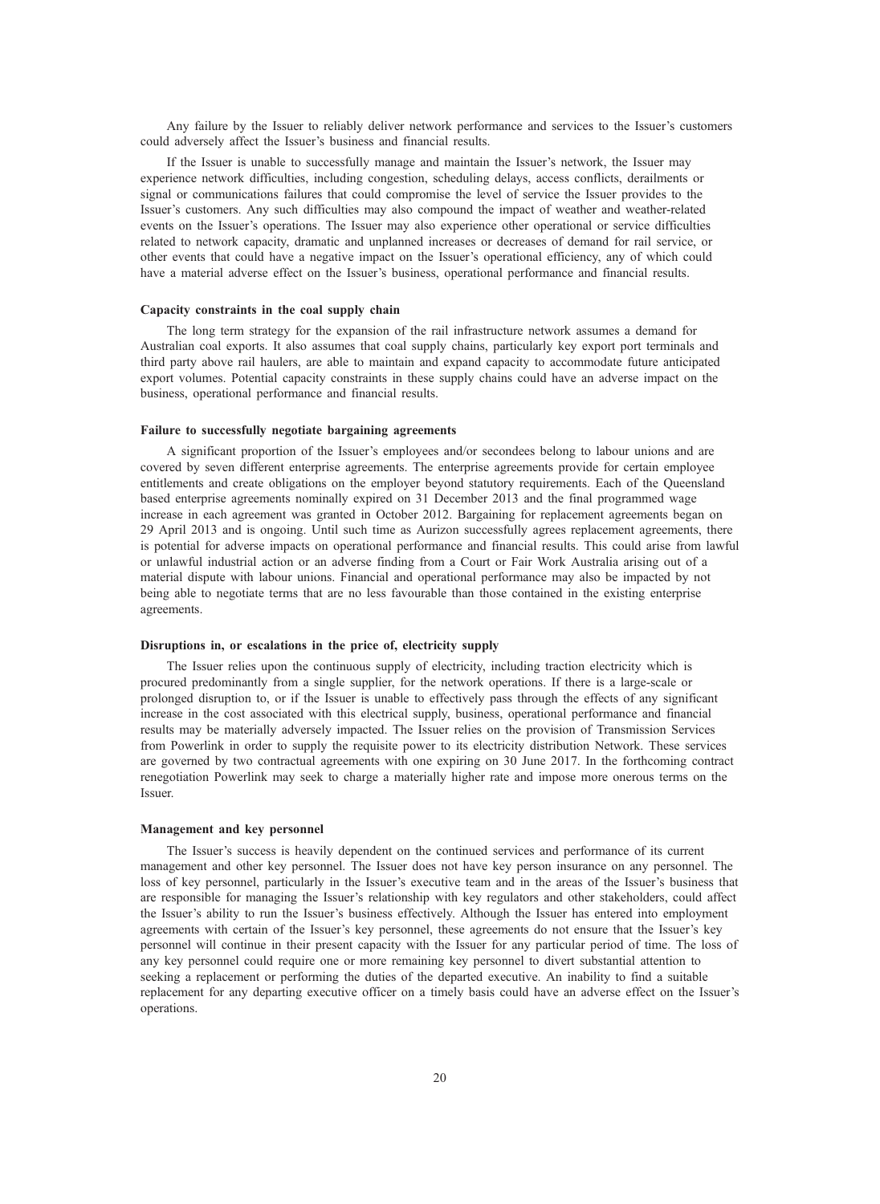Any failure by the Issuer to reliably deliver network performance and services to the Issuer's customers could adversely affect the Issuer's business and financial results.

If the Issuer is unable to successfully manage and maintain the Issuer's network, the Issuer may experience network difficulties, including congestion, scheduling delays, access conflicts, derailments or signal or communications failures that could compromise the level of service the Issuer provides to the Issuer's customers. Any such difficulties may also compound the impact of weather and weather-related events on the Issuer's operations. The Issuer may also experience other operational or service difficulties related to network capacity, dramatic and unplanned increases or decreases of demand for rail service, or other events that could have a negative impact on the Issuer's operational efficiency, any of which could have a material adverse effect on the Issuer's business, operational performance and financial results.

**Capacity constraints in the coal supply chain**

The long term strategy for the expansion of the rail infrastructure network assumes a demand for Australian coal exports. It also assumes that coal supply chains, particularly key export port terminals and third party above rail haulers, are able to maintain and expand capacity to accommodate future anticipated export volumes. Potential capacity constraints in these supply chains could have an adverse impact on the business, operational performance and financial results.

**Failure to successfully negotiate bargaining agreements**

A significant proportion of the Issuer's employees and/or secondees belong to labour unions and are covered by seven different enterprise agreements. The enterprise agreements provide for certain employee entitlements and create obligations on the employer beyond statutory requirements. Each of the Queensland based enterprise agreements nominally expired on 31 December 2013 and the final programmed wage increase in each agreement was granted in October 2012. Bargaining for replacement agreements began on 29 April 2013 and is ongoing. Until such time as Aurizon successfully agrees replacement agreements, there is potential for adverse impacts on operational performance and financial results. This could arise from lawful or unlawful industrial action or an adverse finding from a Court or Fair Work Australia arising out of a material dispute with labour unions. Financial and operational performance may also be impacted by not being able to negotiate terms that are no less favourable than those contained in the existing enterprise agreements.

**Disruptions in, or escalations in the price of, electricity supply**

The Issuer relies upon the continuous supply of electricity, including traction electricity which is procured predominantly from a single supplier, for the network operations. If there is a large-scale or prolonged disruption to, or if the Issuer is unable to effectively pass through the effects of any significant increase in the cost associated with this electrical supply, business, operational performance and financial results may be materially adversely impacted. The Issuer relies on the provision of Transmission Services from Powerlink in order to supply the requisite power to its electricity distribution Network. These services are governed by two contractual agreements with one expiring on 30 June 2017. In the forthcoming contract renegotiation Powerlink may seek to charge a materially higher rate and impose more onerous terms on the Issuer.

**Management and key personnel**

The Issuer's success is heavily dependent on the continued services and performance of its current management and other key personnel. The Issuer does not have key person insurance on any personnel. The loss of key personnel, particularly in the Issuer's executive team and in the areas of the Issuer's business that are responsible for managing the Issuer's relationship with key regulators and other stakeholders, could affect the Issuer's ability to run the Issuer's business effectively. Although the Issuer has entered into employment agreements with certain of the Issuer's key personnel, these agreements do not ensure that the Issuer's key personnel will continue in their present capacity with the Issuer for any particular period of time. The loss of any key personnel could require one or more remaining key personnel to divert substantial attention to seeking a replacement or performing the duties of the departed executive. An inability to find a suitable replacement for any departing executive officer on a timely basis could have an adverse effect on the Issuer's operations.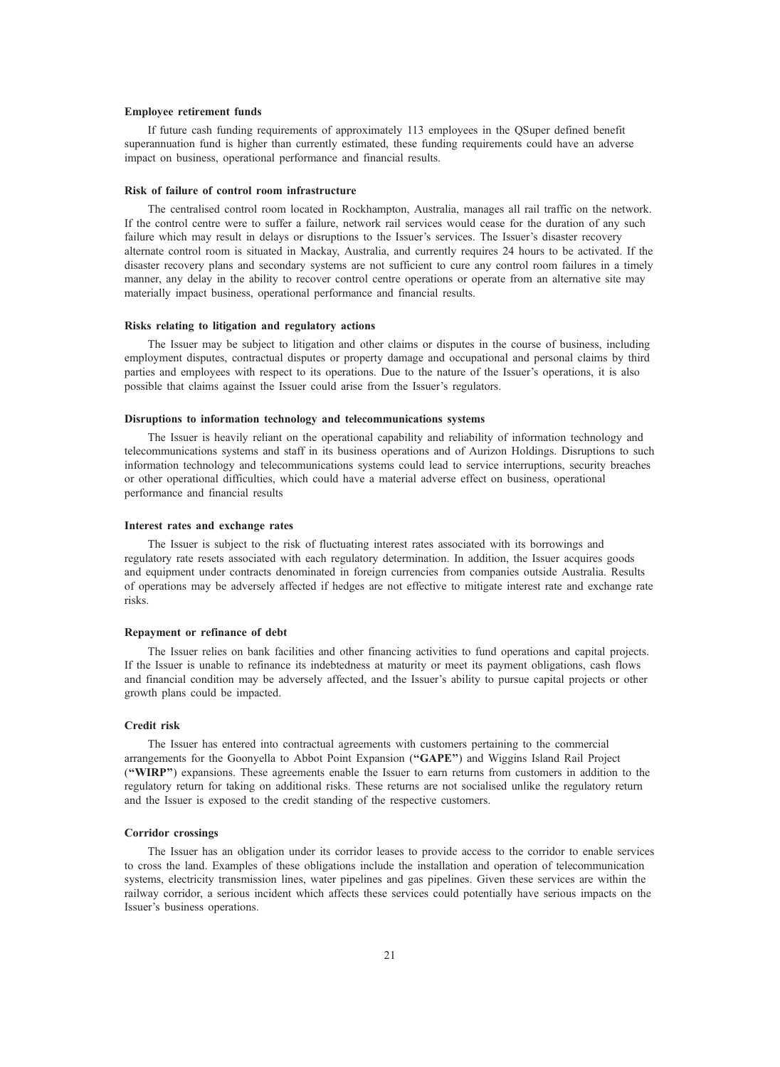#### Employee retirement funds

If future cash funding requirements of approximately 113 employees in the QSuper defined benefit superannuation fund is higher than currently estimated, these funding requirements could have an adverse impact on business, operational performance and financial results.

#### Risk of failure of control room infrastructure

The centralised control room located in Rockhampton, Australia, manages all rail traffic on the network. If the control centre were to suffer a failure, network rail services would cease for the duration of any such failure which may result in delays or disruptions to the Issuer's services. The Issuer's disaster recovery alternate control room is situated in Mackay, Australia, and currently requires 24 hours to be activated. If the disaster recovery plans and secondary systems are not sufficient to cure any control room failures in a timely manner, any delay in the ability to recover control centre operations or operate from an alternative site may materially impact business, operational performance and financial results.

#### Risks relating to litigation and regulatory actions

The Issuer may be subject to litigation and other claims or disputes in the course of business, including employment disputes, contractual disputes or property damage and occupational and personal claims by third parties and employees with respect to its operations. Due to the nature of the Issuer's operations, it is also possible that claims against the Issuer could arise from the Issuer's regulators.

#### Disruptions to information technology and telecommunications systems

The Issuer is heavily reliant on the operational capability and reliability of information technology and telecommunications systems and staff in its business operations and of Aurizon Holdings. Disruptions to such information technology and telecommunications systems could lead to service interruptions, security breaches or other operational difficulties, which could have a material adverse effect on business, operational performance and financial results

#### Interest rates and exchange rates

The Issuer is subject to the risk of fluctuating interest rates associated with its borrowings and regulatory rate resets associated with each regulatory determination. In addition, the Issuer acquires goods and equipment under contracts denominated in foreign currencies from companies outside Australia. Results of operations may be adversely affected if hedges are not effective to mitigate interest rate and exchange rate risks.

#### Repayment or refinance of debt

The Issuer relies on bank facilities and other financing activities to fund operations and capital projects. If the Issuer is unable to refinance its indebtedness at maturity or meet its payment obligations, cash flows and financial condition may be adversely affected, and the Issuer's ability to pursue capital projects or other growth plans could be impacted.

#### Credit risk

The Issuer has entered into contractual agreements with customers pertaining to the commercial arrangements for the Goonyella to Abbot Point Expansion (**"GAPE"**) and Wiggins Island Rail Project (**"WIRP"**) expansions. These agreements enable the Issuer to earn returns from customers in addition to the regulatory return for taking on additional risks. These returns are not socialised unlike the regulatory return and the Issuer is exposed to the credit standing of the respective customers.

#### Corridor crossings

The Issuer has an obligation under its corridor leases to provide access to the corridor to enable services to cross the land. Examples of these obligations include the installation and operation of telecommunication systems, electricity transmission lines, water pipelines and gas pipelines. Given these services are within the railway corridor, a serious incident which affects these services could potentially have serious impacts on the Issuer's business operations.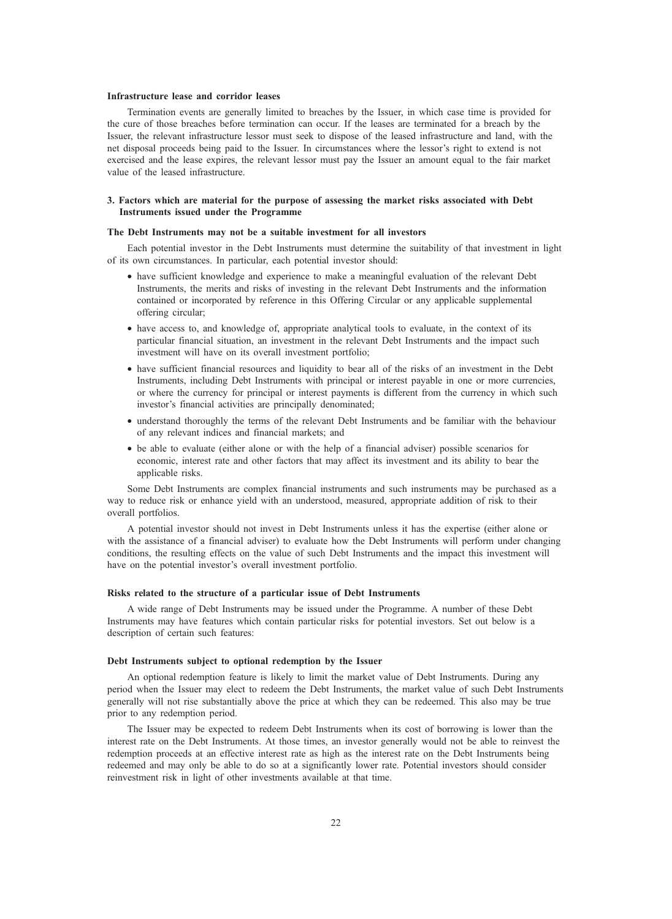#### Infrastructure lease and corridor leases

Termination events are generally limited to breaches by the Issuer, in which case time is provided for the cure of those breaches before termination can occur. If the leases are terminated for a breach by the Issuer, the relevant infrastructure lessor must seek to dispose of the leased infrastructure and land, with the net disposal proceeds being paid to the Issuer. In circumstances where the lessor's right to extend is not exercised and the lease expires, the relevant lessor must pay the Issuer an amount equal to the fair market value of the leased infrastructure.

### 3. Factors which are material for the purpose of assessing the market risks associated with Debt Instruments issued under the Programme

#### The Debt Instruments may not be a suitable investment for all investors

Each potential investor in the Debt Instruments must determine the suitability of that investment in light of its own circumstances. In particular, each potential investor should:

- have sufficient knowledge and experience to make a meaningful evaluation of the relevant Debt Instruments, the merits and risks of investing in the relevant Debt Instruments and the information contained or incorporated by reference in this Offering Circular or any applicable supplemental offering circular;
- have access to, and knowledge of, appropriate analytical tools to evaluate, in the context of its particular financial situation, an investment in the relevant Debt Instruments and the impact such investment will have on its overall investment portfolio;
- have sufficient financial resources and liquidity to bear all of the risks of an investment in the Debt Instruments, including Debt Instruments with principal or interest payable in one or more currencies, or where the currency for principal or interest payments is different from the currency in which such investor's financial activities are principally denominated;
- understand thoroughly the terms of the relevant Debt Instruments and be familiar with the behaviour of any relevant indices and financial markets; and
- be able to evaluate (either alone or with the help of a financial adviser) possible scenarios for economic, interest rate and other factors that may affect its investment and its ability to bear the applicable risks.

Some Debt Instruments are complex financial instruments and such instruments may be purchased as a way to reduce risk or enhance yield with an understood, measured, appropriate addition of risk to their overall portfolios.

A potential investor should not invest in Debt Instruments unless it has the expertise (either alone or with the assistance of a financial adviser) to evaluate how the Debt Instruments will perform under changing conditions, the resulting effects on the value of such Debt Instruments and the impact this investment will have on the potential investor's overall investment portfolio.

#### Risks related to the structure of a particular issue of Debt Instruments

A wide range of Debt Instruments may be issued under the Programme. A number of these Debt Instruments may have features which contain particular risks for potential investors. Set out below is a description of certain such features:

#### Debt Instruments subject to optional redemption by the Issuer

An optional redemption feature is likely to limit the market value of Debt Instruments. During any period when the Issuer may elect to redeem the Debt Instruments, the market value of such Debt Instruments generally will not rise substantially above the price at which they can be redeemed. This also may be true prior to any redemption period.

The Issuer may be expected to redeem Debt Instruments when its cost of borrowing is lower than the interest rate on the Debt Instruments. At those times, an investor generally would not be able to reinvest the redemption proceeds at an effective interest rate as high as the interest rate on the Debt Instruments being redeemed and may only be able to do so at a significantly lower rate. Potential investors should consider reinvestment risk in light of other investments available at that time.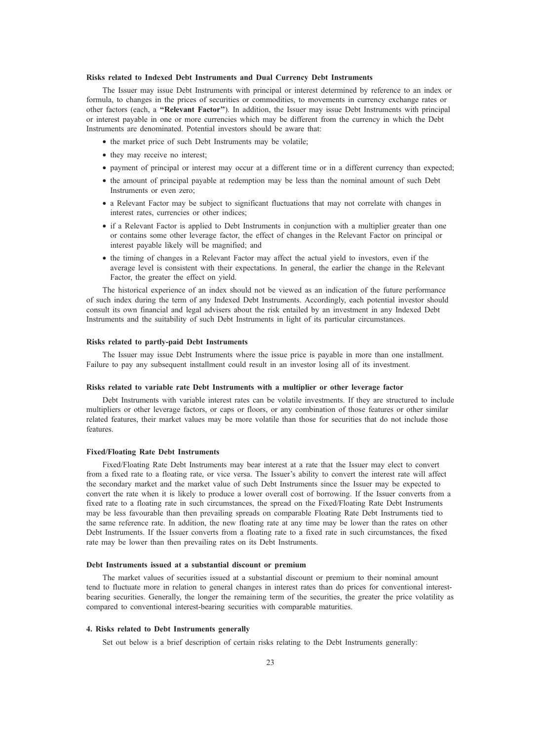### Risks related to Indexed Debt Instruments and Dual Currency Debt Instruments

The Issuer may issue Debt Instruments with principal or interest determined by reference to an index or formula, to changes in the prices of securities or commodities, to movements in currency exchange rates or other factors (each, a **"Relevant Factor"**). In addition, the Issuer may issue Debt Instruments with principal or interest payable in one or more currencies which may be different from the currency in which the Debt Instruments are denominated. Potential investors should be aware that:

- the market price of such Debt Instruments may be volatile;
- they may receive no interest;
- payment of principal or interest may occur at a different time or in a different currency than expected;
- the amount of principal payable at redemption may be less than the nominal amount of such Debt Instruments or even zero;
- a Relevant Factor may be subject to significant fluctuations that may not correlate with changes in interest rates, currencies or other indices;
- if a Relevant Factor is applied to Debt Instruments in conjunction with a multiplier greater than one or contains some other leverage factor, the effect of changes in the Relevant Factor on principal or interest payable likely will be magnified; and
- the timing of changes in a Relevant Factor may affect the actual yield to investors, even if the average level is consistent with their expectations. In general, the earlier the change in the Relevant Factor, the greater the effect on yield.

The historical experience of an index should not be viewed as an indication of the future performance of such index during the term of any Indexed Debt Instruments. Accordingly, each potential investor should consult its own financial and legal advisers about the risk entailed by an investment in any Indexed Debt Instruments and the suitability of such Debt Instruments in light of its particular circumstances.

### Risks related to partly-paid Debt Instruments

The Issuer may issue Debt Instruments where the issue price is payable in more than one installment. Failure to pay any subsequent installment could result in an investor losing all of its investment.

### Risks related to variable rate Debt Instruments with a multiplier or other leverage factor

Debt Instruments with variable interest rates can be volatile investments. If they are structured to include multipliers or other leverage factors, or caps or floors, or any combination of those features or other similar related features, their market values may be more volatile than those for securities that do not include those features.

### Fixed/Floating Rate Debt Instruments

Fixed/Floating Rate Debt Instruments may bear interest at a rate that the Issuer may elect to convert from a fixed rate to a floating rate, or vice versa. The Issuer's ability to convert the interest rate will affect the secondary market and the market value of such Debt Instruments since the Issuer may be expected to convert the rate when it is likely to produce a lower overall cost of borrowing. If the Issuer converts from a fixed rate to a floating rate in such circumstances, the spread on the Fixed/Floating Rate Debt Instruments may be less favourable than then prevailing spreads on comparable Floating Rate Debt Instruments tied to the same reference rate. In addition, the new floating rate at any time may be lower than the rates on other Debt Instruments. If the Issuer converts from a floating rate to a fixed rate in such circumstances, the fixed rate may be lower than then prevailing rates on its Debt Instruments.

### Debt Instruments issued at a substantial discount or premium

The market values of securities issued at a substantial discount or premium to their nominal amount tend to fluctuate more in relation to general changes in interest rates than do prices for conventional interest-bearing securities. Generally, the longer the remaining term of the securities, the greater the price volatility as compared to conventional interest-bearing securities with comparable maturities.

### 4. Risks related to Debt Instruments generally

Set out below is a brief description of certain risks relating to the Debt Instruments generally: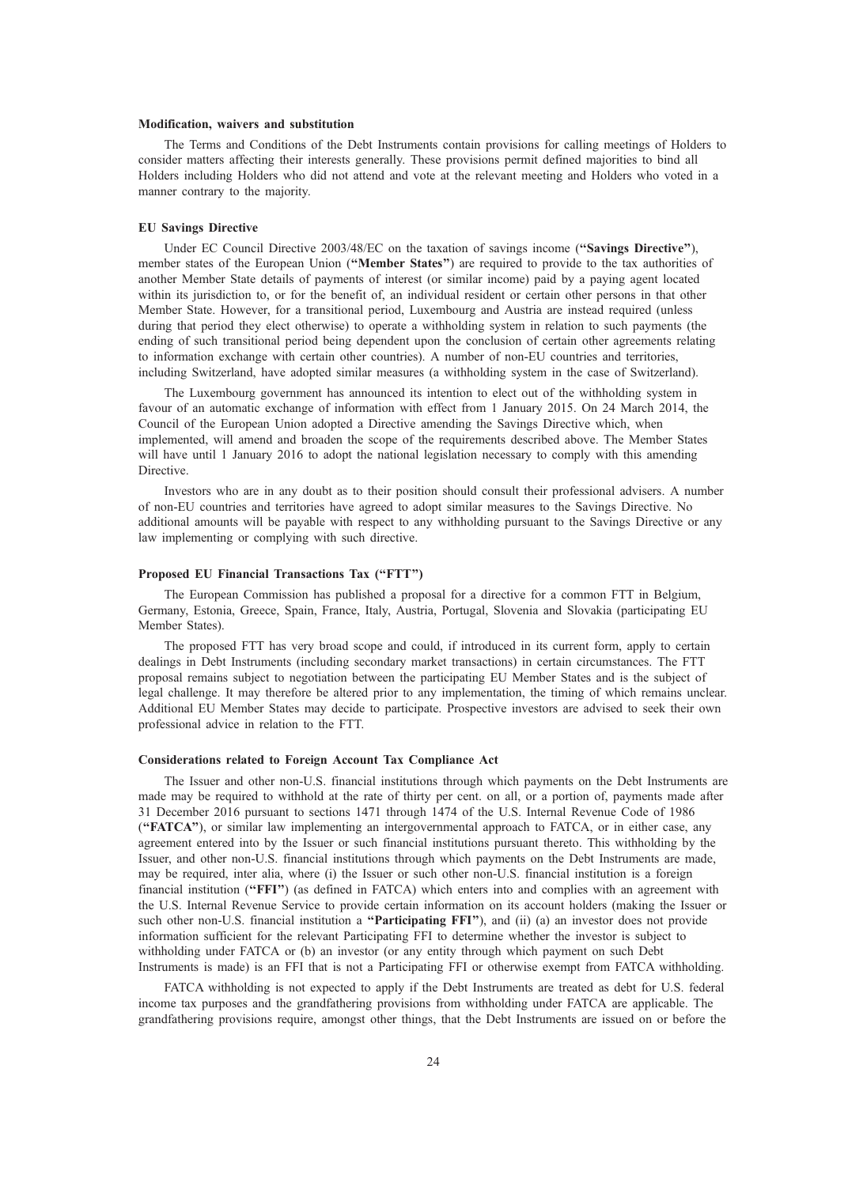### Modification, waivers and substitution

The Terms and Conditions of the Debt Instruments contain provisions for calling meetings of Holders to consider matters affecting their interests generally. These provisions permit defined majorities to bind all Holders including Holders who did not attend and vote at the relevant meeting and Holders who voted in a manner contrary to the majority.

### EU Savings Directive

Under EC Council Directive 2003/48/EC on the taxation of savings income (**"Savings Directive"**), member states of the European Union (**"Member States"**) are required to provide to the tax authorities of another Member State details of payments of interest (or similar income) paid by a paying agent located within its jurisdiction to, or for the benefit of, an individual resident or certain other persons in that other Member State. However, for a transitional period, Luxembourg and Austria are instead required (unless during that period they elect otherwise) to operate a withholding system in relation to such payments (the ending of such transitional period being dependent upon the conclusion of certain other agreements relating to information exchange with certain other countries). A number of non-EU countries and territories, including Switzerland, have adopted similar measures (a withholding system in the case of Switzerland).

The Luxembourg government has announced its intention to elect out of the withholding system in favour of an automatic exchange of information with effect from 1 January 2015. On 24 March 2014, the Council of the European Union adopted a Directive amending the Savings Directive which, when implemented, will amend and broaden the scope of the requirements described above. The Member States will have until 1 January 2016 to adopt the national legislation necessary to comply with this amending Directive.

Investors who are in any doubt as to their position should consult their professional advisers. A number of non-EU countries and territories have agreed to adopt similar measures to the Savings Directive. No additional amounts will be payable with respect to any withholding pursuant to the Savings Directive or any law implementing or complying with such directive.

### Proposed EU Financial Transactions Tax ("FTT")

The European Commission has published a proposal for a directive for a common FTT in Belgium, Germany, Estonia, Greece, Spain, France, Italy, Austria, Portugal, Slovenia and Slovakia (participating EU Member States).

The proposed FTT has very broad scope and could, if introduced in its current form, apply to certain dealings in Debt Instruments (including secondary market transactions) in certain circumstances. The FTT proposal remains subject to negotiation between the participating EU Member States and is the subject of legal challenge. It may therefore be altered prior to any implementation, the timing of which remains unclear. Additional EU Member States may decide to participate. Prospective investors are advised to seek their own professional advice in relation to the FTT.

### Considerations related to Foreign Account Tax Compliance Act

The Issuer and other non-U.S. financial institutions through which payments on the Debt Instruments are made may be required to withhold at the rate of thirty per cent. on all, or a portion of, payments made after 31 December 2016 pursuant to sections 1471 through 1474 of the U.S. Internal Revenue Code of 1986 (**"FATCA"**), or similar law implementing an intergovernmental approach to FATCA, or in either case, any agreement entered into by the Issuer or such financial institutions pursuant thereto. This withholding by the Issuer, and other non-U.S. financial institutions through which payments on the Debt Instruments are made, may be required, inter alia, where (i) the Issuer or such other non-U.S. financial institution is a foreign financial institution (**"FFI"**) (as defined in FATCA) which enters into and complies with an agreement with the U.S. Internal Revenue Service to provide certain information on its account holders (making the Issuer or such other non-U.S. financial institution a **"Participating FFI"**), and (ii) (a) an investor does not provide information sufficient for the relevant Participating FFI to determine whether the investor is subject to withholding under FATCA or (b) an investor (or any entity through which payment on such Debt Instruments is made) is an FFI that is not a Participating FFI or otherwise exempt from FATCA withholding.

FATCA withholding is not expected to apply if the Debt Instruments are treated as debt for U.S. federal income tax purposes and the grandfathering provisions from withholding under FATCA are applicable. The grandfathering provisions require, amongst other things, that the Debt Instruments are issued on or before the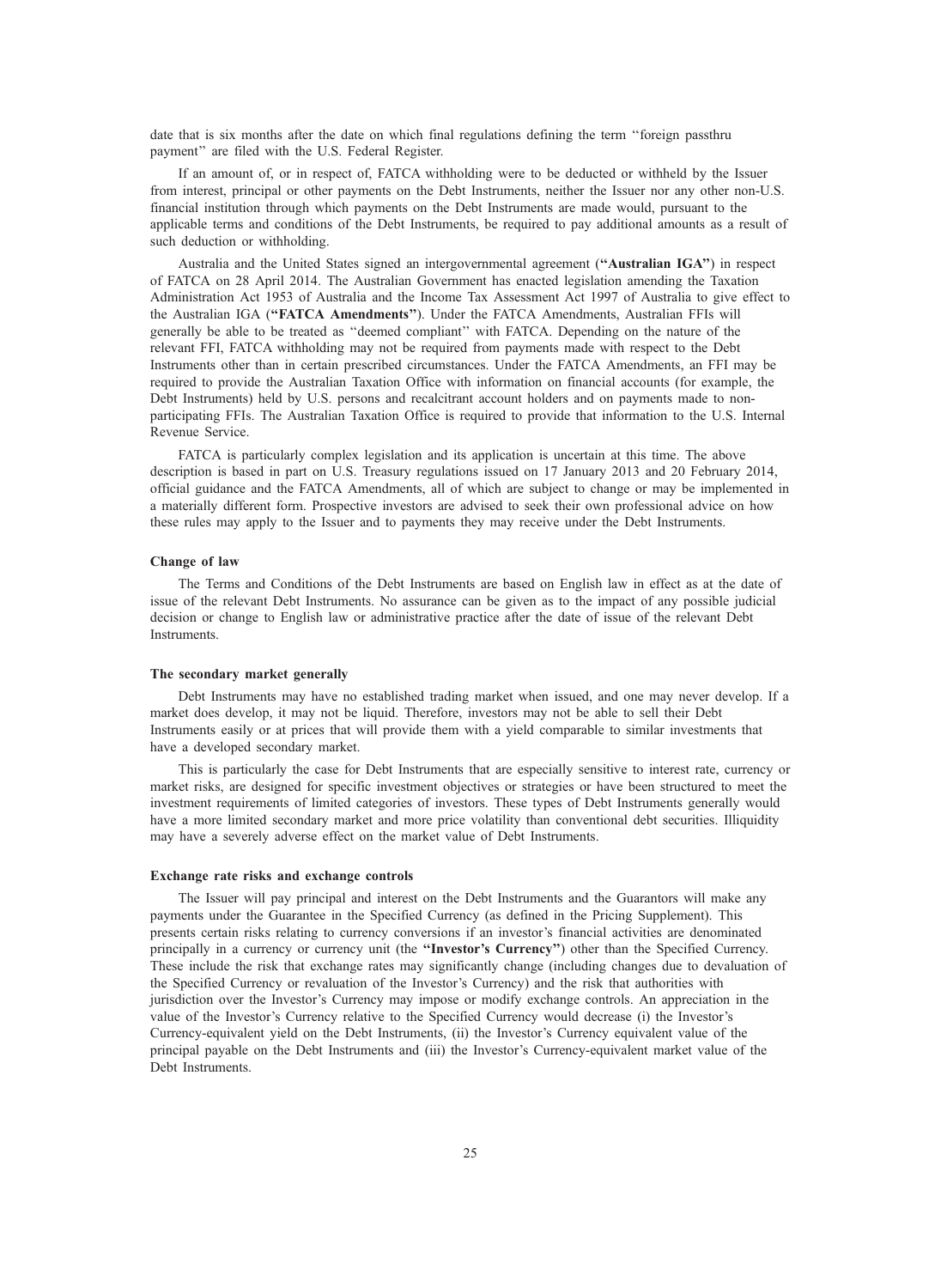date that is six months after the date on which final regulations defining the term ''foreign passthru payment'' are filed with the U.S. Federal Register.

If an amount of, or in respect of, FATCA withholding were to be deducted or withheld by the Issuer from interest, principal or other payments on the Debt Instruments, neither the Issuer nor any other non-U.S. financial institution through which payments on the Debt Instruments are made would, pursuant to the applicable terms and conditions of the Debt Instruments, be required to pay additional amounts as a result of such deduction or withholding.

Australia and the United States signed an intergovernmental agreement (**"Australian IGA"**) in respect of FATCA on 28 April 2014. The Australian Government has enacted legislation amending the Taxation Administration Act 1953 of Australia and the Income Tax Assessment Act 1997 of Australia to give effect to the Australian IGA (**"FATCA Amendments"**). Under the FATCA Amendments, Australian FFIs will generally be able to be treated as ''deemed compliant'' with FATCA. Depending on the nature of the relevant FFI, FATCA withholding may not be required from payments made with respect to the Debt Instruments other than in certain prescribed circumstances. Under the FATCA Amendments, an FFI may be required to provide the Australian Taxation Office with information on financial accounts (for example, the Debt Instruments) held by U.S. persons and recalcitrant account holders and on payments made to non-participating FFIs. The Australian Taxation Office is required to provide that information to the U.S. Internal Revenue Service.

FATCA is particularly complex legislation and its application is uncertain at this time. The above description is based in part on U.S. Treasury regulations issued on 17 January 2013 and 20 February 2014, official guidance and the FATCA Amendments, all of which are subject to change or may be implemented in a materially different form. Prospective investors are advised to seek their own professional advice on how these rules may apply to the Issuer and to payments they may receive under the Debt Instruments.

**Change of law**

The Terms and Conditions of the Debt Instruments are based on English law in effect as at the date of issue of the relevant Debt Instruments. No assurance can be given as to the impact of any possible judicial decision or change to English law or administrative practice after the date of issue of the relevant Debt Instruments.

**The secondary market generally**

Debt Instruments may have no established trading market when issued, and one may never develop. If a market does develop, it may not be liquid. Therefore, investors may not be able to sell their Debt Instruments easily or at prices that will provide them with a yield comparable to similar investments that have a developed secondary market.

This is particularly the case for Debt Instruments that are especially sensitive to interest rate, currency or market risks, are designed for specific investment objectives or strategies or have been structured to meet the investment requirements of limited categories of investors. These types of Debt Instruments generally would have a more limited secondary market and more price volatility than conventional debt securities. Illiquidity may have a severely adverse effect on the market value of Debt Instruments.

**Exchange rate risks and exchange controls**

The Issuer will pay principal and interest on the Debt Instruments and the Guarantors will make any payments under the Guarantee in the Specified Currency (as defined in the Pricing Supplement). This presents certain risks relating to currency conversions if an investor's financial activities are denominated principally in a currency or currency unit (the **"Investor's Currency"**) other than the Specified Currency. These include the risk that exchange rates may significantly change (including changes due to devaluation of the Specified Currency or revaluation of the Investor's Currency) and the risk that authorities with jurisdiction over the Investor's Currency may impose or modify exchange controls. An appreciation in the value of the Investor's Currency relative to the Specified Currency would decrease (i) the Investor's Currency-equivalent yield on the Debt Instruments, (ii) the Investor's Currency equivalent value of the principal payable on the Debt Instruments and (iii) the Investor's Currency-equivalent market value of the Debt Instruments.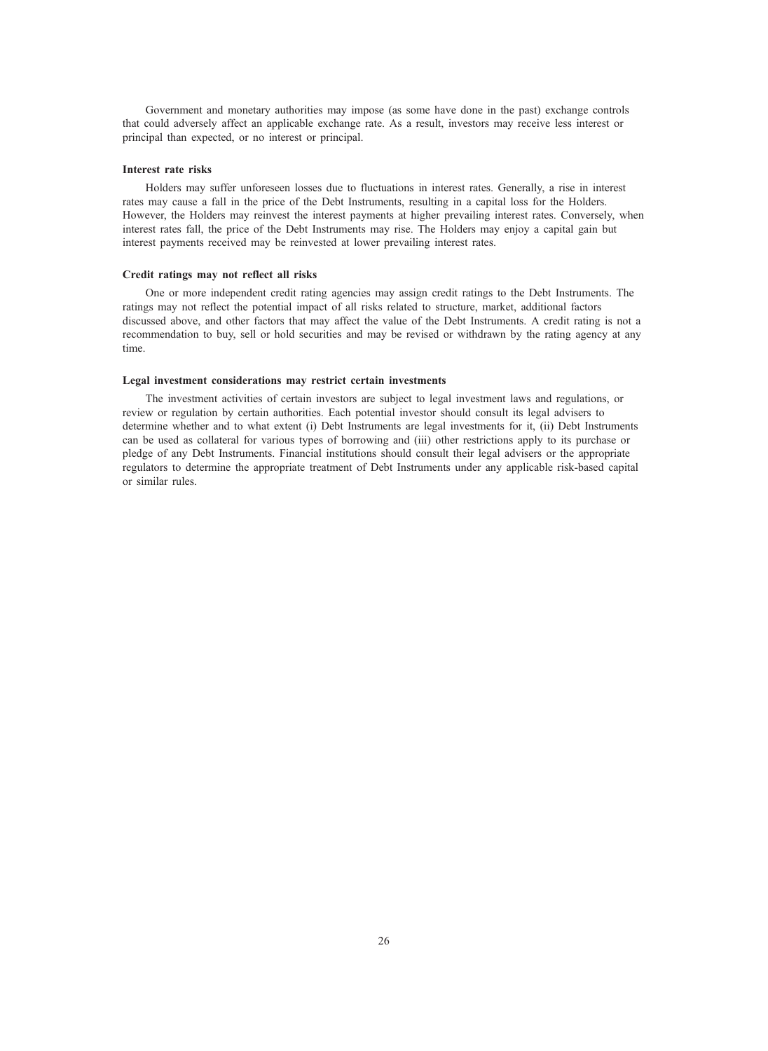Government and monetary authorities may impose (as some have done in the past) exchange controls that could adversely affect an applicable exchange rate. As a result, investors may receive less interest or principal than expected, or no interest or principal.

**Interest rate risks**

Holders may suffer unforeseen losses due to fluctuations in interest rates. Generally, a rise in interest rates may cause a fall in the price of the Debt Instruments, resulting in a capital loss for the Holders. However, the Holders may reinvest the interest payments at higher prevailing interest rates. Conversely, when interest rates fall, the price of the Debt Instruments may rise. The Holders may enjoy a capital gain but interest payments received may be reinvested at lower prevailing interest rates.

**Credit ratings may not reflect all risks**

One or more independent credit rating agencies may assign credit ratings to the Debt Instruments. The ratings may not reflect the potential impact of all risks related to structure, market, additional factors discussed above, and other factors that may affect the value of the Debt Instruments. A credit rating is not a recommendation to buy, sell or hold securities and may be revised or withdrawn by the rating agency at any time.

**Legal investment considerations may restrict certain investments**

The investment activities of certain investors are subject to legal investment laws and regulations, or review or regulation by certain authorities. Each potential investor should consult its legal advisers to determine whether and to what extent (i) Debt Instruments are legal investments for it, (ii) Debt Instruments can be used as collateral for various types of borrowing and (iii) other restrictions apply to its purchase or pledge of any Debt Instruments. Financial institutions should consult their legal advisers or the appropriate regulators to determine the appropriate treatment of Debt Instruments under any applicable risk-based capital or similar rules.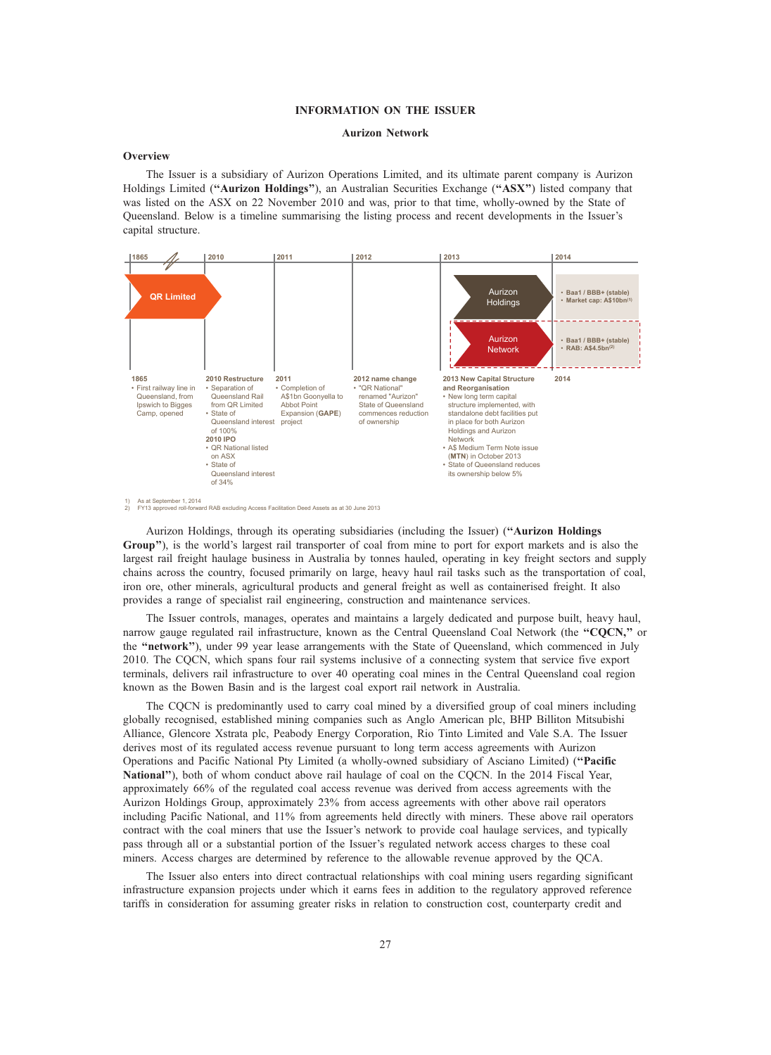# INFORMATION ON THE ISSUER

## Aurizon Network

### Overview

The Issuer is a subsidiary of Aurizon Operations Limited, and its ultimate parent company is Aurizon Holdings Limited (**"Aurizon Holdings"**), an Australian Securities Exchange (**"ASX"**) listed company that was listed on the ASX on 22 November 2010 and was, prior to that time, wholly-owned by the State of Queensland. Below is a timeline summarising the listing process and recent developments in the Issuer's capital structure.

| 1865 | 2010 | 2011 | 2012 | 2013 | 2014 |
|---|---|---|---|---|---|
| QR Limited | | | | Aurizon Holdings | • Baa1 / BBB+ (stable) • Market cap: A$10bn[1] |
| | | | | Aurizon Network | • Baa1 / BBB+ (stable) • RAB: A$4.5bn[2] |
| **1865** • First railway line in Queensland, from Ipswich to Bigges Camp, opened | **2010 Restructure** • Separation of Queensland Rail from QR Limited • State of Queensland interest of 100% **2010 IPO** • QR National listed on ASX • State of Queensland interest of 34% | **2011** • Completion of A$1bn Goonyella to Abbot Point Expansion (**GAPE**) project | **2012 name change** • "QR National" renamed "Aurizon" State of Queensland commences reduction of ownership | **2013 New Capital Structure and Reorganisation** • New long term capital structure implemented, with standalone debt facilities put in place for both Aurizon Holdings and Aurizon Network • A$ Medium Term Note issue (**MTN**) in October 2013 • State of Queensland reduces its ownership below 5% | **2014** |

1) As at September 1, 2014
2) FY13 approved roll-forward RAB excluding Access Facilitation Deed Assets as at 30 June 2013

Aurizon Holdings, through its operating subsidiaries (including the Issuer) (**"Aurizon Holdings Group"**), is the world's largest rail transporter of coal from mine to port for export markets and is also the largest rail freight haulage business in Australia by tonnes hauled, operating in key freight sectors and supply chains across the country, focused primarily on large, heavy haul rail tasks such as the transportation of coal, iron ore, other minerals, agricultural products and general freight as well as containerised freight. It also provides a range of specialist rail engineering, construction and maintenance services.

The Issuer controls, manages, operates and maintains a largely dedicated and purpose built, heavy haul, narrow gauge regulated rail infrastructure, known as the Central Queensland Coal Network (the **"CQCN,"** or the **"network"**), under 99 year lease arrangements with the State of Queensland, which commenced in July 2010. The CQCN, which spans four rail systems inclusive of a connecting system that service five export terminals, delivers rail infrastructure to over 40 operating coal mines in the Central Queensland coal region known as the Bowen Basin and is the largest coal export rail network in Australia.

The CQCN is predominantly used to carry coal mined by a diversified group of coal miners including globally recognised, established mining companies such as Anglo American plc, BHP Billiton Mitsubishi Alliance, Glencore Xstrata plc, Peabody Energy Corporation, Rio Tinto Limited and Vale S.A. The Issuer derives most of its regulated access revenue pursuant to long term access agreements with Aurizon Operations and Pacific National Pty Limited (a wholly-owned subsidiary of Asciano Limited) (**"Pacific National"**), both of whom conduct above rail haulage of coal on the CQCN. In the 2014 Fiscal Year, approximately 66% of the regulated coal access revenue was derived from access agreements with the Aurizon Holdings Group, approximately 23% from access agreements with other above rail operators including Pacific National, and 11% from agreements held directly with miners. These above rail operators contract with the coal miners that use the Issuer's network to provide coal haulage services, and typically pass through all or a substantial portion of the Issuer's regulated network access charges to these coal miners. Access charges are determined by reference to the allowable revenue approved by the QCA.

The Issuer also enters into direct contractual relationships with coal mining users regarding significant infrastructure expansion projects under which it earns fees in addition to the regulatory approved reference tariffs in consideration for assuming greater risks in relation to construction cost, counterparty credit and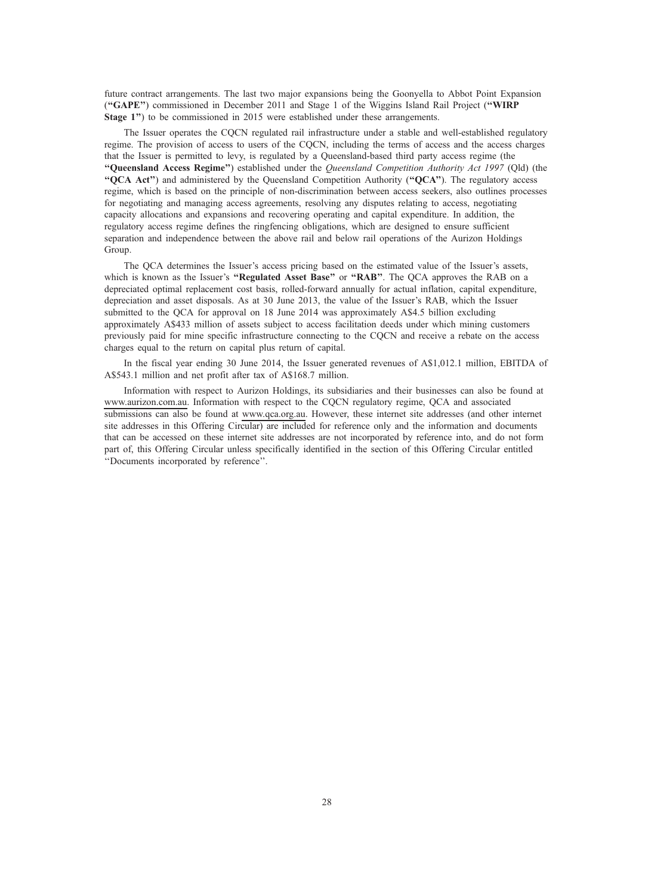future contract arrangements. The last two major expansions being the Goonyella to Abbot Point Expansion (**"GAPE"**) commissioned in December 2011 and Stage 1 of the Wiggins Island Rail Project (**"WIRP Stage 1"**) to be commissioned in 2015 were established under these arrangements.

The Issuer operates the CQCN regulated rail infrastructure under a stable and well-established regulatory regime. The provision of access to users of the CQCN, including the terms of access and the access charges that the Issuer is permitted to levy, is regulated by a Queensland-based third party access regime (the **"Queensland Access Regime"**) established under the *Queensland Competition Authority Act 1997* (Qld) (the **"QCA Act"**) and administered by the Queensland Competition Authority (**"QCA"**). The regulatory access regime, which is based on the principle of non-discrimination between access seekers, also outlines processes for negotiating and managing access agreements, resolving any disputes relating to access, negotiating capacity allocations and expansions and recovering operating and capital expenditure. In addition, the regulatory access regime defines the ringfencing obligations, which are designed to ensure sufficient separation and independence between the above rail and below rail operations of the Aurizon Holdings Group.

The QCA determines the Issuer's access pricing based on the estimated value of the Issuer's assets, which is known as the Issuer's **"Regulated Asset Base"** or **"RAB"**. The QCA approves the RAB on a depreciated optimal replacement cost basis, rolled-forward annually for actual inflation, capital expenditure, depreciation and asset disposals. As at 30 June 2013, the value of the Issuer's RAB, which the Issuer submitted to the QCA for approval on 18 June 2014 was approximately A$4.5 billion excluding approximately A$433 million of assets subject to access facilitation deeds under which mining customers previously paid for mine specific infrastructure connecting to the CQCN and receive a rebate on the access charges equal to the return on capital plus return of capital.

In the fiscal year ending 30 June 2014, the Issuer generated revenues of A$1,012.1 million, EBITDA of A$543.1 million and net profit after tax of A$168.7 million.

Information with respect to Aurizon Holdings, its subsidiaries and their businesses can also be found at www.aurizon.com.au. Information with respect to the CQCN regulatory regime, QCA and associated submissions can also be found at www.qca.org.au. However, these internet site addresses (and other internet site addresses in this Offering Circular) are included for reference only and the information and documents that can be accessed on these internet site addresses are not incorporated by reference into, and do not form part of, this Offering Circular unless specifically identified in the section of this Offering Circular entitled "Documents incorporated by reference".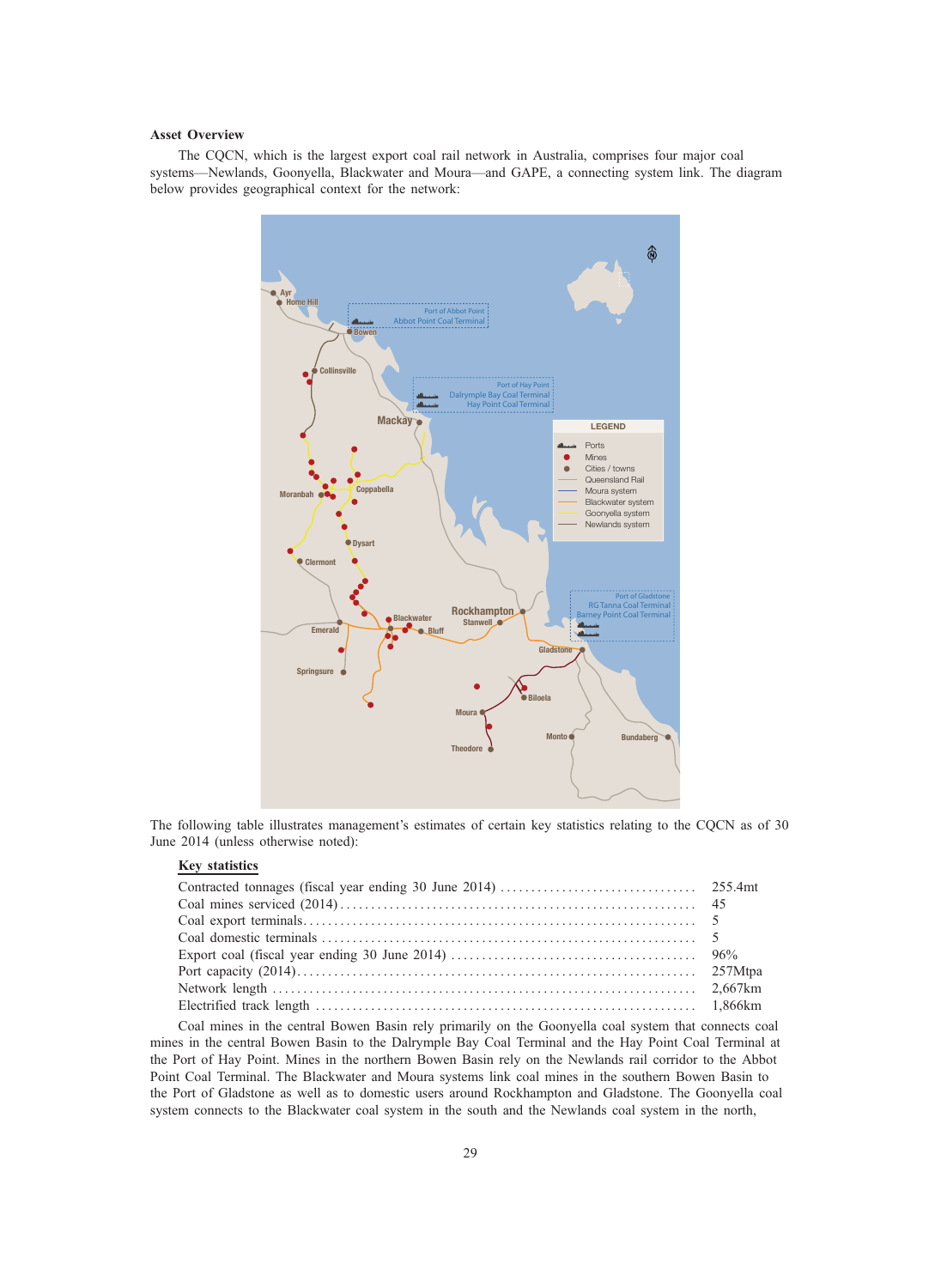**Asset Overview**

The CQCN, which is the largest export coal rail network in Australia, comprises four major coal systems—Newlands, Goonyella, Blackwater and Moura—and GAPE, a connecting system link. The diagram below provides geographical context for the network:

The following table illustrates management's estimates of certain key statistics relating to the CQCN as of 30 June 2014 (unless otherwise noted):

**Key statistics**

| | |
|---|---|
| Contracted tonnages (fiscal year ending 30 June 2014) | 255.4mt |
| Coal mines serviced (2014) | 45 |
| Coal export terminals | 5 |
| Coal domestic terminals | 5 |
| Export coal (fiscal year ending 30 June 2014) | 96% |
| Port capacity (2014) | 257Mtpa |
| Network length | 2,667km |
| Electrified track length | 1,866km |

Coal mines in the central Bowen Basin rely primarily on the Goonyella coal system that connects coal mines in the central Bowen Basin to the Dalrymple Bay Coal Terminal and the Hay Point Coal Terminal at the Port of Hay Point. Mines in the northern Bowen Basin rely on the Newlands rail corridor to the Abbot Point Coal Terminal. The Blackwater and Moura systems link coal mines in the southern Bowen Basin to the Port of Gladstone as well as to domestic users around Rockhampton and Gladstone. The Goonyella coal system connects to the Blackwater coal system in the south and the Newlands coal system in the north,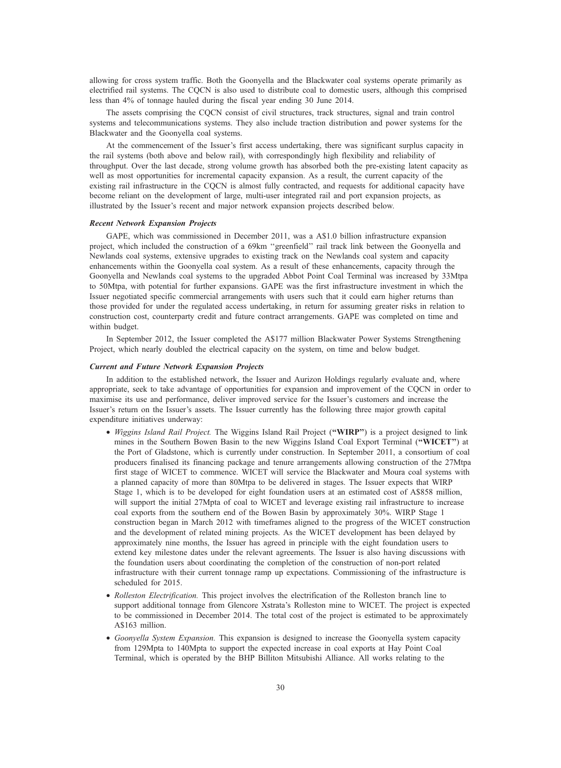allowing for cross system traffic. Both the Goonyella and the Blackwater coal systems operate primarily as electrified rail systems. The CQCN is also used to distribute coal to domestic users, although this comprised less than 4% of tonnage hauled during the fiscal year ending 30 June 2014.

The assets comprising the CQCN consist of civil structures, track structures, signal and train control systems and telecommunications systems. They also include traction distribution and power systems for the Blackwater and the Goonyella coal systems.

At the commencement of the Issuer's first access undertaking, there was significant surplus capacity in the rail systems (both above and below rail), with correspondingly high flexibility and reliability of throughput. Over the last decade, strong volume growth has absorbed both the pre-existing latent capacity as well as most opportunities for incremental capacity expansion. As a result, the current capacity of the existing rail infrastructure in the CQCN is almost fully contracted, and requests for additional capacity have become reliant on the development of large, multi-user integrated rail and port expansion projects, as illustrated by the Issuer's recent and major network expansion projects described below.

***Recent Network Expansion Projects***

GAPE, which was commissioned in December 2011, was a A$1.0 billion infrastructure expansion project, which included the construction of a 69km ''greenfield'' rail track link between the Goonyella and Newlands coal systems, extensive upgrades to existing track on the Newlands coal system and capacity enhancements within the Goonyella coal system. As a result of these enhancements, capacity through the Goonyella and Newlands coal systems to the upgraded Abbot Point Coal Terminal was increased by 33Mtpa to 50Mtpa, with potential for further expansions. GAPE was the first infrastructure investment in which the Issuer negotiated specific commercial arrangements with users such that it could earn higher returns than those provided for under the regulated access undertaking, in return for assuming greater risks in relation to construction cost, counterparty credit and future contract arrangements. GAPE was completed on time and within budget.

In September 2012, the Issuer completed the A$177 million Blackwater Power Systems Strengthening Project, which nearly doubled the electrical capacity on the system, on time and below budget.

***Current and Future Network Expansion Projects***

In addition to the established network, the Issuer and Aurizon Holdings regularly evaluate and, where appropriate, seek to take advantage of opportunities for expansion and improvement of the CQCN in order to maximise its use and performance, deliver improved service for the Issuer's customers and increase the Issuer's return on the Issuer's assets. The Issuer currently has the following three major growth capital expenditure initiatives underway:

- *Wiggins Island Rail Project.* The Wiggins Island Rail Project (**"WIRP"**) is a project designed to link mines in the Southern Bowen Basin to the new Wiggins Island Coal Export Terminal (**"WICET"**) at the Port of Gladstone, which is currently under construction. In September 2011, a consortium of coal producers finalised its financing package and tenure arrangements allowing construction of the 27Mtpa first stage of WICET to commence. WICET will service the Blackwater and Moura coal systems with a planned capacity of more than 80Mtpa to be delivered in stages. The Issuer expects that WIRP Stage 1, which is to be developed for eight foundation users at an estimated cost of A$858 million, will support the initial 27Mpta of coal to WICET and leverage existing rail infrastructure to increase coal exports from the southern end of the Bowen Basin by approximately 30%. WIRP Stage 1 construction began in March 2012 with timeframes aligned to the progress of the WICET construction and the development of related mining projects. As the WICET development has been delayed by approximately nine months, the Issuer has agreed in principle with the eight foundation users to extend key milestone dates under the relevant agreements. The Issuer is also having discussions with the foundation users about coordinating the completion of the construction of non-port related infrastructure with their current tonnage ramp up expectations. Commissioning of the infrastructure is scheduled for 2015.
- *Rolleston Electrification.* This project involves the electrification of the Rolleston branch line to support additional tonnage from Glencore Xstrata's Rolleston mine to WICET. The project is expected to be commissioned in December 2014. The total cost of the project is estimated to be approximately A$163 million.
- *Goonyella System Expansion.* This expansion is designed to increase the Goonyella system capacity from 129Mpta to 140Mpta to support the expected increase in coal exports at Hay Point Coal Terminal, which is operated by the BHP Billiton Mitsubishi Alliance. All works relating to the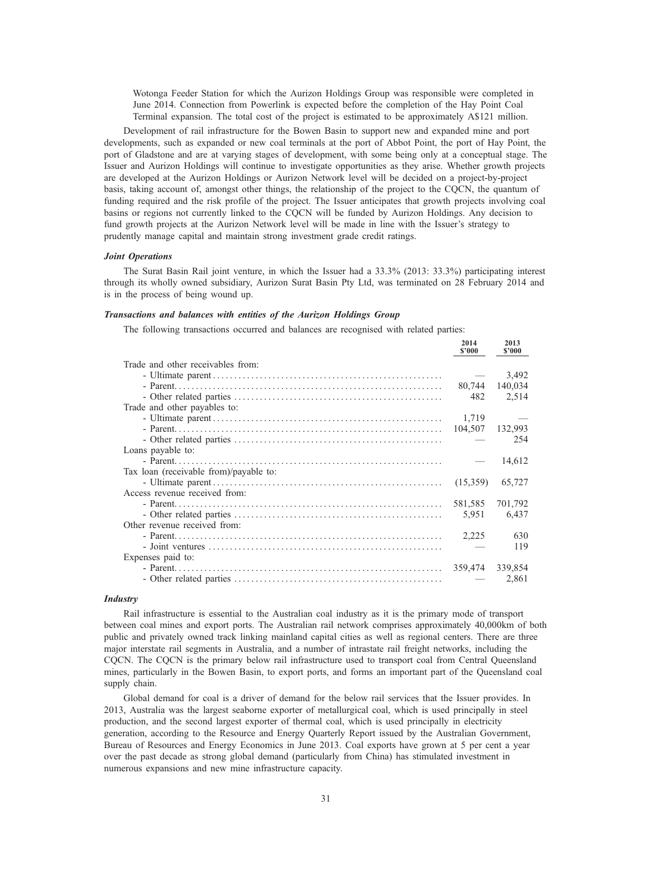Wotonga Feeder Station for which the Aurizon Holdings Group was responsible were completed in June 2014. Connection from Powerlink is expected before the completion of the Hay Point Coal Terminal expansion. The total cost of the project is estimated to be approximately A$121 million.

Development of rail infrastructure for the Bowen Basin to support new and expanded mine and port developments, such as expanded or new coal terminals at the port of Abbot Point, the port of Hay Point, the port of Gladstone and are at varying stages of development, with some being only at a conceptual stage. The Issuer and Aurizon Holdings will continue to investigate opportunities as they arise. Whether growth projects are developed at the Aurizon Holdings or Aurizon Network level will be decided on a project-by-project basis, taking account of, amongst other things, the relationship of the project to the CQCN, the quantum of funding required and the risk profile of the project. The Issuer anticipates that growth projects involving coal basins or regions not currently linked to the CQCN will be funded by Aurizon Holdings. Any decision to fund growth projects at the Aurizon Network level will be made in line with the Issuer's strategy to prudently manage capital and maintain strong investment grade credit ratings.

***Joint Operations***

The Surat Basin Rail joint venture, in which the Issuer had a 33.3% (2013: 33.3%) participating interest through its wholly owned subsidiary, Aurizon Surat Basin Pty Ltd, was terminated on 28 February 2014 and is in the process of being wound up.

***Transactions and balances with entities of the Aurizon Holdings Group***

The following transactions occurred and balances are recognised with related parties:

| | 2014 $'000 | 2013 $'000 |
|---|---|---|
| Trade and other receivables from: | | |
| - Ultimate parent | — | 3,492 |
| - Parent | 80,744 | 140,034 |
| - Other related parties | 482 | 2,514 |
| Trade and other payables to: | | |
| - Ultimate parent | 1,719 | — |
| - Parent | 104,507 | 132,993 |
| - Other related parties | — | 254 |
| Loans payable to: | | |
| - Parent | — | 14,612 |
| Tax loan (receivable from)/payable to: | | |
| - Ultimate parent | (15,359) | 65,727 |
| Access revenue received from: | | |
| - Parent | 581,585 | 701,792 |
| - Other related parties | 5,951 | 6,437 |
| Other revenue received from: | | |
| - Parent | 2,225 | 630 |
| - Joint ventures | — | 119 |
| Expenses paid to: | | |
| - Parent | 359,474 | 339,854 |
| - Other related parties | — | 2,861 |

***Industry***

Rail infrastructure is essential to the Australian coal industry as it is the primary mode of transport between coal mines and export ports. The Australian rail network comprises approximately 40,000km of both public and privately owned track linking mainland capital cities as well as regional centers. There are three major interstate rail segments in Australia, and a number of intrastate rail freight networks, including the CQCN. The CQCN is the primary below rail infrastructure used to transport coal from Central Queensland mines, particularly in the Bowen Basin, to export ports, and forms an important part of the Queensland coal supply chain.

Global demand for coal is a driver of demand for the below rail services that the Issuer provides. In 2013, Australia was the largest seaborne exporter of metallurgical coal, which is used principally in steel production, and the second largest exporter of thermal coal, which is used principally in electricity generation, according to the Resource and Energy Quarterly Report issued by the Australian Government, Bureau of Resources and Energy Economics in June 2013. Coal exports have grown at 5 per cent a year over the past decade as strong global demand (particularly from China) has stimulated investment in numerous expansions and new mine infrastructure capacity.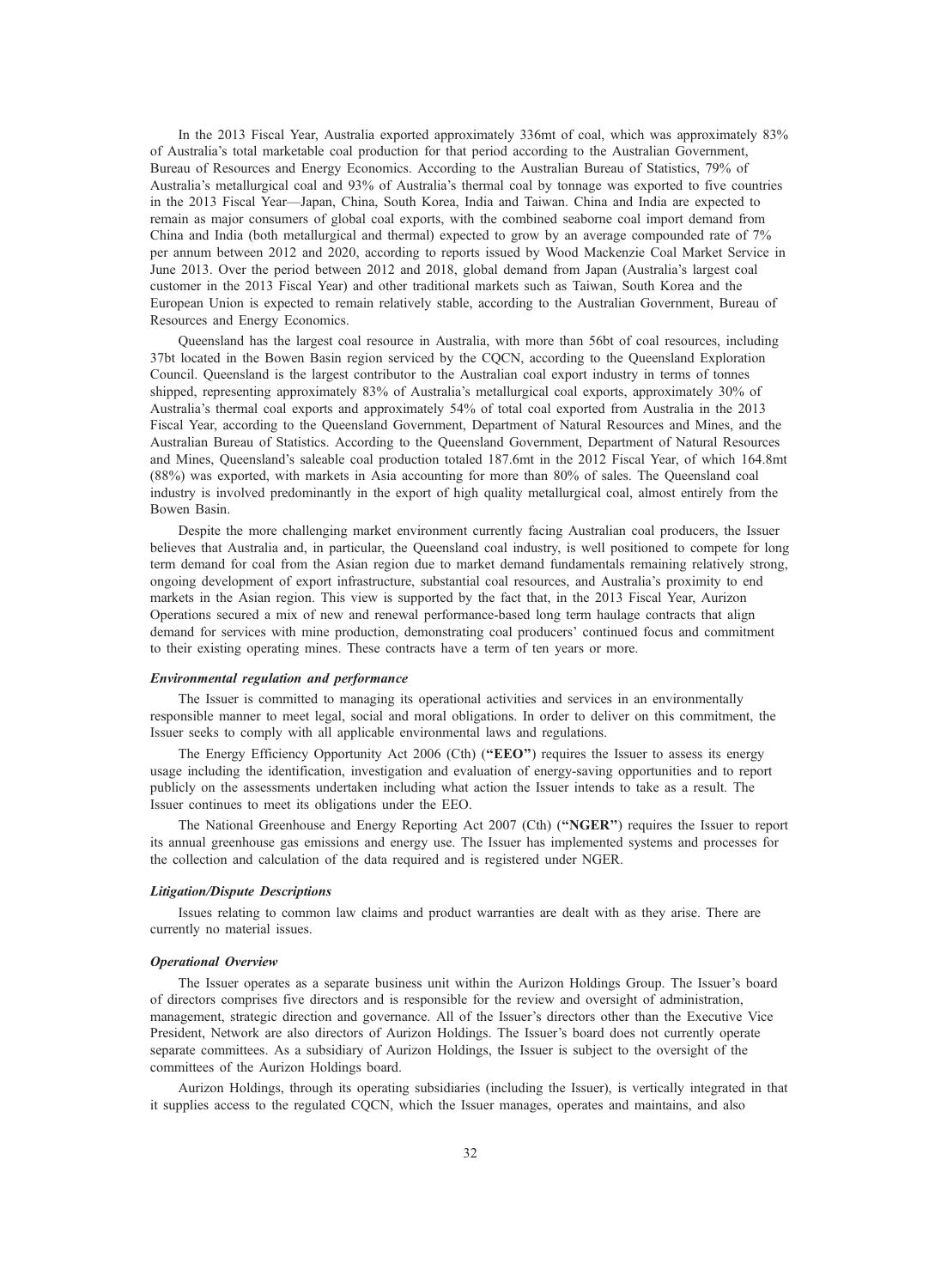In the 2013 Fiscal Year, Australia exported approximately 336mt of coal, which was approximately 83% of Australia's total marketable coal production for that period according to the Australian Government, Bureau of Resources and Energy Economics. According to the Australian Bureau of Statistics, 79% of Australia's metallurgical coal and 93% of Australia's thermal coal by tonnage was exported to five countries in the 2013 Fiscal Year—Japan, China, South Korea, India and Taiwan. China and India are expected to remain as major consumers of global coal exports, with the combined seaborne coal import demand from China and India (both metallurgical and thermal) expected to grow by an average compounded rate of 7% per annum between 2012 and 2020, according to reports issued by Wood Mackenzie Coal Market Service in June 2013. Over the period between 2012 and 2018, global demand from Japan (Australia's largest coal customer in the 2013 Fiscal Year) and other traditional markets such as Taiwan, South Korea and the European Union is expected to remain relatively stable, according to the Australian Government, Bureau of Resources and Energy Economics.

Queensland has the largest coal resource in Australia, with more than 56bt of coal resources, including 37bt located in the Bowen Basin region serviced by the CQCN, according to the Queensland Exploration Council. Queensland is the largest contributor to the Australian coal export industry in terms of tonnes shipped, representing approximately 83% of Australia's metallurgical coal exports, approximately 30% of Australia's thermal coal exports and approximately 54% of total coal exported from Australia in the 2013 Fiscal Year, according to the Queensland Government, Department of Natural Resources and Mines, and the Australian Bureau of Statistics. According to the Queensland Government, Department of Natural Resources and Mines, Queensland's saleable coal production totaled 187.6mt in the 2012 Fiscal Year, of which 164.8mt (88%) was exported, with markets in Asia accounting for more than 80% of sales. The Queensland coal industry is involved predominantly in the export of high quality metallurgical coal, almost entirely from the Bowen Basin.

Despite the more challenging market environment currently facing Australian coal producers, the Issuer believes that Australia and, in particular, the Queensland coal industry, is well positioned to compete for long term demand for coal from the Asian region due to market demand fundamentals remaining relatively strong, ongoing development of export infrastructure, substantial coal resources, and Australia's proximity to end markets in the Asian region. This view is supported by the fact that, in the 2013 Fiscal Year, Aurizon Operations secured a mix of new and renewal performance-based long term haulage contracts that align demand for services with mine production, demonstrating coal producers' continued focus and commitment to their existing operating mines. These contracts have a term of ten years or more.

***Environmental regulation and performance***

The Issuer is committed to managing its operational activities and services in an environmentally responsible manner to meet legal, social and moral obligations. In order to deliver on this commitment, the Issuer seeks to comply with all applicable environmental laws and regulations.

The Energy Efficiency Opportunity Act 2006 (Cth) (**"EEO"**) requires the Issuer to assess its energy usage including the identification, investigation and evaluation of energy-saving opportunities and to report publicly on the assessments undertaken including what action the Issuer intends to take as a result. The Issuer continues to meet its obligations under the EEO.

The National Greenhouse and Energy Reporting Act 2007 (Cth) (**"NGER"**) requires the Issuer to report its annual greenhouse gas emissions and energy use. The Issuer has implemented systems and processes for the collection and calculation of the data required and is registered under NGER.

***Litigation/Dispute Descriptions***

Issues relating to common law claims and product warranties are dealt with as they arise. There are currently no material issues.

***Operational Overview***

The Issuer operates as a separate business unit within the Aurizon Holdings Group. The Issuer's board of directors comprises five directors and is responsible for the review and oversight of administration, management, strategic direction and governance. All of the Issuer's directors other than the Executive Vice President, Network are also directors of Aurizon Holdings. The Issuer's board does not currently operate separate committees. As a subsidiary of Aurizon Holdings, the Issuer is subject to the oversight of the committees of the Aurizon Holdings board.

Aurizon Holdings, through its operating subsidiaries (including the Issuer), is vertically integrated in that it supplies access to the regulated CQCN, which the Issuer manages, operates and maintains, and also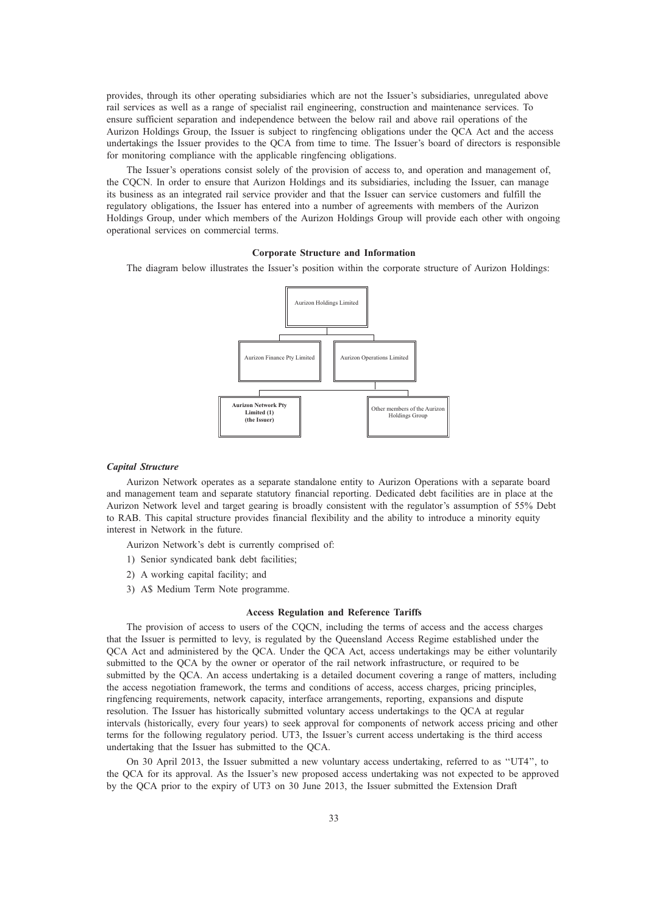provides, through its other operating subsidiaries which are not the Issuer's subsidiaries, unregulated above rail services as well as a range of specialist rail engineering, construction and maintenance services. To ensure sufficient separation and independence between the below rail and above rail operations of the Aurizon Holdings Group, the Issuer is subject to ringfencing obligations under the QCA Act and the access undertakings the Issuer provides to the QCA from time to time. The Issuer's board of directors is responsible for monitoring compliance with the applicable ringfencing obligations.

The Issuer's operations consist solely of the provision of access to, and operation and management of, the CQCN. In order to ensure that Aurizon Holdings and its subsidiaries, including the Issuer, can manage its business as an integrated rail service provider and that the Issuer can service customers and fulfill the regulatory obligations, the Issuer has entered into a number of agreements with members of the Aurizon Holdings Group, under which members of the Aurizon Holdings Group will provide each other with ongoing operational services on commercial terms.

## Corporate Structure and Information

The diagram below illustrates the Issuer's position within the corporate structure of Aurizon Holdings:

Aurizon Holdings Limited

Aurizon Finance Pty Limited

Aurizon Operations Limited

**Aurizon Network Pty Limited (1) (the Issuer)**

Other members of the Aurizon Holdings Group

### *Capital Structure*

Aurizon Network operates as a separate standalone entity to Aurizon Operations with a separate board and management team and separate statutory financial reporting. Dedicated debt facilities are in place at the Aurizon Network level and target gearing is broadly consistent with the regulator's assumption of 55% Debt to RAB. This capital structure provides financial flexibility and the ability to introduce a minority equity interest in Network in the future.

Aurizon Network's debt is currently comprised of:

1) Senior syndicated bank debt facilities;
2) A working capital facility; and
3) A$ Medium Term Note programme.

## Access Regulation and Reference Tariffs

The provision of access to users of the CQCN, including the terms of access and the access charges that the Issuer is permitted to levy, is regulated by the Queensland Access Regime established under the QCA Act and administered by the QCA. Under the QCA Act, access undertakings may be either voluntarily submitted to the QCA by the owner or operator of the rail network infrastructure, or required to be submitted by the QCA. An access undertaking is a detailed document covering a range of matters, including the access negotiation framework, the terms and conditions of access, access charges, pricing principles, ringfencing requirements, network capacity, interface arrangements, reporting, expansions and dispute resolution. The Issuer has historically submitted voluntary access undertakings to the QCA at regular intervals (historically, every four years) to seek approval for components of network access pricing and other terms for the following regulatory period. UT3, the Issuer's current access undertaking is the third access undertaking that the Issuer has submitted to the QCA.

On 30 April 2013, the Issuer submitted a new voluntary access undertaking, referred to as "UT4", to the QCA for its approval. As the Issuer's new proposed access undertaking was not expected to be approved by the QCA prior to the expiry of UT3 on 30 June 2013, the Issuer submitted the Extension Draft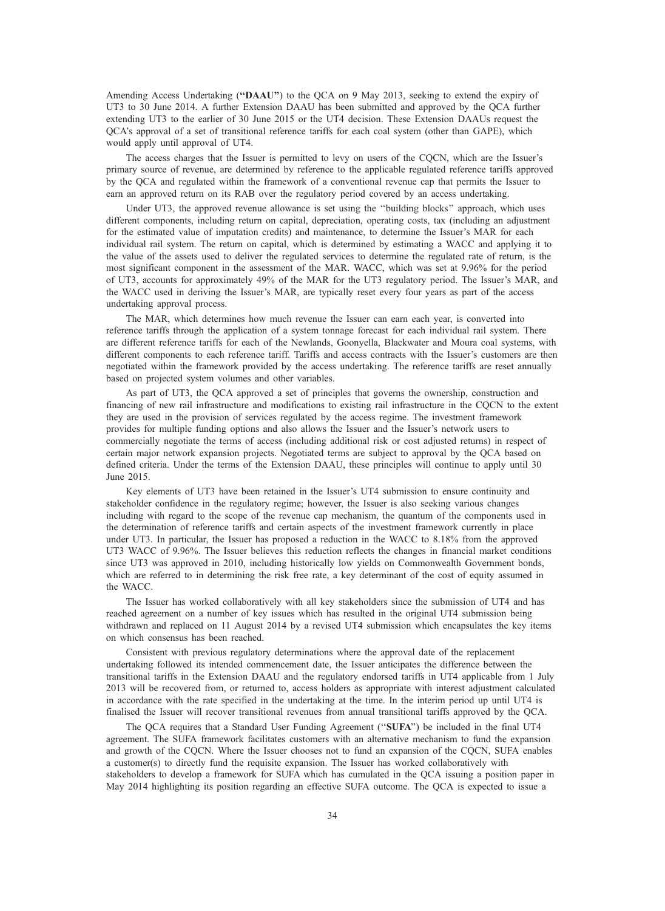Amending Access Undertaking (**"DAAU"**) to the QCA on 9 May 2013, seeking to extend the expiry of UT3 to 30 June 2014. A further Extension DAAU has been submitted and approved by the QCA further extending UT3 to the earlier of 30 June 2015 or the UT4 decision. These Extension DAAUs request the QCA's approval of a set of transitional reference tariffs for each coal system (other than GAPE), which would apply until approval of UT4.

The access charges that the Issuer is permitted to levy on users of the CQCN, which are the Issuer's primary source of revenue, are determined by reference to the applicable regulated reference tariffs approved by the QCA and regulated within the framework of a conventional revenue cap that permits the Issuer to earn an approved return on its RAB over the regulatory period covered by an access undertaking.

Under UT3, the approved revenue allowance is set using the ''building blocks'' approach, which uses different components, including return on capital, depreciation, operating costs, tax (including an adjustment for the estimated value of imputation credits) and maintenance, to determine the Issuer's MAR for each individual rail system. The return on capital, which is determined by estimating a WACC and applying it to the value of the assets used to deliver the regulated services to determine the regulated rate of return, is the most significant component in the assessment of the MAR. WACC, which was set at 9.96% for the period of UT3, accounts for approximately 49% of the MAR for the UT3 regulatory period. The Issuer's MAR, and the WACC used in deriving the Issuer's MAR, are typically reset every four years as part of the access undertaking approval process.

The MAR, which determines how much revenue the Issuer can earn each year, is converted into reference tariffs through the application of a system tonnage forecast for each individual rail system. There are different reference tariffs for each of the Newlands, Goonyella, Blackwater and Moura coal systems, with different components to each reference tariff. Tariffs and access contracts with the Issuer's customers are then negotiated within the framework provided by the access undertaking. The reference tariffs are reset annually based on projected system volumes and other variables.

As part of UT3, the QCA approved a set of principles that governs the ownership, construction and financing of new rail infrastructure and modifications to existing rail infrastructure in the CQCN to the extent they are used in the provision of services regulated by the access regime. The investment framework provides for multiple funding options and also allows the Issuer and the Issuer's network users to commercially negotiate the terms of access (including additional risk or cost adjusted returns) in respect of certain major network expansion projects. Negotiated terms are subject to approval by the QCA based on defined criteria. Under the terms of the Extension DAAU, these principles will continue to apply until 30 June 2015.

Key elements of UT3 have been retained in the Issuer's UT4 submission to ensure continuity and stakeholder confidence in the regulatory regime; however, the Issuer is also seeking various changes including with regard to the scope of the revenue cap mechanism, the quantum of the components used in the determination of reference tariffs and certain aspects of the investment framework currently in place under UT3. In particular, the Issuer has proposed a reduction in the WACC to 8.18% from the approved UT3 WACC of 9.96%. The Issuer believes this reduction reflects the changes in financial market conditions since UT3 was approved in 2010, including historically low yields on Commonwealth Government bonds, which are referred to in determining the risk free rate, a key determinant of the cost of equity assumed in the WACC.

The Issuer has worked collaboratively with all key stakeholders since the submission of UT4 and has reached agreement on a number of key issues which has resulted in the original UT4 submission being withdrawn and replaced on 11 August 2014 by a revised UT4 submission which encapsulates the key items on which consensus has been reached.

Consistent with previous regulatory determinations where the approval date of the replacement undertaking followed its intended commencement date, the Issuer anticipates the difference between the transitional tariffs in the Extension DAAU and the regulatory endorsed tariffs in UT4 applicable from 1 July 2013 will be recovered from, or returned to, access holders as appropriate with interest adjustment calculated in accordance with the rate specified in the undertaking at the time. In the interim period up until UT4 is finalised the Issuer will recover transitional revenues from annual transitional tariffs approved by the QCA.

The QCA requires that a Standard User Funding Agreement (''**SUFA**'') be included in the final UT4 agreement. The SUFA framework facilitates customers with an alternative mechanism to fund the expansion and growth of the CQCN. Where the Issuer chooses not to fund an expansion of the CQCN, SUFA enables a customer(s) to directly fund the requisite expansion. The Issuer has worked collaboratively with stakeholders to develop a framework for SUFA which has cumulated in the QCA issuing a position paper in May 2014 highlighting its position regarding an effective SUFA outcome. The QCA is expected to issue a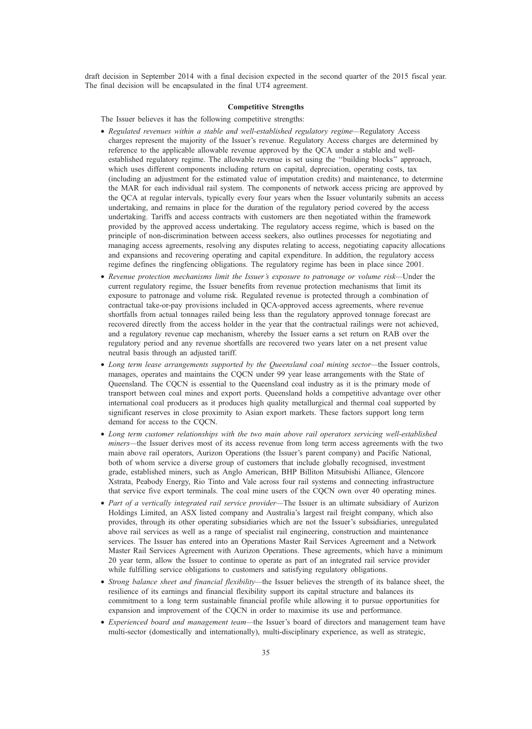draft decision in September 2014 with a final decision expected in the second quarter of the 2015 fiscal year. The final decision will be encapsulated in the final UT4 agreement.

### Competitive Strengths

The Issuer believes it has the following competitive strengths:

- *Regulated revenues within a stable and well-established regulatory regime*—Regulatory Access charges represent the majority of the Issuer's revenue. Regulatory Access charges are determined by reference to the applicable allowable revenue approved by the QCA under a stable and well-established regulatory regime. The allowable revenue is set using the "building blocks" approach, which uses different components including return on capital, depreciation, operating costs, tax (including an adjustment for the estimated value of imputation credits) and maintenance, to determine the MAR for each individual rail system. The components of network access pricing are approved by the QCA at regular intervals, typically every four years when the Issuer voluntarily submits an access undertaking, and remains in place for the duration of the regulatory period covered by the access undertaking. Tariffs and access contracts with customers are then negotiated within the framework provided by the approved access undertaking. The regulatory access regime, which is based on the principle of non-discrimination between access seekers, also outlines processes for negotiating and managing access agreements, resolving any disputes relating to access, negotiating capacity allocations and expansions and recovering operating and capital expenditure. In addition, the regulatory access regime defines the ringfencing obligations. The regulatory regime has been in place since 2001.
- *Revenue protection mechanisms limit the Issuer's exposure to patronage or volume risk*—Under the current regulatory regime, the Issuer benefits from revenue protection mechanisms that limit its exposure to patronage and volume risk. Regulated revenue is protected through a combination of contractual take-or-pay provisions included in QCA-approved access agreements, where revenue shortfalls from actual tonnages railed being less than the regulatory approved tonnage forecast are recovered directly from the access holder in the year that the contractual railings were not achieved, and a regulatory revenue cap mechanism, whereby the Issuer earns a set return on RAB over the regulatory period and any revenue shortfalls are recovered two years later on a net present value neutral basis through an adjusted tariff.
- *Long term lease arrangements supported by the Queensland coal mining sector*—the Issuer controls, manages, operates and maintains the CQCN under 99 year lease arrangements with the State of Queensland. The CQCN is essential to the Queensland coal industry as it is the primary mode of transport between coal mines and export ports. Queensland holds a competitive advantage over other international coal producers as it produces high quality metallurgical and thermal coal supported by significant reserves in close proximity to Asian export markets. These factors support long term demand for access to the CQCN.
- *Long term customer relationships with the two main above rail operators servicing well-established miners*—the Issuer derives most of its access revenue from long term access agreements with the two main above rail operators, Aurizon Operations (the Issuer's parent company) and Pacific National, both of whom service a diverse group of customers that include globally recognised, investment grade, established miners, such as Anglo American, BHP Billiton Mitsubishi Alliance, Glencore Xstrata, Peabody Energy, Rio Tinto and Vale across four rail systems and connecting infrastructure that service five export terminals. The coal mine users of the CQCN own over 40 operating mines.
- *Part of a vertically integrated rail service provider*—The Issuer is an ultimate subsidiary of Aurizon Holdings Limited, an ASX listed company and Australia's largest rail freight company, which also provides, through its other operating subsidiaries which are not the Issuer's subsidiaries, unregulated above rail services as well as a range of specialist rail engineering, construction and maintenance services. The Issuer has entered into an Operations Master Rail Services Agreement and a Network Master Rail Services Agreement with Aurizon Operations. These agreements, which have a minimum 20 year term, allow the Issuer to continue to operate as part of an integrated rail service provider while fulfilling service obligations to customers and satisfying regulatory obligations.
- *Strong balance sheet and financial flexibility*—the Issuer believes the strength of its balance sheet, the resilience of its earnings and financial flexibility support its capital structure and balances its commitment to a long term sustainable financial profile while allowing it to pursue opportunities for expansion and improvement of the CQCN in order to maximise its use and performance.
- *Experienced board and management team*—the Issuer's board of directors and management team have multi-sector (domestically and internationally), multi-disciplinary experience, as well as strategic,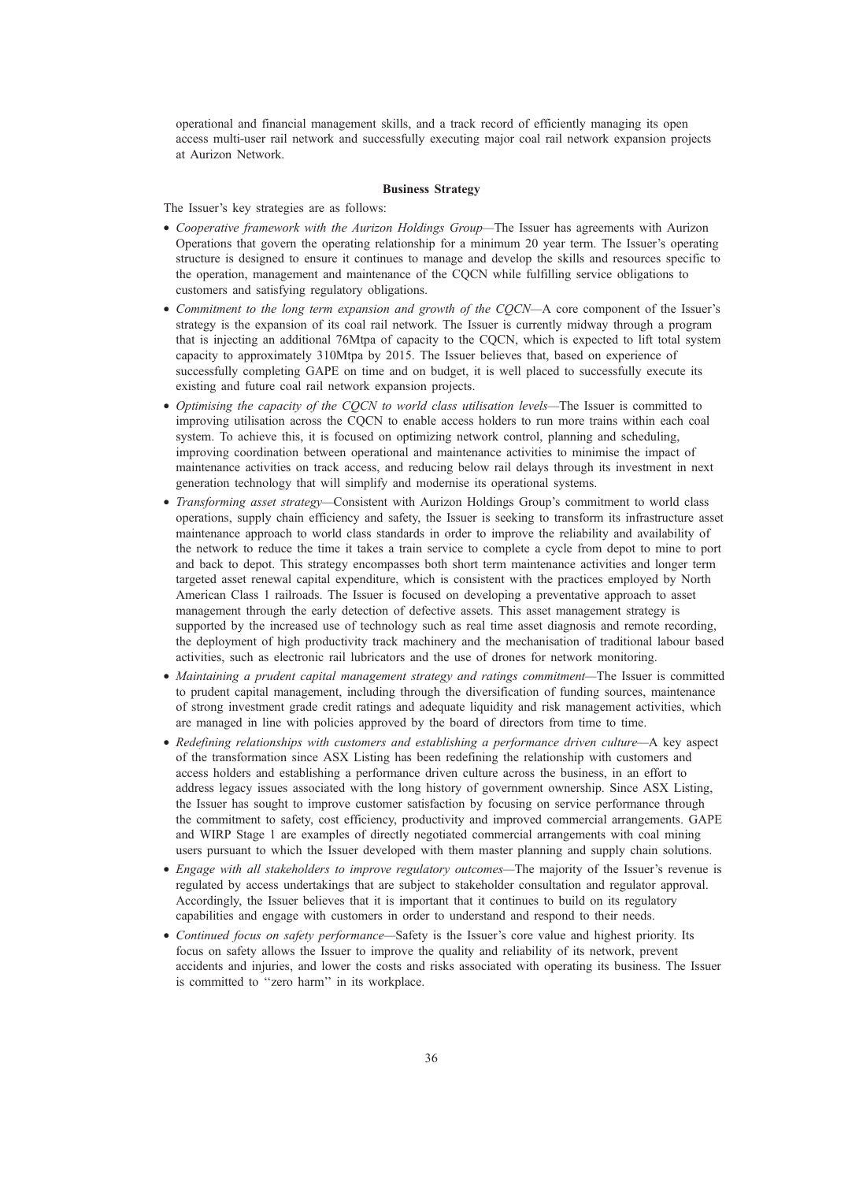operational and financial management skills, and a track record of efficiently managing its open access multi-user rail network and successfully executing major coal rail network expansion projects at Aurizon Network.

### Business Strategy

The Issuer's key strategies are as follows:

- *Cooperative framework with the Aurizon Holdings Group*—The Issuer has agreements with Aurizon Operations that govern the operating relationship for a minimum 20 year term. The Issuer's operating structure is designed to ensure it continues to manage and develop the skills and resources specific to the operation, management and maintenance of the CQCN while fulfilling service obligations to customers and satisfying regulatory obligations.
- *Commitment to the long term expansion and growth of the CQCN*—A core component of the Issuer's strategy is the expansion of its coal rail network. The Issuer is currently midway through a program that is injecting an additional 76Mtpa of capacity to the CQCN, which is expected to lift total system capacity to approximately 310Mtpa by 2015. The Issuer believes that, based on experience of successfully completing GAPE on time and on budget, it is well placed to successfully execute its existing and future coal rail network expansion projects.
- *Optimising the capacity of the CQCN to world class utilisation levels*—The Issuer is committed to improving utilisation across the CQCN to enable access holders to run more trains within each coal system. To achieve this, it is focused on optimizing network control, planning and scheduling, improving coordination between operational and maintenance activities to minimise the impact of maintenance activities on track access, and reducing below rail delays through its investment in next generation technology that will simplify and modernise its operational systems.
- *Transforming asset strategy*—Consistent with Aurizon Holdings Group's commitment to world class operations, supply chain efficiency and safety, the Issuer is seeking to transform its infrastructure asset maintenance approach to world class standards in order to improve the reliability and availability of the network to reduce the time it takes a train service to complete a cycle from depot to mine to port and back to depot. This strategy encompasses both short term maintenance activities and longer term targeted asset renewal capital expenditure, which is consistent with the practices employed by North American Class 1 railroads. The Issuer is focused on developing a preventative approach to asset management through the early detection of defective assets. This asset management strategy is supported by the increased use of technology such as real time asset diagnosis and remote recording, the deployment of high productivity track machinery and the mechanisation of traditional labour based activities, such as electronic rail lubricators and the use of drones for network monitoring.
- *Maintaining a prudent capital management strategy and ratings commitment*—The Issuer is committed to prudent capital management, including through the diversification of funding sources, maintenance of strong investment grade credit ratings and adequate liquidity and risk management activities, which are managed in line with policies approved by the board of directors from time to time.
- *Redefining relationships with customers and establishing a performance driven culture*—A key aspect of the transformation since ASX Listing has been redefining the relationship with customers and access holders and establishing a performance driven culture across the business, in an effort to address legacy issues associated with the long history of government ownership. Since ASX Listing, the Issuer has sought to improve customer satisfaction by focusing on service performance through the commitment to safety, cost efficiency, productivity and improved commercial arrangements. GAPE and WIRP Stage 1 are examples of directly negotiated commercial arrangements with coal mining users pursuant to which the Issuer developed with them master planning and supply chain solutions.
- *Engage with all stakeholders to improve regulatory outcomes*—The majority of the Issuer's revenue is regulated by access undertakings that are subject to stakeholder consultation and regulator approval. Accordingly, the Issuer believes that it is important that it continues to build on its regulatory capabilities and engage with customers in order to understand and respond to their needs.
- *Continued focus on safety performance*—Safety is the Issuer's core value and highest priority. Its focus on safety allows the Issuer to improve the quality and reliability of its network, prevent accidents and injuries, and lower the costs and risks associated with operating its business. The Issuer is committed to ''zero harm'' in its workplace.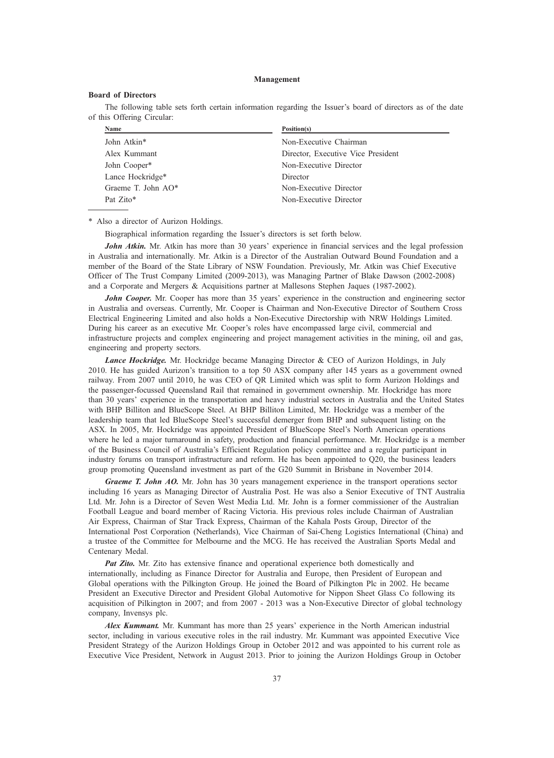# Management

## Board of Directors

The following table sets forth certain information regarding the Issuer's board of directors as of the date of this Offering Circular:

| Name | Position(s) |
| --- | --- |
| John Atkin* | Non-Executive Chairman |
| Alex Kummant | Director, Executive Vice President |
| John Cooper* | Non-Executive Director |
| Lance Hockridge* | Director |
| Graeme T. John AO* | Non-Executive Director |
| Pat Zito* | Non-Executive Director |

\* Also a director of Aurizon Holdings.

Biographical information regarding the Issuer's directors is set forth below.

***John Atkin.*** Mr. Atkin has more than 30 years' experience in financial services and the legal profession in Australia and internationally. Mr. Atkin is a Director of the Australian Outward Bound Foundation and a member of the Board of the State Library of NSW Foundation. Previously, Mr. Atkin was Chief Executive Officer of The Trust Company Limited (2009-2013), was Managing Partner of Blake Dawson (2002-2008) and a Corporate and Mergers & Acquisitions partner at Mallesons Stephen Jaques (1987-2002).

***John Cooper.*** Mr. Cooper has more than 35 years' experience in the construction and engineering sector in Australia and overseas. Currently, Mr. Cooper is Chairman and Non-Executive Director of Southern Cross Electrical Engineering Limited and also holds a Non-Executive Directorship with NRW Holdings Limited. During his career as an executive Mr. Cooper's roles have encompassed large civil, commercial and infrastructure projects and complex engineering and project management activities in the mining, oil and gas, engineering and property sectors.

***Lance Hockridge.*** Mr. Hockridge became Managing Director & CEO of Aurizon Holdings, in July 2010. He has guided Aurizon's transition to a top 50 ASX company after 145 years as a government owned railway. From 2007 until 2010, he was CEO of QR Limited which was split to form Aurizon Holdings and the passenger-focussed Queensland Rail that remained in government ownership. Mr. Hockridge has more than 30 years' experience in the transportation and heavy industrial sectors in Australia and the United States with BHP Billiton and BlueScope Steel. At BHP Billiton Limited, Mr. Hockridge was a member of the leadership team that led BlueScope Steel's successful demerger from BHP and subsequent listing on the ASX. In 2005, Mr. Hockridge was appointed President of BlueScope Steel's North American operations where he led a major turnaround in safety, production and financial performance. Mr. Hockridge is a member of the Business Council of Australia's Efficient Regulation policy committee and a regular participant in industry forums on transport infrastructure and reform. He has been appointed to Q20, the business leaders group promoting Queensland investment as part of the G20 Summit in Brisbane in November 2014.

***Graeme T. John AO.*** Mr. John has 30 years management experience in the transport operations sector including 16 years as Managing Director of Australia Post. He was also a Senior Executive of TNT Australia Ltd. Mr. John is a Director of Seven West Media Ltd. Mr. John is a former commissioner of the Australian Football League and board member of Racing Victoria. His previous roles include Chairman of Australian Air Express, Chairman of Star Track Express, Chairman of the Kahala Posts Group, Director of the International Post Corporation (Netherlands), Vice Chairman of Sai-Cheng Logistics International (China) and a trustee of the Committee for Melbourne and the MCG. He has received the Australian Sports Medal and Centenary Medal.

***Pat Zito.*** Mr. Zito has extensive finance and operational experience both domestically and internationally, including as Finance Director for Australia and Europe, then President of European and Global operations with the Pilkington Group. He joined the Board of Pilkington Plc in 2002. He became President an Executive Director and President Global Automotive for Nippon Sheet Glass Co following its acquisition of Pilkington in 2007; and from 2007 - 2013 was a Non-Executive Director of global technology company, Invensys plc.

***Alex Kummant.*** Mr. Kummant has more than 25 years' experience in the North American industrial sector, including in various executive roles in the rail industry. Mr. Kummant was appointed Executive Vice President Strategy of the Aurizon Holdings Group in October 2012 and was appointed to his current role as Executive Vice President, Network in August 2013. Prior to joining the Aurizon Holdings Group in October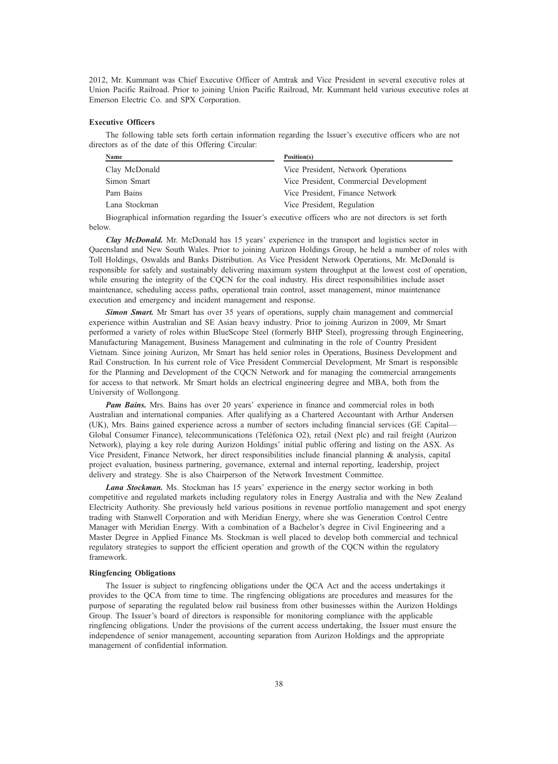2012, Mr. Kummant was Chief Executive Officer of Amtrak and Vice President in several executive roles at Union Pacific Railroad. Prior to joining Union Pacific Railroad, Mr. Kummant held various executive roles at Emerson Electric Co. and SPX Corporation.

### Executive Officers

The following table sets forth certain information regarding the Issuer's executive officers who are not directors as of the date of this Offering Circular:

| Name | Position(s) |
|---|---|
| Clay McDonald | Vice President, Network Operations |
| Simon Smart | Vice President, Commercial Development |
| Pam Bains | Vice President, Finance Network |
| Lana Stockman | Vice President, Regulation |

Biographical information regarding the Issuer's executive officers who are not directors is set forth below.

***Clay McDonald.*** Mr. McDonald has 15 years' experience in the transport and logistics sector in Queensland and New South Wales. Prior to joining Aurizon Holdings Group, he held a number of roles with Toll Holdings, Oswalds and Banks Distribution. As Vice President Network Operations, Mr. McDonald is responsible for safely and sustainably delivering maximum system throughput at the lowest cost of operation, while ensuring the integrity of the CQCN for the coal industry. His direct responsibilities include asset maintenance, scheduling access paths, operational train control, asset management, minor maintenance execution and emergency and incident management and response.

***Simon Smart.*** Mr Smart has over 35 years of operations, supply chain management and commercial experience within Australian and SE Asian heavy industry. Prior to joining Aurizon in 2009, Mr Smart performed a variety of roles within BlueScope Steel (formerly BHP Steel), progressing through Engineering, Manufacturing Management, Business Management and culminating in the role of Country President Vietnam. Since joining Aurizon, Mr Smart has held senior roles in Operations, Business Development and Rail Construction. In his current role of Vice President Commercial Development, Mr Smart is responsible for the Planning and Development of the CQCN Network and for managing the commercial arrangements for access to that network. Mr Smart holds an electrical engineering degree and MBA, both from the University of Wollongong.

***Pam Bains.*** Mrs. Bains has over 20 years' experience in finance and commercial roles in both Australian and international companies. After qualifying as a Chartered Accountant with Arthur Andersen (UK), Mrs. Bains gained experience across a number of sectors including financial services (GE Capital—Global Consumer Finance), telecommunications (Teléfonica O2), retail (Next plc) and rail freight (Aurizon Network), playing a key role during Aurizon Holdings' initial public offering and listing on the ASX. As Vice President, Finance Network, her direct responsibilities include financial planning & analysis, capital project evaluation, business partnering, governance, external and internal reporting, leadership, project delivery and strategy. She is also Chairperson of the Network Investment Committee.

***Lana Stockman.*** Ms. Stockman has 15 years' experience in the energy sector working in both competitive and regulated markets including regulatory roles in Energy Australia and with the New Zealand Electricity Authority. She previously held various positions in revenue portfolio management and spot energy trading with Stanwell Corporation and with Meridian Energy, where she was Generation Control Centre Manager with Meridian Energy. With a combination of a Bachelor's degree in Civil Engineering and a Master Degree in Applied Finance Ms. Stockman is well placed to develop both commercial and technical regulatory strategies to support the efficient operation and growth of the CQCN within the regulatory framework.

### Ringfencing Obligations

The Issuer is subject to ringfencing obligations under the QCA Act and the access undertakings it provides to the QCA from time to time. The ringfencing obligations are procedures and measures for the purpose of separating the regulated below rail business from other businesses within the Aurizon Holdings Group. The Issuer's board of directors is responsible for monitoring compliance with the applicable ringfencing obligations. Under the provisions of the current access undertaking, the Issuer must ensure the independence of senior management, accounting separation from Aurizon Holdings and the appropriate management of confidential information.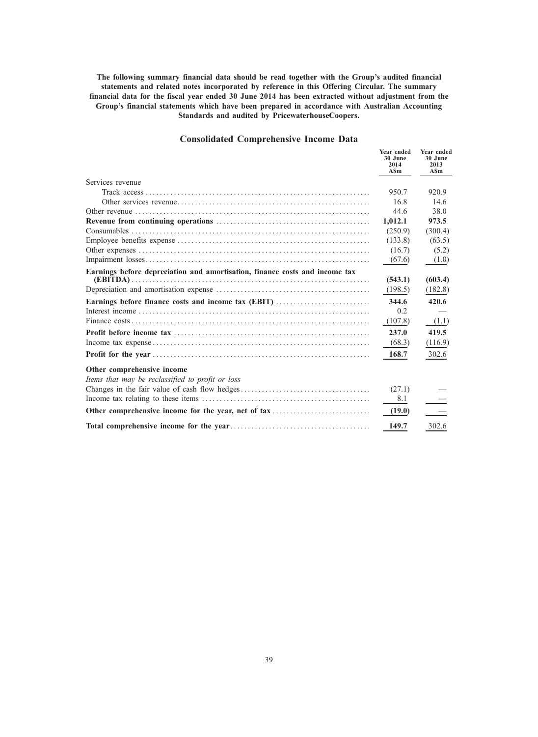**The following summary financial data should be read together with the Group's audited financial statements and related notes incorporated by reference in this Offering Circular. The summary financial data for the fiscal year ended 30 June 2014 has been extracted without adjustment from the Group's financial statements which have been prepared in accordance with Australian Accounting Standards and audited by PricewaterhouseCoopers.**

## Consolidated Comprehensive Income Data

| | Year ended 30 June 2014 A$m | Year ended 30 June 2013 A$m |
|---|---|---|
| Services revenue | | |
| Track access | 950.7 | 920.9 |
| Other services revenue | 16.8 | 14.6 |
| Other revenue | 44.6 | 38.0 |
| **Revenue from continuing operations** | **1,012.1** | **973.5** |
| Consumables | (250.9) | (300.4) |
| Employee benefits expense | (133.8) | (63.5) |
| Other expenses | (16.7) | (5.2) |
| Impairment losses | (67.6) | (1.0) |
| **Earnings before depreciation and amortisation, finance costs and income tax (EBITDA)** | **(543.1)** | **(603.4)** |
| Depreciation and amortisation expense | (198.5) | (182.8) |
| **Earnings before finance costs and income tax (EBIT)** | **344.6** | **420.6** |
| Interest income | 0.2 | — |
| Finance costs | (107.8) | (1.1) |
| **Profit before income tax** | **237.0** | **419.5** |
| Income tax expense | (68.3) | (116.9) |
| **Profit for the year** | **168.7** | 302.6 |
| **Other comprehensive income** | | |
| *Items that may be reclassified to profit or loss* | | |
| Changes in the fair value of cash flow hedges | (27.1) | — |
| Income tax relating to these items | 8.1 | — |
| **Other comprehensive income for the year, net of tax** | **(19.0)** | — |
| **Total comprehensive income for the year** | **149.7** | 302.6 |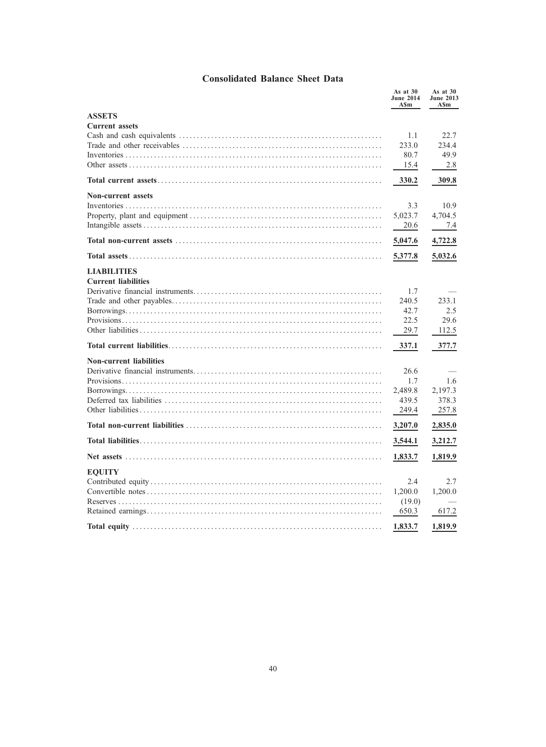## Consolidated Balance Sheet Data

| | As at 30 June 2014 A$m | As at 30 June 2013 A$m |
|---|---|---|
| **ASSETS** | | |
| **Current assets** | | |
| Cash and cash equivalents | 1.1 | 22.7 |
| Trade and other receivables | 233.0 | 234.4 |
| Inventories | 80.7 | 49.9 |
| Other assets | 15.4 | 2.8 |
| **Total current assets** | **330.2** | **309.8** |
| **Non-current assets** | | |
| Inventories | 3.3 | 10.9 |
| Property, plant and equipment | 5,023.7 | 4,704.5 |
| Intangible assets | 20.6 | 7.4 |
| **Total non-current assets** | **5,047.6** | **4,722.8** |
| **Total assets** | **5,377.8** | **5,032.6** |
| **LIABILITIES** | | |
| **Current liabilities** | | |
| Derivative financial instruments | 1.7 | — |
| Trade and other payables | 240.5 | 233.1 |
| Borrowings | 42.7 | 2.5 |
| Provisions | 22.5 | 29.6 |
| Other liabilities | 29.7 | 112.5 |
| **Total current liabilities** | **337.1** | **377.7** |
| **Non-current liabilities** | | |
| Derivative financial instruments | 26.6 | — |
| Provisions | 1.7 | 1.6 |
| Borrowings | 2,489.8 | 2,197.3 |
| Deferred tax liabilities | 439.5 | 378.3 |
| Other liabilities | 249.4 | 257.8 |
| **Total non-current liabilities** | **3,207.0** | **2,835.0** |
| **Total liabilities** | **3,544.1** | **3,212.7** |
| **Net assets** | **1,833.7** | **1,819.9** |
| **EQUITY** | | |
| Contributed equity | 2.4 | 2.7 |
| Convertible notes | 1,200.0 | 1,200.0 |
| Reserves | (19.0) | — |
| Retained earnings | 650.3 | 617.2 |
| **Total equity** | **1,833.7** | **1,819.9** |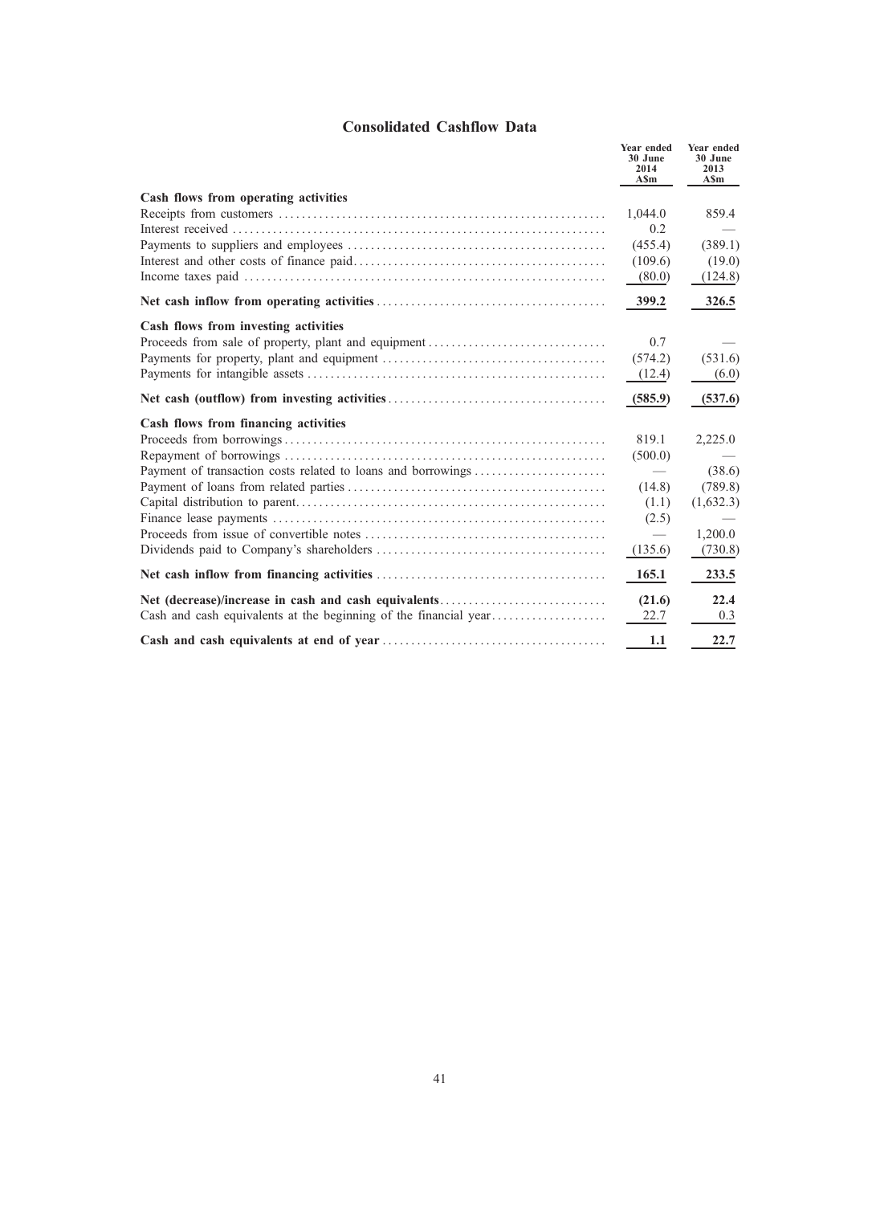## Consolidated Cashflow Data

| | Year ended 30 June 2014 A$m | Year ended 30 June 2013 A$m |
|---|---|---|
| **Cash flows from operating activities** | | |
| Receipts from customers | 1,044.0 | 859.4 |
| Interest received | 0.2 | — |
| Payments to suppliers and employees | (455.4) | (389.1) |
| Interest and other costs of finance paid | (109.6) | (19.0) |
| Income taxes paid | (80.0) | (124.8) |
| **Net cash inflow from operating activities** | **399.2** | **326.5** |
| **Cash flows from investing activities** | | |
| Proceeds from sale of property, plant and equipment | 0.7 | — |
| Payments for property, plant and equipment | (574.2) | (531.6) |
| Payments for intangible assets | (12.4) | (6.0) |
| **Net cash (outflow) from investing activities** | **(585.9)** | **(537.6)** |
| **Cash flows from financing activities** | | |
| Proceeds from borrowings | 819.1 | 2,225.0 |
| Repayment of borrowings | (500.0) | — |
| Payment of transaction costs related to loans and borrowings | — | (38.6) |
| Payment of loans from related parties | (14.8) | (789.8) |
| Capital distribution to parent | (1.1) | (1,632.3) |
| Finance lease payments | (2.5) | — |
| Proceeds from issue of convertible notes | — | 1,200.0 |
| Dividends paid to Company's shareholders | (135.6) | (730.8) |
| **Net cash inflow from financing activities** | **165.1** | **233.5** |
| **Net (decrease)/increase in cash and cash equivalents** | **(21.6)** | **22.4** |
| Cash and cash equivalents at the beginning of the financial year | 22.7 | 0.3 |
| **Cash and cash equivalents at end of year** | **1.1** | **22.7** |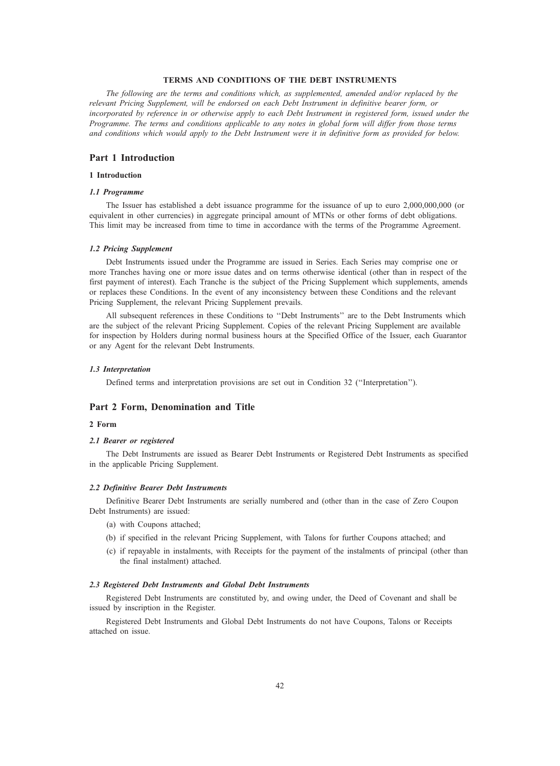# TERMS AND CONDITIONS OF THE DEBT INSTRUMENTS

*The following are the terms and conditions which, as supplemented, amended and/or replaced by the relevant Pricing Supplement, will be endorsed on each Debt Instrument in definitive bearer form, or incorporated by reference in or otherwise apply to each Debt Instrument in registered form, issued under the Programme. The terms and conditions applicable to any notes in global form will differ from those terms and conditions which would apply to the Debt Instrument were it in definitive form as provided for below.*

## Part 1 Introduction

### 1 Introduction

#### *1.1 Programme*

The Issuer has established a debt issuance programme for the issuance of up to euro 2,000,000,000 (or equivalent in other currencies) in aggregate principal amount of MTNs or other forms of debt obligations. This limit may be increased from time to time in accordance with the terms of the Programme Agreement.

#### *1.2 Pricing Supplement*

Debt Instruments issued under the Programme are issued in Series. Each Series may comprise one or more Tranches having one or more issue dates and on terms otherwise identical (other than in respect of the first payment of interest). Each Tranche is the subject of the Pricing Supplement which supplements, amends or replaces these Conditions. In the event of any inconsistency between these Conditions and the relevant Pricing Supplement, the relevant Pricing Supplement prevails.

All subsequent references in these Conditions to ''Debt Instruments'' are to the Debt Instruments which are the subject of the relevant Pricing Supplement. Copies of the relevant Pricing Supplement are available for inspection by Holders during normal business hours at the Specified Office of the Issuer, each Guarantor or any Agent for the relevant Debt Instruments.

#### *1.3 Interpretation*

Defined terms and interpretation provisions are set out in Condition 32 (''Interpretation'').

## Part 2 Form, Denomination and Title

### 2 Form

#### *2.1 Bearer or registered*

The Debt Instruments are issued as Bearer Debt Instruments or Registered Debt Instruments as specified in the applicable Pricing Supplement.

#### *2.2 Definitive Bearer Debt Instruments*

Definitive Bearer Debt Instruments are serially numbered and (other than in the case of Zero Coupon Debt Instruments) are issued:

(a) with Coupons attached;

(b) if specified in the relevant Pricing Supplement, with Talons for further Coupons attached; and

(c) if repayable in instalments, with Receipts for the payment of the instalments of principal (other than the final instalment) attached.

#### *2.3 Registered Debt Instruments and Global Debt Instruments*

Registered Debt Instruments are constituted by, and owing under, the Deed of Covenant and shall be issued by inscription in the Register.

Registered Debt Instruments and Global Debt Instruments do not have Coupons, Talons or Receipts attached on issue.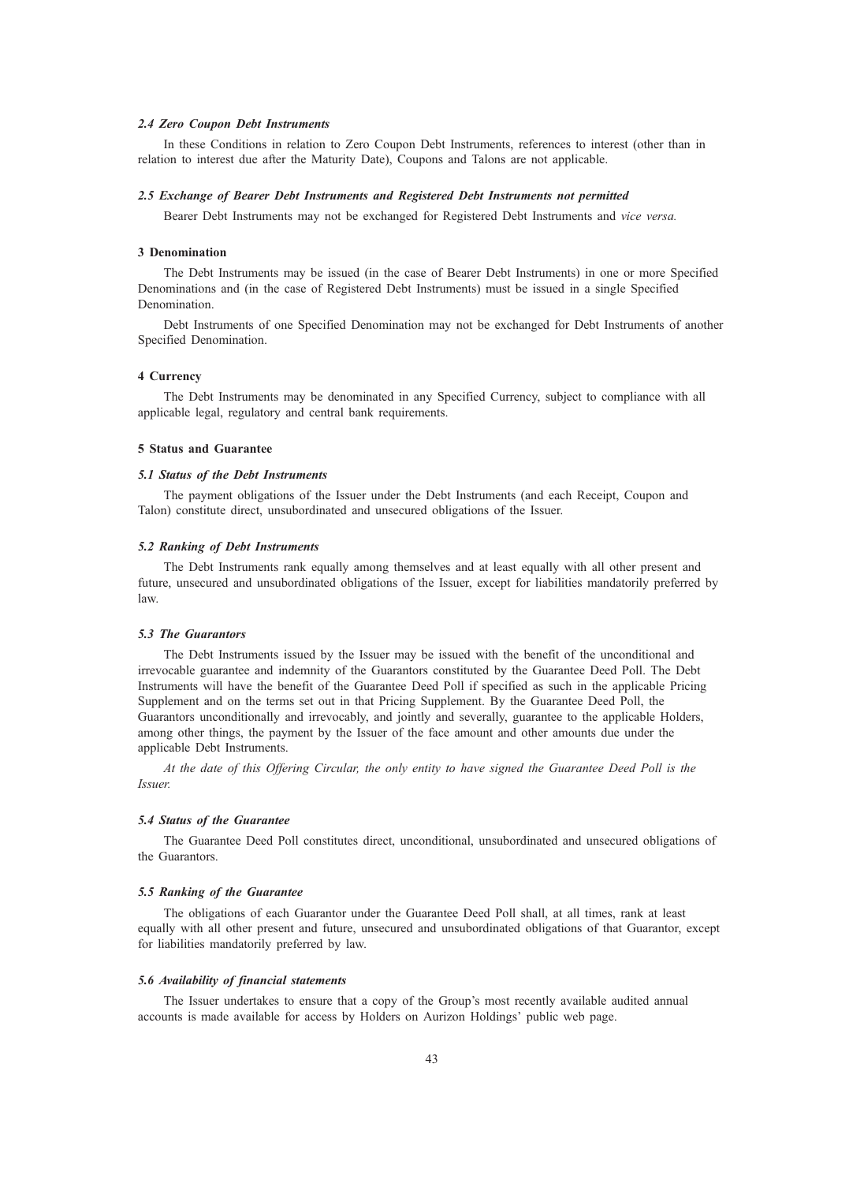### *2.4 Zero Coupon Debt Instruments*

In these Conditions in relation to Zero Coupon Debt Instruments, references to interest (other than in relation to interest due after the Maturity Date), Coupons and Talons are not applicable.

### *2.5 Exchange of Bearer Debt Instruments and Registered Debt Instruments not permitted*

Bearer Debt Instruments may not be exchanged for Registered Debt Instruments and *vice versa.*

## 3 Denomination

The Debt Instruments may be issued (in the case of Bearer Debt Instruments) in one or more Specified Denominations and (in the case of Registered Debt Instruments) must be issued in a single Specified Denomination.

Debt Instruments of one Specified Denomination may not be exchanged for Debt Instruments of another Specified Denomination.

## 4 Currency

The Debt Instruments may be denominated in any Specified Currency, subject to compliance with all applicable legal, regulatory and central bank requirements.

## 5 Status and Guarantee

### *5.1 Status of the Debt Instruments*

The payment obligations of the Issuer under the Debt Instruments (and each Receipt, Coupon and Talon) constitute direct, unsubordinated and unsecured obligations of the Issuer.

### *5.2 Ranking of Debt Instruments*

The Debt Instruments rank equally among themselves and at least equally with all other present and future, unsecured and unsubordinated obligations of the Issuer, except for liabilities mandatorily preferred by law.

### *5.3 The Guarantors*

The Debt Instruments issued by the Issuer may be issued with the benefit of the unconditional and irrevocable guarantee and indemnity of the Guarantors constituted by the Guarantee Deed Poll. The Debt Instruments will have the benefit of the Guarantee Deed Poll if specified as such in the applicable Pricing Supplement and on the terms set out in that Pricing Supplement. By the Guarantee Deed Poll, the Guarantors unconditionally and irrevocably, and jointly and severally, guarantee to the applicable Holders, among other things, the payment by the Issuer of the face amount and other amounts due under the applicable Debt Instruments.

*At the date of this Offering Circular, the only entity to have signed the Guarantee Deed Poll is the Issuer.*

### *5.4 Status of the Guarantee*

The Guarantee Deed Poll constitutes direct, unconditional, unsubordinated and unsecured obligations of the Guarantors.

### *5.5 Ranking of the Guarantee*

The obligations of each Guarantor under the Guarantee Deed Poll shall, at all times, rank at least equally with all other present and future, unsecured and unsubordinated obligations of that Guarantor, except for liabilities mandatorily preferred by law.

### *5.6 Availability of financial statements*

The Issuer undertakes to ensure that a copy of the Group's most recently available audited annual accounts is made available for access by Holders on Aurizon Holdings' public web page.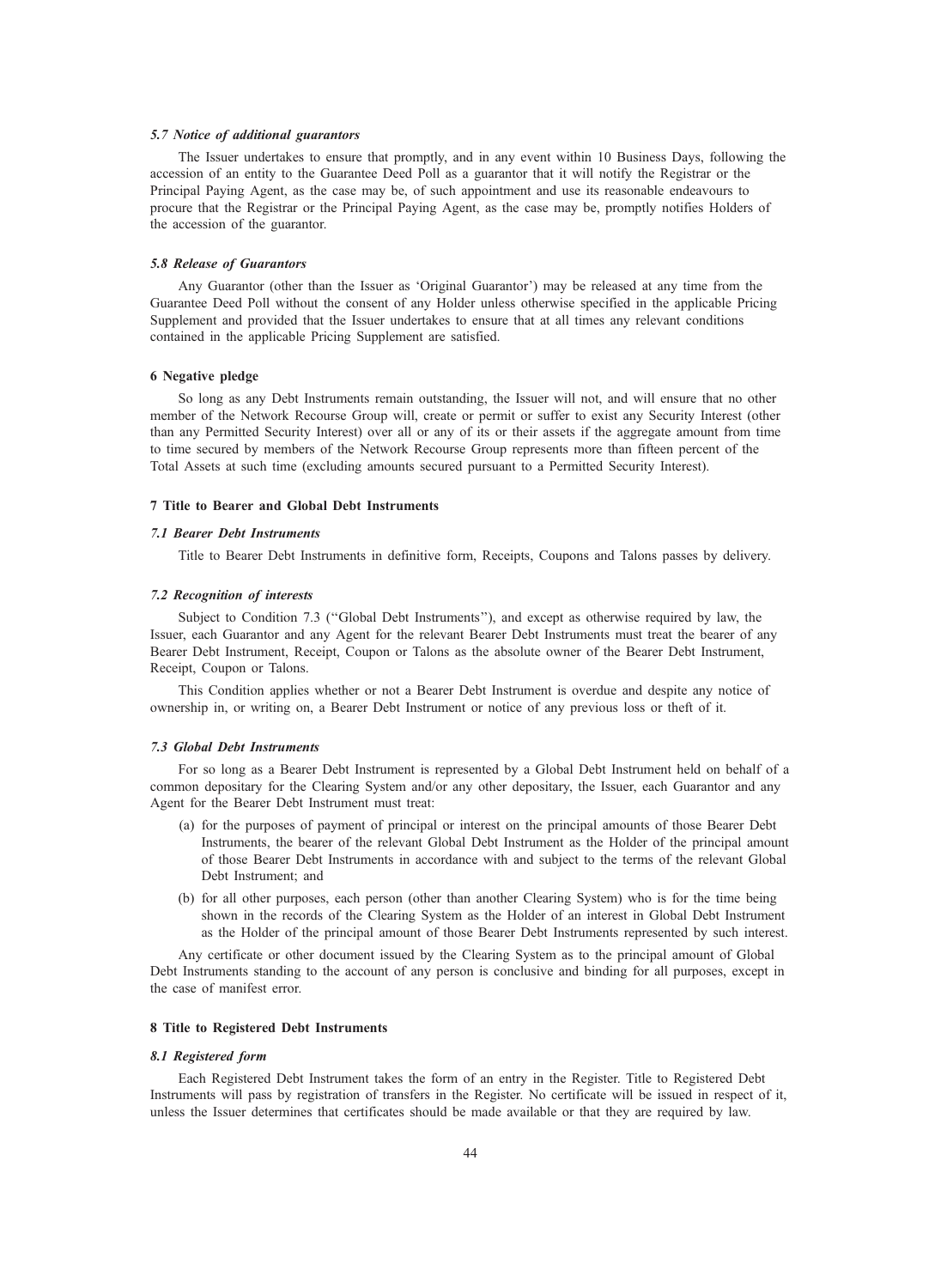### *5.7 Notice of additional guarantors*

The Issuer undertakes to ensure that promptly, and in any event within 10 Business Days, following the accession of an entity to the Guarantee Deed Poll as a guarantor that it will notify the Registrar or the Principal Paying Agent, as the case may be, of such appointment and use its reasonable endeavours to procure that the Registrar or the Principal Paying Agent, as the case may be, promptly notifies Holders of the accession of the guarantor.

### *5.8 Release of Guarantors*

Any Guarantor (other than the Issuer as 'Original Guarantor') may be released at any time from the Guarantee Deed Poll without the consent of any Holder unless otherwise specified in the applicable Pricing Supplement and provided that the Issuer undertakes to ensure that at all times any relevant conditions contained in the applicable Pricing Supplement are satisfied.

## 6 Negative pledge

So long as any Debt Instruments remain outstanding, the Issuer will not, and will ensure that no other member of the Network Recourse Group will, create or permit or suffer to exist any Security Interest (other than any Permitted Security Interest) over all or any of its or their assets if the aggregate amount from time to time secured by members of the Network Recourse Group represents more than fifteen percent of the Total Assets at such time (excluding amounts secured pursuant to a Permitted Security Interest).

## 7 Title to Bearer and Global Debt Instruments

### *7.1 Bearer Debt Instruments*

Title to Bearer Debt Instruments in definitive form, Receipts, Coupons and Talons passes by delivery.

### *7.2 Recognition of interests*

Subject to Condition 7.3 (''Global Debt Instruments''), and except as otherwise required by law, the Issuer, each Guarantor and any Agent for the relevant Bearer Debt Instruments must treat the bearer of any Bearer Debt Instrument, Receipt, Coupon or Talons as the absolute owner of the Bearer Debt Instrument, Receipt, Coupon or Talons.

This Condition applies whether or not a Bearer Debt Instrument is overdue and despite any notice of ownership in, or writing on, a Bearer Debt Instrument or notice of any previous loss or theft of it.

### *7.3 Global Debt Instruments*

For so long as a Bearer Debt Instrument is represented by a Global Debt Instrument held on behalf of a common depositary for the Clearing System and/or any other depositary, the Issuer, each Guarantor and any Agent for the Bearer Debt Instrument must treat:

(a) for the purposes of payment of principal or interest on the principal amounts of those Bearer Debt Instruments, the bearer of the relevant Global Debt Instrument as the Holder of the principal amount of those Bearer Debt Instruments in accordance with and subject to the terms of the relevant Global Debt Instrument; and

(b) for all other purposes, each person (other than another Clearing System) who is for the time being shown in the records of the Clearing System as the Holder of an interest in Global Debt Instrument as the Holder of the principal amount of those Bearer Debt Instruments represented by such interest.

Any certificate or other document issued by the Clearing System as to the principal amount of Global Debt Instruments standing to the account of any person is conclusive and binding for all purposes, except in the case of manifest error.

## 8 Title to Registered Debt Instruments

### *8.1 Registered form*

Each Registered Debt Instrument takes the form of an entry in the Register. Title to Registered Debt Instruments will pass by registration of transfers in the Register. No certificate will be issued in respect of it, unless the Issuer determines that certificates should be made available or that they are required by law.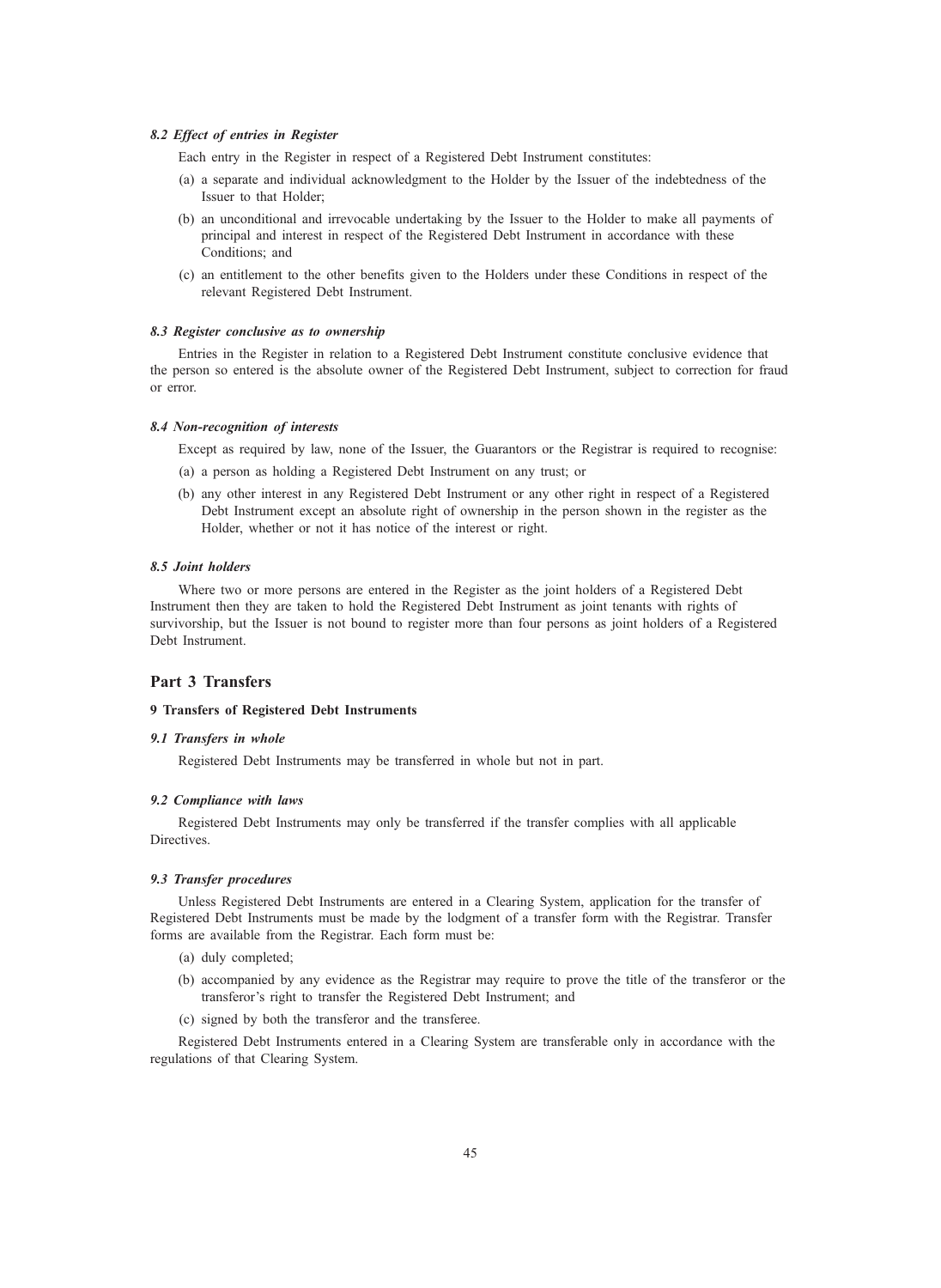#### *8.2 Effect of entries in Register*

Each entry in the Register in respect of a Registered Debt Instrument constitutes:

(a) a separate and individual acknowledgment to the Holder by the Issuer of the indebtedness of the Issuer to that Holder;

(b) an unconditional and irrevocable undertaking by the Issuer to the Holder to make all payments of principal and interest in respect of the Registered Debt Instrument in accordance with these Conditions; and

(c) an entitlement to the other benefits given to the Holders under these Conditions in respect of the relevant Registered Debt Instrument.

#### *8.3 Register conclusive as to ownership*

Entries in the Register in relation to a Registered Debt Instrument constitute conclusive evidence that the person so entered is the absolute owner of the Registered Debt Instrument, subject to correction for fraud or error.

#### *8.4 Non-recognition of interests*

Except as required by law, none of the Issuer, the Guarantors or the Registrar is required to recognise:

(a) a person as holding a Registered Debt Instrument on any trust; or

(b) any other interest in any Registered Debt Instrument or any other right in respect of a Registered Debt Instrument except an absolute right of ownership in the person shown in the register as the Holder, whether or not it has notice of the interest or right.

#### *8.5 Joint holders*

Where two or more persons are entered in the Register as the joint holders of a Registered Debt Instrument then they are taken to hold the Registered Debt Instrument as joint tenants with rights of survivorship, but the Issuer is not bound to register more than four persons as joint holders of a Registered Debt Instrument.

## Part 3 Transfers

### 9 Transfers of Registered Debt Instruments

#### *9.1 Transfers in whole*

Registered Debt Instruments may be transferred in whole but not in part.

#### *9.2 Compliance with laws*

Registered Debt Instruments may only be transferred if the transfer complies with all applicable Directives.

#### *9.3 Transfer procedures*

Unless Registered Debt Instruments are entered in a Clearing System, application for the transfer of Registered Debt Instruments must be made by the lodgment of a transfer form with the Registrar. Transfer forms are available from the Registrar. Each form must be:

(a) duly completed;

(b) accompanied by any evidence as the Registrar may require to prove the title of the transferor or the transferor's right to transfer the Registered Debt Instrument; and

(c) signed by both the transferor and the transferee.

Registered Debt Instruments entered in a Clearing System are transferable only in accordance with the regulations of that Clearing System.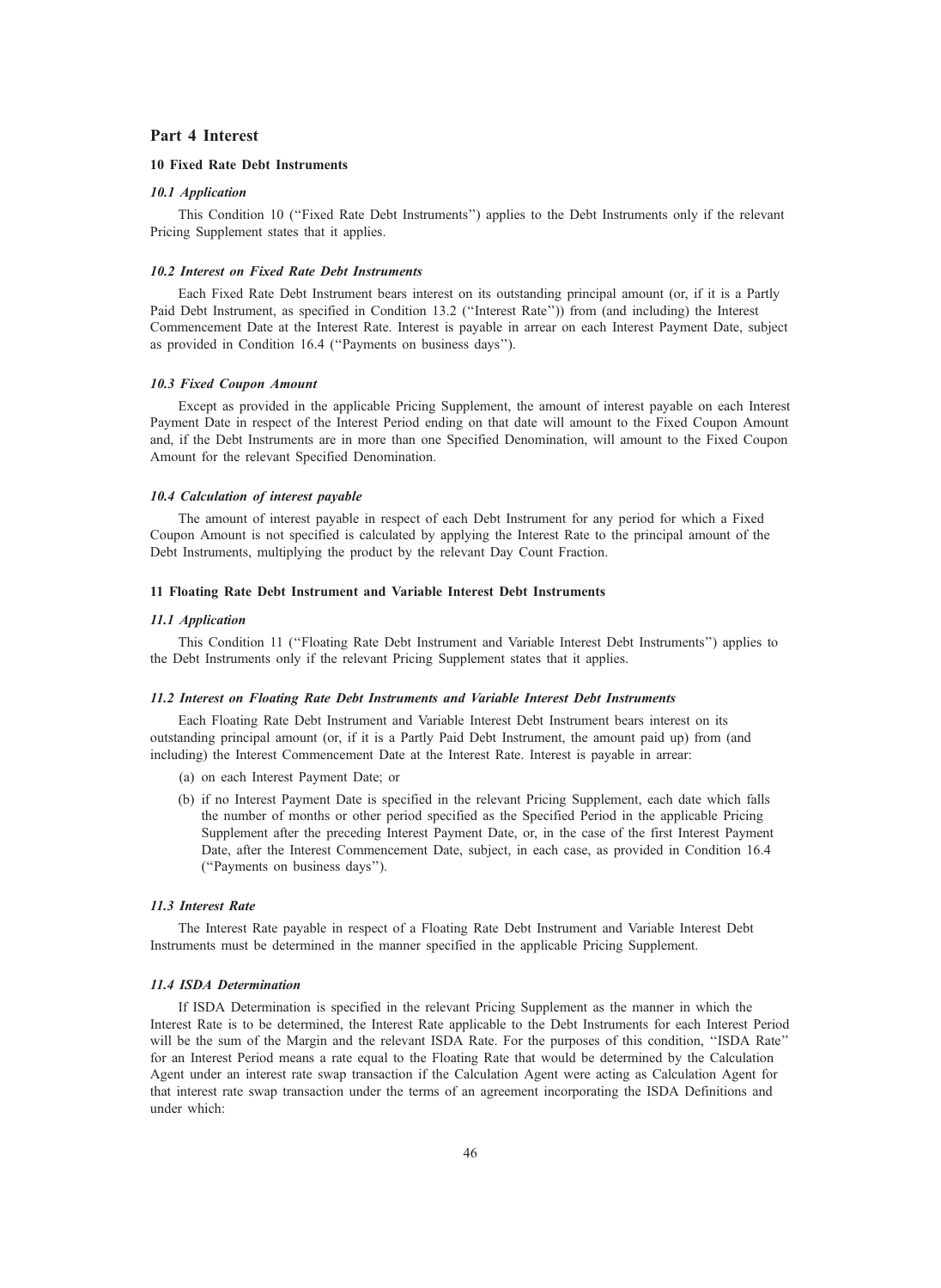## Part 4 Interest

### 10 Fixed Rate Debt Instruments

#### *10.1 Application*

This Condition 10 (''Fixed Rate Debt Instruments'') applies to the Debt Instruments only if the relevant Pricing Supplement states that it applies.

#### *10.2 Interest on Fixed Rate Debt Instruments*

Each Fixed Rate Debt Instrument bears interest on its outstanding principal amount (or, if it is a Partly Paid Debt Instrument, as specified in Condition 13.2 (''Interest Rate'')) from (and including) the Interest Commencement Date at the Interest Rate. Interest is payable in arrear on each Interest Payment Date, subject as provided in Condition 16.4 (''Payments on business days'').

#### *10.3 Fixed Coupon Amount*

Except as provided in the applicable Pricing Supplement, the amount of interest payable on each Interest Payment Date in respect of the Interest Period ending on that date will amount to the Fixed Coupon Amount and, if the Debt Instruments are in more than one Specified Denomination, will amount to the Fixed Coupon Amount for the relevant Specified Denomination.

#### *10.4 Calculation of interest payable*

The amount of interest payable in respect of each Debt Instrument for any period for which a Fixed Coupon Amount is not specified is calculated by applying the Interest Rate to the principal amount of the Debt Instruments, multiplying the product by the relevant Day Count Fraction.

### 11 Floating Rate Debt Instrument and Variable Interest Debt Instruments

#### *11.1 Application*

This Condition 11 (''Floating Rate Debt Instrument and Variable Interest Debt Instruments'') applies to the Debt Instruments only if the relevant Pricing Supplement states that it applies.

#### *11.2 Interest on Floating Rate Debt Instruments and Variable Interest Debt Instruments*

Each Floating Rate Debt Instrument and Variable Interest Debt Instrument bears interest on its outstanding principal amount (or, if it is a Partly Paid Debt Instrument, the amount paid up) from (and including) the Interest Commencement Date at the Interest Rate. Interest is payable in arrear:

(a) on each Interest Payment Date; or

(b) if no Interest Payment Date is specified in the relevant Pricing Supplement, each date which falls the number of months or other period specified as the Specified Period in the applicable Pricing Supplement after the preceding Interest Payment Date, or, in the case of the first Interest Payment Date, after the Interest Commencement Date, subject, in each case, as provided in Condition 16.4 (''Payments on business days'').

#### *11.3 Interest Rate*

The Interest Rate payable in respect of a Floating Rate Debt Instrument and Variable Interest Debt Instruments must be determined in the manner specified in the applicable Pricing Supplement.

#### *11.4 ISDA Determination*

If ISDA Determination is specified in the relevant Pricing Supplement as the manner in which the Interest Rate is to be determined, the Interest Rate applicable to the Debt Instruments for each Interest Period will be the sum of the Margin and the relevant ISDA Rate. For the purposes of this condition, ''ISDA Rate'' for an Interest Period means a rate equal to the Floating Rate that would be determined by the Calculation Agent under an interest rate swap transaction if the Calculation Agent were acting as Calculation Agent for that interest rate swap transaction under the terms of an agreement incorporating the ISDA Definitions and under which: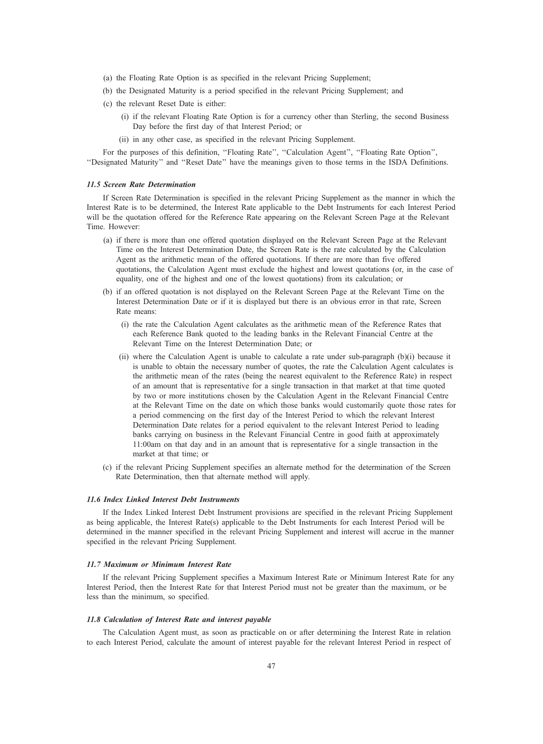(a) the Floating Rate Option is as specified in the relevant Pricing Supplement;

(b) the Designated Maturity is a period specified in the relevant Pricing Supplement; and

(c) the relevant Reset Date is either:

  (i) if the relevant Floating Rate Option is for a currency other than Sterling, the second Business Day before the first day of that Interest Period; or

  (ii) in any other case, as specified in the relevant Pricing Supplement.

For the purposes of this definition, "Floating Rate", "Calculation Agent", "Floating Rate Option", "Designated Maturity" and "Reset Date" have the meanings given to those terms in the ISDA Definitions.

### *11.5 Screen Rate Determination*

If Screen Rate Determination is specified in the relevant Pricing Supplement as the manner in which the Interest Rate is to be determined, the Interest Rate applicable to the Debt Instruments for each Interest Period will be the quotation offered for the Reference Rate appearing on the Relevant Screen Page at the Relevant Time. However:

(a) if there is more than one offered quotation displayed on the Relevant Screen Page at the Relevant Time on the Interest Determination Date, the Screen Rate is the rate calculated by the Calculation Agent as the arithmetic mean of the offered quotations. If there are more than five offered quotations, the Calculation Agent must exclude the highest and lowest quotations (or, in the case of equality, one of the highest and one of the lowest quotations) from its calculation; or

(b) if an offered quotation is not displayed on the Relevant Screen Page at the Relevant Time on the Interest Determination Date or if it is displayed but there is an obvious error in that rate, Screen Rate means:

  (i) the rate the Calculation Agent calculates as the arithmetic mean of the Reference Rates that each Reference Bank quoted to the leading banks in the Relevant Financial Centre at the Relevant Time on the Interest Determination Date; or

  (ii) where the Calculation Agent is unable to calculate a rate under sub-paragraph (b)(i) because it is unable to obtain the necessary number of quotes, the rate the Calculation Agent calculates is the arithmetic mean of the rates (being the nearest equivalent to the Reference Rate) in respect of an amount that is representative for a single transaction in that market at that time quoted by two or more institutions chosen by the Calculation Agent in the Relevant Financial Centre at the Relevant Time on the date on which those banks would customarily quote those rates for a period commencing on the first day of the Interest Period to which the relevant Interest Determination Date relates for a period equivalent to the relevant Interest Period to leading banks carrying on business in the Relevant Financial Centre in good faith at approximately 11:00am on that day and in an amount that is representative for a single transaction in the market at that time; or

(c) if the relevant Pricing Supplement specifies an alternate method for the determination of the Screen Rate Determination, then that alternate method will apply.

### *11.6 Index Linked Interest Debt Instruments*

If the Index Linked Interest Debt Instrument provisions are specified in the relevant Pricing Supplement as being applicable, the Interest Rate(s) applicable to the Debt Instruments for each Interest Period will be determined in the manner specified in the relevant Pricing Supplement and interest will accrue in the manner specified in the relevant Pricing Supplement.

### *11.7 Maximum or Minimum Interest Rate*

If the relevant Pricing Supplement specifies a Maximum Interest Rate or Minimum Interest Rate for any Interest Period, then the Interest Rate for that Interest Period must not be greater than the maximum, or be less than the minimum, so specified.

### *11.8 Calculation of Interest Rate and interest payable*

The Calculation Agent must, as soon as practicable on or after determining the Interest Rate in relation to each Interest Period, calculate the amount of interest payable for the relevant Interest Period in respect of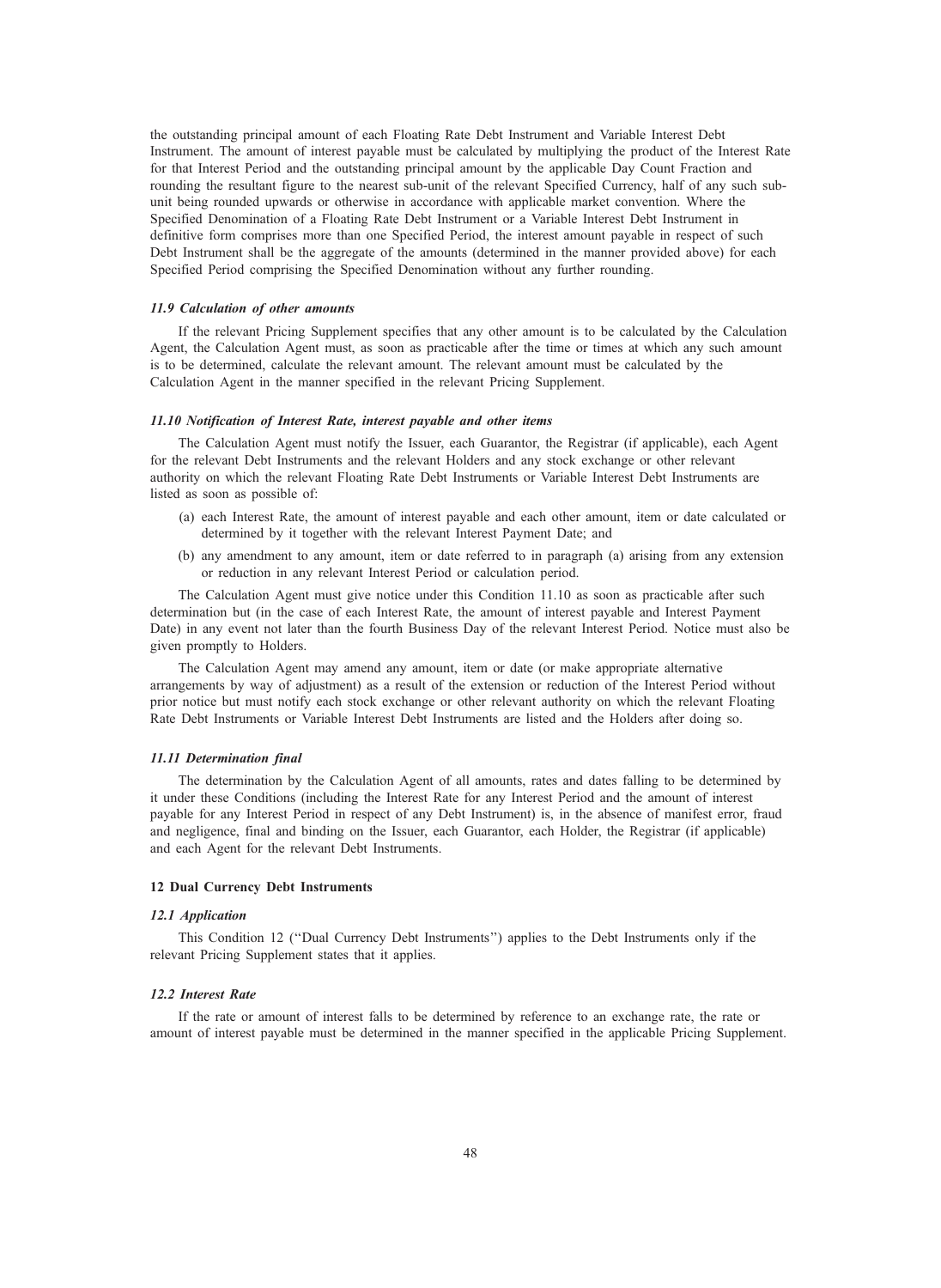the outstanding principal amount of each Floating Rate Debt Instrument and Variable Interest Debt Instrument. The amount of interest payable must be calculated by multiplying the product of the Interest Rate for that Interest Period and the outstanding principal amount by the applicable Day Count Fraction and rounding the resultant figure to the nearest sub-unit of the relevant Specified Currency, half of any such sub-unit being rounded upwards or otherwise in accordance with applicable market convention. Where the Specified Denomination of a Floating Rate Debt Instrument or a Variable Interest Debt Instrument in definitive form comprises more than one Specified Period, the interest amount payable in respect of such Debt Instrument shall be the aggregate of the amounts (determined in the manner provided above) for each Specified Period comprising the Specified Denomination without any further rounding.

#### *11.9 Calculation of other amounts*

If the relevant Pricing Supplement specifies that any other amount is to be calculated by the Calculation Agent, the Calculation Agent must, as soon as practicable after the time or times at which any such amount is to be determined, calculate the relevant amount. The relevant amount must be calculated by the Calculation Agent in the manner specified in the relevant Pricing Supplement.

#### *11.10 Notification of Interest Rate, interest payable and other items*

The Calculation Agent must notify the Issuer, each Guarantor, the Registrar (if applicable), each Agent for the relevant Debt Instruments and the relevant Holders and any stock exchange or other relevant authority on which the relevant Floating Rate Debt Instruments or Variable Interest Debt Instruments are listed as soon as possible of:

(a) each Interest Rate, the amount of interest payable and each other amount, item or date calculated or determined by it together with the relevant Interest Payment Date; and

(b) any amendment to any amount, item or date referred to in paragraph (a) arising from any extension or reduction in any relevant Interest Period or calculation period.

The Calculation Agent must give notice under this Condition 11.10 as soon as practicable after such determination but (in the case of each Interest Rate, the amount of interest payable and Interest Payment Date) in any event not later than the fourth Business Day of the relevant Interest Period. Notice must also be given promptly to Holders.

The Calculation Agent may amend any amount, item or date (or make appropriate alternative arrangements by way of adjustment) as a result of the extension or reduction of the Interest Period without prior notice but must notify each stock exchange or other relevant authority on which the relevant Floating Rate Debt Instruments or Variable Interest Debt Instruments are listed and the Holders after doing so.

#### *11.11 Determination final*

The determination by the Calculation Agent of all amounts, rates and dates falling to be determined by it under these Conditions (including the Interest Rate for any Interest Period and the amount of interest payable for any Interest Period in respect of any Debt Instrument) is, in the absence of manifest error, fraud and negligence, final and binding on the Issuer, each Guarantor, each Holder, the Registrar (if applicable) and each Agent for the relevant Debt Instruments.

### 12 Dual Currency Debt Instruments

#### *12.1 Application*

This Condition 12 (''Dual Currency Debt Instruments'') applies to the Debt Instruments only if the relevant Pricing Supplement states that it applies.

#### *12.2 Interest Rate*

If the rate or amount of interest falls to be determined by reference to an exchange rate, the rate or amount of interest payable must be determined in the manner specified in the applicable Pricing Supplement.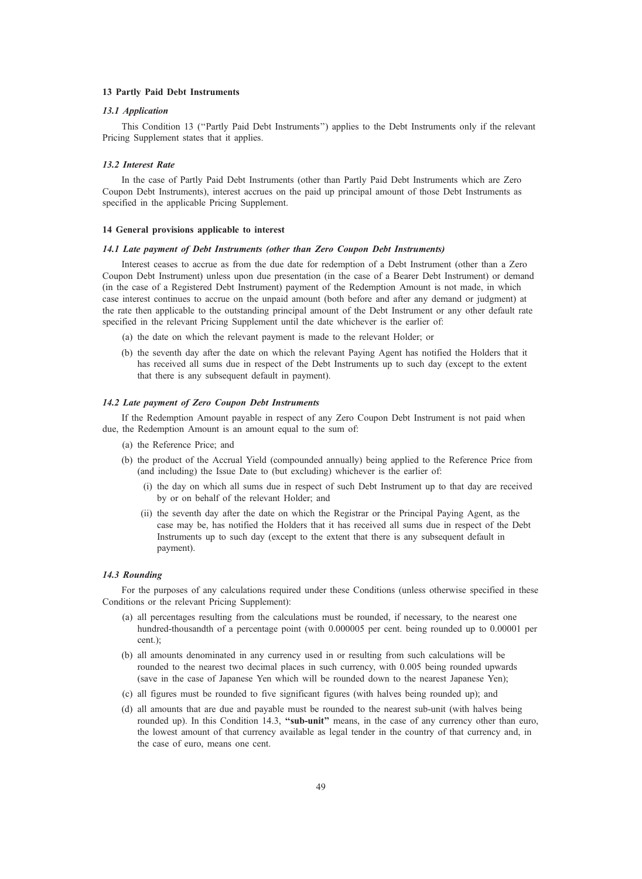## 13 Partly Paid Debt Instruments

### *13.1 Application*

This Condition 13 ("Partly Paid Debt Instruments") applies to the Debt Instruments only if the relevant Pricing Supplement states that it applies.

### *13.2 Interest Rate*

In the case of Partly Paid Debt Instruments (other than Partly Paid Debt Instruments which are Zero Coupon Debt Instruments), interest accrues on the paid up principal amount of those Debt Instruments as specified in the applicable Pricing Supplement.

## 14 General provisions applicable to interest

### *14.1 Late payment of Debt Instruments (other than Zero Coupon Debt Instruments)*

Interest ceases to accrue as from the due date for redemption of a Debt Instrument (other than a Zero Coupon Debt Instrument) unless upon due presentation (in the case of a Bearer Debt Instrument) or demand (in the case of a Registered Debt Instrument) payment of the Redemption Amount is not made, in which case interest continues to accrue on the unpaid amount (both before and after any demand or judgment) at the rate then applicable to the outstanding principal amount of the Debt Instrument or any other default rate specified in the relevant Pricing Supplement until the date whichever is the earlier of:

(a) the date on which the relevant payment is made to the relevant Holder; or

(b) the seventh day after the date on which the relevant Paying Agent has notified the Holders that it has received all sums due in respect of the Debt Instruments up to such day (except to the extent that there is any subsequent default in payment).

### *14.2 Late payment of Zero Coupon Debt Instruments*

If the Redemption Amount payable in respect of any Zero Coupon Debt Instrument is not paid when due, the Redemption Amount is an amount equal to the sum of:

(a) the Reference Price; and

(b) the product of the Accrual Yield (compounded annually) being applied to the Reference Price from (and including) the Issue Date to (but excluding) whichever is the earlier of:

   (i) the day on which all sums due in respect of such Debt Instrument up to that day are received by or on behalf of the relevant Holder; and

   (ii) the seventh day after the date on which the Registrar or the Principal Paying Agent, as the case may be, has notified the Holders that it has received all sums due in respect of the Debt Instruments up to such day (except to the extent that there is any subsequent default in payment).

### *14.3 Rounding*

For the purposes of any calculations required under these Conditions (unless otherwise specified in these Conditions or the relevant Pricing Supplement):

(a) all percentages resulting from the calculations must be rounded, if necessary, to the nearest one hundred-thousandth of a percentage point (with 0.000005 per cent. being rounded up to 0.00001 per cent.);

(b) all amounts denominated in any currency used in or resulting from such calculations will be rounded to the nearest two decimal places in such currency, with 0.005 being rounded upwards (save in the case of Japanese Yen which will be rounded down to the nearest Japanese Yen);

(c) all figures must be rounded to five significant figures (with halves being rounded up); and

(d) all amounts that are due and payable must be rounded to the nearest sub-unit (with halves being rounded up). In this Condition 14.3, **"sub-unit"** means, in the case of any currency other than euro, the lowest amount of that currency available as legal tender in the country of that currency and, in the case of euro, means one cent.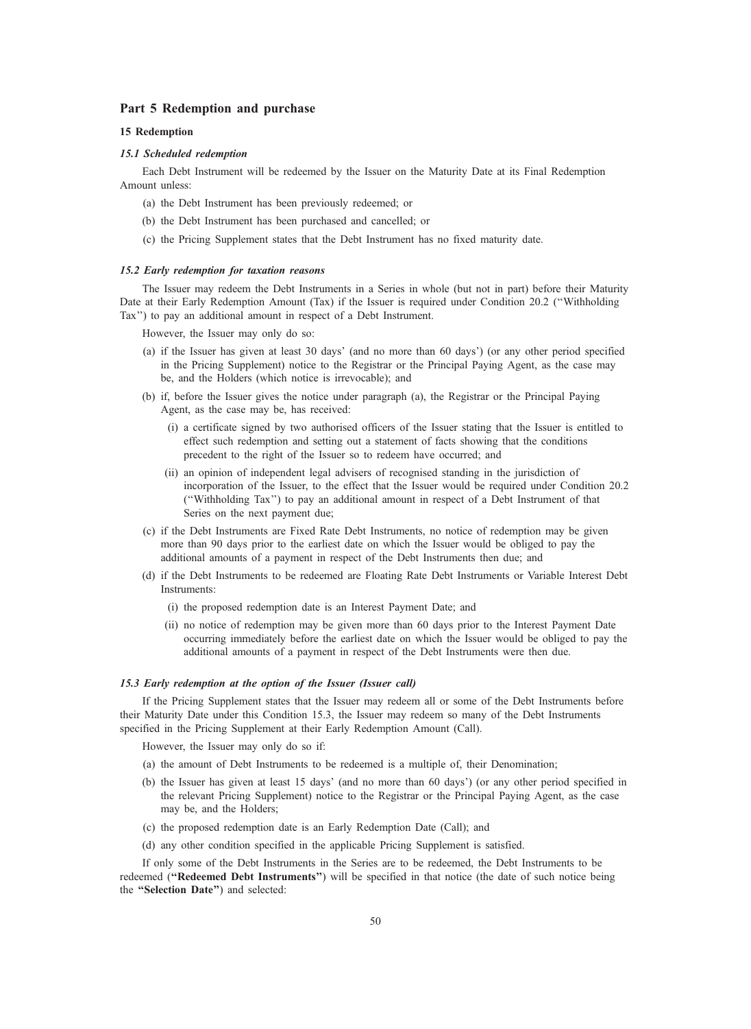## Part 5 Redemption and purchase

### 15 Redemption

#### *15.1 Scheduled redemption*

Each Debt Instrument will be redeemed by the Issuer on the Maturity Date at its Final Redemption Amount unless:

(a) the Debt Instrument has been previously redeemed; or

(b) the Debt Instrument has been purchased and cancelled; or

(c) the Pricing Supplement states that the Debt Instrument has no fixed maturity date.

#### *15.2 Early redemption for taxation reasons*

The Issuer may redeem the Debt Instruments in a Series in whole (but not in part) before their Maturity Date at their Early Redemption Amount (Tax) if the Issuer is required under Condition 20.2 (''Withholding Tax'') to pay an additional amount in respect of a Debt Instrument.

However, the Issuer may only do so:

(a) if the Issuer has given at least 30 days' (and no more than 60 days') (or any other period specified in the Pricing Supplement) notice to the Registrar or the Principal Paying Agent, as the case may be, and the Holders (which notice is irrevocable); and

(b) if, before the Issuer gives the notice under paragraph (a), the Registrar or the Principal Paying Agent, as the case may be, has received:

   (i) a certificate signed by two authorised officers of the Issuer stating that the Issuer is entitled to effect such redemption and setting out a statement of facts showing that the conditions precedent to the right of the Issuer so to redeem have occurred; and

   (ii) an opinion of independent legal advisers of recognised standing in the jurisdiction of incorporation of the Issuer, to the effect that the Issuer would be required under Condition 20.2 (''Withholding Tax'') to pay an additional amount in respect of a Debt Instrument of that Series on the next payment due;

(c) if the Debt Instruments are Fixed Rate Debt Instruments, no notice of redemption may be given more than 90 days prior to the earliest date on which the Issuer would be obliged to pay the additional amounts of a payment in respect of the Debt Instruments then due; and

(d) if the Debt Instruments to be redeemed are Floating Rate Debt Instruments or Variable Interest Debt Instruments:

   (i) the proposed redemption date is an Interest Payment Date; and

   (ii) no notice of redemption may be given more than 60 days prior to the Interest Payment Date occurring immediately before the earliest date on which the Issuer would be obliged to pay the additional amounts of a payment in respect of the Debt Instruments were then due.

#### *15.3 Early redemption at the option of the Issuer (Issuer call)*

If the Pricing Supplement states that the Issuer may redeem all or some of the Debt Instruments before their Maturity Date under this Condition 15.3, the Issuer may redeem so many of the Debt Instruments specified in the Pricing Supplement at their Early Redemption Amount (Call).

However, the Issuer may only do so if:

(a) the amount of Debt Instruments to be redeemed is a multiple of, their Denomination;

(b) the Issuer has given at least 15 days' (and no more than 60 days') (or any other period specified in the relevant Pricing Supplement) notice to the Registrar or the Principal Paying Agent, as the case may be, and the Holders;

(c) the proposed redemption date is an Early Redemption Date (Call); and

(d) any other condition specified in the applicable Pricing Supplement is satisfied.

If only some of the Debt Instruments in the Series are to be redeemed, the Debt Instruments to be redeemed (**"Redeemed Debt Instruments"**) will be specified in that notice (the date of such notice being the **"Selection Date"**) and selected: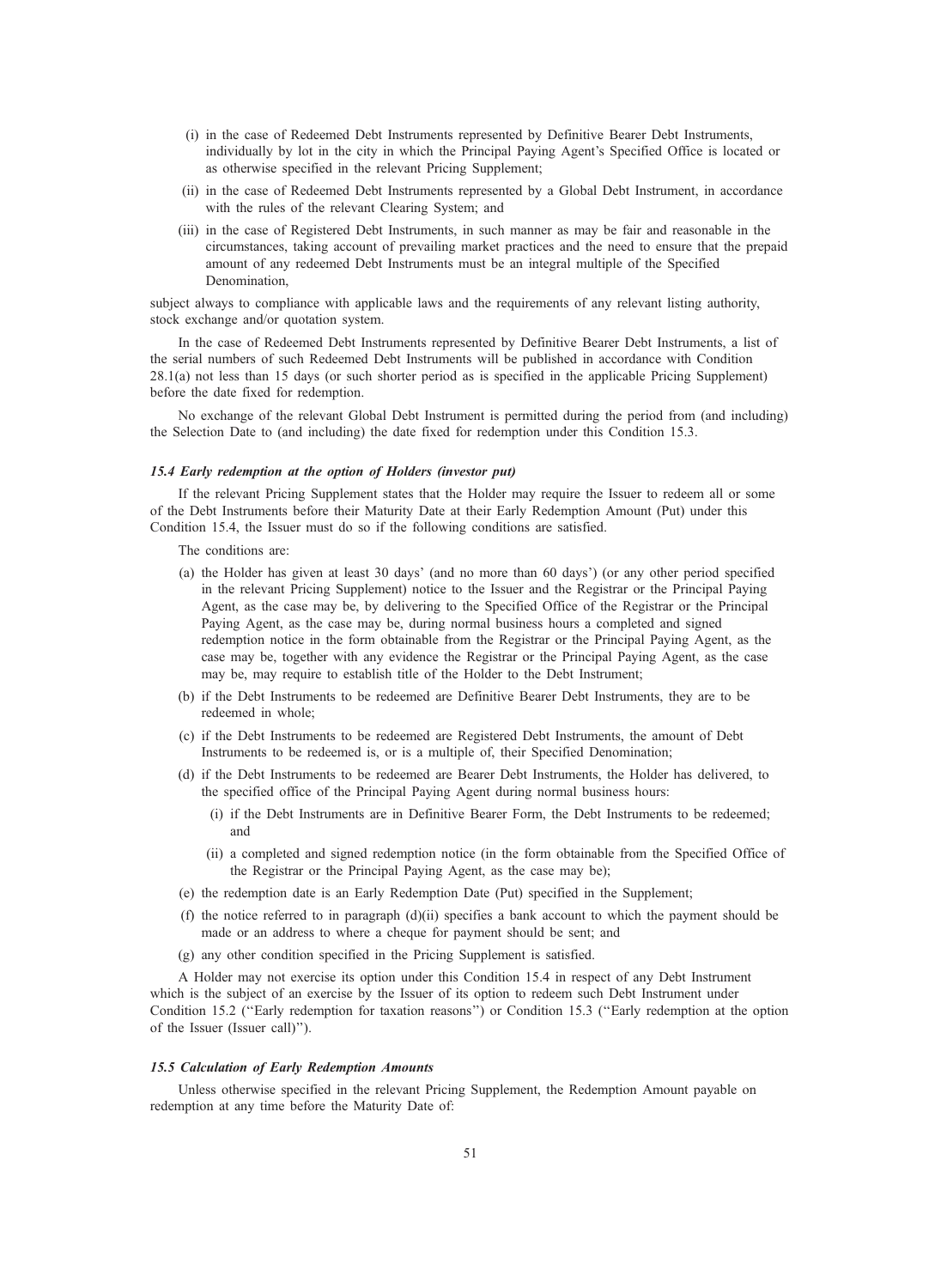(i) in the case of Redeemed Debt Instruments represented by Definitive Bearer Debt Instruments, individually by lot in the city in which the Principal Paying Agent's Specified Office is located or as otherwise specified in the relevant Pricing Supplement;

(ii) in the case of Redeemed Debt Instruments represented by a Global Debt Instrument, in accordance with the rules of the relevant Clearing System; and

(iii) in the case of Registered Debt Instruments, in such manner as may be fair and reasonable in the circumstances, taking account of prevailing market practices and the need to ensure that the prepaid amount of any redeemed Debt Instruments must be an integral multiple of the Specified Denomination,

subject always to compliance with applicable laws and the requirements of any relevant listing authority, stock exchange and/or quotation system.

In the case of Redeemed Debt Instruments represented by Definitive Bearer Debt Instruments, a list of the serial numbers of such Redeemed Debt Instruments will be published in accordance with Condition 28.1(a) not less than 15 days (or such shorter period as is specified in the applicable Pricing Supplement) before the date fixed for redemption.

No exchange of the relevant Global Debt Instrument is permitted during the period from (and including) the Selection Date to (and including) the date fixed for redemption under this Condition 15.3.

### *15.4 Early redemption at the option of Holders (investor put)*

If the relevant Pricing Supplement states that the Holder may require the Issuer to redeem all or some of the Debt Instruments before their Maturity Date at their Early Redemption Amount (Put) under this Condition 15.4, the Issuer must do so if the following conditions are satisfied.

The conditions are:

(a) the Holder has given at least 30 days' (and no more than 60 days') (or any other period specified in the relevant Pricing Supplement) notice to the Issuer and the Registrar or the Principal Paying Agent, as the case may be, by delivering to the Specified Office of the Registrar or the Principal Paying Agent, as the case may be, during normal business hours a completed and signed redemption notice in the form obtainable from the Registrar or the Principal Paying Agent, as the case may be, together with any evidence the Registrar or the Principal Paying Agent, as the case may be, may require to establish title of the Holder to the Debt Instrument;

(b) if the Debt Instruments to be redeemed are Definitive Bearer Debt Instruments, they are to be redeemed in whole;

(c) if the Debt Instruments to be redeemed are Registered Debt Instruments, the amount of Debt Instruments to be redeemed is, or is a multiple of, their Specified Denomination;

(d) if the Debt Instruments to be redeemed are Bearer Debt Instruments, the Holder has delivered, to the specified office of the Principal Paying Agent during normal business hours:

   (i) if the Debt Instruments are in Definitive Bearer Form, the Debt Instruments to be redeemed; and

   (ii) a completed and signed redemption notice (in the form obtainable from the Specified Office of the Registrar or the Principal Paying Agent, as the case may be);

(e) the redemption date is an Early Redemption Date (Put) specified in the Supplement;

(f) the notice referred to in paragraph (d)(ii) specifies a bank account to which the payment should be made or an address to where a cheque for payment should be sent; and

(g) any other condition specified in the Pricing Supplement is satisfied.

A Holder may not exercise its option under this Condition 15.4 in respect of any Debt Instrument which is the subject of an exercise by the Issuer of its option to redeem such Debt Instrument under Condition 15.2 (''Early redemption for taxation reasons'') or Condition 15.3 (''Early redemption at the option of the Issuer (Issuer call)'').

### *15.5 Calculation of Early Redemption Amounts*

Unless otherwise specified in the relevant Pricing Supplement, the Redemption Amount payable on redemption at any time before the Maturity Date of: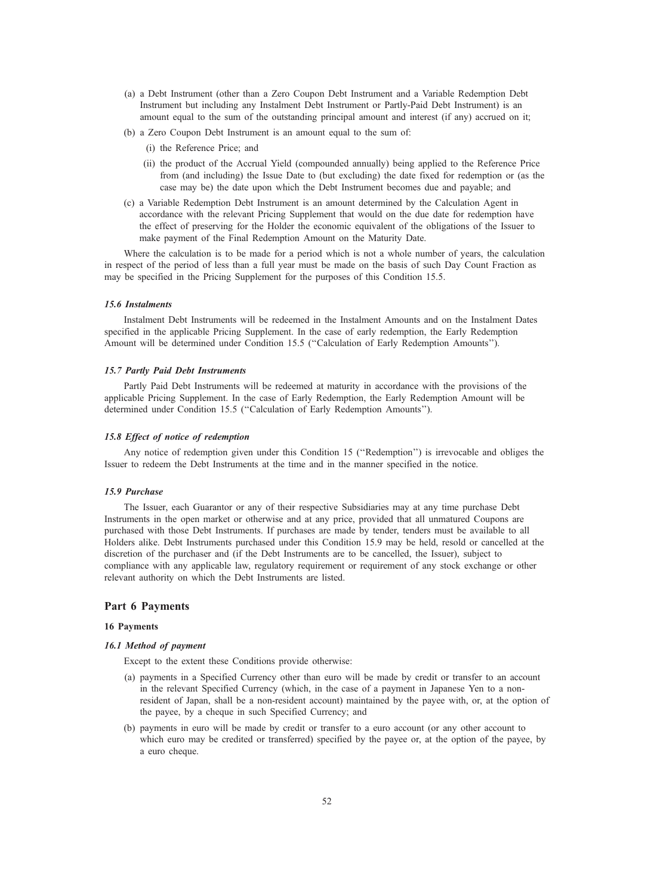(a) a Debt Instrument (other than a Zero Coupon Debt Instrument and a Variable Redemption Debt Instrument but including any Instalment Debt Instrument or Partly-Paid Debt Instrument) is an amount equal to the sum of the outstanding principal amount and interest (if any) accrued on it;

(b) a Zero Coupon Debt Instrument is an amount equal to the sum of:

  (i) the Reference Price; and

  (ii) the product of the Accrual Yield (compounded annually) being applied to the Reference Price from (and including) the Issue Date to (but excluding) the date fixed for redemption or (as the case may be) the date upon which the Debt Instrument becomes due and payable; and

(c) a Variable Redemption Debt Instrument is an amount determined by the Calculation Agent in accordance with the relevant Pricing Supplement that would on the due date for redemption have the effect of preserving for the Holder the economic equivalent of the obligations of the Issuer to make payment of the Final Redemption Amount on the Maturity Date.

Where the calculation is to be made for a period which is not a whole number of years, the calculation in respect of the period of less than a full year must be made on the basis of such Day Count Fraction as may be specified in the Pricing Supplement for the purposes of this Condition 15.5.

#### *15.6 Instalments*

Instalment Debt Instruments will be redeemed in the Instalment Amounts and on the Instalment Dates specified in the applicable Pricing Supplement. In the case of early redemption, the Early Redemption Amount will be determined under Condition 15.5 (''Calculation of Early Redemption Amounts'').

#### *15.7 Partly Paid Debt Instruments*

Partly Paid Debt Instruments will be redeemed at maturity in accordance with the provisions of the applicable Pricing Supplement. In the case of Early Redemption, the Early Redemption Amount will be determined under Condition 15.5 (''Calculation of Early Redemption Amounts'').

#### *15.8 Effect of notice of redemption*

Any notice of redemption given under this Condition 15 (''Redemption'') is irrevocable and obliges the Issuer to redeem the Debt Instruments at the time and in the manner specified in the notice.

#### *15.9 Purchase*

The Issuer, each Guarantor or any of their respective Subsidiaries may at any time purchase Debt Instruments in the open market or otherwise and at any price, provided that all unmatured Coupons are purchased with those Debt Instruments. If purchases are made by tender, tenders must be available to all Holders alike. Debt Instruments purchased under this Condition 15.9 may be held, resold or cancelled at the discretion of the purchaser and (if the Debt Instruments are to be cancelled, the Issuer), subject to compliance with any applicable law, regulatory requirement or requirement of any stock exchange or other relevant authority on which the Debt Instruments are listed.

## Part 6 Payments

### 16 Payments

#### *16.1 Method of payment*

Except to the extent these Conditions provide otherwise:

(a) payments in a Specified Currency other than euro will be made by credit or transfer to an account in the relevant Specified Currency (which, in the case of a payment in Japanese Yen to a non-resident of Japan, shall be a non-resident account) maintained by the payee with, or, at the option of the payee, by a cheque in such Specified Currency; and

(b) payments in euro will be made by credit or transfer to a euro account (or any other account to which euro may be credited or transferred) specified by the payee or, at the option of the payee, by a euro cheque.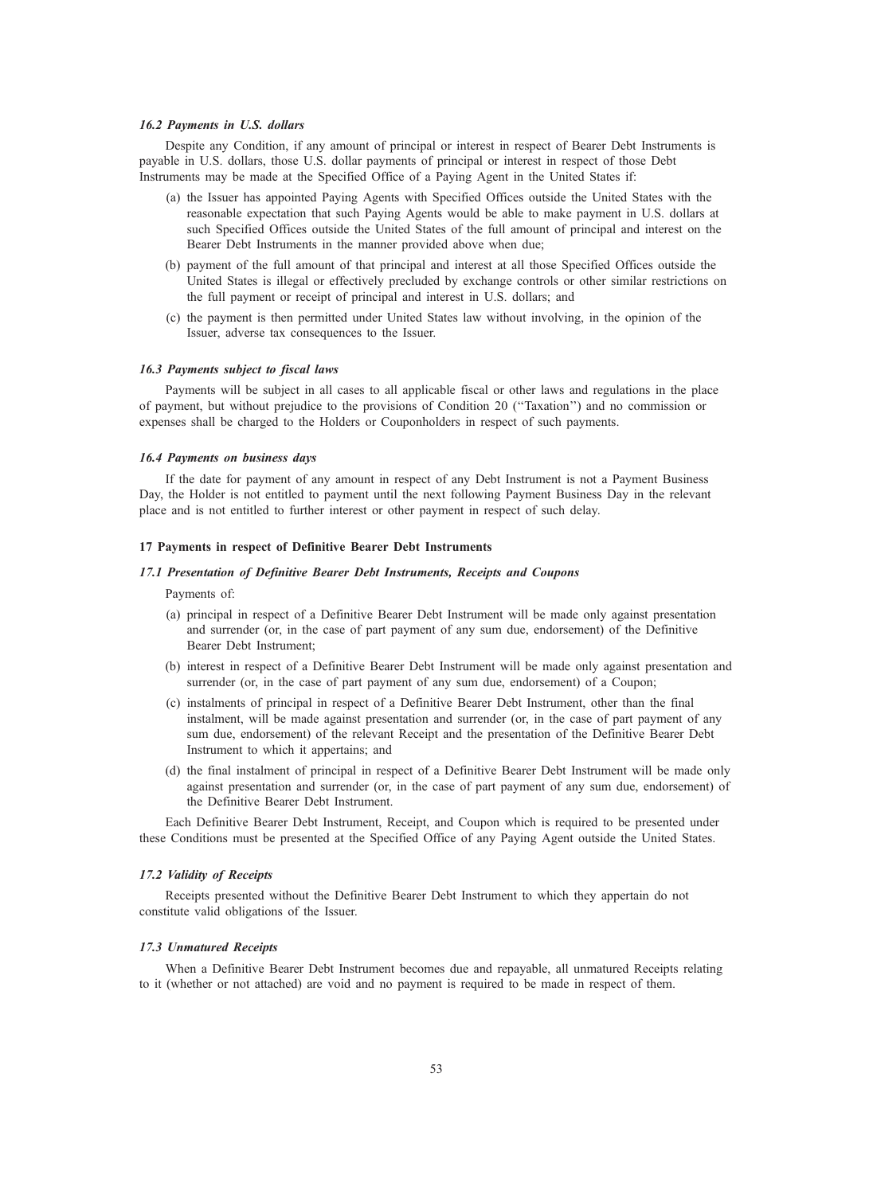#### *16.2 Payments in U.S. dollars*

Despite any Condition, if any amount of principal or interest in respect of Bearer Debt Instruments is payable in U.S. dollars, those U.S. dollar payments of principal or interest in respect of those Debt Instruments may be made at the Specified Office of a Paying Agent in the United States if:

(a) the Issuer has appointed Paying Agents with Specified Offices outside the United States with the reasonable expectation that such Paying Agents would be able to make payment in U.S. dollars at such Specified Offices outside the United States of the full amount of principal and interest on the Bearer Debt Instruments in the manner provided above when due;

(b) payment of the full amount of that principal and interest at all those Specified Offices outside the United States is illegal or effectively precluded by exchange controls or other similar restrictions on the full payment or receipt of principal and interest in U.S. dollars; and

(c) the payment is then permitted under United States law without involving, in the opinion of the Issuer, adverse tax consequences to the Issuer.

#### *16.3 Payments subject to fiscal laws*

Payments will be subject in all cases to all applicable fiscal or other laws and regulations in the place of payment, but without prejudice to the provisions of Condition 20 (''Taxation'') and no commission or expenses shall be charged to the Holders or Couponholders in respect of such payments.

#### *16.4 Payments on business days*

If the date for payment of any amount in respect of any Debt Instrument is not a Payment Business Day, the Holder is not entitled to payment until the next following Payment Business Day in the relevant place and is not entitled to further interest or other payment in respect of such delay.

### 17 Payments in respect of Definitive Bearer Debt Instruments

#### *17.1 Presentation of Definitive Bearer Debt Instruments, Receipts and Coupons*

Payments of:

(a) principal in respect of a Definitive Bearer Debt Instrument will be made only against presentation and surrender (or, in the case of part payment of any sum due, endorsement) of the Definitive Bearer Debt Instrument;

(b) interest in respect of a Definitive Bearer Debt Instrument will be made only against presentation and surrender (or, in the case of part payment of any sum due, endorsement) of a Coupon;

(c) instalments of principal in respect of a Definitive Bearer Debt Instrument, other than the final instalment, will be made against presentation and surrender (or, in the case of part payment of any sum due, endorsement) of the relevant Receipt and the presentation of the Definitive Bearer Debt Instrument to which it appertains; and

(d) the final instalment of principal in respect of a Definitive Bearer Debt Instrument will be made only against presentation and surrender (or, in the case of part payment of any sum due, endorsement) of the Definitive Bearer Debt Instrument.

Each Definitive Bearer Debt Instrument, Receipt, and Coupon which is required to be presented under these Conditions must be presented at the Specified Office of any Paying Agent outside the United States.

#### *17.2 Validity of Receipts*

Receipts presented without the Definitive Bearer Debt Instrument to which they appertain do not constitute valid obligations of the Issuer.

#### *17.3 Unmatured Receipts*

When a Definitive Bearer Debt Instrument becomes due and repayable, all unmatured Receipts relating to it (whether or not attached) are void and no payment is required to be made in respect of them.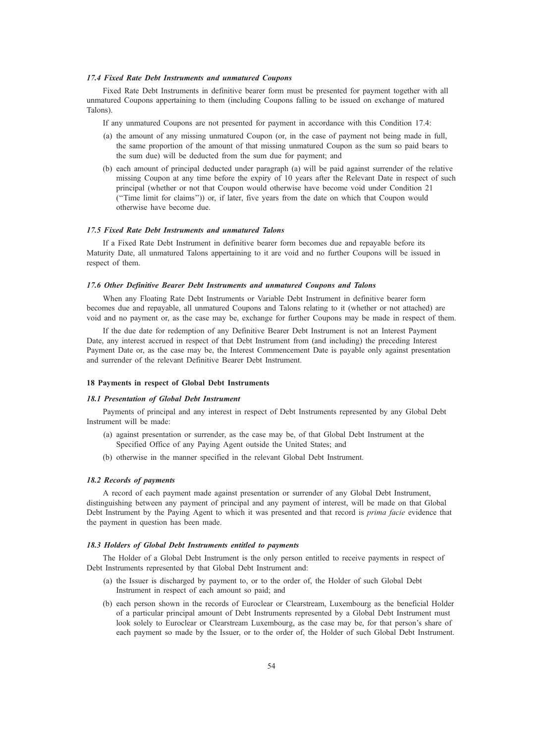### *17.4 Fixed Rate Debt Instruments and unmatured Coupons*

Fixed Rate Debt Instruments in definitive bearer form must be presented for payment together with all unmatured Coupons appertaining to them (including Coupons falling to be issued on exchange of matured Talons).

If any unmatured Coupons are not presented for payment in accordance with this Condition 17.4:

(a) the amount of any missing unmatured Coupon (or, in the case of payment not being made in full, the same proportion of the amount of that missing unmatured Coupon as the sum so paid bears to the sum due) will be deducted from the sum due for payment; and

(b) each amount of principal deducted under paragraph (a) will be paid against surrender of the relative missing Coupon at any time before the expiry of 10 years after the Relevant Date in respect of such principal (whether or not that Coupon would otherwise have become void under Condition 21 ("Time limit for claims")) or, if later, five years from the date on which that Coupon would otherwise have become due.

### *17.5 Fixed Rate Debt Instruments and unmatured Talons*

If a Fixed Rate Debt Instrument in definitive bearer form becomes due and repayable before its Maturity Date, all unmatured Talons appertaining to it are void and no further Coupons will be issued in respect of them.

### *17.6 Other Definitive Bearer Debt Instruments and unmatured Coupons and Talons*

When any Floating Rate Debt Instruments or Variable Debt Instrument in definitive bearer form becomes due and repayable, all unmatured Coupons and Talons relating to it (whether or not attached) are void and no payment or, as the case may be, exchange for further Coupons may be made in respect of them.

If the due date for redemption of any Definitive Bearer Debt Instrument is not an Interest Payment Date, any interest accrued in respect of that Debt Instrument from (and including) the preceding Interest Payment Date or, as the case may be, the Interest Commencement Date is payable only against presentation and surrender of the relevant Definitive Bearer Debt Instrument.

## 18 Payments in respect of Global Debt Instruments

### *18.1 Presentation of Global Debt Instrument*

Payments of principal and any interest in respect of Debt Instruments represented by any Global Debt Instrument will be made:

(a) against presentation or surrender, as the case may be, of that Global Debt Instrument at the Specified Office of any Paying Agent outside the United States; and

(b) otherwise in the manner specified in the relevant Global Debt Instrument.

### *18.2 Records of payments*

A record of each payment made against presentation or surrender of any Global Debt Instrument, distinguishing between any payment of principal and any payment of interest, will be made on that Global Debt Instrument by the Paying Agent to which it was presented and that record is *prima facie* evidence that the payment in question has been made.

### *18.3 Holders of Global Debt Instruments entitled to payments*

The Holder of a Global Debt Instrument is the only person entitled to receive payments in respect of Debt Instruments represented by that Global Debt Instrument and:

(a) the Issuer is discharged by payment to, or to the order of, the Holder of such Global Debt Instrument in respect of each amount so paid; and

(b) each person shown in the records of Euroclear or Clearstream, Luxembourg as the beneficial Holder of a particular principal amount of Debt Instruments represented by a Global Debt Instrument must look solely to Euroclear or Clearstream Luxembourg, as the case may be, for that person's share of each payment so made by the Issuer, or to the order of, the Holder of such Global Debt Instrument.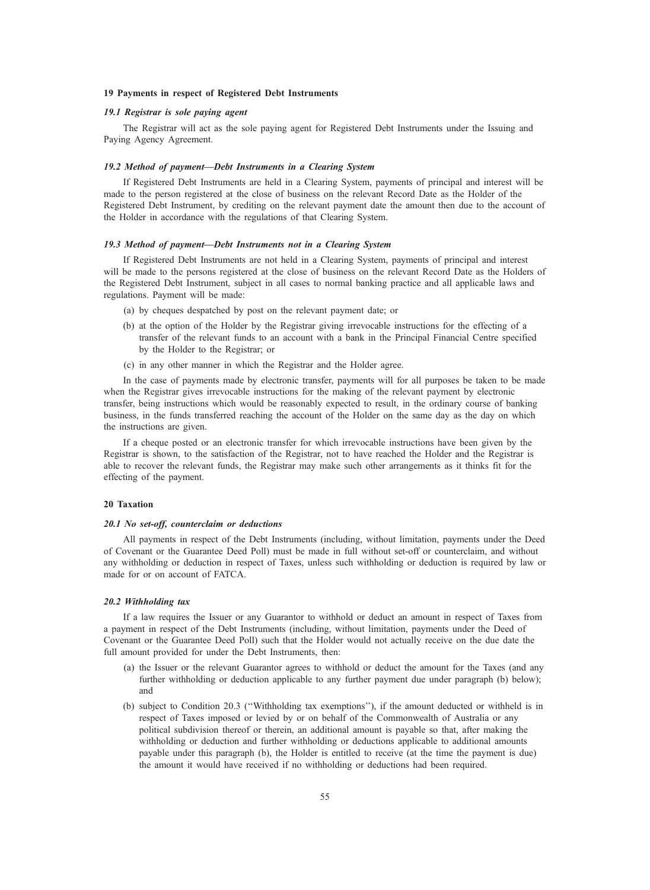## 19 Payments in respect of Registered Debt Instruments

### *19.1 Registrar is sole paying agent*

The Registrar will act as the sole paying agent for Registered Debt Instruments under the Issuing and Paying Agency Agreement.

### *19.2 Method of payment—Debt Instruments in a Clearing System*

If Registered Debt Instruments are held in a Clearing System, payments of principal and interest will be made to the person registered at the close of business on the relevant Record Date as the Holder of the Registered Debt Instrument, by crediting on the relevant payment date the amount then due to the account of the Holder in accordance with the regulations of that Clearing System.

### *19.3 Method of payment—Debt Instruments not in a Clearing System*

If Registered Debt Instruments are not held in a Clearing System, payments of principal and interest will be made to the persons registered at the close of business on the relevant Record Date as the Holders of the Registered Debt Instrument, subject in all cases to normal banking practice and all applicable laws and regulations. Payment will be made:

(a) by cheques despatched by post on the relevant payment date; or

(b) at the option of the Holder by the Registrar giving irrevocable instructions for the effecting of a transfer of the relevant funds to an account with a bank in the Principal Financial Centre specified by the Holder to the Registrar; or

(c) in any other manner in which the Registrar and the Holder agree.

In the case of payments made by electronic transfer, payments will for all purposes be taken to be made when the Registrar gives irrevocable instructions for the making of the relevant payment by electronic transfer, being instructions which would be reasonably expected to result, in the ordinary course of banking business, in the funds transferred reaching the account of the Holder on the same day as the day on which the instructions are given.

If a cheque posted or an electronic transfer for which irrevocable instructions have been given by the Registrar is shown, to the satisfaction of the Registrar, not to have reached the Holder and the Registrar is able to recover the relevant funds, the Registrar may make such other arrangements as it thinks fit for the effecting of the payment.

## 20 Taxation

### *20.1 No set-off, counterclaim or deductions*

All payments in respect of the Debt Instruments (including, without limitation, payments under the Deed of Covenant or the Guarantee Deed Poll) must be made in full without set-off or counterclaim, and without any withholding or deduction in respect of Taxes, unless such withholding or deduction is required by law or made for or on account of FATCA.

### *20.2 Withholding tax*

If a law requires the Issuer or any Guarantor to withhold or deduct an amount in respect of Taxes from a payment in respect of the Debt Instruments (including, without limitation, payments under the Deed of Covenant or the Guarantee Deed Poll) such that the Holder would not actually receive on the due date the full amount provided for under the Debt Instruments, then:

(a) the Issuer or the relevant Guarantor agrees to withhold or deduct the amount for the Taxes (and any further withholding or deduction applicable to any further payment due under paragraph (b) below); and

(b) subject to Condition 20.3 (''Withholding tax exemptions''), if the amount deducted or withheld is in respect of Taxes imposed or levied by or on behalf of the Commonwealth of Australia or any political subdivision thereof or therein, an additional amount is payable so that, after making the withholding or deduction and further withholding or deductions applicable to additional amounts payable under this paragraph (b), the Holder is entitled to receive (at the time the payment is due) the amount it would have received if no withholding or deductions had been required.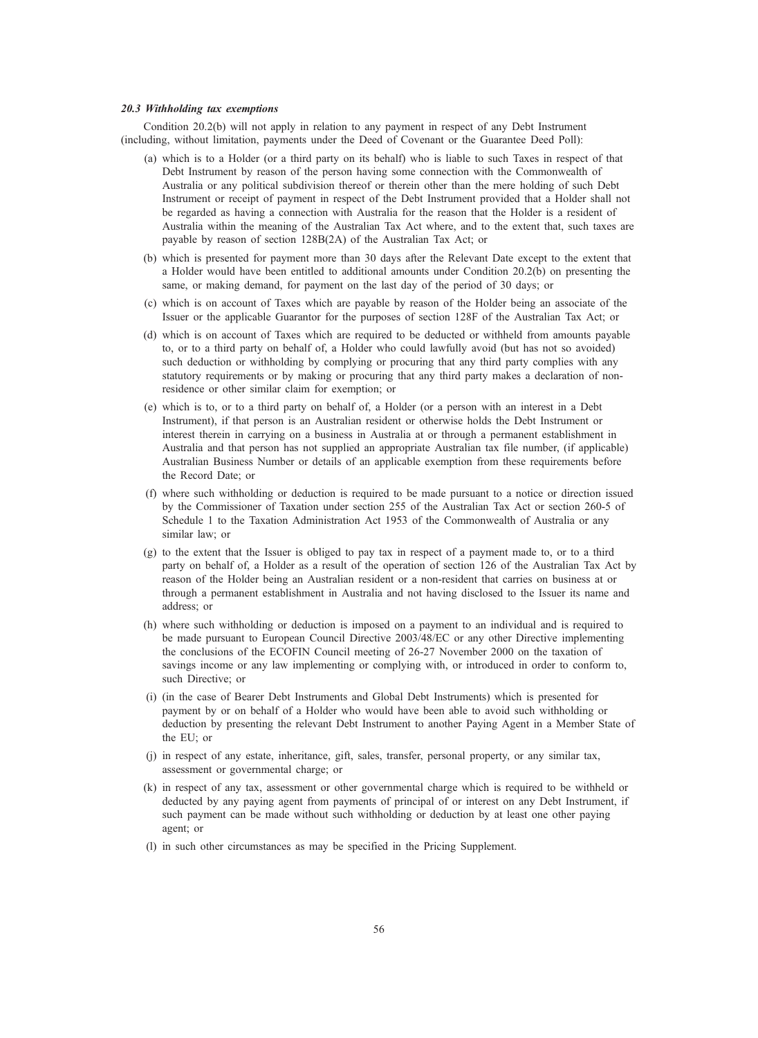#### *20.3 Withholding tax exemptions*

Condition 20.2(b) will not apply in relation to any payment in respect of any Debt Instrument (including, without limitation, payments under the Deed of Covenant or the Guarantee Deed Poll):

(a) which is to a Holder (or a third party on its behalf) who is liable to such Taxes in respect of that Debt Instrument by reason of the person having some connection with the Commonwealth of Australia or any political subdivision thereof or therein other than the mere holding of such Debt Instrument or receipt of payment in respect of the Debt Instrument provided that a Holder shall not be regarded as having a connection with Australia for the reason that the Holder is a resident of Australia within the meaning of the Australian Tax Act where, and to the extent that, such taxes are payable by reason of section 128B(2A) of the Australian Tax Act; or

(b) which is presented for payment more than 30 days after the Relevant Date except to the extent that a Holder would have been entitled to additional amounts under Condition 20.2(b) on presenting the same, or making demand, for payment on the last day of the period of 30 days; or

(c) which is on account of Taxes which are payable by reason of the Holder being an associate of the Issuer or the applicable Guarantor for the purposes of section 128F of the Australian Tax Act; or

(d) which is on account of Taxes which are required to be deducted or withheld from amounts payable to, or to a third party on behalf of, a Holder who could lawfully avoid (but has not so avoided) such deduction or withholding by complying or procuring that any third party complies with any statutory requirements or by making or procuring that any third party makes a declaration of non-residence or other similar claim for exemption; or

(e) which is to, or to a third party on behalf of, a Holder (or a person with an interest in a Debt Instrument), if that person is an Australian resident or otherwise holds the Debt Instrument or interest therein in carrying on a business in Australia at or through a permanent establishment in Australia and that person has not supplied an appropriate Australian tax file number, (if applicable) Australian Business Number or details of an applicable exemption from these requirements before the Record Date; or

(f) where such withholding or deduction is required to be made pursuant to a notice or direction issued by the Commissioner of Taxation under section 255 of the Australian Tax Act or section 260-5 of Schedule 1 to the Taxation Administration Act 1953 of the Commonwealth of Australia or any similar law; or

(g) to the extent that the Issuer is obliged to pay tax in respect of a payment made to, or to a third party on behalf of, a Holder as a result of the operation of section 126 of the Australian Tax Act by reason of the Holder being an Australian resident or a non-resident that carries on business at or through a permanent establishment in Australia and not having disclosed to the Issuer its name and address; or

(h) where such withholding or deduction is imposed on a payment to an individual and is required to be made pursuant to European Council Directive 2003/48/EC or any other Directive implementing the conclusions of the ECOFIN Council meeting of 26-27 November 2000 on the taxation of savings income or any law implementing or complying with, or introduced in order to conform to, such Directive; or

(i) (in the case of Bearer Debt Instruments and Global Debt Instruments) which is presented for payment by or on behalf of a Holder who would have been able to avoid such withholding or deduction by presenting the relevant Debt Instrument to another Paying Agent in a Member State of the EU; or

(j) in respect of any estate, inheritance, gift, sales, transfer, personal property, or any similar tax, assessment or governmental charge; or

(k) in respect of any tax, assessment or other governmental charge which is required to be withheld or deducted by any paying agent from payments of principal of or interest on any Debt Instrument, if such payment can be made without such withholding or deduction by at least one other paying agent; or

(l) in such other circumstances as may be specified in the Pricing Supplement.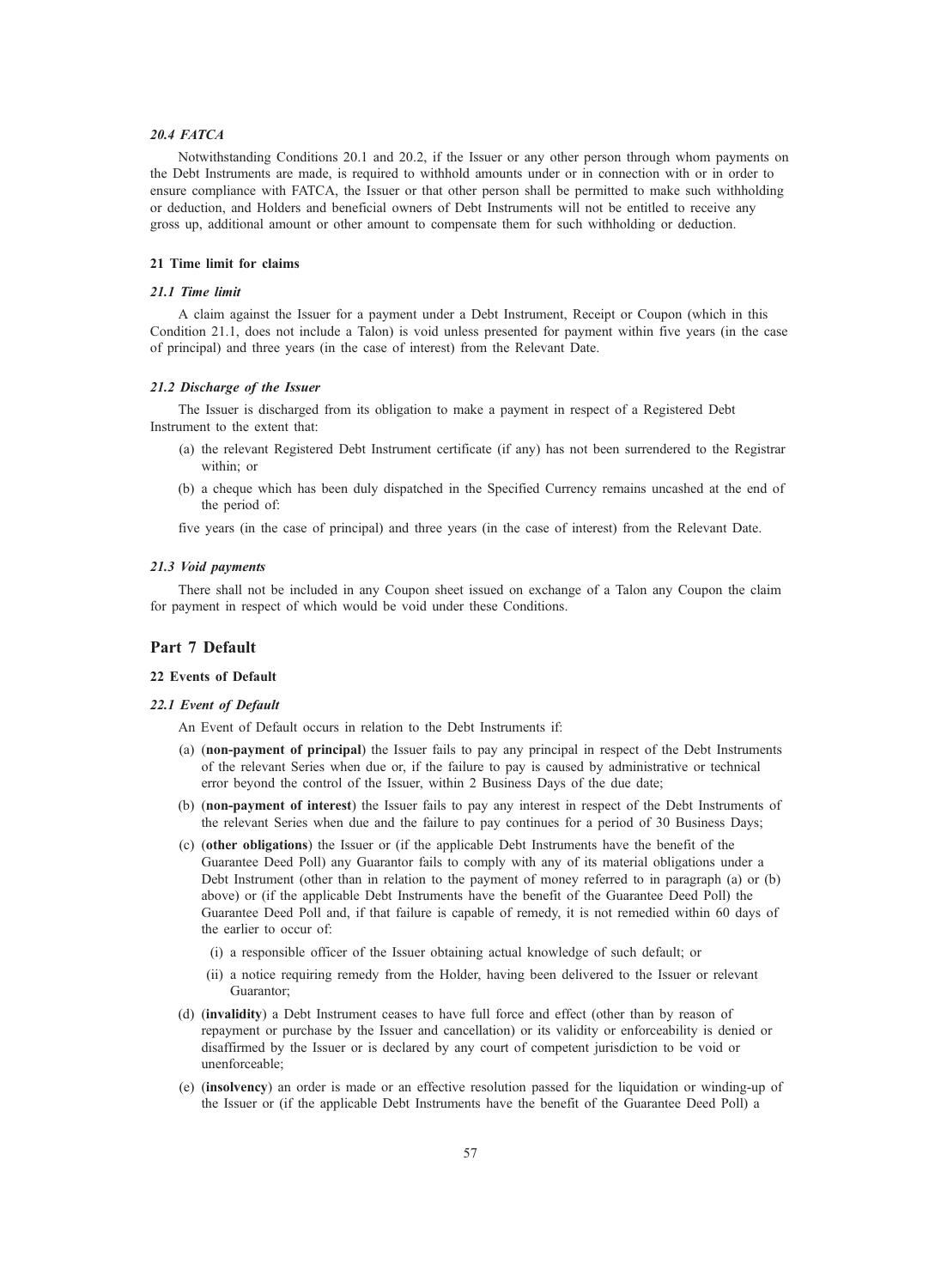#### *20.4 FATCA*

Notwithstanding Conditions 20.1 and 20.2, if the Issuer or any other person through whom payments on the Debt Instruments are made, is required to withhold amounts under or in connection with or in order to ensure compliance with FATCA, the Issuer or that other person shall be permitted to make such withholding or deduction, and Holders and beneficial owners of Debt Instruments will not be entitled to receive any gross up, additional amount or other amount to compensate them for such withholding or deduction.

### 21 Time limit for claims

#### *21.1 Time limit*

A claim against the Issuer for a payment under a Debt Instrument, Receipt or Coupon (which in this Condition 21.1, does not include a Talon) is void unless presented for payment within five years (in the case of principal) and three years (in the case of interest) from the Relevant Date.

#### *21.2 Discharge of the Issuer*

The Issuer is discharged from its obligation to make a payment in respect of a Registered Debt Instrument to the extent that:

(a) the relevant Registered Debt Instrument certificate (if any) has not been surrendered to the Registrar within; or

(b) a cheque which has been duly dispatched in the Specified Currency remains uncashed at the end of the period of:

five years (in the case of principal) and three years (in the case of interest) from the Relevant Date.

#### *21.3 Void payments*

There shall not be included in any Coupon sheet issued on exchange of a Talon any Coupon the claim for payment in respect of which would be void under these Conditions.

## Part 7 Default

### 22 Events of Default

#### *22.1 Event of Default*

An Event of Default occurs in relation to the Debt Instruments if:

(a) (**non-payment of principal**) the Issuer fails to pay any principal in respect of the Debt Instruments of the relevant Series when due or, if the failure to pay is caused by administrative or technical error beyond the control of the Issuer, within 2 Business Days of the due date;

(b) (**non-payment of interest**) the Issuer fails to pay any interest in respect of the Debt Instruments of the relevant Series when due and the failure to pay continues for a period of 30 Business Days;

(c) (**other obligations**) the Issuer or (if the applicable Debt Instruments have the benefit of the Guarantee Deed Poll) any Guarantor fails to comply with any of its material obligations under a Debt Instrument (other than in relation to the payment of money referred to in paragraph (a) or (b) above) or (if the applicable Debt Instruments have the benefit of the Guarantee Deed Poll) the Guarantee Deed Poll and, if that failure is capable of remedy, it is not remedied within 60 days of the earlier to occur of:

  (i) a responsible officer of the Issuer obtaining actual knowledge of such default; or

  (ii) a notice requiring remedy from the Holder, having been delivered to the Issuer or relevant Guarantor;

(d) (**invalidity**) a Debt Instrument ceases to have full force and effect (other than by reason of repayment or purchase by the Issuer and cancellation) or its validity or enforceability is denied or disaffirmed by the Issuer or is declared by any court of competent jurisdiction to be void or unenforceable;

(e) (**insolvency**) an order is made or an effective resolution passed for the liquidation or winding-up of the Issuer or (if the applicable Debt Instruments have the benefit of the Guarantee Deed Poll) a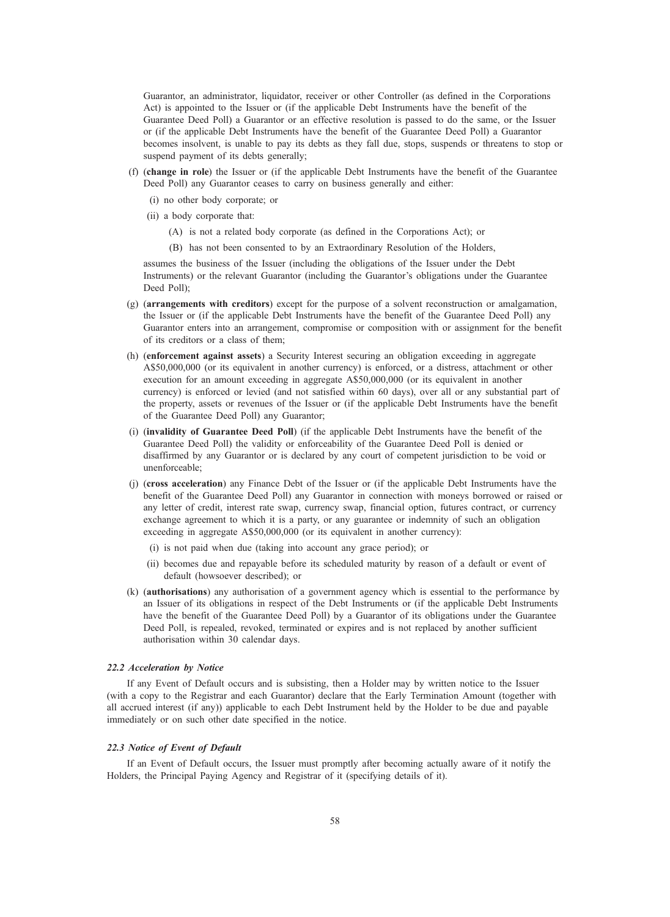Guarantor, an administrator, liquidator, receiver or other Controller (as defined in the Corporations Act) is appointed to the Issuer or (if the applicable Debt Instruments have the benefit of the Guarantee Deed Poll) a Guarantor or an effective resolution is passed to do the same, or the Issuer or (if the applicable Debt Instruments have the benefit of the Guarantee Deed Poll) a Guarantor becomes insolvent, is unable to pay its debts as they fall due, stops, suspends or threatens to stop or suspend payment of its debts generally;

(f) (**change in role**) the Issuer or (if the applicable Debt Instruments have the benefit of the Guarantee Deed Poll) any Guarantor ceases to carry on business generally and either:

(i) no other body corporate; or

(ii) a body corporate that:

(A) is not a related body corporate (as defined in the Corporations Act); or

(B) has not been consented to by an Extraordinary Resolution of the Holders,

assumes the business of the Issuer (including the obligations of the Issuer under the Debt Instruments) or the relevant Guarantor (including the Guarantor's obligations under the Guarantee Deed Poll);

(g) (**arrangements with creditors**) except for the purpose of a solvent reconstruction or amalgamation, the Issuer or (if the applicable Debt Instruments have the benefit of the Guarantee Deed Poll) any Guarantor enters into an arrangement, compromise or composition with or assignment for the benefit of its creditors or a class of them;

(h) (**enforcement against assets**) a Security Interest securing an obligation exceeding in aggregate A$50,000,000 (or its equivalent in another currency) is enforced, or a distress, attachment or other execution for an amount exceeding in aggregate A$50,000,000 (or its equivalent in another currency) is enforced or levied (and not satisfied within 60 days), over all or any substantial part of the property, assets or revenues of the Issuer or (if the applicable Debt Instruments have the benefit of the Guarantee Deed Poll) any Guarantor;

(i) (**invalidity of Guarantee Deed Poll**) (if the applicable Debt Instruments have the benefit of the Guarantee Deed Poll) the validity or enforceability of the Guarantee Deed Poll is denied or disaffirmed by any Guarantor or is declared by any court of competent jurisdiction to be void or unenforceable;

(j) (**cross acceleration**) any Finance Debt of the Issuer or (if the applicable Debt Instruments have the benefit of the Guarantee Deed Poll) any Guarantor in connection with moneys borrowed or raised or any letter of credit, interest rate swap, currency swap, financial option, futures contract, or currency exchange agreement to which it is a party, or any guarantee or indemnity of such an obligation exceeding in aggregate A$50,000,000 (or its equivalent in another currency):

(i) is not paid when due (taking into account any grace period); or

(ii) becomes due and repayable before its scheduled maturity by reason of a default or event of default (howsoever described); or

(k) (**authorisations**) any authorisation of a government agency which is essential to the performance by an Issuer of its obligations in respect of the Debt Instruments or (if the applicable Debt Instruments have the benefit of the Guarantee Deed Poll) by a Guarantor of its obligations under the Guarantee Deed Poll, is repealed, revoked, terminated or expires and is not replaced by another sufficient authorisation within 30 calendar days.

### *22.2 Acceleration by Notice*

If any Event of Default occurs and is subsisting, then a Holder may by written notice to the Issuer (with a copy to the Registrar and each Guarantor) declare that the Early Termination Amount (together with all accrued interest (if any)) applicable to each Debt Instrument held by the Holder to be due and payable immediately or on such other date specified in the notice.

### *22.3 Notice of Event of Default*

If an Event of Default occurs, the Issuer must promptly after becoming actually aware of it notify the Holders, the Principal Paying Agency and Registrar of it (specifying details of it).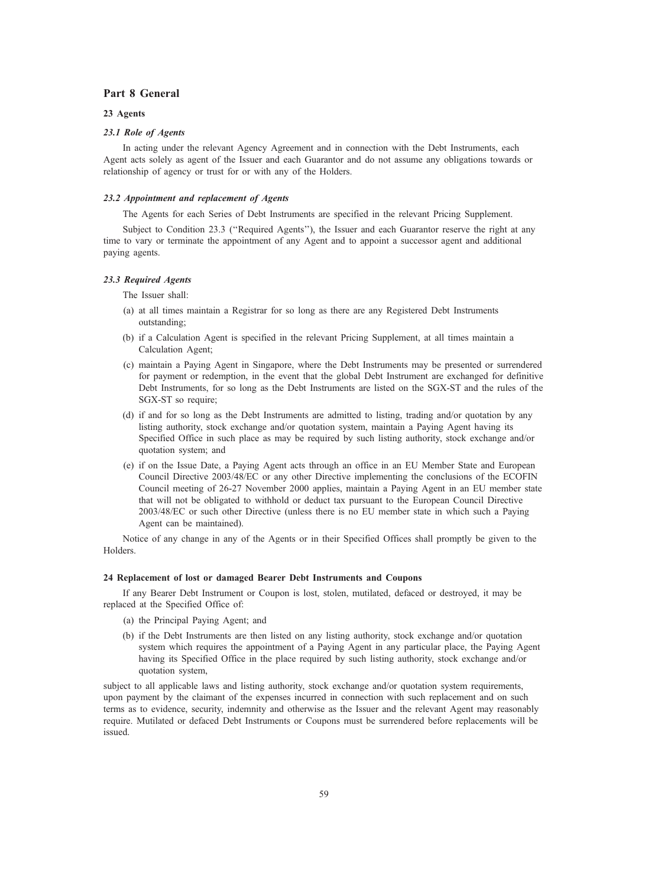## Part 8 General

### 23 Agents

#### *23.1 Role of Agents*

In acting under the relevant Agency Agreement and in connection with the Debt Instruments, each Agent acts solely as agent of the Issuer and each Guarantor and do not assume any obligations towards or relationship of agency or trust for or with any of the Holders.

#### *23.2 Appointment and replacement of Agents*

The Agents for each Series of Debt Instruments are specified in the relevant Pricing Supplement.

Subject to Condition 23.3 (''Required Agents''), the Issuer and each Guarantor reserve the right at any time to vary or terminate the appointment of any Agent and to appoint a successor agent and additional paying agents.

#### *23.3 Required Agents*

The Issuer shall:

(a) at all times maintain a Registrar for so long as there are any Registered Debt Instruments outstanding;

(b) if a Calculation Agent is specified in the relevant Pricing Supplement, at all times maintain a Calculation Agent;

(c) maintain a Paying Agent in Singapore, where the Debt Instruments may be presented or surrendered for payment or redemption, in the event that the global Debt Instrument are exchanged for definitive Debt Instruments, for so long as the Debt Instruments are listed on the SGX-ST and the rules of the SGX-ST so require;

(d) if and for so long as the Debt Instruments are admitted to listing, trading and/or quotation by any listing authority, stock exchange and/or quotation system, maintain a Paying Agent having its Specified Office in such place as may be required by such listing authority, stock exchange and/or quotation system; and

(e) if on the Issue Date, a Paying Agent acts through an office in an EU Member State and European Council Directive 2003/48/EC or any other Directive implementing the conclusions of the ECOFIN Council meeting of 26-27 November 2000 applies, maintain a Paying Agent in an EU member state that will not be obligated to withhold or deduct tax pursuant to the European Council Directive 2003/48/EC or such other Directive (unless there is no EU member state in which such a Paying Agent can be maintained).

Notice of any change in any of the Agents or in their Specified Offices shall promptly be given to the Holders.

### 24 Replacement of lost or damaged Bearer Debt Instruments and Coupons

If any Bearer Debt Instrument or Coupon is lost, stolen, mutilated, defaced or destroyed, it may be replaced at the Specified Office of:

(a) the Principal Paying Agent; and

(b) if the Debt Instruments are then listed on any listing authority, stock exchange and/or quotation system which requires the appointment of a Paying Agent in any particular place, the Paying Agent having its Specified Office in the place required by such listing authority, stock exchange and/or quotation system,

subject to all applicable laws and listing authority, stock exchange and/or quotation system requirements, upon payment by the claimant of the expenses incurred in connection with such replacement and on such terms as to evidence, security, indemnity and otherwise as the Issuer and the relevant Agent may reasonably require. Mutilated or defaced Debt Instruments or Coupons must be surrendered before replacements will be issued.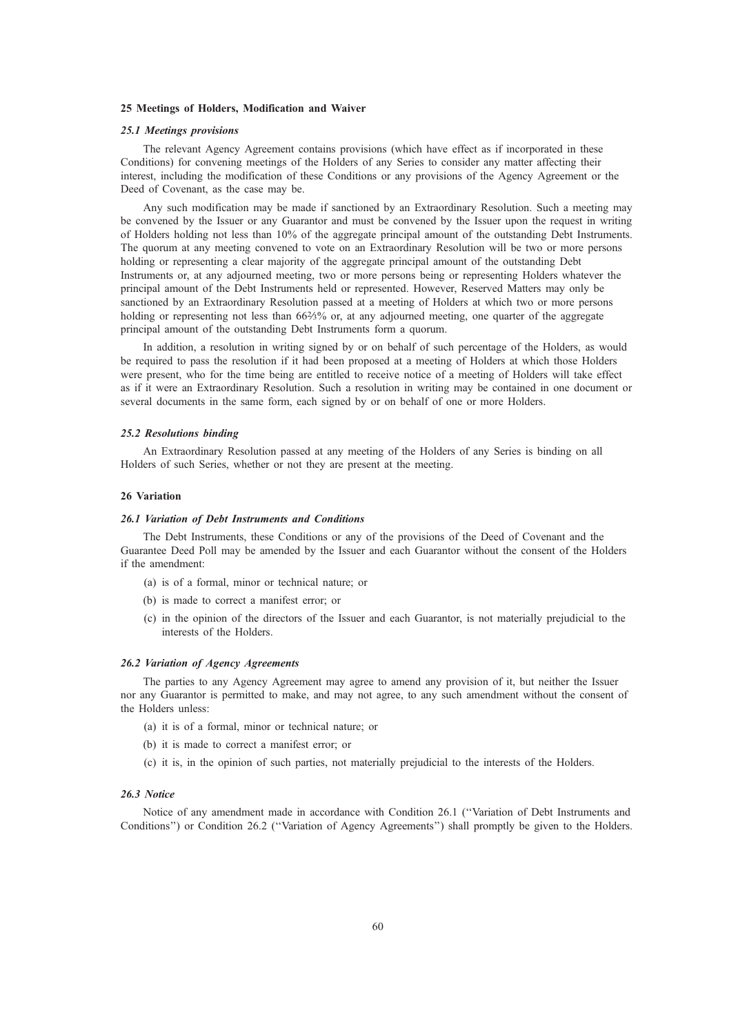## 25 Meetings of Holders, Modification and Waiver

### *25.1 Meetings provisions*

The relevant Agency Agreement contains provisions (which have effect as if incorporated in these Conditions) for convening meetings of the Holders of any Series to consider any matter affecting their interest, including the modification of these Conditions or any provisions of the Agency Agreement or the Deed of Covenant, as the case may be.

Any such modification may be made if sanctioned by an Extraordinary Resolution. Such a meeting may be convened by the Issuer or any Guarantor and must be convened by the Issuer upon the request in writing of Holders holding not less than 10% of the aggregate principal amount of the outstanding Debt Instruments. The quorum at any meeting convened to vote on an Extraordinary Resolution will be two or more persons holding or representing a clear majority of the aggregate principal amount of the outstanding Debt Instruments or, at any adjourned meeting, two or more persons being or representing Holders whatever the principal amount of the Debt Instruments held or represented. However, Reserved Matters may only be sanctioned by an Extraordinary Resolution passed at a meeting of Holders at which two or more persons holding or representing not less than 66⅔% or, at any adjourned meeting, one quarter of the aggregate principal amount of the outstanding Debt Instruments form a quorum.

In addition, a resolution in writing signed by or on behalf of such percentage of the Holders, as would be required to pass the resolution if it had been proposed at a meeting of Holders at which those Holders were present, who for the time being are entitled to receive notice of a meeting of Holders will take effect as if it were an Extraordinary Resolution. Such a resolution in writing may be contained in one document or several documents in the same form, each signed by or on behalf of one or more Holders.

### *25.2 Resolutions binding*

An Extraordinary Resolution passed at any meeting of the Holders of any Series is binding on all Holders of such Series, whether or not they are present at the meeting.

## 26 Variation

### *26.1 Variation of Debt Instruments and Conditions*

The Debt Instruments, these Conditions or any of the provisions of the Deed of Covenant and the Guarantee Deed Poll may be amended by the Issuer and each Guarantor without the consent of the Holders if the amendment:

(a) is of a formal, minor or technical nature; or

(b) is made to correct a manifest error; or

(c) in the opinion of the directors of the Issuer and each Guarantor, is not materially prejudicial to the interests of the Holders.

### *26.2 Variation of Agency Agreements*

The parties to any Agency Agreement may agree to amend any provision of it, but neither the Issuer nor any Guarantor is permitted to make, and may not agree, to any such amendment without the consent of the Holders unless:

(a) it is of a formal, minor or technical nature; or

(b) it is made to correct a manifest error; or

(c) it is, in the opinion of such parties, not materially prejudicial to the interests of the Holders.

### *26.3 Notice*

Notice of any amendment made in accordance with Condition 26.1 (''Variation of Debt Instruments and Conditions'') or Condition 26.2 (''Variation of Agency Agreements'') shall promptly be given to the Holders.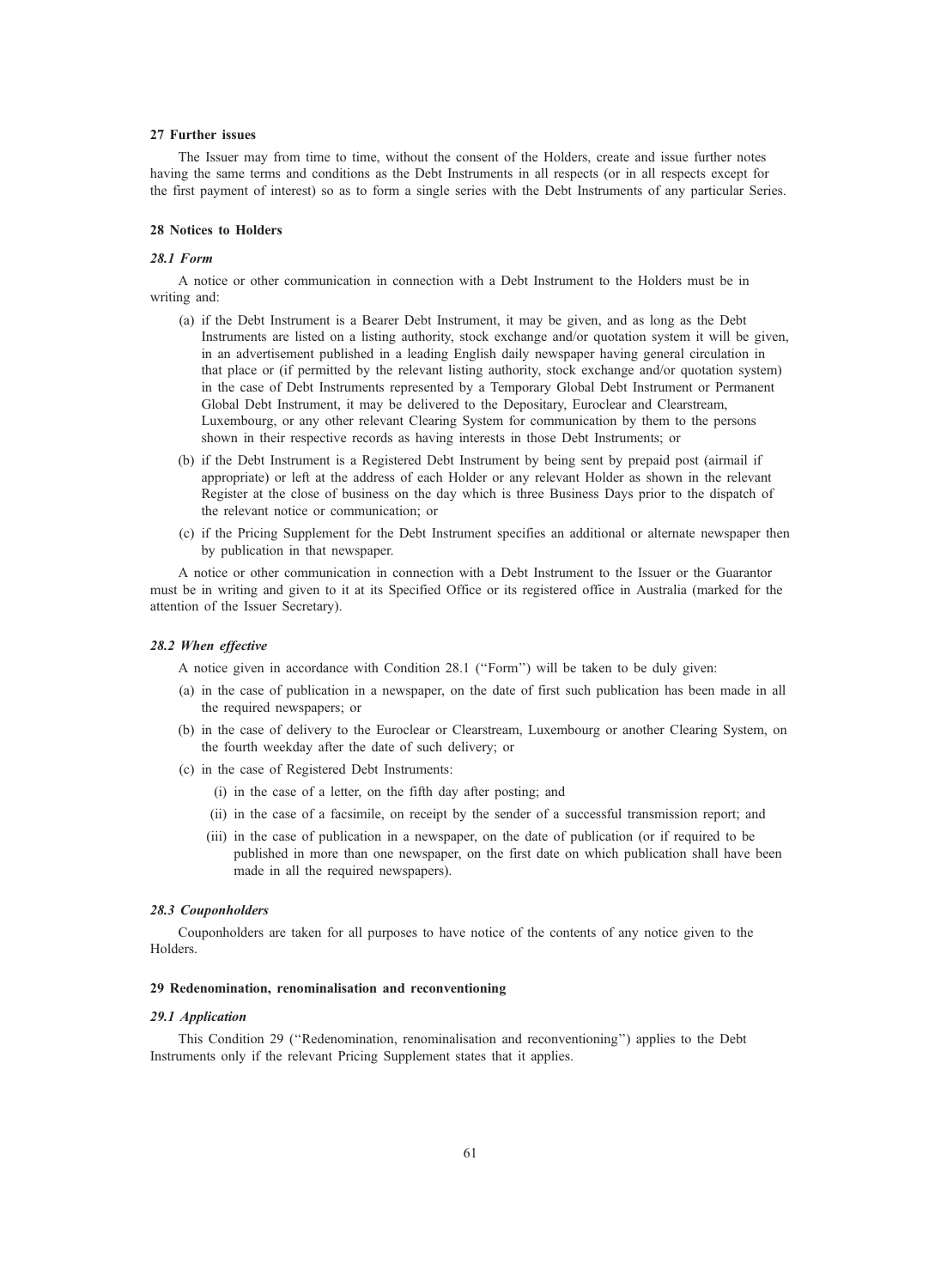## 27 Further issues

The Issuer may from time to time, without the consent of the Holders, create and issue further notes having the same terms and conditions as the Debt Instruments in all respects (or in all respects except for the first payment of interest) so as to form a single series with the Debt Instruments of any particular Series.

## 28 Notices to Holders

### *28.1 Form*

A notice or other communication in connection with a Debt Instrument to the Holders must be in writing and:

(a) if the Debt Instrument is a Bearer Debt Instrument, it may be given, and as long as the Debt Instruments are listed on a listing authority, stock exchange and/or quotation system it will be given, in an advertisement published in a leading English daily newspaper having general circulation in that place or (if permitted by the relevant listing authority, stock exchange and/or quotation system) in the case of Debt Instruments represented by a Temporary Global Debt Instrument or Permanent Global Debt Instrument, it may be delivered to the Depositary, Euroclear and Clearstream, Luxembourg, or any other relevant Clearing System for communication by them to the persons shown in their respective records as having interests in those Debt Instruments; or

(b) if the Debt Instrument is a Registered Debt Instrument by being sent by prepaid post (airmail if appropriate) or left at the address of each Holder or any relevant Holder as shown in the relevant Register at the close of business on the day which is three Business Days prior to the dispatch of the relevant notice or communication; or

(c) if the Pricing Supplement for the Debt Instrument specifies an additional or alternate newspaper then by publication in that newspaper.

A notice or other communication in connection with a Debt Instrument to the Issuer or the Guarantor must be in writing and given to it at its Specified Office or its registered office in Australia (marked for the attention of the Issuer Secretary).

### *28.2 When effective*

A notice given in accordance with Condition 28.1 ("Form") will be taken to be duly given:

(a) in the case of publication in a newspaper, on the date of first such publication has been made in all the required newspapers; or

(b) in the case of delivery to the Euroclear or Clearstream, Luxembourg or another Clearing System, on the fourth weekday after the date of such delivery; or

(c) in the case of Registered Debt Instruments:

   (i) in the case of a letter, on the fifth day after posting; and

   (ii) in the case of a facsimile, on receipt by the sender of a successful transmission report; and

   (iii) in the case of publication in a newspaper, on the date of publication (or if required to be published in more than one newspaper, on the first date on which publication shall have been made in all the required newspapers).

### *28.3 Couponholders*

Couponholders are taken for all purposes to have notice of the contents of any notice given to the Holders.

## 29 Redenomination, renominalisation and reconventioning

### *29.1 Application*

This Condition 29 ("Redenomination, renominalisation and reconventioning") applies to the Debt Instruments only if the relevant Pricing Supplement states that it applies.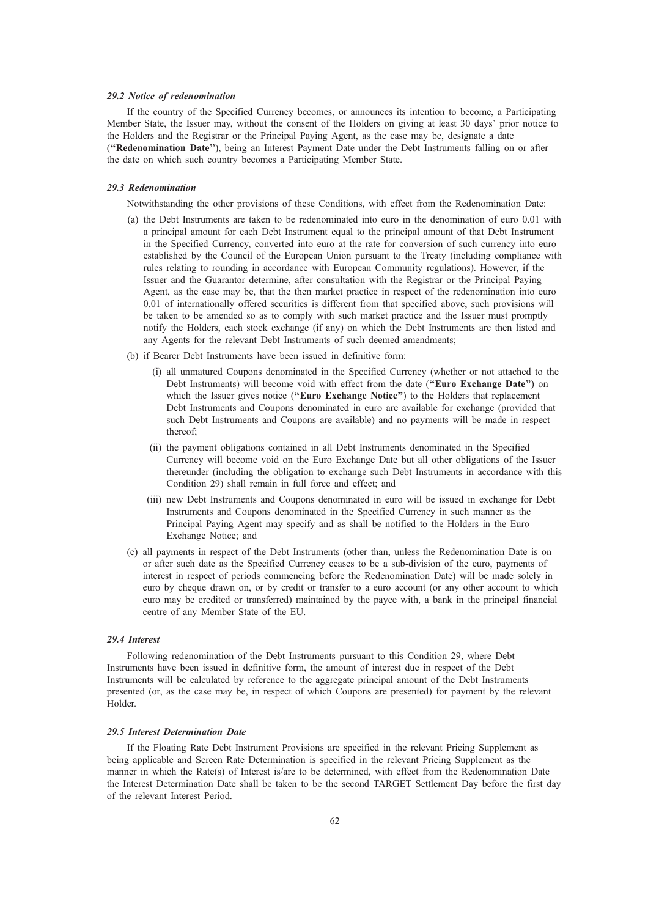### *29.2 Notice of redenomination*

If the country of the Specified Currency becomes, or announces its intention to become, a Participating Member State, the Issuer may, without the consent of the Holders on giving at least 30 days' prior notice to the Holders and the Registrar or the Principal Paying Agent, as the case may be, designate a date (**"Redenomination Date"**), being an Interest Payment Date under the Debt Instruments falling on or after the date on which such country becomes a Participating Member State.

### *29.3 Redenomination*

Notwithstanding the other provisions of these Conditions, with effect from the Redenomination Date:

(a) the Debt Instruments are taken to be redenominated into euro in the denomination of euro 0.01 with a principal amount for each Debt Instrument equal to the principal amount of that Debt Instrument in the Specified Currency, converted into euro at the rate for conversion of such currency into euro established by the Council of the European Union pursuant to the Treaty (including compliance with rules relating to rounding in accordance with European Community regulations). However, if the Issuer and the Guarantor determine, after consultation with the Registrar or the Principal Paying Agent, as the case may be, that the then market practice in respect of the redenomination into euro 0.01 of internationally offered securities is different from that specified above, such provisions will be taken to be amended so as to comply with such market practice and the Issuer must promptly notify the Holders, each stock exchange (if any) on which the Debt Instruments are then listed and any Agents for the relevant Debt Instruments of such deemed amendments;

(b) if Bearer Debt Instruments have been issued in definitive form:

   (i) all unmatured Coupons denominated in the Specified Currency (whether or not attached to the Debt Instruments) will become void with effect from the date (**"Euro Exchange Date"**) on which the Issuer gives notice (**"Euro Exchange Notice"**) to the Holders that replacement Debt Instruments and Coupons denominated in euro are available for exchange (provided that such Debt Instruments and Coupons are available) and no payments will be made in respect thereof;

   (ii) the payment obligations contained in all Debt Instruments denominated in the Specified Currency will become void on the Euro Exchange Date but all other obligations of the Issuer thereunder (including the obligation to exchange such Debt Instruments in accordance with this Condition 29) shall remain in full force and effect; and

   (iii) new Debt Instruments and Coupons denominated in euro will be issued in exchange for Debt Instruments and Coupons denominated in the Specified Currency in such manner as the Principal Paying Agent may specify and as shall be notified to the Holders in the Euro Exchange Notice; and

(c) all payments in respect of the Debt Instruments (other than, unless the Redenomination Date is on or after such date as the Specified Currency ceases to be a sub-division of the euro, payments of interest in respect of periods commencing before the Redenomination Date) will be made solely in euro by cheque drawn on, or by credit or transfer to a euro account (or any other account to which euro may be credited or transferred) maintained by the payee with, a bank in the principal financial centre of any Member State of the EU.

### *29.4 Interest*

Following redenomination of the Debt Instruments pursuant to this Condition 29, where Debt Instruments have been issued in definitive form, the amount of interest due in respect of the Debt Instruments will be calculated by reference to the aggregate principal amount of the Debt Instruments presented (or, as the case may be, in respect of which Coupons are presented) for payment by the relevant Holder.

### *29.5 Interest Determination Date*

If the Floating Rate Debt Instrument Provisions are specified in the relevant Pricing Supplement as being applicable and Screen Rate Determination is specified in the relevant Pricing Supplement as the manner in which the Rate(s) of Interest is/are to be determined, with effect from the Redenomination Date the Interest Determination Date shall be taken to be the second TARGET Settlement Day before the first day of the relevant Interest Period.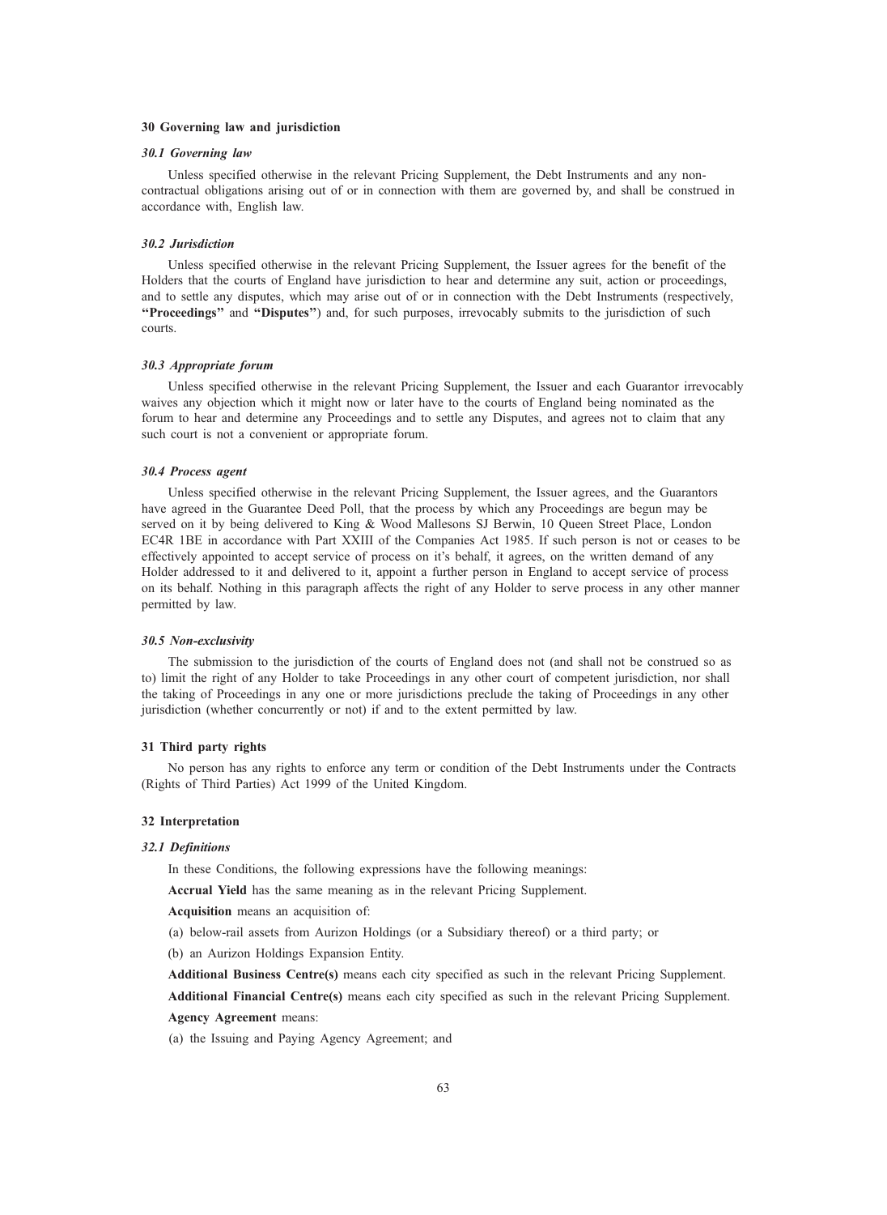## 30 Governing law and jurisdiction

### *30.1 Governing law*

Unless specified otherwise in the relevant Pricing Supplement, the Debt Instruments and any non-contractual obligations arising out of or in connection with them are governed by, and shall be construed in accordance with, English law.

### *30.2 Jurisdiction*

Unless specified otherwise in the relevant Pricing Supplement, the Issuer agrees for the benefit of the Holders that the courts of England have jurisdiction to hear and determine any suit, action or proceedings, and to settle any disputes, which may arise out of or in connection with the Debt Instruments (respectively, **"Proceedings"** and **"Disputes"**) and, for such purposes, irrevocably submits to the jurisdiction of such courts.

### *30.3 Appropriate forum*

Unless specified otherwise in the relevant Pricing Supplement, the Issuer and each Guarantor irrevocably waives any objection which it might now or later have to the courts of England being nominated as the forum to hear and determine any Proceedings and to settle any Disputes, and agrees not to claim that any such court is not a convenient or appropriate forum.

### *30.4 Process agent*

Unless specified otherwise in the relevant Pricing Supplement, the Issuer agrees, and the Guarantors have agreed in the Guarantee Deed Poll, that the process by which any Proceedings are begun may be served on it by being delivered to King & Wood Mallesons SJ Berwin, 10 Queen Street Place, London EC4R 1BE in accordance with Part XXIII of the Companies Act 1985. If such person is not or ceases to be effectively appointed to accept service of process on it's behalf, it agrees, on the written demand of any Holder addressed to it and delivered to it, appoint a further person in England to accept service of process on its behalf. Nothing in this paragraph affects the right of any Holder to serve process in any other manner permitted by law.

### *30.5 Non-exclusivity*

The submission to the jurisdiction of the courts of England does not (and shall not be construed so as to) limit the right of any Holder to take Proceedings in any other court of competent jurisdiction, nor shall the taking of Proceedings in any one or more jurisdictions preclude the taking of Proceedings in any other jurisdiction (whether concurrently or not) if and to the extent permitted by law.

## 31 Third party rights

No person has any rights to enforce any term or condition of the Debt Instruments under the Contracts (Rights of Third Parties) Act 1999 of the United Kingdom.

## 32 Interpretation

### *32.1 Definitions*

In these Conditions, the following expressions have the following meanings:

**Accrual Yield** has the same meaning as in the relevant Pricing Supplement.

**Acquisition** means an acquisition of:

(a) below-rail assets from Aurizon Holdings (or a Subsidiary thereof) or a third party; or

(b) an Aurizon Holdings Expansion Entity.

**Additional Business Centre(s)** means each city specified as such in the relevant Pricing Supplement.

**Additional Financial Centre(s)** means each city specified as such in the relevant Pricing Supplement.

**Agency Agreement** means:

(a) the Issuing and Paying Agency Agreement; and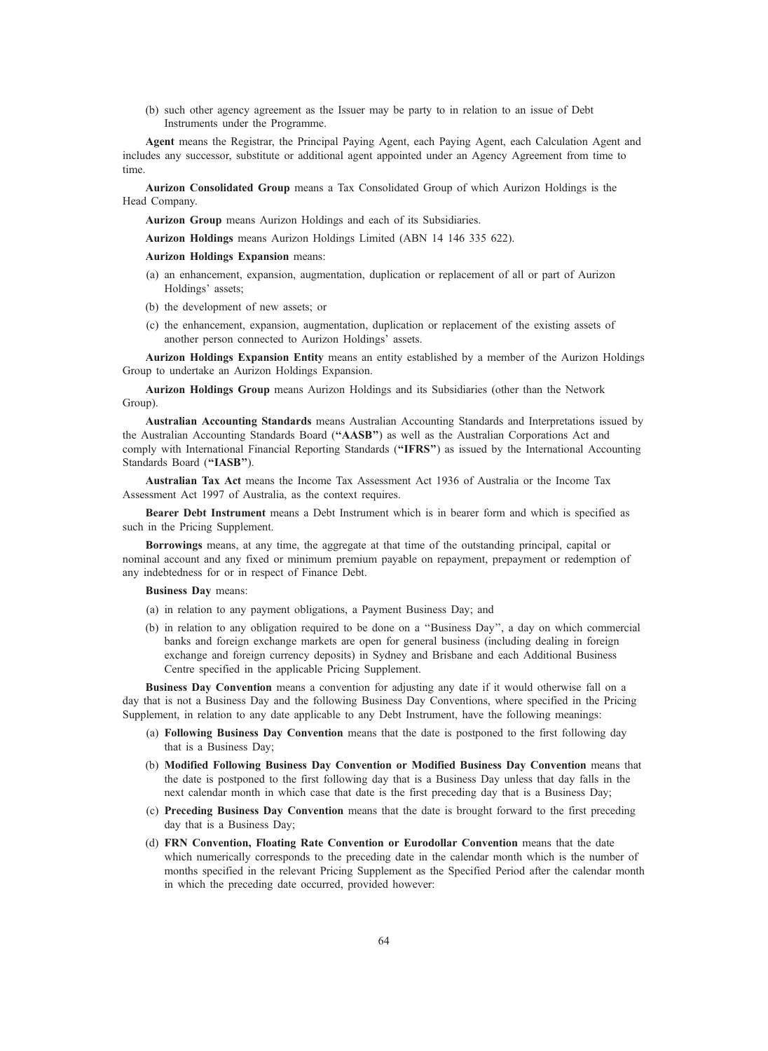(b) such other agency agreement as the Issuer may be party to in relation to an issue of Debt Instruments under the Programme.

**Agent** means the Registrar, the Principal Paying Agent, each Paying Agent, each Calculation Agent and includes any successor, substitute or additional agent appointed under an Agency Agreement from time to time.

**Aurizon Consolidated Group** means a Tax Consolidated Group of which Aurizon Holdings is the Head Company.

**Aurizon Group** means Aurizon Holdings and each of its Subsidiaries.

**Aurizon Holdings** means Aurizon Holdings Limited (ABN 14 146 335 622).

**Aurizon Holdings Expansion** means:

(a) an enhancement, expansion, augmentation, duplication or replacement of all or part of Aurizon Holdings' assets;

(b) the development of new assets; or

(c) the enhancement, expansion, augmentation, duplication or replacement of the existing assets of another person connected to Aurizon Holdings' assets.

**Aurizon Holdings Expansion Entity** means an entity established by a member of the Aurizon Holdings Group to undertake an Aurizon Holdings Expansion.

**Aurizon Holdings Group** means Aurizon Holdings and its Subsidiaries (other than the Network Group).

**Australian Accounting Standards** means Australian Accounting Standards and Interpretations issued by the Australian Accounting Standards Board (**"AASB"**) as well as the Australian Corporations Act and comply with International Financial Reporting Standards (**"IFRS"**) as issued by the International Accounting Standards Board (**"IASB"**).

**Australian Tax Act** means the Income Tax Assessment Act 1936 of Australia or the Income Tax Assessment Act 1997 of Australia, as the context requires.

**Bearer Debt Instrument** means a Debt Instrument which is in bearer form and which is specified as such in the Pricing Supplement.

**Borrowings** means, at any time, the aggregate at that time of the outstanding principal, capital or nominal account and any fixed or minimum premium payable on repayment, prepayment or redemption of any indebtedness for or in respect of Finance Debt.

**Business Day** means:

(a) in relation to any payment obligations, a Payment Business Day; and

(b) in relation to any obligation required to be done on a "Business Day", a day on which commercial banks and foreign exchange markets are open for general business (including dealing in foreign exchange and foreign currency deposits) in Sydney and Brisbane and each Additional Business Centre specified in the applicable Pricing Supplement.

**Business Day Convention** means a convention for adjusting any date if it would otherwise fall on a day that is not a Business Day and the following Business Day Conventions, where specified in the Pricing Supplement, in relation to any date applicable to any Debt Instrument, have the following meanings:

(a) **Following Business Day Convention** means that the date is postponed to the first following day that is a Business Day;

(b) **Modified Following Business Day Convention or Modified Business Day Convention** means that the date is postponed to the first following day that is a Business Day unless that day falls in the next calendar month in which case that date is the first preceding day that is a Business Day;

(c) **Preceding Business Day Convention** means that the date is brought forward to the first preceding day that is a Business Day;

(d) **FRN Convention, Floating Rate Convention or Eurodollar Convention** means that the date which numerically corresponds to the preceding date in the calendar month which is the number of months specified in the relevant Pricing Supplement as the Specified Period after the calendar month in which the preceding date occurred, provided however: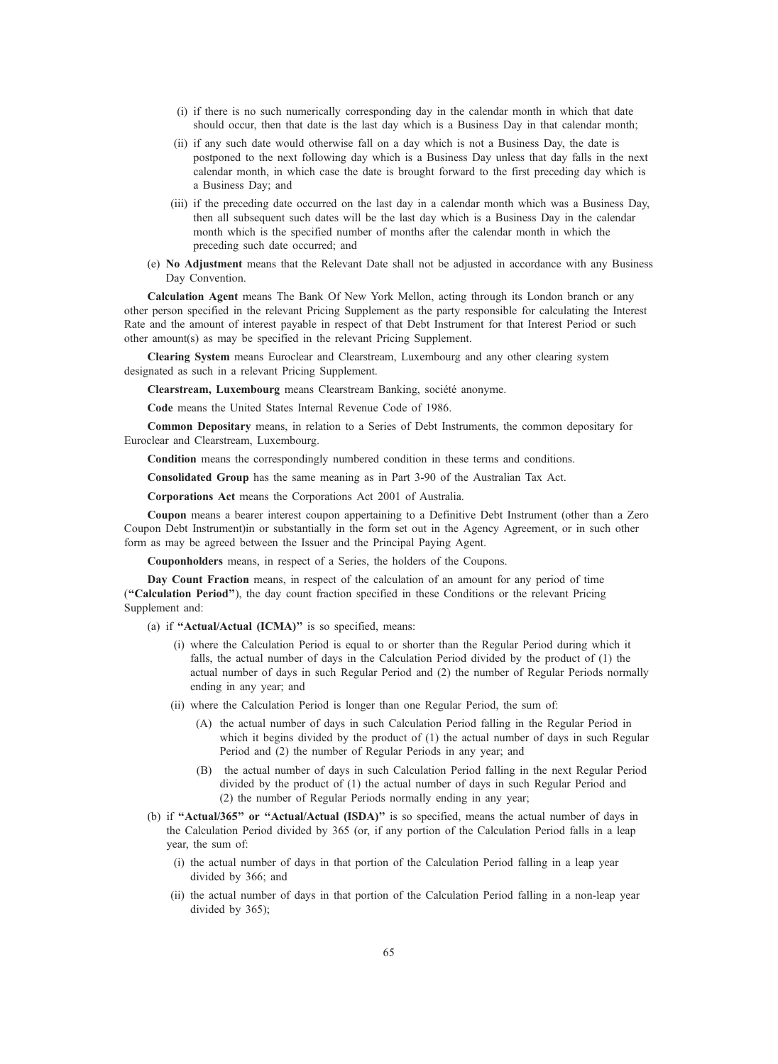(i) if there is no such numerically corresponding day in the calendar month in which that date should occur, then that date is the last day which is a Business Day in that calendar month;

(ii) if any such date would otherwise fall on a day which is not a Business Day, the date is postponed to the next following day which is a Business Day unless that day falls in the next calendar month, in which case the date is brought forward to the first preceding day which is a Business Day; and

(iii) if the preceding date occurred on the last day in a calendar month which was a Business Day, then all subsequent such dates will be the last day which is a Business Day in the calendar month which is the specified number of months after the calendar month in which the preceding such date occurred; and

(e) **No Adjustment** means that the Relevant Date shall not be adjusted in accordance with any Business Day Convention.

**Calculation Agent** means The Bank Of New York Mellon, acting through its London branch or any other person specified in the relevant Pricing Supplement as the party responsible for calculating the Interest Rate and the amount of interest payable in respect of that Debt Instrument for that Interest Period or such other amount(s) as may be specified in the relevant Pricing Supplement.

**Clearing System** means Euroclear and Clearstream, Luxembourg and any other clearing system designated as such in a relevant Pricing Supplement.

**Clearstream, Luxembourg** means Clearstream Banking, société anonyme.

**Code** means the United States Internal Revenue Code of 1986.

**Common Depositary** means, in relation to a Series of Debt Instruments, the common depositary for Euroclear and Clearstream, Luxembourg.

**Condition** means the correspondingly numbered condition in these terms and conditions.

**Consolidated Group** has the same meaning as in Part 3-90 of the Australian Tax Act.

**Corporations Act** means the Corporations Act 2001 of Australia.

**Coupon** means a bearer interest coupon appertaining to a Definitive Debt Instrument (other than a Zero Coupon Debt Instrument)in or substantially in the form set out in the Agency Agreement, or in such other form as may be agreed between the Issuer and the Principal Paying Agent.

**Couponholders** means, in respect of a Series, the holders of the Coupons.

**Day Count Fraction** means, in respect of the calculation of an amount for any period of time (**"Calculation Period"**), the day count fraction specified in these Conditions or the relevant Pricing Supplement and:

(a) if **"Actual/Actual (ICMA)"** is so specified, means:

(i) where the Calculation Period is equal to or shorter than the Regular Period during which it falls, the actual number of days in the Calculation Period divided by the product of (1) the actual number of days in such Regular Period and (2) the number of Regular Periods normally ending in any year; and

(ii) where the Calculation Period is longer than one Regular Period, the sum of:

(A) the actual number of days in such Calculation Period falling in the Regular Period in which it begins divided by the product of (1) the actual number of days in such Regular Period and (2) the number of Regular Periods in any year; and

(B) the actual number of days in such Calculation Period falling in the next Regular Period divided by the product of (1) the actual number of days in such Regular Period and (2) the number of Regular Periods normally ending in any year;

(b) if **"Actual/365" or "Actual/Actual (ISDA)"** is so specified, means the actual number of days in the Calculation Period divided by 365 (or, if any portion of the Calculation Period falls in a leap year, the sum of:

(i) the actual number of days in that portion of the Calculation Period falling in a leap year divided by 366; and

(ii) the actual number of days in that portion of the Calculation Period falling in a non-leap year divided by 365);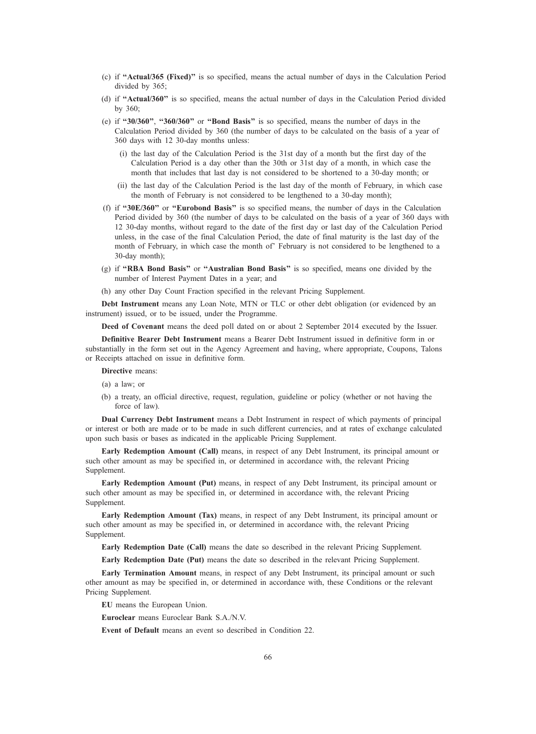(c) if **"Actual/365 (Fixed)"** is so specified, means the actual number of days in the Calculation Period divided by 365;

(d) if **"Actual/360"** is so specified, means the actual number of days in the Calculation Period divided by 360;

(e) if **"30/360"**, **"360/360"** or **"Bond Basis"** is so specified, means the number of days in the Calculation Period divided by 360 (the number of days to be calculated on the basis of a year of 360 days with 12 30-day months unless:

(i) the last day of the Calculation Period is the 31st day of a month but the first day of the Calculation Period is a day other than the 30th or 31st day of a month, in which case the month that includes that last day is not considered to be shortened to a 30-day month; or

(ii) the last day of the Calculation Period is the last day of the month of February, in which case the month of February is not considered to be lengthened to a 30-day month);

(f) if **"30E/360"** or **"Eurobond Basis"** is so specified means, the number of days in the Calculation Period divided by 360 (the number of days to be calculated on the basis of a year of 360 days with 12 30-day months, without regard to the date of the first day or last day of the Calculation Period unless, in the case of the final Calculation Period, the date of final maturity is the last day of the month of February, in which case the month of' February is not considered to be lengthened to a 30-day month);

(g) if **"RBA Bond Basis"** or **"Australian Bond Basis"** is so specified, means one divided by the number of Interest Payment Dates in a year; and

(h) any other Day Count Fraction specified in the relevant Pricing Supplement.

**Debt Instrument** means any Loan Note, MTN or TLC or other debt obligation (or evidenced by an instrument) issued, or to be issued, under the Programme.

**Deed of Covenant** means the deed poll dated on or about 2 September 2014 executed by the Issuer.

**Definitive Bearer Debt Instrument** means a Bearer Debt Instrument issued in definitive form in or substantially in the form set out in the Agency Agreement and having, where appropriate, Coupons, Talons or Receipts attached on issue in definitive form.

**Directive** means:

(a) a law; or

(b) a treaty, an official directive, request, regulation, guideline or policy (whether or not having the force of law).

**Dual Currency Debt Instrument** means a Debt Instrument in respect of which payments of principal or interest or both are made or to be made in such different currencies, and at rates of exchange calculated upon such basis or bases as indicated in the applicable Pricing Supplement.

**Early Redemption Amount (Call)** means, in respect of any Debt Instrument, its principal amount or such other amount as may be specified in, or determined in accordance with, the relevant Pricing Supplement.

**Early Redemption Amount (Put)** means, in respect of any Debt Instrument, its principal amount or such other amount as may be specified in, or determined in accordance with, the relevant Pricing Supplement.

**Early Redemption Amount (Tax)** means, in respect of any Debt Instrument, its principal amount or such other amount as may be specified in, or determined in accordance with, the relevant Pricing Supplement.

**Early Redemption Date (Call)** means the date so described in the relevant Pricing Supplement.

**Early Redemption Date (Put)** means the date so described in the relevant Pricing Supplement.

**Early Termination Amount** means, in respect of any Debt Instrument, its principal amount or such other amount as may be specified in, or determined in accordance with, these Conditions or the relevant Pricing Supplement.

**EU** means the European Union.

**Euroclear** means Euroclear Bank S.A./N.V.

**Event of Default** means an event so described in Condition 22.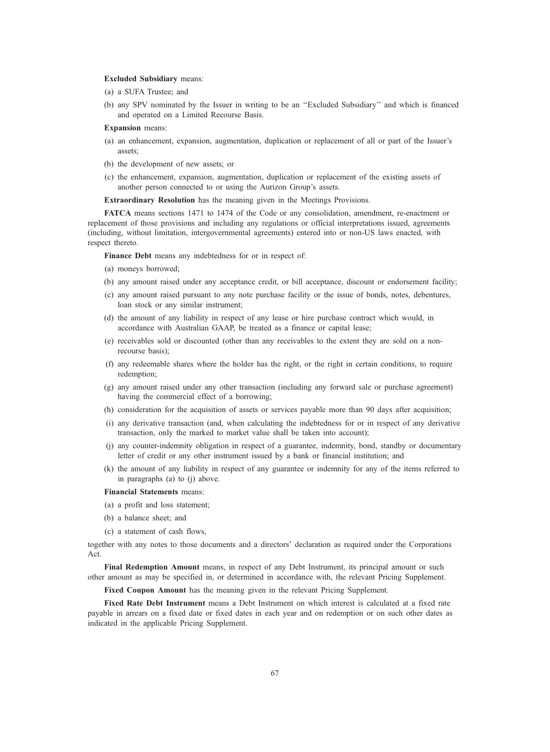**Excluded Subsidiary** means:

(a) a SUFA Trustee; and

(b) any SPV nominated by the Issuer in writing to be an ''Excluded Subsidiary'' and which is financed and operated on a Limited Recourse Basis.

**Expansion** means:

(a) an enhancement, expansion, augmentation, duplication or replacement of all or part of the Issuer's assets;

(b) the development of new assets; or

(c) the enhancement, expansion, augmentation, duplication or replacement of the existing assets of another person connected to or using the Aurizon Group's assets.

**Extraordinary Resolution** has the meaning given in the Meetings Provisions.

**FATCA** means sections 1471 to 1474 of the Code or any consolidation, amendment, re-enactment or replacement of those provisions and including any regulations or official interpretations issued, agreements (including, without limitation, intergovernmental agreements) entered into or non-US laws enacted, with respect thereto.

**Finance Debt** means any indebtedness for or in respect of:

(a) moneys borrowed;

(b) any amount raised under any acceptance credit, or bill acceptance, discount or endorsement facility;

(c) any amount raised pursuant to any note purchase facility or the issue of bonds, notes, debentures, loan stock or any similar instrument;

(d) the amount of any liability in respect of any lease or hire purchase contract which would, in accordance with Australian GAAP, be treated as a finance or capital lease;

(e) receivables sold or discounted (other than any receivables to the extent they are sold on a non-recourse basis);

(f) any redeemable shares where the holder has the right, or the right in certain conditions, to require redemption;

(g) any amount raised under any other transaction (including any forward sale or purchase agreement) having the commercial effect of a borrowing;

(h) consideration for the acquisition of assets or services payable more than 90 days after acquisition;

(i) any derivative transaction (and, when calculating the indebtedness for or in respect of any derivative transaction, only the marked to market value shall be taken into account);

(j) any counter-indemnity obligation in respect of a guarantee, indemnity, bond, standby or documentary letter of credit or any other instrument issued by a bank or financial institution; and

(k) the amount of any liability in respect of any guarantee or indemnity for any of the items referred to in paragraphs (a) to (j) above.

**Financial Statements** means:

(a) a profit and loss statement;

(b) a balance sheet; and

(c) a statement of cash flows,

together with any notes to those documents and a directors' declaration as required under the Corporations Act.

**Final Redemption Amount** means, in respect of any Debt Instrument, its principal amount or such other amount as may be specified in, or determined in accordance with, the relevant Pricing Supplement.

**Fixed Coupon Amount** has the meaning given in the relevant Pricing Supplement.

**Fixed Rate Debt Instrument** means a Debt Instrument on which interest is calculated at a fixed rate payable in arrears on a fixed date or fixed dates in each year and on redemption or on such other dates as indicated in the applicable Pricing Supplement.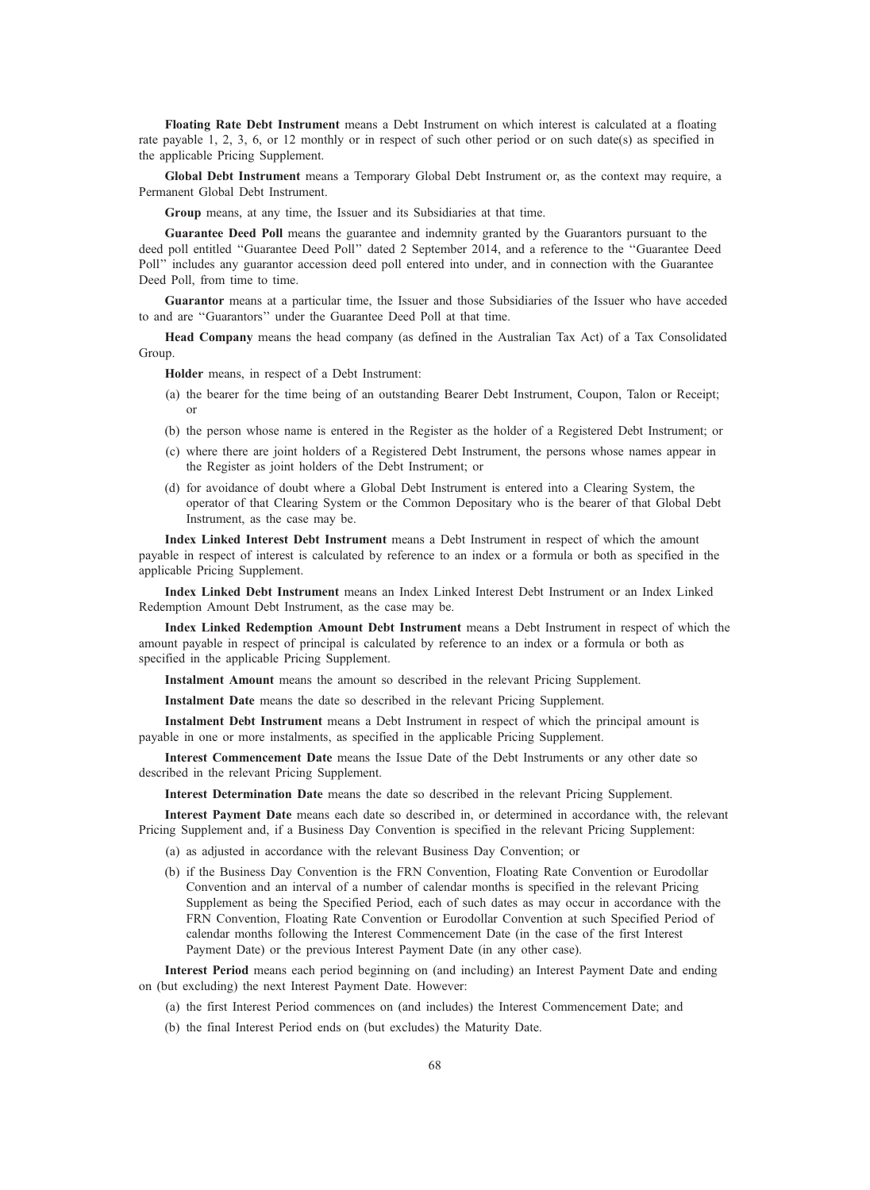**Floating Rate Debt Instrument** means a Debt Instrument on which interest is calculated at a floating rate payable 1, 2, 3, 6, or 12 monthly or in respect of such other period or on such date(s) as specified in the applicable Pricing Supplement.

**Global Debt Instrument** means a Temporary Global Debt Instrument or, as the context may require, a Permanent Global Debt Instrument.

**Group** means, at any time, the Issuer and its Subsidiaries at that time.

**Guarantee Deed Poll** means the guarantee and indemnity granted by the Guarantors pursuant to the deed poll entitled ''Guarantee Deed Poll'' dated 2 September 2014, and a reference to the ''Guarantee Deed Poll'' includes any guarantor accession deed poll entered into under, and in connection with the Guarantee Deed Poll, from time to time.

**Guarantor** means at a particular time, the Issuer and those Subsidiaries of the Issuer who have acceded to and are ''Guarantors'' under the Guarantee Deed Poll at that time.

**Head Company** means the head company (as defined in the Australian Tax Act) of a Tax Consolidated Group.

**Holder** means, in respect of a Debt Instrument:

(a) the bearer for the time being of an outstanding Bearer Debt Instrument, Coupon, Talon or Receipt; or

(b) the person whose name is entered in the Register as the holder of a Registered Debt Instrument; or

(c) where there are joint holders of a Registered Debt Instrument, the persons whose names appear in the Register as joint holders of the Debt Instrument; or

(d) for avoidance of doubt where a Global Debt Instrument is entered into a Clearing System, the operator of that Clearing System or the Common Depositary who is the bearer of that Global Debt Instrument, as the case may be.

**Index Linked Interest Debt Instrument** means a Debt Instrument in respect of which the amount payable in respect of interest is calculated by reference to an index or a formula or both as specified in the applicable Pricing Supplement.

**Index Linked Debt Instrument** means an Index Linked Interest Debt Instrument or an Index Linked Redemption Amount Debt Instrument, as the case may be.

**Index Linked Redemption Amount Debt Instrument** means a Debt Instrument in respect of which the amount payable in respect of principal is calculated by reference to an index or a formula or both as specified in the applicable Pricing Supplement.

**Instalment Amount** means the amount so described in the relevant Pricing Supplement.

**Instalment Date** means the date so described in the relevant Pricing Supplement.

**Instalment Debt Instrument** means a Debt Instrument in respect of which the principal amount is payable in one or more instalments, as specified in the applicable Pricing Supplement.

**Interest Commencement Date** means the Issue Date of the Debt Instruments or any other date so described in the relevant Pricing Supplement.

**Interest Determination Date** means the date so described in the relevant Pricing Supplement.

**Interest Payment Date** means each date so described in, or determined in accordance with, the relevant Pricing Supplement and, if a Business Day Convention is specified in the relevant Pricing Supplement:

(a) as adjusted in accordance with the relevant Business Day Convention; or

(b) if the Business Day Convention is the FRN Convention, Floating Rate Convention or Eurodollar Convention and an interval of a number of calendar months is specified in the relevant Pricing Supplement as being the Specified Period, each of such dates as may occur in accordance with the FRN Convention, Floating Rate Convention or Eurodollar Convention at such Specified Period of calendar months following the Interest Commencement Date (in the case of the first Interest Payment Date) or the previous Interest Payment Date (in any other case).

**Interest Period** means each period beginning on (and including) an Interest Payment Date and ending on (but excluding) the next Interest Payment Date. However:

(a) the first Interest Period commences on (and includes) the Interest Commencement Date; and

(b) the final Interest Period ends on (but excludes) the Maturity Date.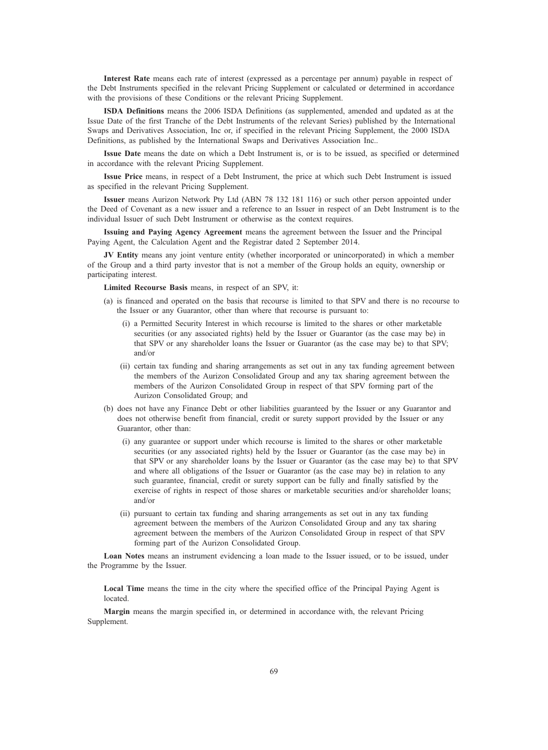**Interest Rate** means each rate of interest (expressed as a percentage per annum) payable in respect of the Debt Instruments specified in the relevant Pricing Supplement or calculated or determined in accordance with the provisions of these Conditions or the relevant Pricing Supplement.

**ISDA Definitions** means the 2006 ISDA Definitions (as supplemented, amended and updated as at the Issue Date of the first Tranche of the Debt Instruments of the relevant Series) published by the International Swaps and Derivatives Association, Inc or, if specified in the relevant Pricing Supplement, the 2000 ISDA Definitions, as published by the International Swaps and Derivatives Association Inc..

**Issue Date** means the date on which a Debt Instrument is, or is to be issued, as specified or determined in accordance with the relevant Pricing Supplement.

**Issue Price** means, in respect of a Debt Instrument, the price at which such Debt Instrument is issued as specified in the relevant Pricing Supplement.

**Issuer** means Aurizon Network Pty Ltd (ABN 78 132 181 116) or such other person appointed under the Deed of Covenant as a new issuer and a reference to an Issuer in respect of an Debt Instrument is to the individual Issuer of such Debt Instrument or otherwise as the context requires.

**Issuing and Paying Agency Agreement** means the agreement between the Issuer and the Principal Paying Agent, the Calculation Agent and the Registrar dated 2 September 2014.

**JV Entity** means any joint venture entity (whether incorporated or unincorporated) in which a member of the Group and a third party investor that is not a member of the Group holds an equity, ownership or participating interest.

**Limited Recourse Basis** means, in respect of an SPV, it:

(a) is financed and operated on the basis that recourse is limited to that SPV and there is no recourse to the Issuer or any Guarantor, other than where that recourse is pursuant to:

  (i) a Permitted Security Interest in which recourse is limited to the shares or other marketable securities (or any associated rights) held by the Issuer or Guarantor (as the case may be) in that SPV or any shareholder loans the Issuer or Guarantor (as the case may be) to that SPV; and/or

  (ii) certain tax funding and sharing arrangements as set out in any tax funding agreement between the members of the Aurizon Consolidated Group and any tax sharing agreement between the members of the Aurizon Consolidated Group in respect of that SPV forming part of the Aurizon Consolidated Group; and

(b) does not have any Finance Debt or other liabilities guaranteed by the Issuer or any Guarantor and does not otherwise benefit from financial, credit or surety support provided by the Issuer or any Guarantor, other than:

  (i) any guarantee or support under which recourse is limited to the shares or other marketable securities (or any associated rights) held by the Issuer or Guarantor (as the case may be) in that SPV or any shareholder loans by the Issuer or Guarantor (as the case may be) to that SPV and where all obligations of the Issuer or Guarantor (as the case may be) in relation to any such guarantee, financial, credit or surety support can be fully and finally satisfied by the exercise of rights in respect of those shares or marketable securities and/or shareholder loans; and/or

  (ii) pursuant to certain tax funding and sharing arrangements as set out in any tax funding agreement between the members of the Aurizon Consolidated Group and any tax sharing agreement between the members of the Aurizon Consolidated Group in respect of that SPV forming part of the Aurizon Consolidated Group.

**Loan Notes** means an instrument evidencing a loan made to the Issuer issued, or to be issued, under the Programme by the Issuer.

**Local Time** means the time in the city where the specified office of the Principal Paying Agent is located.

**Margin** means the margin specified in, or determined in accordance with, the relevant Pricing Supplement.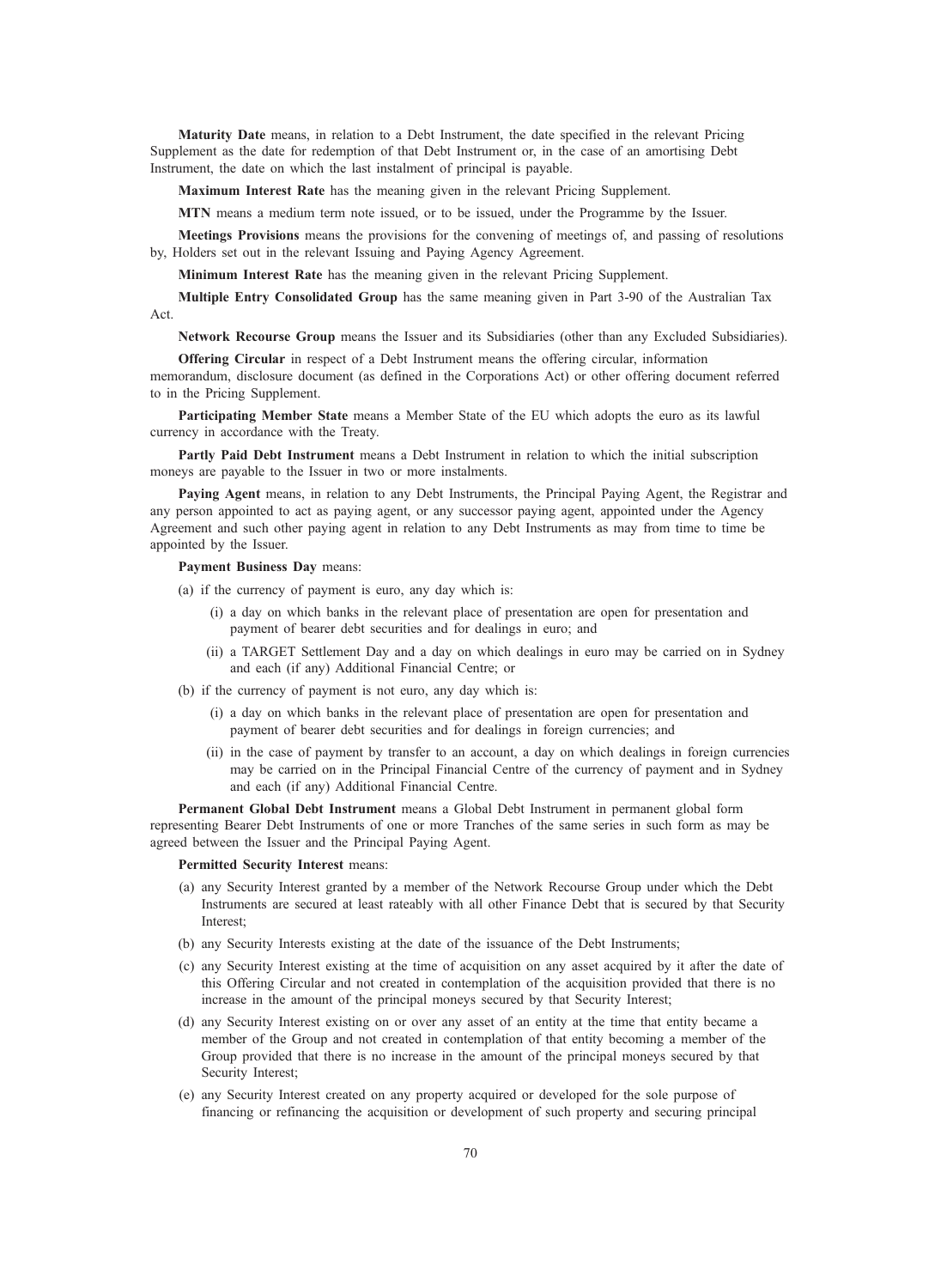**Maturity Date** means, in relation to a Debt Instrument, the date specified in the relevant Pricing Supplement as the date for redemption of that Debt Instrument or, in the case of an amortising Debt Instrument, the date on which the last instalment of principal is payable.

**Maximum Interest Rate** has the meaning given in the relevant Pricing Supplement.

**MTN** means a medium term note issued, or to be issued, under the Programme by the Issuer.

**Meetings Provisions** means the provisions for the convening of meetings of, and passing of resolutions by, Holders set out in the relevant Issuing and Paying Agency Agreement.

**Minimum Interest Rate** has the meaning given in the relevant Pricing Supplement.

**Multiple Entry Consolidated Group** has the same meaning given in Part 3-90 of the Australian Tax Act.

**Network Recourse Group** means the Issuer and its Subsidiaries (other than any Excluded Subsidiaries).

**Offering Circular** in respect of a Debt Instrument means the offering circular, information memorandum, disclosure document (as defined in the Corporations Act) or other offering document referred to in the Pricing Supplement.

**Participating Member State** means a Member State of the EU which adopts the euro as its lawful currency in accordance with the Treaty.

**Partly Paid Debt Instrument** means a Debt Instrument in relation to which the initial subscription moneys are payable to the Issuer in two or more instalments.

**Paying Agent** means, in relation to any Debt Instruments, the Principal Paying Agent, the Registrar and any person appointed to act as paying agent, or any successor paying agent, appointed under the Agency Agreement and such other paying agent in relation to any Debt Instruments as may from time to time be appointed by the Issuer.

**Payment Business Day** means:

(a) if the currency of payment is euro, any day which is:

  (i) a day on which banks in the relevant place of presentation are open for presentation and payment of bearer debt securities and for dealings in euro; and

  (ii) a TARGET Settlement Day and a day on which dealings in euro may be carried on in Sydney and each (if any) Additional Financial Centre; or

(b) if the currency of payment is not euro, any day which is:

  (i) a day on which banks in the relevant place of presentation are open for presentation and payment of bearer debt securities and for dealings in foreign currencies; and

  (ii) in the case of payment by transfer to an account, a day on which dealings in foreign currencies may be carried on in the Principal Financial Centre of the currency of payment and in Sydney and each (if any) Additional Financial Centre.

**Permanent Global Debt Instrument** means a Global Debt Instrument in permanent global form representing Bearer Debt Instruments of one or more Tranches of the same series in such form as may be agreed between the Issuer and the Principal Paying Agent.

**Permitted Security Interest** means:

(a) any Security Interest granted by a member of the Network Recourse Group under which the Debt Instruments are secured at least rateably with all other Finance Debt that is secured by that Security Interest;

(b) any Security Interests existing at the date of the issuance of the Debt Instruments;

(c) any Security Interest existing at the time of acquisition on any asset acquired by it after the date of this Offering Circular and not created in contemplation of the acquisition provided that there is no increase in the amount of the principal moneys secured by that Security Interest;

(d) any Security Interest existing on or over any asset of an entity at the time that entity became a member of the Group and not created in contemplation of that entity becoming a member of the Group provided that there is no increase in the amount of the principal moneys secured by that Security Interest;

(e) any Security Interest created on any property acquired or developed for the sole purpose of financing or refinancing the acquisition or development of such property and securing principal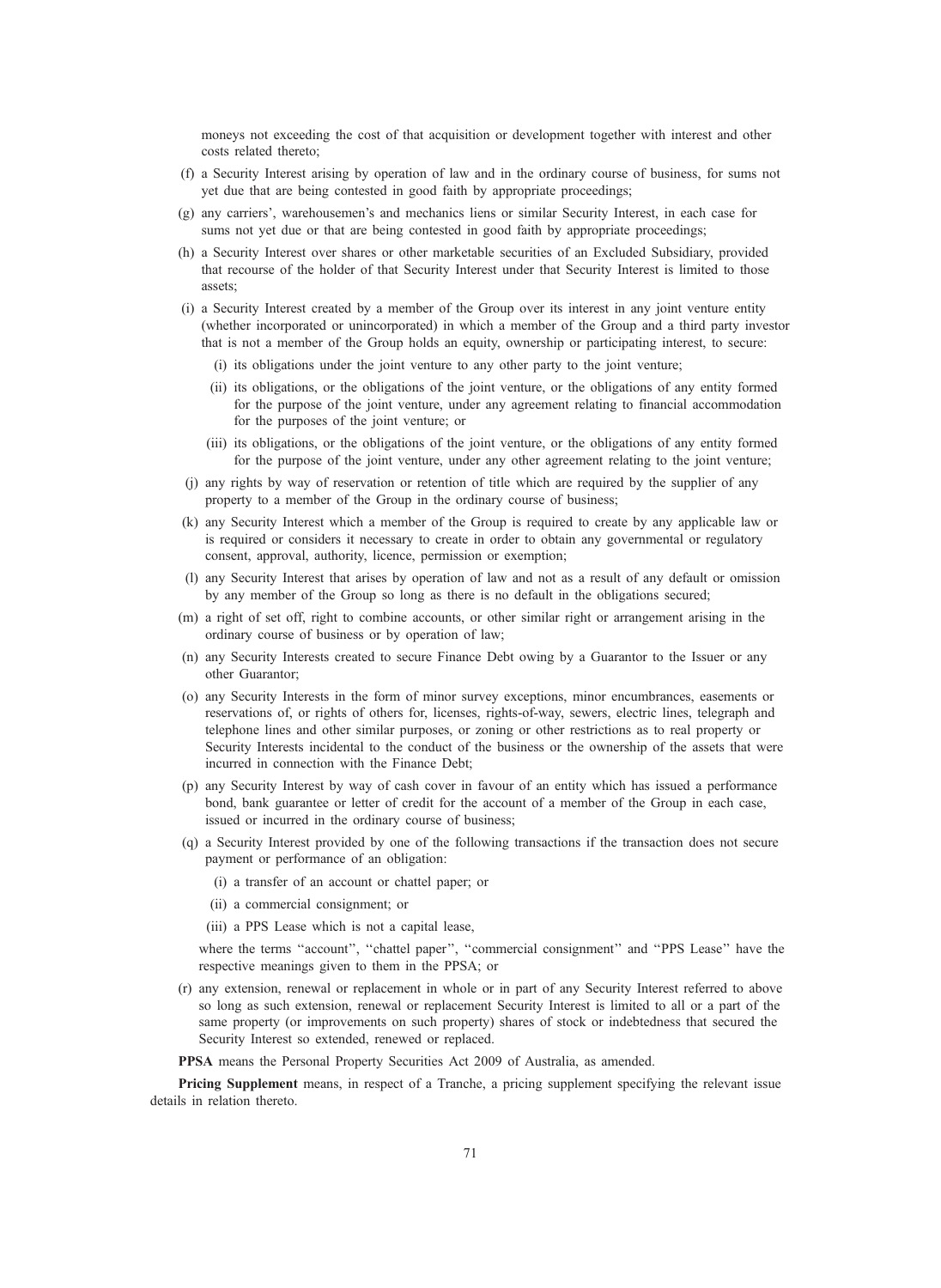moneys not exceeding the cost of that acquisition or development together with interest and other costs related thereto;

(f) a Security Interest arising by operation of law and in the ordinary course of business, for sums not yet due that are being contested in good faith by appropriate proceedings;

(g) any carriers', warehousemen's and mechanics liens or similar Security Interest, in each case for sums not yet due or that are being contested in good faith by appropriate proceedings;

(h) a Security Interest over shares or other marketable securities of an Excluded Subsidiary, provided that recourse of the holder of that Security Interest under that Security Interest is limited to those assets;

(i) a Security Interest created by a member of the Group over its interest in any joint venture entity (whether incorporated or unincorporated) in which a member of the Group and a third party investor that is not a member of the Group holds an equity, ownership or participating interest, to secure:

  (i) its obligations under the joint venture to any other party to the joint venture;

  (ii) its obligations, or the obligations of the joint venture, or the obligations of any entity formed for the purpose of the joint venture, under any agreement relating to financial accommodation for the purposes of the joint venture; or

  (iii) its obligations, or the obligations of the joint venture, or the obligations of any entity formed for the purpose of the joint venture, under any other agreement relating to the joint venture;

(j) any rights by way of reservation or retention of title which are required by the supplier of any property to a member of the Group in the ordinary course of business;

(k) any Security Interest which a member of the Group is required to create by any applicable law or is required or considers it necessary to create in order to obtain any governmental or regulatory consent, approval, authority, licence, permission or exemption;

(l) any Security Interest that arises by operation of law and not as a result of any default or omission by any member of the Group so long as there is no default in the obligations secured;

(m) a right of set off, right to combine accounts, or other similar right or arrangement arising in the ordinary course of business or by operation of law;

(n) any Security Interests created to secure Finance Debt owing by a Guarantor to the Issuer or any other Guarantor;

(o) any Security Interests in the form of minor survey exceptions, minor encumbrances, easements or reservations of, or rights of others for, licenses, rights-of-way, sewers, electric lines, telegraph and telephone lines and other similar purposes, or zoning or other restrictions as to real property or Security Interests incidental to the conduct of the business or the ownership of the assets that were incurred in connection with the Finance Debt;

(p) any Security Interest by way of cash cover in favour of an entity which has issued a performance bond, bank guarantee or letter of credit for the account of a member of the Group in each case, issued or incurred in the ordinary course of business;

(q) a Security Interest provided by one of the following transactions if the transaction does not secure payment or performance of an obligation:

  (i) a transfer of an account or chattel paper; or

  (ii) a commercial consignment; or

  (iii) a PPS Lease which is not a capital lease,

  where the terms ''account'', ''chattel paper'', ''commercial consignment'' and ''PPS Lease'' have the respective meanings given to them in the PPSA; or

(r) any extension, renewal or replacement in whole or in part of any Security Interest referred to above so long as such extension, renewal or replacement Security Interest is limited to all or a part of the same property (or improvements on such property) shares of stock or indebtedness that secured the Security Interest so extended, renewed or replaced.

**PPSA** means the Personal Property Securities Act 2009 of Australia, as amended.

**Pricing Supplement** means, in respect of a Tranche, a pricing supplement specifying the relevant issue details in relation thereto.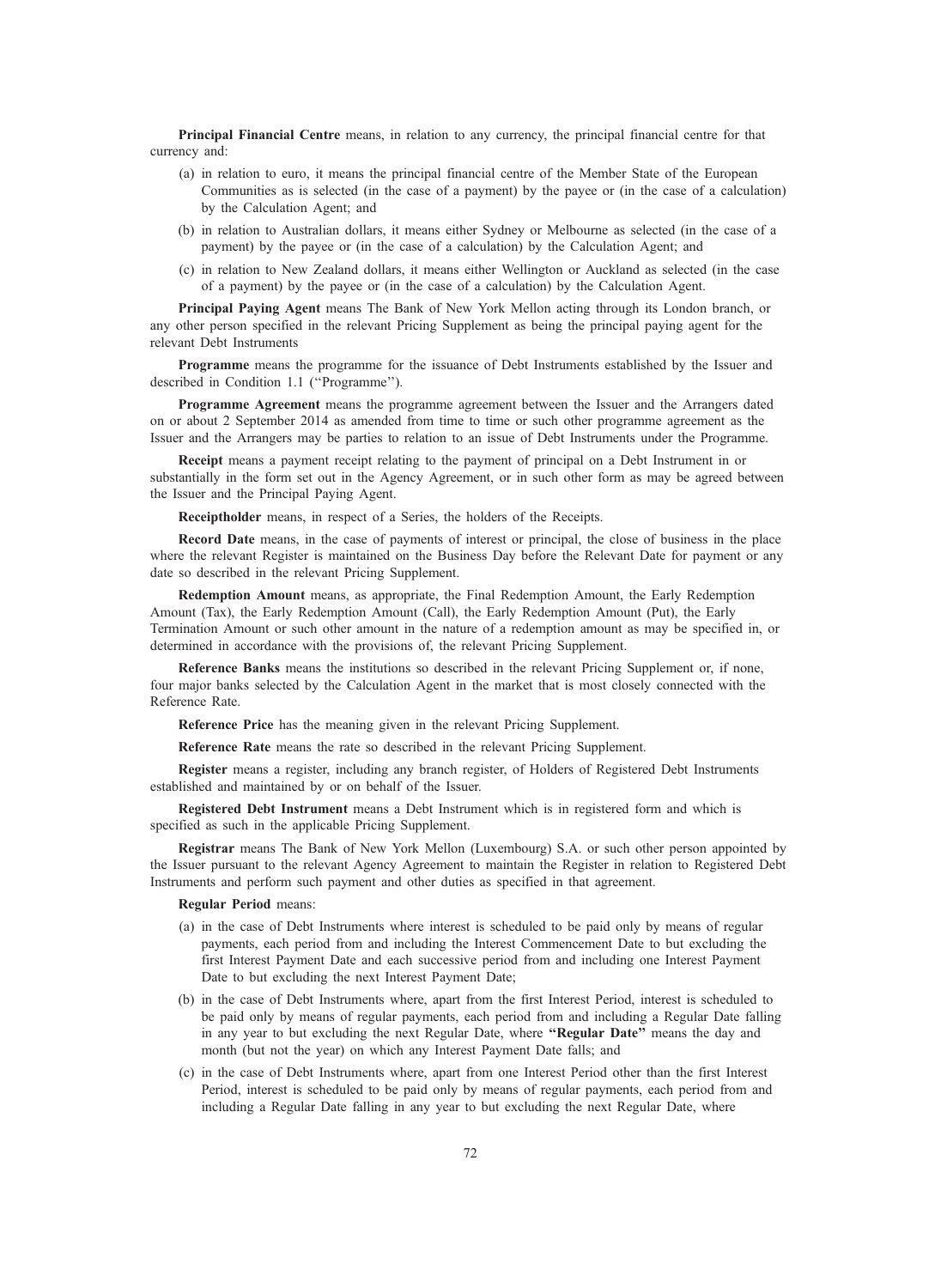**Principal Financial Centre** means, in relation to any currency, the principal financial centre for that currency and:

(a) in relation to euro, it means the principal financial centre of the Member State of the European Communities as is selected (in the case of a payment) by the payee or (in the case of a calculation) by the Calculation Agent; and

(b) in relation to Australian dollars, it means either Sydney or Melbourne as selected (in the case of a payment) by the payee or (in the case of a calculation) by the Calculation Agent; and

(c) in relation to New Zealand dollars, it means either Wellington or Auckland as selected (in the case of a payment) by the payee or (in the case of a calculation) by the Calculation Agent.

**Principal Paying Agent** means The Bank of New York Mellon acting through its London branch, or any other person specified in the relevant Pricing Supplement as being the principal paying agent for the relevant Debt Instruments

**Programme** means the programme for the issuance of Debt Instruments established by the Issuer and described in Condition 1.1 (''Programme'').

**Programme Agreement** means the programme agreement between the Issuer and the Arrangers dated on or about 2 September 2014 as amended from time to time or such other programme agreement as the Issuer and the Arrangers may be parties to relation to an issue of Debt Instruments under the Programme.

**Receipt** means a payment receipt relating to the payment of principal on a Debt Instrument in or substantially in the form set out in the Agency Agreement, or in such other form as may be agreed between the Issuer and the Principal Paying Agent.

**Receiptholder** means, in respect of a Series, the holders of the Receipts.

**Record Date** means, in the case of payments of interest or principal, the close of business in the place where the relevant Register is maintained on the Business Day before the Relevant Date for payment or any date so described in the relevant Pricing Supplement.

**Redemption Amount** means, as appropriate, the Final Redemption Amount, the Early Redemption Amount (Tax), the Early Redemption Amount (Call), the Early Redemption Amount (Put), the Early Termination Amount or such other amount in the nature of a redemption amount as may be specified in, or determined in accordance with the provisions of, the relevant Pricing Supplement.

**Reference Banks** means the institutions so described in the relevant Pricing Supplement or, if none, four major banks selected by the Calculation Agent in the market that is most closely connected with the Reference Rate.

**Reference Price** has the meaning given in the relevant Pricing Supplement.

**Reference Rate** means the rate so described in the relevant Pricing Supplement.

**Register** means a register, including any branch register, of Holders of Registered Debt Instruments established and maintained by or on behalf of the Issuer.

**Registered Debt Instrument** means a Debt Instrument which is in registered form and which is specified as such in the applicable Pricing Supplement.

**Registrar** means The Bank of New York Mellon (Luxembourg) S.A. or such other person appointed by the Issuer pursuant to the relevant Agency Agreement to maintain the Register in relation to Registered Debt Instruments and perform such payment and other duties as specified in that agreement.

**Regular Period** means:

(a) in the case of Debt Instruments where interest is scheduled to be paid only by means of regular payments, each period from and including the Interest Commencement Date to but excluding the first Interest Payment Date and each successive period from and including one Interest Payment Date to but excluding the next Interest Payment Date;

(b) in the case of Debt Instruments where, apart from the first Interest Period, interest is scheduled to be paid only by means of regular payments, each period from and including a Regular Date falling in any year to but excluding the next Regular Date, where **"Regular Date"** means the day and month (but not the year) on which any Interest Payment Date falls; and

(c) in the case of Debt Instruments where, apart from one Interest Period other than the first Interest Period, interest is scheduled to be paid only by means of regular payments, each period from and including a Regular Date falling in any year to but excluding the next Regular Date, where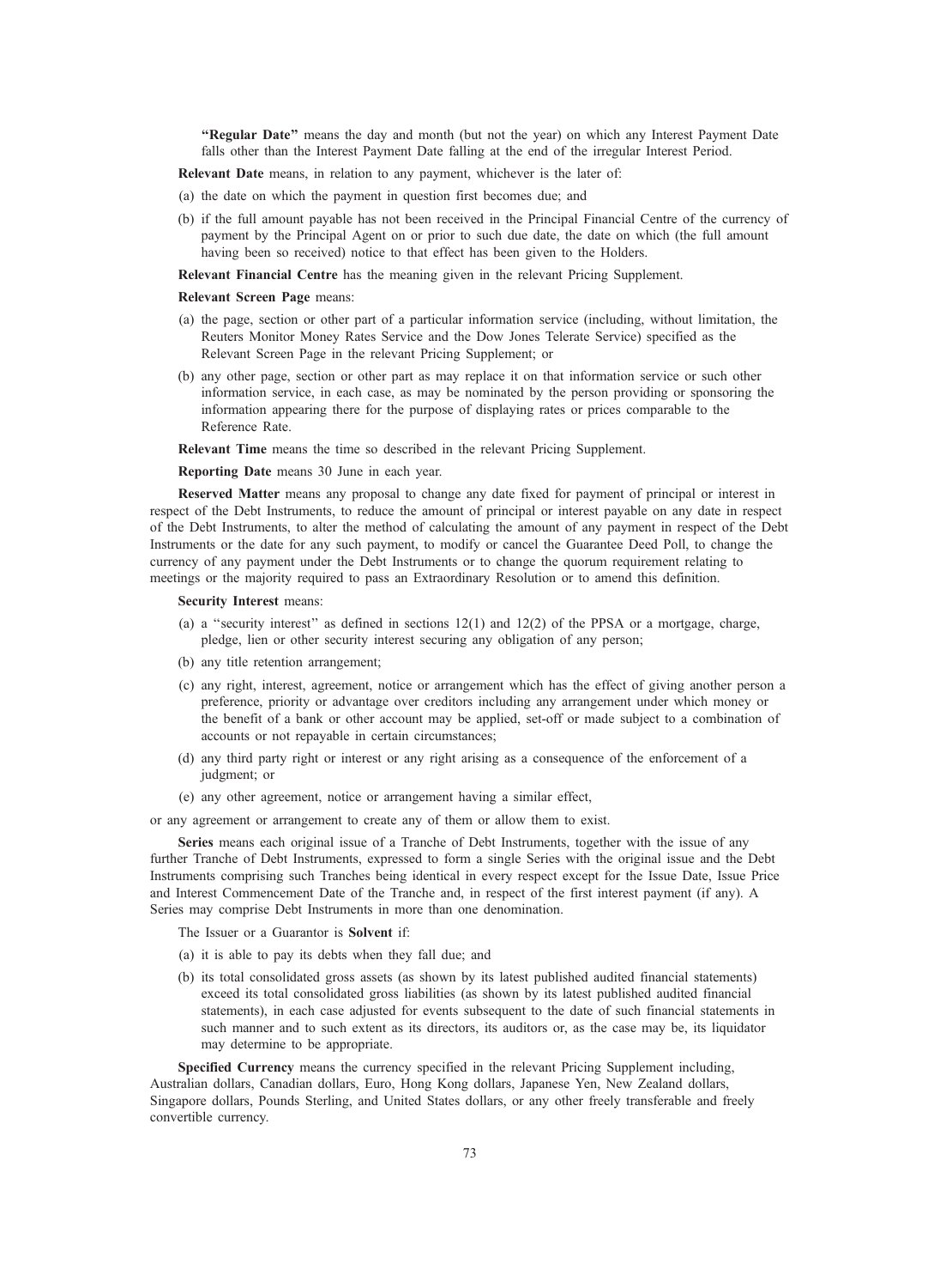**"Regular Date"** means the day and month (but not the year) on which any Interest Payment Date falls other than the Interest Payment Date falling at the end of the irregular Interest Period.

**Relevant Date** means, in relation to any payment, whichever is the later of:

(a) the date on which the payment in question first becomes due; and

(b) if the full amount payable has not been received in the Principal Financial Centre of the currency of payment by the Principal Agent on or prior to such due date, the date on which (the full amount having been so received) notice to that effect has been given to the Holders.

**Relevant Financial Centre** has the meaning given in the relevant Pricing Supplement.

**Relevant Screen Page** means:

(a) the page, section or other part of a particular information service (including, without limitation, the Reuters Monitor Money Rates Service and the Dow Jones Telerate Service) specified as the Relevant Screen Page in the relevant Pricing Supplement; or

(b) any other page, section or other part as may replace it on that information service or such other information service, in each case, as may be nominated by the person providing or sponsoring the information appearing there for the purpose of displaying rates or prices comparable to the Reference Rate.

**Relevant Time** means the time so described in the relevant Pricing Supplement.

**Reporting Date** means 30 June in each year.

**Reserved Matter** means any proposal to change any date fixed for payment of principal or interest in respect of the Debt Instruments, to reduce the amount of principal or interest payable on any date in respect of the Debt Instruments, to alter the method of calculating the amount of any payment in respect of the Debt Instruments or the date for any such payment, to modify or cancel the Guarantee Deed Poll, to change the currency of any payment under the Debt Instruments or to change the quorum requirement relating to meetings or the majority required to pass an Extraordinary Resolution or to amend this definition.

**Security Interest** means:

(a) a "security interest" as defined in sections 12(1) and 12(2) of the PPSA or a mortgage, charge, pledge, lien or other security interest securing any obligation of any person;

(b) any title retention arrangement;

(c) any right, interest, agreement, notice or arrangement which has the effect of giving another person a preference, priority or advantage over creditors including any arrangement under which money or the benefit of a bank or other account may be applied, set-off or made subject to a combination of accounts or not repayable in certain circumstances;

(d) any third party right or interest or any right arising as a consequence of the enforcement of a judgment; or

(e) any other agreement, notice or arrangement having a similar effect,

or any agreement or arrangement to create any of them or allow them to exist.

**Series** means each original issue of a Tranche of Debt Instruments, together with the issue of any further Tranche of Debt Instruments, expressed to form a single Series with the original issue and the Debt Instruments comprising such Tranches being identical in every respect except for the Issue Date, Issue Price and Interest Commencement Date of the Tranche and, in respect of the first interest payment (if any). A Series may comprise Debt Instruments in more than one denomination.

The Issuer or a Guarantor is **Solvent** if:

(a) it is able to pay its debts when they fall due; and

(b) its total consolidated gross assets (as shown by its latest published audited financial statements) exceed its total consolidated gross liabilities (as shown by its latest published audited financial statements), in each case adjusted for events subsequent to the date of such financial statements in such manner and to such extent as its directors, its auditors or, as the case may be, its liquidator may determine to be appropriate.

**Specified Currency** means the currency specified in the relevant Pricing Supplement including, Australian dollars, Canadian dollars, Euro, Hong Kong dollars, Japanese Yen, New Zealand dollars, Singapore dollars, Pounds Sterling, and United States dollars, or any other freely transferable and freely convertible currency.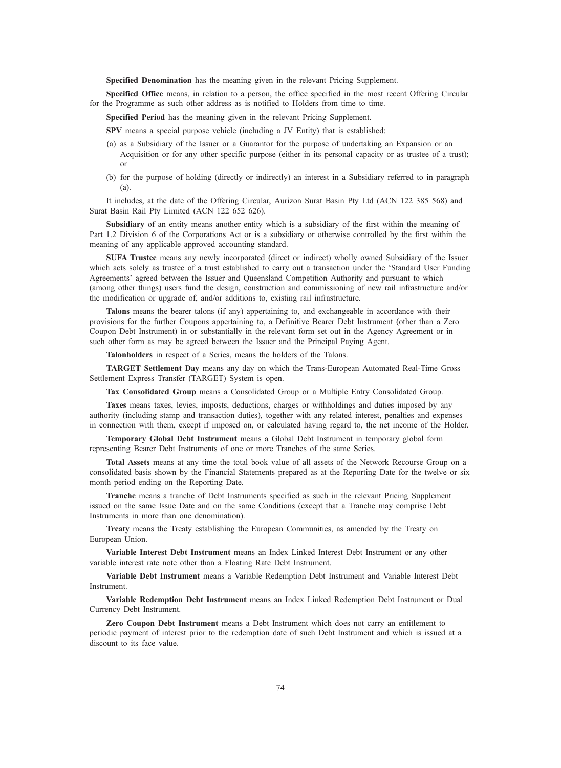**Specified Denomination** has the meaning given in the relevant Pricing Supplement.

**Specified Office** means, in relation to a person, the office specified in the most recent Offering Circular for the Programme as such other address as is notified to Holders from time to time.

**Specified Period** has the meaning given in the relevant Pricing Supplement.

**SPV** means a special purpose vehicle (including a JV Entity) that is established:

(a) as a Subsidiary of the Issuer or a Guarantor for the purpose of undertaking an Expansion or an Acquisition or for any other specific purpose (either in its personal capacity or as trustee of a trust); or

(b) for the purpose of holding (directly or indirectly) an interest in a Subsidiary referred to in paragraph (a).

It includes, at the date of the Offering Circular, Aurizon Surat Basin Pty Ltd (ACN 122 385 568) and Surat Basin Rail Pty Limited (ACN 122 652 626).

**Subsidiary** of an entity means another entity which is a subsidiary of the first within the meaning of Part 1.2 Division 6 of the Corporations Act or is a subsidiary or otherwise controlled by the first within the meaning of any applicable approved accounting standard.

**SUFA Trustee** means any newly incorporated (direct or indirect) wholly owned Subsidiary of the Issuer which acts solely as trustee of a trust established to carry out a transaction under the 'Standard User Funding Agreements' agreed between the Issuer and Queensland Competition Authority and pursuant to which (among other things) users fund the design, construction and commissioning of new rail infrastructure and/or the modification or upgrade of, and/or additions to, existing rail infrastructure.

**Talons** means the bearer talons (if any) appertaining to, and exchangeable in accordance with their provisions for the further Coupons appertaining to, a Definitive Bearer Debt Instrument (other than a Zero Coupon Debt Instrument) in or substantially in the relevant form set out in the Agency Agreement or in such other form as may be agreed between the Issuer and the Principal Paying Agent.

**Talonholders** in respect of a Series, means the holders of the Talons.

**TARGET Settlement Day** means any day on which the Trans-European Automated Real-Time Gross Settlement Express Transfer (TARGET) System is open.

**Tax Consolidated Group** means a Consolidated Group or a Multiple Entry Consolidated Group.

**Taxes** means taxes, levies, imposts, deductions, charges or withholdings and duties imposed by any authority (including stamp and transaction duties), together with any related interest, penalties and expenses in connection with them, except if imposed on, or calculated having regard to, the net income of the Holder.

**Temporary Global Debt Instrument** means a Global Debt Instrument in temporary global form representing Bearer Debt Instruments of one or more Tranches of the same Series.

**Total Assets** means at any time the total book value of all assets of the Network Recourse Group on a consolidated basis shown by the Financial Statements prepared as at the Reporting Date for the twelve or six month period ending on the Reporting Date.

**Tranche** means a tranche of Debt Instruments specified as such in the relevant Pricing Supplement issued on the same Issue Date and on the same Conditions (except that a Tranche may comprise Debt Instruments in more than one denomination).

**Treaty** means the Treaty establishing the European Communities, as amended by the Treaty on European Union.

**Variable Interest Debt Instrument** means an Index Linked Interest Debt Instrument or any other variable interest rate note other than a Floating Rate Debt Instrument.

**Variable Debt Instrument** means a Variable Redemption Debt Instrument and Variable Interest Debt Instrument.

**Variable Redemption Debt Instrument** means an Index Linked Redemption Debt Instrument or Dual Currency Debt Instrument.

**Zero Coupon Debt Instrument** means a Debt Instrument which does not carry an entitlement to periodic payment of interest prior to the redemption date of such Debt Instrument and which is issued at a discount to its face value.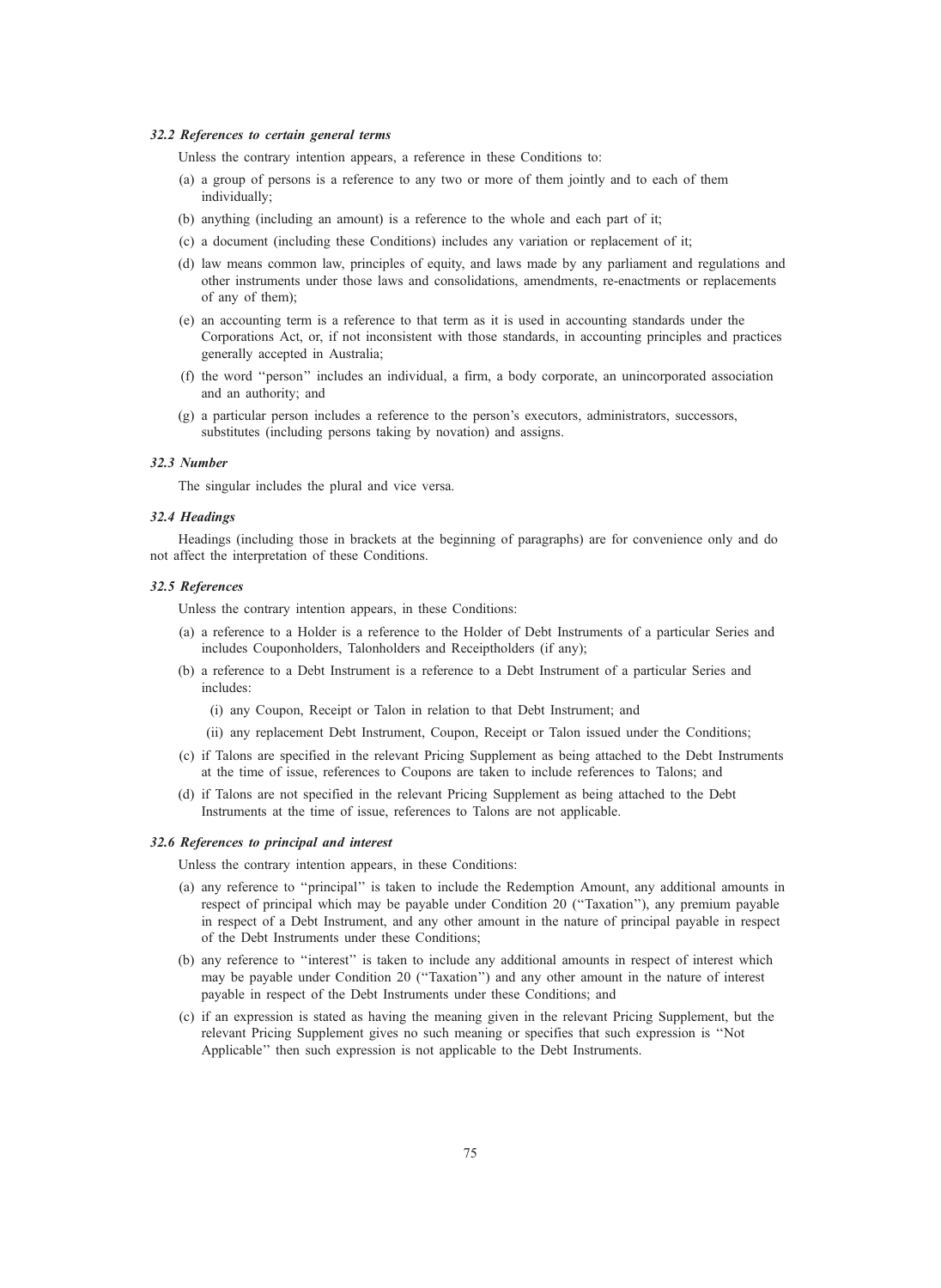### *32.2 References to certain general terms*

Unless the contrary intention appears, a reference in these Conditions to:

(a) a group of persons is a reference to any two or more of them jointly and to each of them individually;

(b) anything (including an amount) is a reference to the whole and each part of it;

(c) a document (including these Conditions) includes any variation or replacement of it;

(d) law means common law, principles of equity, and laws made by any parliament and regulations and other instruments under those laws and consolidations, amendments, re-enactments or replacements of any of them);

(e) an accounting term is a reference to that term as it is used in accounting standards under the Corporations Act, or, if not inconsistent with those standards, in accounting principles and practices generally accepted in Australia;

(f) the word "person" includes an individual, a firm, a body corporate, an unincorporated association and an authority; and

(g) a particular person includes a reference to the person's executors, administrators, successors, substitutes (including persons taking by novation) and assigns.

### *32.3 Number*

The singular includes the plural and vice versa.

### *32.4 Headings*

Headings (including those in brackets at the beginning of paragraphs) are for convenience only and do not affect the interpretation of these Conditions.

### *32.5 References*

Unless the contrary intention appears, in these Conditions:

(a) a reference to a Holder is a reference to the Holder of Debt Instruments of a particular Series and includes Couponholders, Talonholders and Receiptholders (if any);

(b) a reference to a Debt Instrument is a reference to a Debt Instrument of a particular Series and includes:

  (i) any Coupon, Receipt or Talon in relation to that Debt Instrument; and

  (ii) any replacement Debt Instrument, Coupon, Receipt or Talon issued under the Conditions;

(c) if Talons are specified in the relevant Pricing Supplement as being attached to the Debt Instruments at the time of issue, references to Coupons are taken to include references to Talons; and

(d) if Talons are not specified in the relevant Pricing Supplement as being attached to the Debt Instruments at the time of issue, references to Talons are not applicable.

### *32.6 References to principal and interest*

Unless the contrary intention appears, in these Conditions:

(a) any reference to "principal" is taken to include the Redemption Amount, any additional amounts in respect of principal which may be payable under Condition 20 ("Taxation"), any premium payable in respect of a Debt Instrument, and any other amount in the nature of principal payable in respect of the Debt Instruments under these Conditions;

(b) any reference to "interest" is taken to include any additional amounts in respect of interest which may be payable under Condition 20 ("Taxation") and any other amount in the nature of interest payable in respect of the Debt Instruments under these Conditions; and

(c) if an expression is stated as having the meaning given in the relevant Pricing Supplement, but the relevant Pricing Supplement gives no such meaning or specifies that such expression is "Not Applicable" then such expression is not applicable to the Debt Instruments.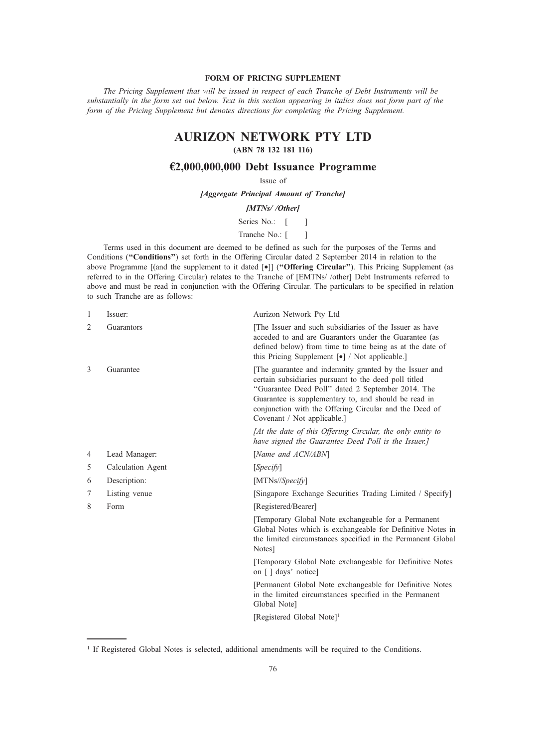## FORM OF PRICING SUPPLEMENT

*The Pricing Supplement that will be issued in respect of each Tranche of Debt Instruments will be substantially in the form set out below. Text in this section appearing in italics does not form part of the form of the Pricing Supplement but denotes directions for completing the Pricing Supplement.*

# AURIZON NETWORK PTY LTD

**(ABN 78 132 181 116)**

## €2,000,000,000 Debt Issuance Programme

Issue of

***[Aggregate Principal Amount of Tranche]***

***[MTNs/ /Other]***

Series No.: [ ]

Tranche No.: [ ]

Terms used in this document are deemed to be defined as such for the purposes of the Terms and Conditions (**"Conditions"**) set forth in the Offering Circular dated 2 September 2014 in relation to the above Programme [(and the supplement to it dated [•]] (**"Offering Circular"**). This Pricing Supplement (as referred to in the Offering Circular) relates to the Tranche of [EMTNs/ /other] Debt Instruments referred to above and must be read in conjunction with the Offering Circular. The particulars to be specified in relation to such Tranche are as follows:

| | | |
|---|---|---|
| 1 | Issuer: | Aurizon Network Pty Ltd |
| 2 | Guarantors | [The Issuer and such subsidiaries of the Issuer as have acceded to and are Guarantors under the Guarantee (as defined below) from time to time being as at the date of this Pricing Supplement [•] / Not applicable.] |
| 3 | Guarantee | [The guarantee and indemnity granted by the Issuer and certain subsidiaries pursuant to the deed poll titled "Guarantee Deed Poll" dated 2 September 2014. The Guarantee is supplementary to, and should be read in conjunction with the Offering Circular and the Deed of Covenant / Not applicable.]<br>*[At the date of this Offering Circular, the only entity to have signed the Guarantee Deed Poll is the Issuer.]* |
| 4 | Lead Manager: | [*Name and ACN/ABN*] |
| 5 | Calculation Agent | [*Specify*] |
| 6 | Description: | [MTNs//*Specify*] |
| 7 | Listing venue | [Singapore Exchange Securities Trading Limited / Specify] |
| 8 | Form | [Registered/Bearer]<br>[Temporary Global Note exchangeable for a Permanent Global Notes which is exchangeable for Definitive Notes in the limited circumstances specified in the Permanent Global Notes]<br>[Temporary Global Note exchangeable for Definitive Notes on [ ] days' notice]<br>[Permanent Global Note exchangeable for Definitive Notes in the limited circumstances specified in the Permanent Global Note]<br>[Registered Global Note][1] |

[1] If Registered Global Notes is selected, additional amendments will be required to the Conditions.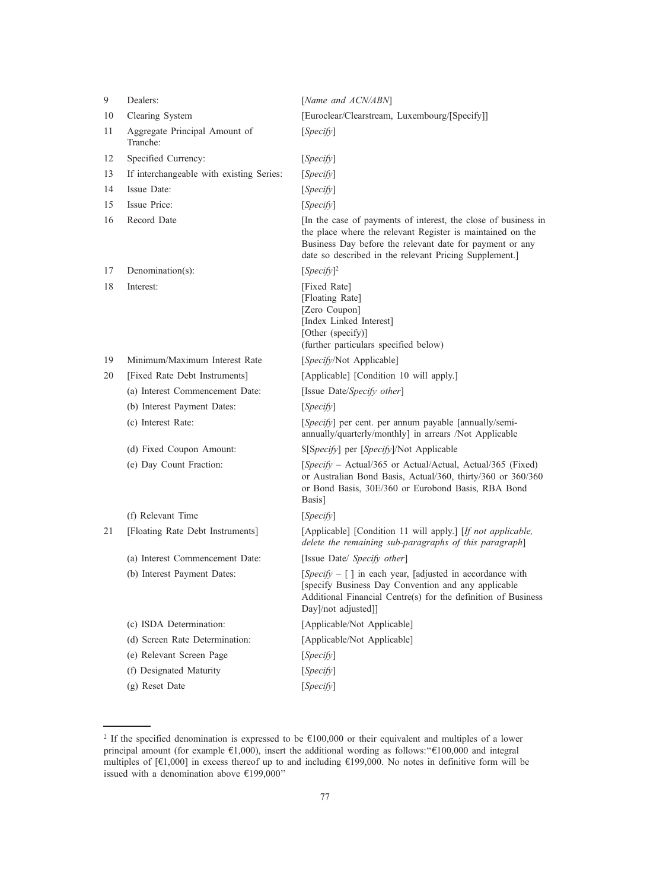| | | |
|---|---|---|
| 9 | Dealers: | [*Name and ACN/ABN*] |
| 10 | Clearing System | [Euroclear/Clearstream, Luxembourg/[Specify]] |
| 11 | Aggregate Principal Amount of Tranche: | [*Specify*] |
| 12 | Specified Currency: | [*Specify*] |
| 13 | If interchangeable with existing Series: | [*Specify*] |
| 14 | Issue Date: | [*Specify*] |
| 15 | Issue Price: | [*Specify*] |
| 16 | Record Date | [In the case of payments of interest, the close of business in the place where the relevant Register is maintained on the Business Day before the relevant date for payment or any date so described in the relevant Pricing Supplement.] |
| 17 | Denomination(s): | [*Specify*][2] |
| 18 | Interest: | [Fixed Rate]<br>[Floating Rate]<br>[Zero Coupon]<br>[Index Linked Interest]<br>[Other (specify)]<br>(further particulars specified below) |
| 19 | Minimum/Maximum Interest Rate | [*Specify*/Not Applicable] |
| 20 | [Fixed Rate Debt Instruments] | [Applicable] [Condition 10 will apply.] |
| | (a) Interest Commencement Date: | [Issue Date/*Specify other*] |
| | (b) Interest Payment Dates: | [*Specify*] |
| | (c) Interest Rate: | [*Specify*] per cent. per annum payable [annually/semi-annually/quarterly/monthly] in arrears /Not Applicable |
| | (d) Fixed Coupon Amount: | $[S*pecify*] per [*Specify*]/Not Applicable |
| | (e) Day Count Fraction: | [*Specify* – Actual/365 or Actual/Actual, Actual/365 (Fixed) or Australian Bond Basis, Actual/360, thirty/360 or 360/360 or Bond Basis, 30E/360 or Eurobond Basis, RBA Bond Basis] |
| | (f) Relevant Time | [*Specify*] |
| 21 | [Floating Rate Debt Instruments] | [Applicable] [Condition 11 will apply.] [*If not applicable, delete the remaining sub-paragraphs of this paragraph*] |
| | (a) Interest Commencement Date: | [Issue Date/ *Specify other*] |
| | (b) Interest Payment Dates: | [*Specify* – [ ] in each year, [adjusted in accordance with [specify Business Day Convention and any applicable Additional Financial Centre(s) for the definition of Business Day]/not adjusted]] |
| | (c) ISDA Determination: | [Applicable/Not Applicable] |
| | (d) Screen Rate Determination: | [Applicable/Not Applicable] |
| | (e) Relevant Screen Page | [*Specify*] |
| | (f) Designated Maturity | [*Specify*] |
| | (g) Reset Date | [*Specify*] |

[2] If the specified denomination is expressed to be €100,000 or their equivalent and multiples of a lower principal amount (for example €1,000), insert the additional wording as follows:"€100,000 and integral multiples of [€1,000] in excess thereof up to and including €199,000. No notes in definitive form will be issued with a denomination above €199,000"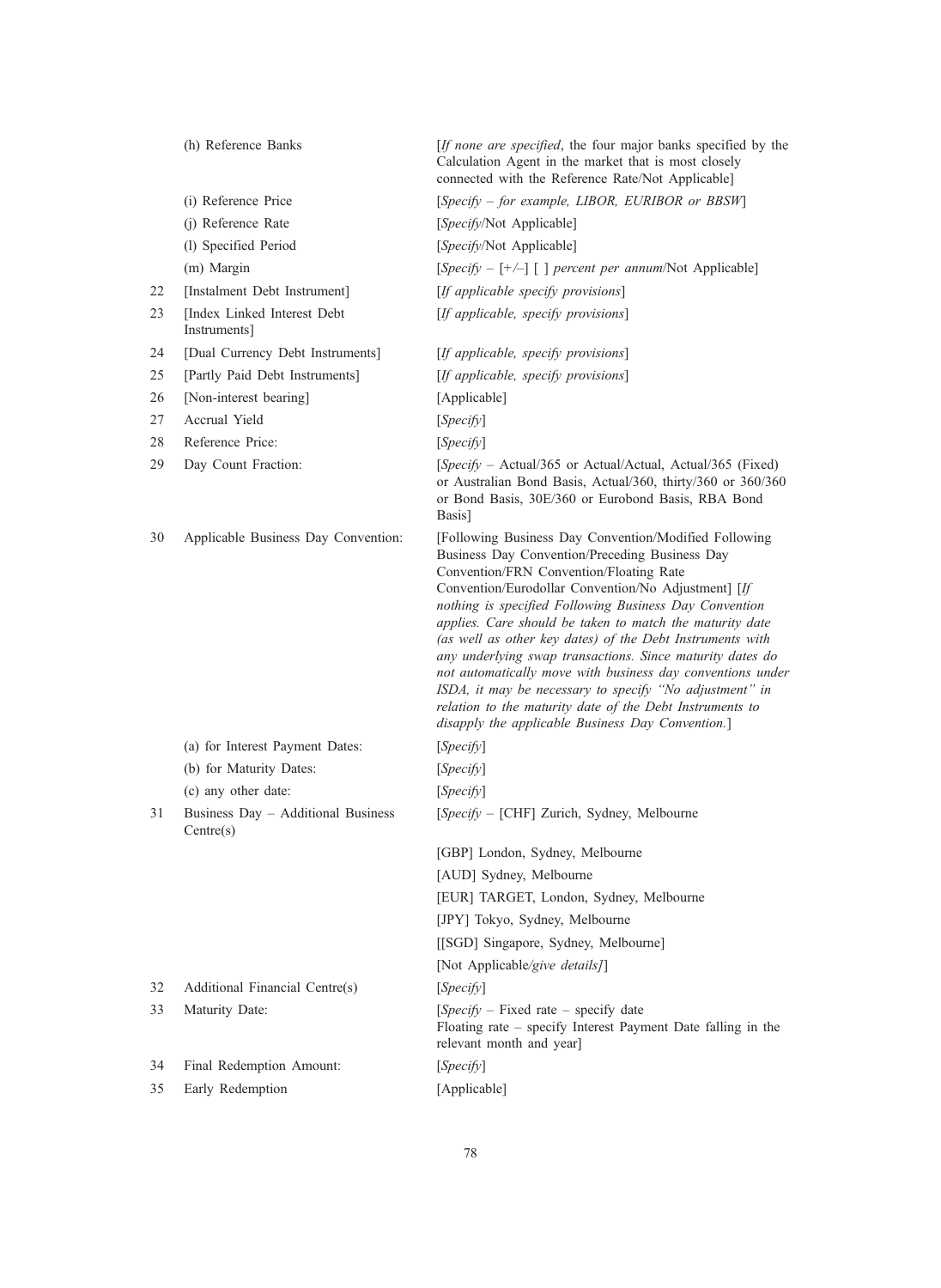| | | |
|---|---|---|
| | (h) Reference Banks | [*If none are specified*, the four major banks specified by the Calculation Agent in the market that is most closely connected with the Reference Rate/Not Applicable] |
| | (i) Reference Price | [*Specify – for example, LIBOR, EURIBOR or BBSW*] |
| | (j) Reference Rate | [*Specify*/Not Applicable] |
| | (l) Specified Period | [*Specify*/Not Applicable] |
| | (m) Margin | [*Specify* – [+/–] [ ] *percent per annum*/Not Applicable] |
| 22 | [Instalment Debt Instrument] | [*If applicable specify provisions*] |
| 23 | [Index Linked Interest Debt Instruments] | [*If applicable, specify provisions*] |
| 24 | [Dual Currency Debt Instruments] | [*If applicable, specify provisions*] |
| 25 | [Partly Paid Debt Instruments] | [*If applicable, specify provisions*] |
| 26 | [Non-interest bearing] | [Applicable] |
| 27 | Accrual Yield | [*Specify*] |
| 28 | Reference Price: | [*Specify*] |
| 29 | Day Count Fraction: | [*Specify* – Actual/365 or Actual/Actual, Actual/365 (Fixed) or Australian Bond Basis, Actual/360, thirty/360 or 360/360 or Bond Basis, 30E/360 or Eurobond Basis, RBA Bond Basis] |
| 30 | Applicable Business Day Convention: | [Following Business Day Convention/Modified Following Business Day Convention/Preceding Business Day Convention/FRN Convention/Floating Rate Convention/Eurodollar Convention/No Adjustment] [*If nothing is specified Following Business Day Convention applies. Care should be taken to match the maturity date (as well as other key dates) of the Debt Instruments with any underlying swap transactions. Since maturity dates do not automatically move with business day conventions under ISDA, it may be necessary to specify "No adjustment" in relation to the maturity date of the Debt Instruments to disapply the applicable Business Day Convention.*] |
| | (a) for Interest Payment Dates: | [*Specify*] |
| | (b) for Maturity Dates: | [*Specify*] |
| | (c) any other date: | [*Specify*] |
| 31 | Business Day – Additional Business Centre(s) | [*Specify* – [CHF] Zurich, Sydney, Melbourne<br><br>[GBP] London, Sydney, Melbourne<br><br>[AUD] Sydney, Melbourne<br><br>[EUR] TARGET, London, Sydney, Melbourne<br><br>[JPY] Tokyo, Sydney, Melbourne<br><br>[[SGD] Singapore, Sydney, Melbourne]<br><br>[Not Applicable/*give details]*] |
| 32 | Additional Financial Centre(s) | [*Specify*] |
| 33 | Maturity Date: | [*Specify* – Fixed rate – specify date<br>Floating rate – specify Interest Payment Date falling in the relevant month and year] |
| 34 | Final Redemption Amount: | [*Specify*] |
| 35 | Early Redemption | [Applicable] |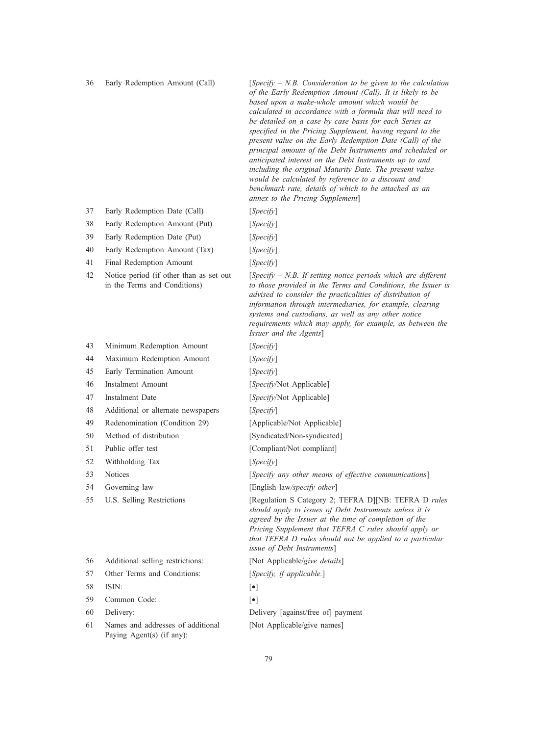| | | |
|---|---|---|
| 36 | Early Redemption Amount (Call) | [*Specify – N.B. Consideration to be given to the calculation of the Early Redemption Amount (Call). It is likely to be based upon a make-whole amount which would be calculated in accordance with a formula that will need to be detailed on a case by case basis for each Series as specified in the Pricing Supplement, having regard to the present value on the Early Redemption Date (Call) of the principal amount of the Debt Instruments and scheduled or anticipated interest on the Debt Instruments up to and including the original Maturity Date. The present value would be calculated by reference to a discount and benchmark rate, details of which to be attached as an annex to the Pricing Supplement*] |
| 37 | Early Redemption Date (Call) | [*Specify*] |
| 38 | Early Redemption Amount (Put) | [*Specify*] |
| 39 | Early Redemption Date (Put) | [*Specify*] |
| 40 | Early Redemption Amount (Tax) | [*Specify*] |
| 41 | Final Redemption Amount | [*Specify*] |
| 42 | Notice period (if other than as set out in the Terms and Conditions) | [*Specify – N.B. If setting notice periods which are different to those provided in the Terms and Conditions, the Issuer is advised to consider the practicalities of distribution of information through intermediaries, for example, clearing systems and custodians, as well as any other notice requirements which may apply, for example, as between the Issuer and the Agents*] |
| 43 | Minimum Redemption Amount | [*Specify*] |
| 44 | Maximum Redemption Amount | [*Specify*] |
| 45 | Early Termination Amount | [*Specify*] |
| 46 | Instalment Amount | [*Specify*/Not Applicable] |
| 47 | Instalment Date | [*Specify*/Not Applicable] |
| 48 | Additional or alternate newspapers | [*Specify*] |
| 49 | Redenomination (Condition 29) | [Applicable/Not Applicable] |
| 50 | Method of distribution | [Syndicated/Non-syndicated] |
| 51 | Public offer test | [Compliant/Not compliant] |
| 52 | Withholding Tax | [*Specify*] |
| 53 | Notices | [*Specify any other means of effective communications*] |
| 54 | Governing law | [English law/*specify other*] |
| 55 | U.S. Selling Restrictions | [Regulation S Category 2; TEFRA D][NB: TEFRA D *rules should apply to issues of Debt Instruments unless it is agreed by the Issuer at the time of completion of the Pricing Supplement that TEFRA C rules should apply or that TEFRA D rules should not be applied to a particular issue of Debt Instruments*] |
| 56 | Additional selling restrictions: | [Not Applicable/*give details*] |
| 57 | Other Terms and Conditions: | [*Specify, if applicable.*] |
| 58 | ISIN: | [•] |
| 59 | Common Code: | [•] |
| 60 | Delivery: | Delivery [against/free of] payment |
| 61 | Names and addresses of additional Paying Agent(s) (if any): | [Not Applicable/give names] |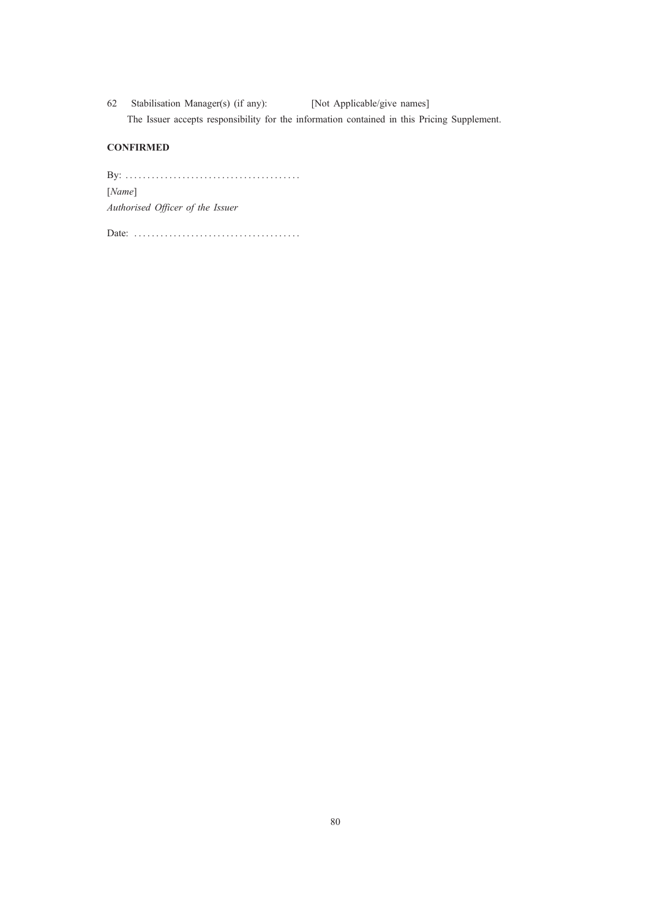62 Stabilisation Manager(s) (if any): [Not Applicable/give names]

The Issuer accepts responsibility for the information contained in this Pricing Supplement.

**CONFIRMED**

By: ........................................

[*Name*]

*Authorised Officer of the Issuer*

Date: ......................................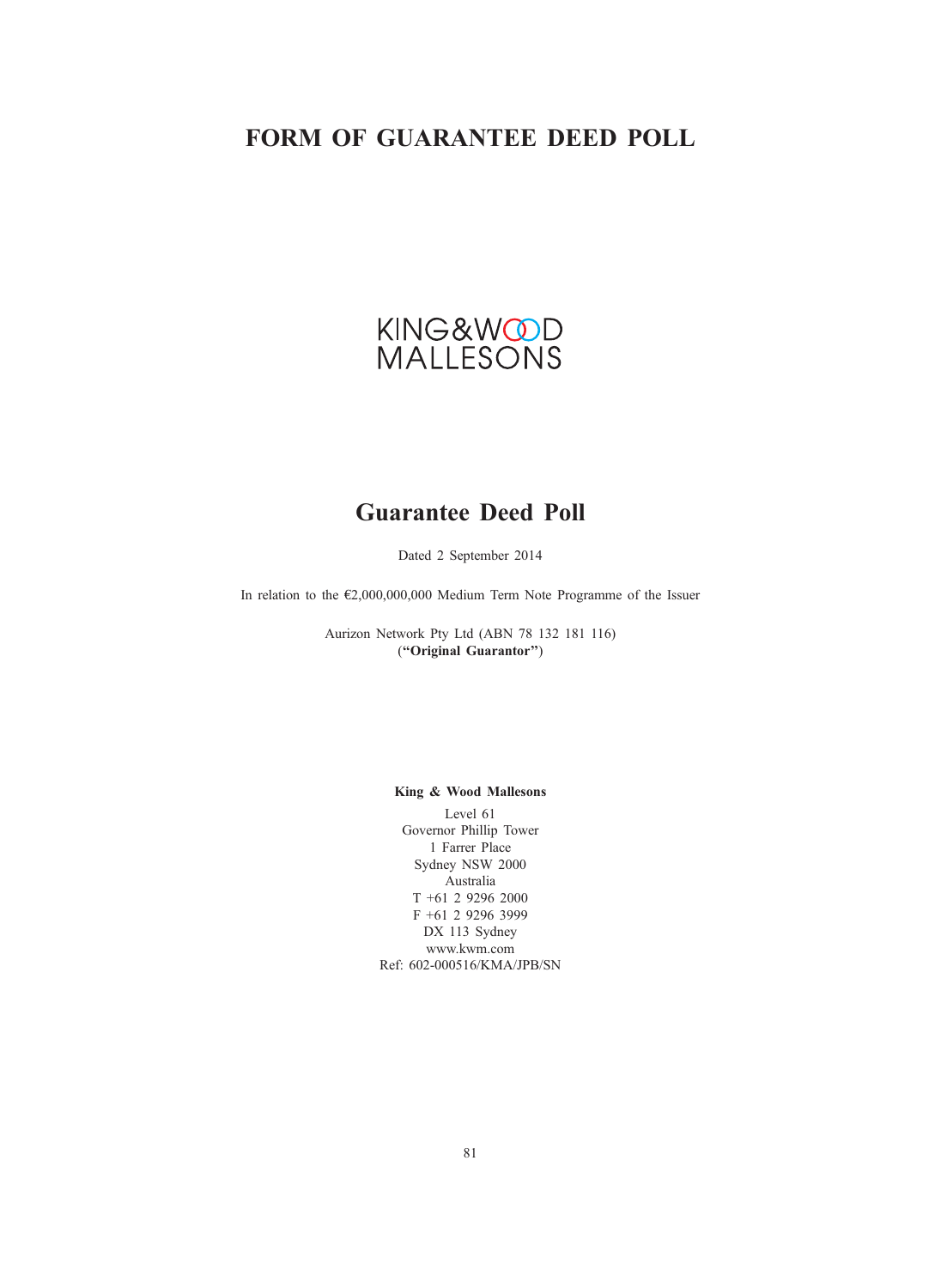# FORM OF GUARANTEE DEED POLL

KING&WOOD
MALLESONS

## Guarantee Deed Poll

Dated 2 September 2014

In relation to the €2,000,000,000 Medium Term Note Programme of the Issuer

Aurizon Network Pty Ltd (ABN 78 132 181 116)
(**"Original Guarantor"**)

**King & Wood Mallesons**

Level 61
Governor Phillip Tower
1 Farrer Place
Sydney NSW 2000
Australia
T +61 2 9296 2000
F +61 2 9296 3999
DX 113 Sydney
www.kwm.com
Ref: 602-000516/KMA/JPB/SN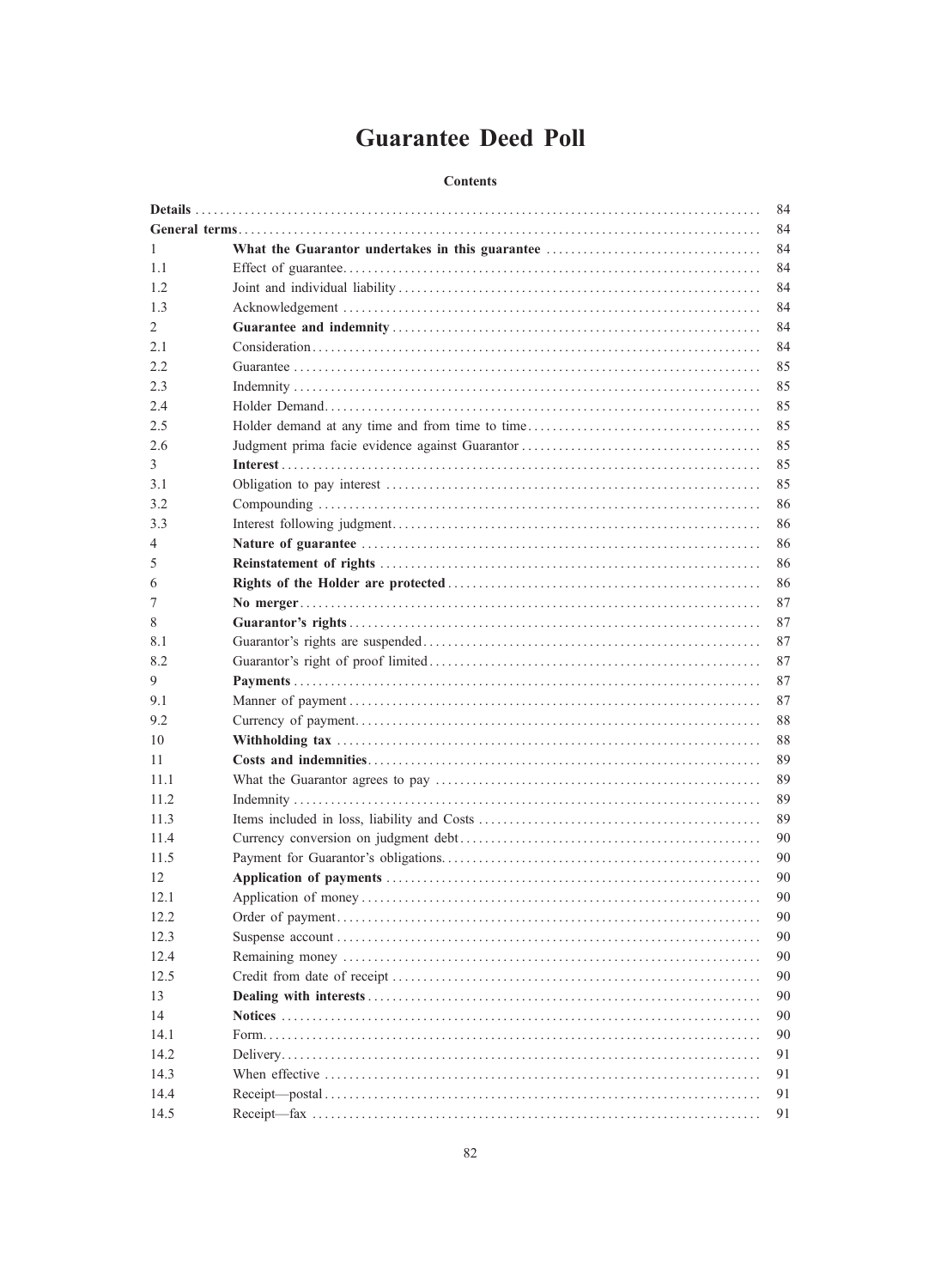# Guarantee Deed Poll

**Contents**

| | | |
|---|---|---|
| **Details** | | 84 |
| **General terms** | | 84 |
| 1 | **What the Guarantor undertakes in this guarantee** | 84 |
| 1.1 | Effect of guarantee | 84 |
| 1.2 | Joint and individual liability | 84 |
| 1.3 | Acknowledgement | 84 |
| 2 | **Guarantee and indemnity** | 84 |
| 2.1 | Consideration | 84 |
| 2.2 | Guarantee | 85 |
| 2.3 | Indemnity | 85 |
| 2.4 | Holder Demand | 85 |
| 2.5 | Holder demand at any time and from time to time | 85 |
| 2.6 | Judgment prima facie evidence against Guarantor | 85 |
| 3 | **Interest** | 85 |
| 3.1 | Obligation to pay interest | 85 |
| 3.2 | Compounding | 86 |
| 3.3 | Interest following judgment | 86 |
| 4 | **Nature of guarantee** | 86 |
| 5 | **Reinstatement of rights** | 86 |
| 6 | **Rights of the Holder are protected** | 86 |
| 7 | **No merger** | 87 |
| 8 | **Guarantor's rights** | 87 |
| 8.1 | Guarantor's rights are suspended | 87 |
| 8.2 | Guarantor's right of proof limited | 87 |
| 9 | **Payments** | 87 |
| 9.1 | Manner of payment | 87 |
| 9.2 | Currency of payment | 88 |
| 10 | **Withholding tax** | 88 |
| 11 | **Costs and indemnities** | 89 |
| 11.1 | What the Guarantor agrees to pay | 89 |
| 11.2 | Indemnity | 89 |
| 11.3 | Items included in loss, liability and Costs | 89 |
| 11.4 | Currency conversion on judgment debt | 90 |
| 11.5 | Payment for Guarantor's obligations | 90 |
| 12 | **Application of payments** | 90 |
| 12.1 | Application of money | 90 |
| 12.2 | Order of payment | 90 |
| 12.3 | Suspense account | 90 |
| 12.4 | Remaining money | 90 |
| 12.5 | Credit from date of receipt | 90 |
| 13 | **Dealing with interests** | 90 |
| 14 | **Notices** | 90 |
| 14.1 | Form | 90 |
| 14.2 | Delivery | 91 |
| 14.3 | When effective | 91 |
| 14.4 | Receipt—postal | 91 |
| 14.5 | Receipt—fax | 91 |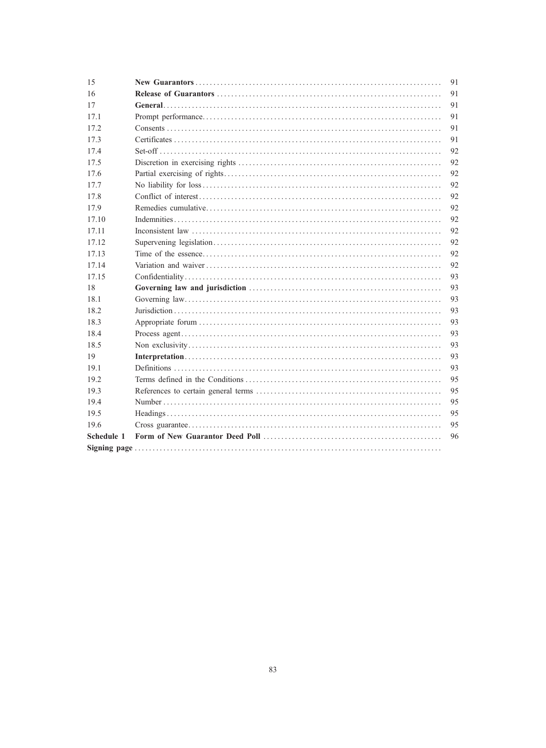| | | |
|---|---|---|
| 15 | **New Guarantors** | 91 |
| 16 | **Release of Guarantors** | 91 |
| 17 | **General** | 91 |
| 17.1 | Prompt performance | 91 |
| 17.2 | Consents | 91 |
| 17.3 | Certificates | 91 |
| 17.4 | Set-off | 92 |
| 17.5 | Discretion in exercising rights | 92 |
| 17.6 | Partial exercising of rights | 92 |
| 17.7 | No liability for loss | 92 |
| 17.8 | Conflict of interest | 92 |
| 17.9 | Remedies cumulative | 92 |
| 17.10 | Indemnities | 92 |
| 17.11 | Inconsistent law | 92 |
| 17.12 | Supervening legislation | 92 |
| 17.13 | Time of the essence | 92 |
| 17.14 | Variation and waiver | 92 |
| 17.15 | Confidentiality | 93 |
| 18 | **Governing law and jurisdiction** | 93 |
| 18.1 | Governing law | 93 |
| 18.2 | Jurisdiction | 93 |
| 18.3 | Appropriate forum | 93 |
| 18.4 | Process agent | 93 |
| 18.5 | Non exclusivity | 93 |
| 19 | **Interpretation** | 93 |
| 19.1 | Definitions | 93 |
| 19.2 | Terms defined in the Conditions | 95 |
| 19.3 | References to certain general terms | 95 |
| 19.4 | Number | 95 |
| 19.5 | Headings | 95 |
| 19.6 | Cross guarantee | 95 |
| **Schedule 1** | **Form of New Guarantor Deed Poll** | 96 |
| **Signing page** | | |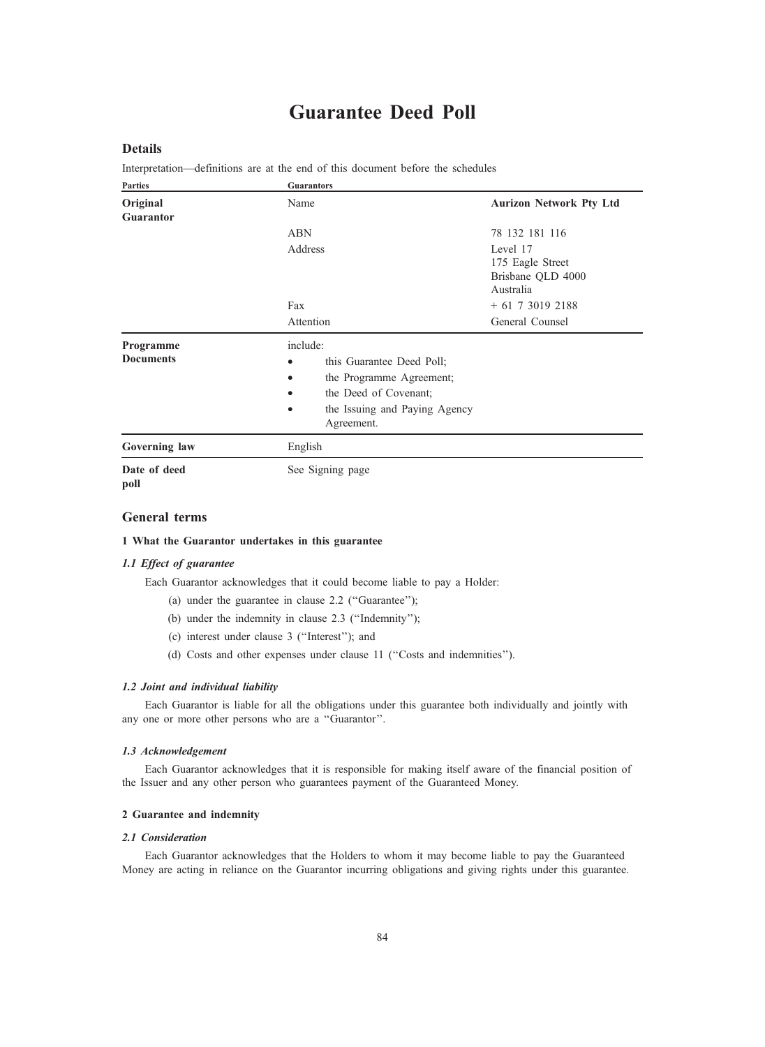# Guarantee Deed Poll

## Details

Interpretation—definitions are at the end of this document before the schedules

| Parties | Guarantors | |
| --- | --- | --- |
| **Original Guarantor** | Name | **Aurizon Network Pty Ltd** |
| | ABN | 78 132 181 116 |
| | Address | Level 17<br>175 Eagle Street<br>Brisbane QLD 4000<br>Australia |
| | Fax | + 61 7 3019 2188 |
| | Attention | General Counsel |
| **Programme Documents** | include:<br>• this Guarantee Deed Poll;<br>• the Programme Agreement;<br>• the Deed of Covenant;<br>• the Issuing and Paying Agency Agreement. | |
| **Governing law** | English | |
| **Date of deed poll** | See Signing page | |

## General terms

### 1 What the Guarantor undertakes in this guarantee

#### *1.1 Effect of guarantee*

Each Guarantor acknowledges that it could become liable to pay a Holder:

(a) under the guarantee in clause 2.2 ("Guarantee");

(b) under the indemnity in clause 2.3 ("Indemnity");

(c) interest under clause 3 ("Interest"); and

(d) Costs and other expenses under clause 11 ("Costs and indemnities").

#### *1.2 Joint and individual liability*

Each Guarantor is liable for all the obligations under this guarantee both individually and jointly with any one or more other persons who are a "Guarantor".

#### *1.3 Acknowledgement*

Each Guarantor acknowledges that it is responsible for making itself aware of the financial position of the Issuer and any other person who guarantees payment of the Guaranteed Money.

### 2 Guarantee and indemnity

#### *2.1 Consideration*

Each Guarantor acknowledges that the Holders to whom it may become liable to pay the Guaranteed Money are acting in reliance on the Guarantor incurring obligations and giving rights under this guarantee.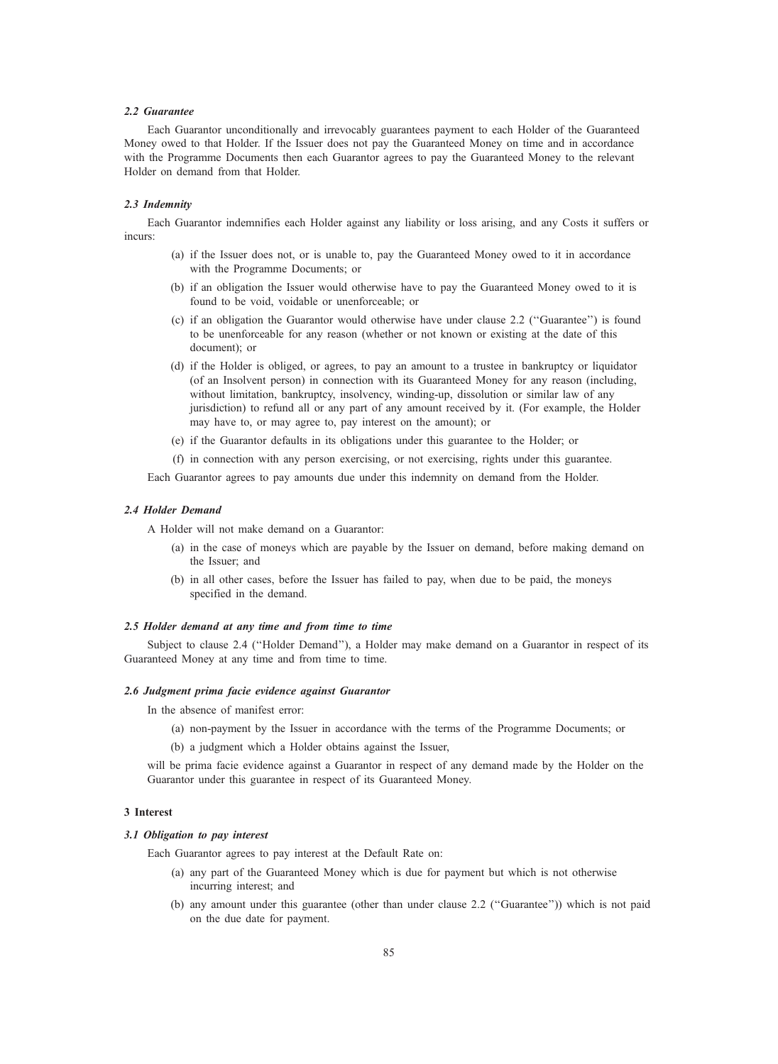### *2.2 Guarantee*

Each Guarantor unconditionally and irrevocably guarantees payment to each Holder of the Guaranteed Money owed to that Holder. If the Issuer does not pay the Guaranteed Money on time and in accordance with the Programme Documents then each Guarantor agrees to pay the Guaranteed Money to the relevant Holder on demand from that Holder.

### *2.3 Indemnity*

Each Guarantor indemnifies each Holder against any liability or loss arising, and any Costs it suffers or incurs:

(a) if the Issuer does not, or is unable to, pay the Guaranteed Money owed to it in accordance with the Programme Documents; or

(b) if an obligation the Issuer would otherwise have to pay the Guaranteed Money owed to it is found to be void, voidable or unenforceable; or

(c) if an obligation the Guarantor would otherwise have under clause 2.2 (''Guarantee'') is found to be unenforceable for any reason (whether or not known or existing at the date of this document); or

(d) if the Holder is obliged, or agrees, to pay an amount to a trustee in bankruptcy or liquidator (of an Insolvent person) in connection with its Guaranteed Money for any reason (including, without limitation, bankruptcy, insolvency, winding-up, dissolution or similar law of any jurisdiction) to refund all or any part of any amount received by it. (For example, the Holder may have to, or may agree to, pay interest on the amount); or

(e) if the Guarantor defaults in its obligations under this guarantee to the Holder; or

(f) in connection with any person exercising, or not exercising, rights under this guarantee.

Each Guarantor agrees to pay amounts due under this indemnity on demand from the Holder.

### *2.4 Holder Demand*

A Holder will not make demand on a Guarantor:

(a) in the case of moneys which are payable by the Issuer on demand, before making demand on the Issuer; and

(b) in all other cases, before the Issuer has failed to pay, when due to be paid, the moneys specified in the demand.

### *2.5 Holder demand at any time and from time to time*

Subject to clause 2.4 (''Holder Demand''), a Holder may make demand on a Guarantor in respect of its Guaranteed Money at any time and from time to time.

### *2.6 Judgment prima facie evidence against Guarantor*

In the absence of manifest error:

(a) non-payment by the Issuer in accordance with the terms of the Programme Documents; or

(b) a judgment which a Holder obtains against the Issuer,

will be prima facie evidence against a Guarantor in respect of any demand made by the Holder on the Guarantor under this guarantee in respect of its Guaranteed Money.

## 3 Interest

### *3.1 Obligation to pay interest*

Each Guarantor agrees to pay interest at the Default Rate on:

(a) any part of the Guaranteed Money which is due for payment but which is not otherwise incurring interest; and

(b) any amount under this guarantee (other than under clause 2.2 (''Guarantee'')) which is not paid on the due date for payment.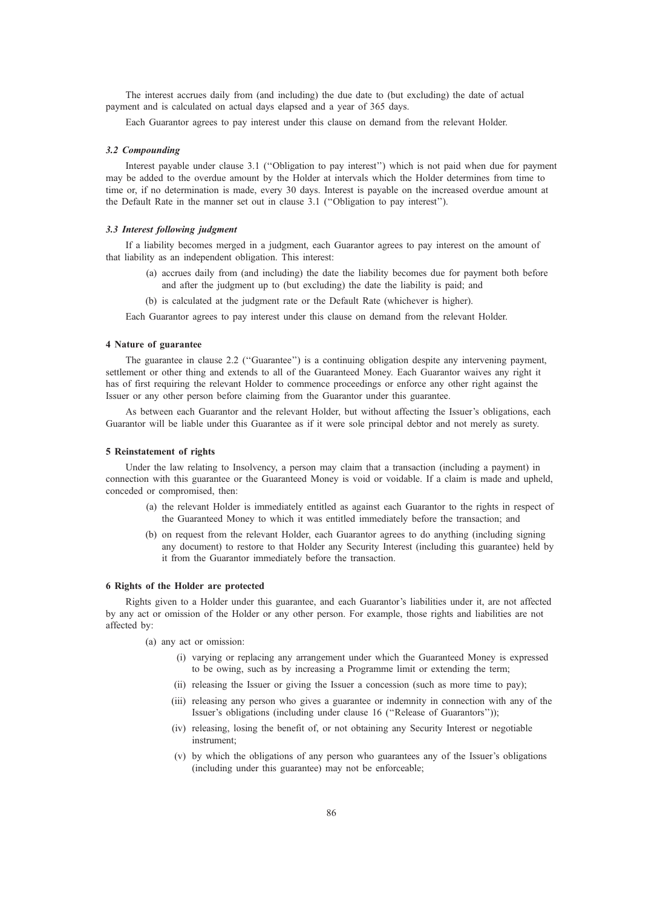The interest accrues daily from (and including) the due date to (but excluding) the date of actual payment and is calculated on actual days elapsed and a year of 365 days.

Each Guarantor agrees to pay interest under this clause on demand from the relevant Holder.

#### *3.2 Compounding*

Interest payable under clause 3.1 (''Obligation to pay interest'') which is not paid when due for payment may be added to the overdue amount by the Holder at intervals which the Holder determines from time to time or, if no determination is made, every 30 days. Interest is payable on the increased overdue amount at the Default Rate in the manner set out in clause 3.1 (''Obligation to pay interest'').

#### *3.3 Interest following judgment*

If a liability becomes merged in a judgment, each Guarantor agrees to pay interest on the amount of that liability as an independent obligation. This interest:

(a) accrues daily from (and including) the date the liability becomes due for payment both before and after the judgment up to (but excluding) the date the liability is paid; and

(b) is calculated at the judgment rate or the Default Rate (whichever is higher).

Each Guarantor agrees to pay interest under this clause on demand from the relevant Holder.

#### 4 Nature of guarantee

The guarantee in clause 2.2 (''Guarantee'') is a continuing obligation despite any intervening payment, settlement or other thing and extends to all of the Guaranteed Money. Each Guarantor waives any right it has of first requiring the relevant Holder to commence proceedings or enforce any other right against the Issuer or any other person before claiming from the Guarantor under this guarantee.

As between each Guarantor and the relevant Holder, but without affecting the Issuer's obligations, each Guarantor will be liable under this Guarantee as if it were sole principal debtor and not merely as surety.

#### 5 Reinstatement of rights

Under the law relating to Insolvency, a person may claim that a transaction (including a payment) in connection with this guarantee or the Guaranteed Money is void or voidable. If a claim is made and upheld, conceded or compromised, then:

(a) the relevant Holder is immediately entitled as against each Guarantor to the rights in respect of the Guaranteed Money to which it was entitled immediately before the transaction; and

(b) on request from the relevant Holder, each Guarantor agrees to do anything (including signing any document) to restore to that Holder any Security Interest (including this guarantee) held by it from the Guarantor immediately before the transaction.

#### 6 Rights of the Holder are protected

Rights given to a Holder under this guarantee, and each Guarantor's liabilities under it, are not affected by any act or omission of the Holder or any other person. For example, those rights and liabilities are not affected by:

(a) any act or omission:

  (i) varying or replacing any arrangement under which the Guaranteed Money is expressed to be owing, such as by increasing a Programme limit or extending the term;

  (ii) releasing the Issuer or giving the Issuer a concession (such as more time to pay);

  (iii) releasing any person who gives a guarantee or indemnity in connection with any of the Issuer's obligations (including under clause 16 (''Release of Guarantors''));

  (iv) releasing, losing the benefit of, or not obtaining any Security Interest or negotiable instrument;

  (v) by which the obligations of any person who guarantees any of the Issuer's obligations (including under this guarantee) may not be enforceable;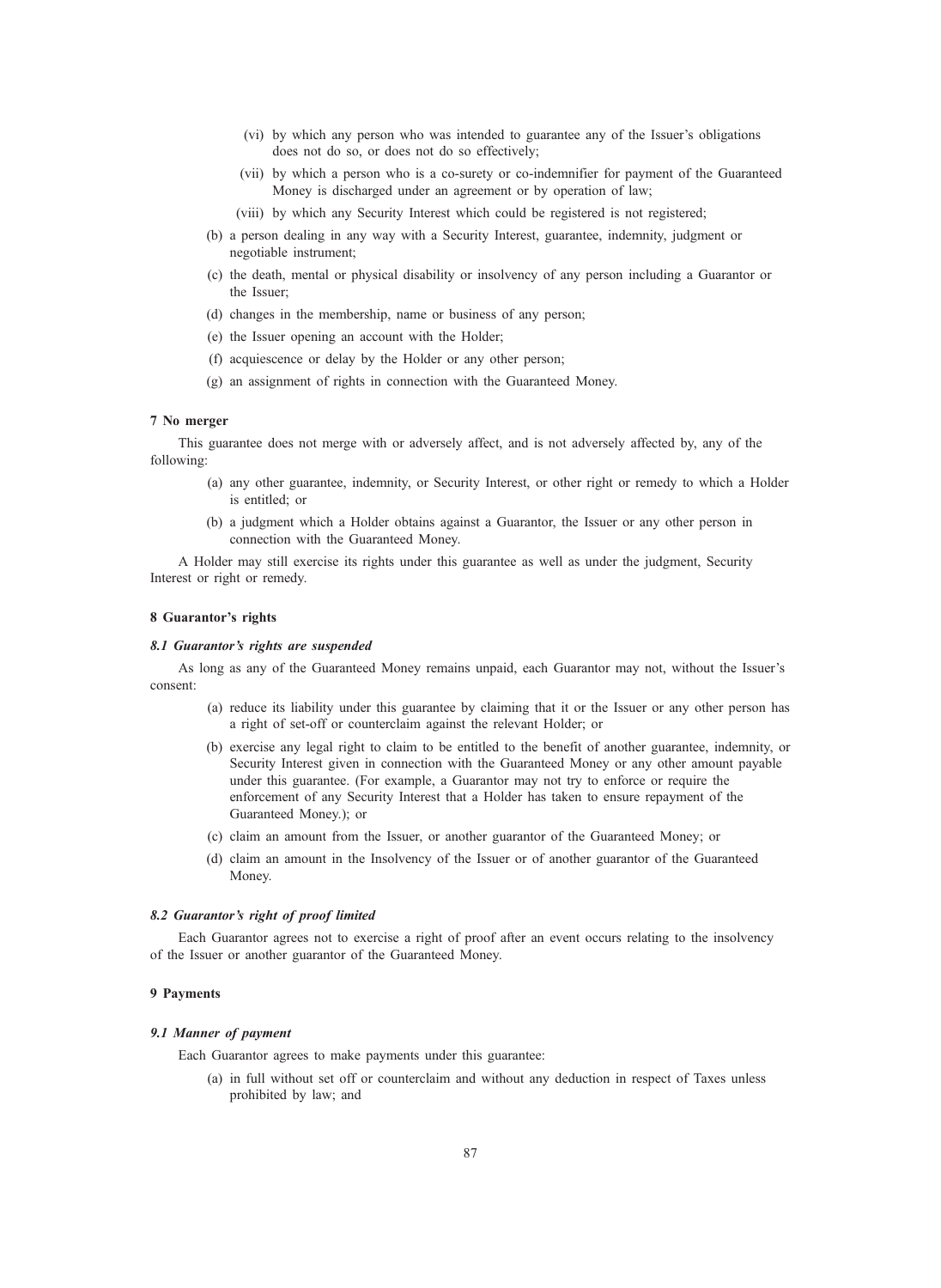(vi) by which any person who was intended to guarantee any of the Issuer's obligations does not do so, or does not do so effectively;

(vii) by which a person who is a co-surety or co-indemnifier for payment of the Guaranteed Money is discharged under an agreement or by operation of law;

(viii) by which any Security Interest which could be registered is not registered;

(b) a person dealing in any way with a Security Interest, guarantee, indemnity, judgment or negotiable instrument;

(c) the death, mental or physical disability or insolvency of any person including a Guarantor or the Issuer;

(d) changes in the membership, name or business of any person;

(e) the Issuer opening an account with the Holder;

(f) acquiescence or delay by the Holder or any other person;

(g) an assignment of rights in connection with the Guaranteed Money.

**7 No merger**

This guarantee does not merge with or adversely affect, and is not adversely affected by, any of the following:

(a) any other guarantee, indemnity, or Security Interest, or other right or remedy to which a Holder is entitled; or

(b) a judgment which a Holder obtains against a Guarantor, the Issuer or any other person in connection with the Guaranteed Money.

A Holder may still exercise its rights under this guarantee as well as under the judgment, Security Interest or right or remedy.

**8 Guarantor's rights**

***8.1 Guarantor's rights are suspended***

As long as any of the Guaranteed Money remains unpaid, each Guarantor may not, without the Issuer's consent:

(a) reduce its liability under this guarantee by claiming that it or the Issuer or any other person has a right of set-off or counterclaim against the relevant Holder; or

(b) exercise any legal right to claim to be entitled to the benefit of another guarantee, indemnity, or Security Interest given in connection with the Guaranteed Money or any other amount payable under this guarantee. (For example, a Guarantor may not try to enforce or require the enforcement of any Security Interest that a Holder has taken to ensure repayment of the Guaranteed Money.); or

(c) claim an amount from the Issuer, or another guarantor of the Guaranteed Money; or

(d) claim an amount in the Insolvency of the Issuer or of another guarantor of the Guaranteed Money.

***8.2 Guarantor's right of proof limited***

Each Guarantor agrees not to exercise a right of proof after an event occurs relating to the insolvency of the Issuer or another guarantor of the Guaranteed Money.

**9 Payments**

***9.1 Manner of payment***

Each Guarantor agrees to make payments under this guarantee:

(a) in full without set off or counterclaim and without any deduction in respect of Taxes unless prohibited by law; and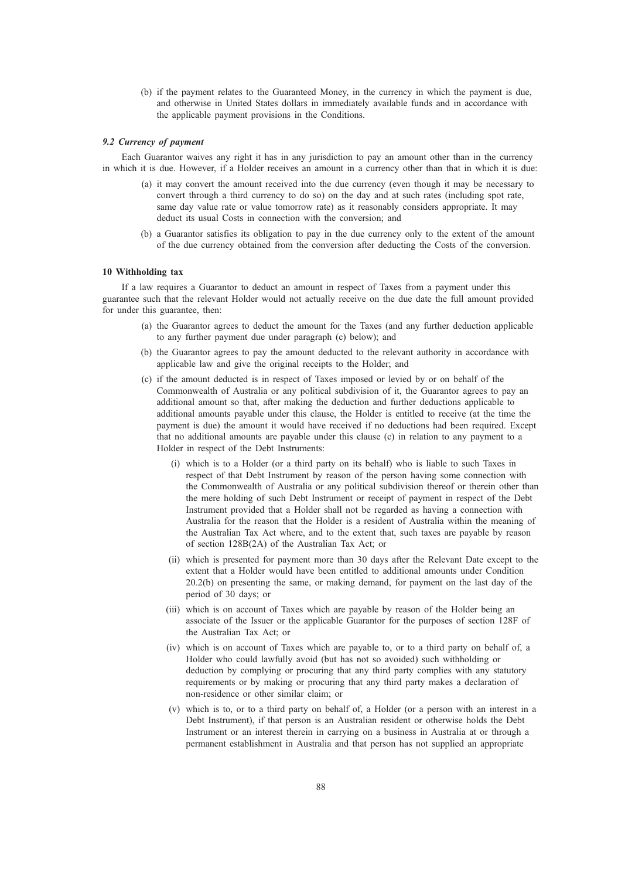(b) if the payment relates to the Guaranteed Money, in the currency in which the payment is due, and otherwise in United States dollars in immediately available funds and in accordance with the applicable payment provisions in the Conditions.

### *9.2 Currency of payment*

Each Guarantor waives any right it has in any jurisdiction to pay an amount other than in the currency in which it is due. However, if a Holder receives an amount in a currency other than that in which it is due:

(a) it may convert the amount received into the due currency (even though it may be necessary to convert through a third currency to do so) on the day and at such rates (including spot rate, same day value rate or value tomorrow rate) as it reasonably considers appropriate. It may deduct its usual Costs in connection with the conversion; and

(b) a Guarantor satisfies its obligation to pay in the due currency only to the extent of the amount of the due currency obtained from the conversion after deducting the Costs of the conversion.

### **10 Withholding tax**

If a law requires a Guarantor to deduct an amount in respect of Taxes from a payment under this guarantee such that the relevant Holder would not actually receive on the due date the full amount provided for under this guarantee, then:

(a) the Guarantor agrees to deduct the amount for the Taxes (and any further deduction applicable to any further payment due under paragraph (c) below); and

(b) the Guarantor agrees to pay the amount deducted to the relevant authority in accordance with applicable law and give the original receipts to the Holder; and

(c) if the amount deducted is in respect of Taxes imposed or levied by or on behalf of the Commonwealth of Australia or any political subdivision of it, the Guarantor agrees to pay an additional amount so that, after making the deduction and further deductions applicable to additional amounts payable under this clause, the Holder is entitled to receive (at the time the payment is due) the amount it would have received if no deductions had been required. Except that no additional amounts are payable under this clause (c) in relation to any payment to a Holder in respect of the Debt Instruments:

(i) which is to a Holder (or a third party on its behalf) who is liable to such Taxes in respect of that Debt Instrument by reason of the person having some connection with the Commonwealth of Australia or any political subdivision thereof or therein other than the mere holding of such Debt Instrument or receipt of payment in respect of the Debt Instrument provided that a Holder shall not be regarded as having a connection with Australia for the reason that the Holder is a resident of Australia within the meaning of the Australian Tax Act where, and to the extent that, such taxes are payable by reason of section 128B(2A) of the Australian Tax Act; or

(ii) which is presented for payment more than 30 days after the Relevant Date except to the extent that a Holder would have been entitled to additional amounts under Condition 20.2(b) on presenting the same, or making demand, for payment on the last day of the period of 30 days; or

(iii) which is on account of Taxes which are payable by reason of the Holder being an associate of the Issuer or the applicable Guarantor for the purposes of section 128F of the Australian Tax Act; or

(iv) which is on account of Taxes which are payable to, or to a third party on behalf of, a Holder who could lawfully avoid (but has not so avoided) such withholding or deduction by complying or procuring that any third party complies with any statutory requirements or by making or procuring that any third party makes a declaration of non-residence or other similar claim; or

(v) which is to, or to a third party on behalf of, a Holder (or a person with an interest in a Debt Instrument), if that person is an Australian resident or otherwise holds the Debt Instrument or an interest therein in carrying on a business in Australia at or through a permanent establishment in Australia and that person has not supplied an appropriate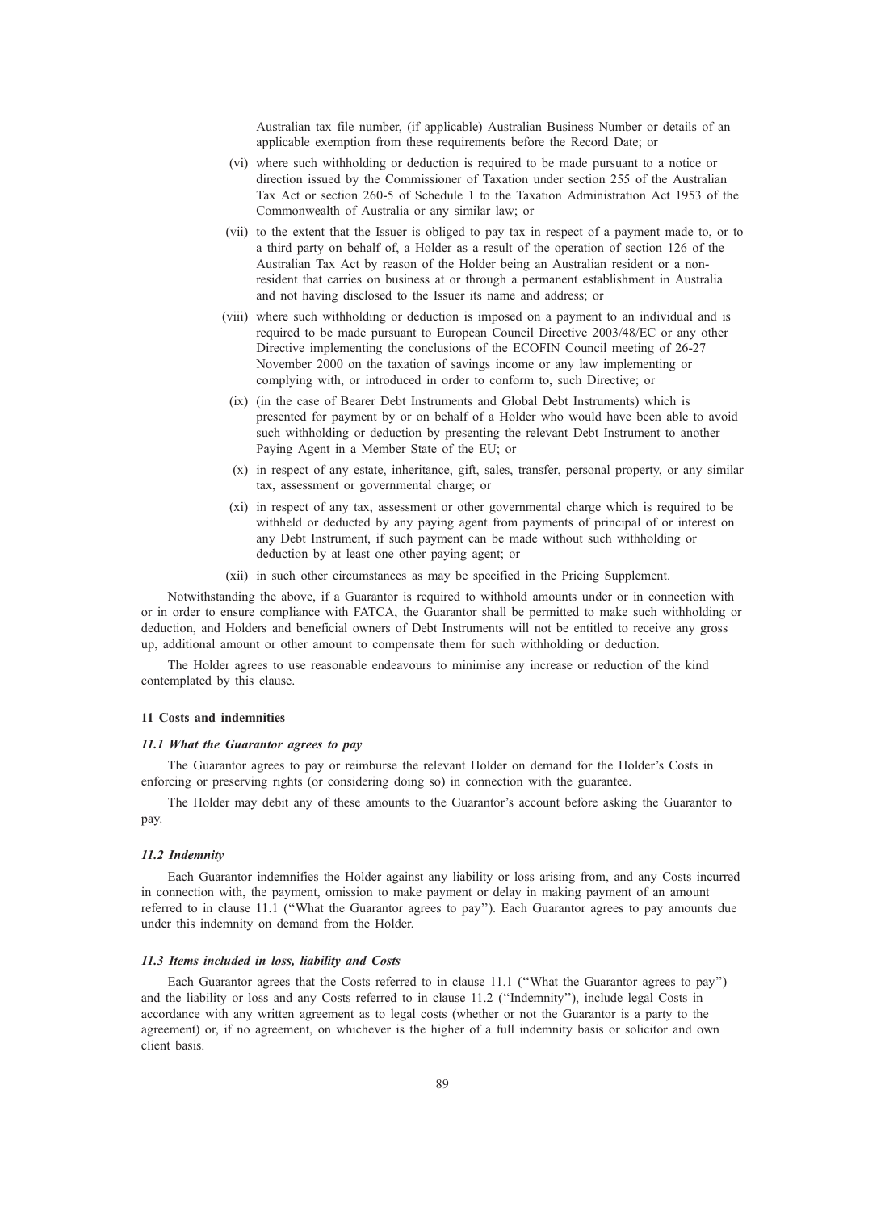Australian tax file number, (if applicable) Australian Business Number or details of an applicable exemption from these requirements before the Record Date; or

(vi) where such withholding or deduction is required to be made pursuant to a notice or direction issued by the Commissioner of Taxation under section 255 of the Australian Tax Act or section 260-5 of Schedule 1 to the Taxation Administration Act 1953 of the Commonwealth of Australia or any similar law; or

(vii) to the extent that the Issuer is obliged to pay tax in respect of a payment made to, or to a third party on behalf of, a Holder as a result of the operation of section 126 of the Australian Tax Act by reason of the Holder being an Australian resident or a non-resident that carries on business at or through a permanent establishment in Australia and not having disclosed to the Issuer its name and address; or

(viii) where such withholding or deduction is imposed on a payment to an individual and is required to be made pursuant to European Council Directive 2003/48/EC or any other Directive implementing the conclusions of the ECOFIN Council meeting of 26-27 November 2000 on the taxation of savings income or any law implementing or complying with, or introduced in order to conform to, such Directive; or

(ix) (in the case of Bearer Debt Instruments and Global Debt Instruments) which is presented for payment by or on behalf of a Holder who would have been able to avoid such withholding or deduction by presenting the relevant Debt Instrument to another Paying Agent in a Member State of the EU; or

(x) in respect of any estate, inheritance, gift, sales, transfer, personal property, or any similar tax, assessment or governmental charge; or

(xi) in respect of any tax, assessment or other governmental charge which is required to be withheld or deducted by any paying agent from payments of principal of or interest on any Debt Instrument, if such payment can be made without such withholding or deduction by at least one other paying agent; or

(xii) in such other circumstances as may be specified in the Pricing Supplement.

Notwithstanding the above, if a Guarantor is required to withhold amounts under or in connection with or in order to ensure compliance with FATCA, the Guarantor shall be permitted to make such withholding or deduction, and Holders and beneficial owners of Debt Instruments will not be entitled to receive any gross up, additional amount or other amount to compensate them for such withholding or deduction.

The Holder agrees to use reasonable endeavours to minimise any increase or reduction of the kind contemplated by this clause.

#### 11 Costs and indemnities

##### *11.1 What the Guarantor agrees to pay*

The Guarantor agrees to pay or reimburse the relevant Holder on demand for the Holder's Costs in enforcing or preserving rights (or considering doing so) in connection with the guarantee.

The Holder may debit any of these amounts to the Guarantor's account before asking the Guarantor to pay.

##### *11.2 Indemnity*

Each Guarantor indemnifies the Holder against any liability or loss arising from, and any Costs incurred in connection with, the payment, omission to make payment or delay in making payment of an amount referred to in clause 11.1 ("What the Guarantor agrees to pay"). Each Guarantor agrees to pay amounts due under this indemnity on demand from the Holder.

##### *11.3 Items included in loss, liability and Costs*

Each Guarantor agrees that the Costs referred to in clause 11.1 ("What the Guarantor agrees to pay") and the liability or loss and any Costs referred to in clause 11.2 ("Indemnity"), include legal Costs in accordance with any written agreement as to legal costs (whether or not the Guarantor is a party to the agreement) or, if no agreement, on whichever is the higher of a full indemnity basis or solicitor and own client basis.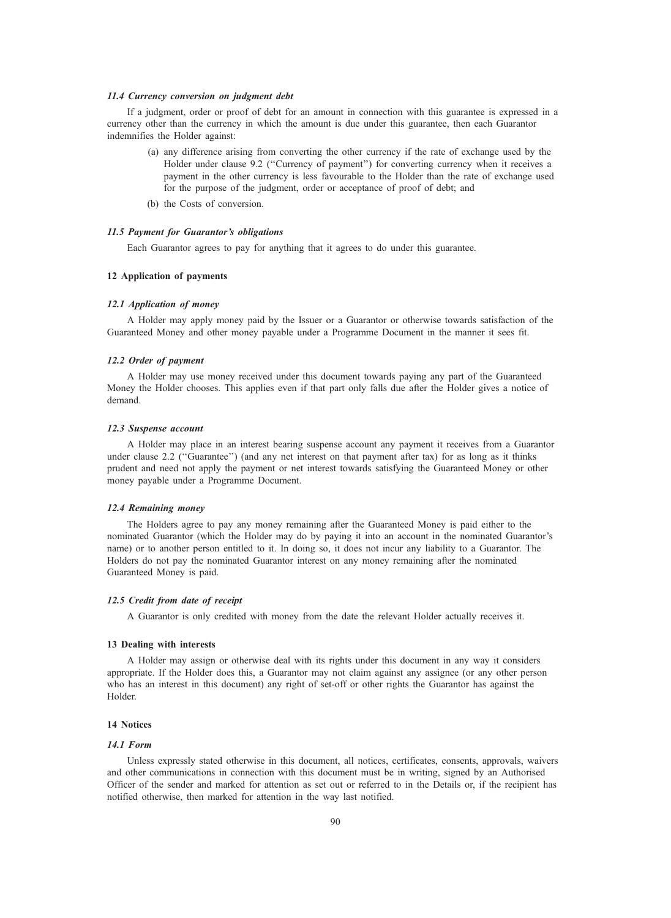#### *11.4 Currency conversion on judgment debt*

If a judgment, order or proof of debt for an amount in connection with this guarantee is expressed in a currency other than the currency in which the amount is due under this guarantee, then each Guarantor indemnifies the Holder against:

(a) any difference arising from converting the other currency if the rate of exchange used by the Holder under clause 9.2 (''Currency of payment'') for converting currency when it receives a payment in the other currency is less favourable to the Holder than the rate of exchange used for the purpose of the judgment, order or acceptance of proof of debt; and

(b) the Costs of conversion.

#### *11.5 Payment for Guarantor's obligations*

Each Guarantor agrees to pay for anything that it agrees to do under this guarantee.

### 12 Application of payments

#### *12.1 Application of money*

A Holder may apply money paid by the Issuer or a Guarantor or otherwise towards satisfaction of the Guaranteed Money and other money payable under a Programme Document in the manner it sees fit.

#### *12.2 Order of payment*

A Holder may use money received under this document towards paying any part of the Guaranteed Money the Holder chooses. This applies even if that part only falls due after the Holder gives a notice of demand.

#### *12.3 Suspense account*

A Holder may place in an interest bearing suspense account any payment it receives from a Guarantor under clause 2.2 (''Guarantee'') (and any net interest on that payment after tax) for as long as it thinks prudent and need not apply the payment or net interest towards satisfying the Guaranteed Money or other money payable under a Programme Document.

#### *12.4 Remaining money*

The Holders agree to pay any money remaining after the Guaranteed Money is paid either to the nominated Guarantor (which the Holder may do by paying it into an account in the nominated Guarantor's name) or to another person entitled to it. In doing so, it does not incur any liability to a Guarantor. The Holders do not pay the nominated Guarantor interest on any money remaining after the nominated Guaranteed Money is paid.

#### *12.5 Credit from date of receipt*

A Guarantor is only credited with money from the date the relevant Holder actually receives it.

### 13 Dealing with interests

A Holder may assign or otherwise deal with its rights under this document in any way it considers appropriate. If the Holder does this, a Guarantor may not claim against any assignee (or any other person who has an interest in this document) any right of set-off or other rights the Guarantor has against the Holder.

### 14 Notices

#### *14.1 Form*

Unless expressly stated otherwise in this document, all notices, certificates, consents, approvals, waivers and other communications in connection with this document must be in writing, signed by an Authorised Officer of the sender and marked for attention as set out or referred to in the Details or, if the recipient has notified otherwise, then marked for attention in the way last notified.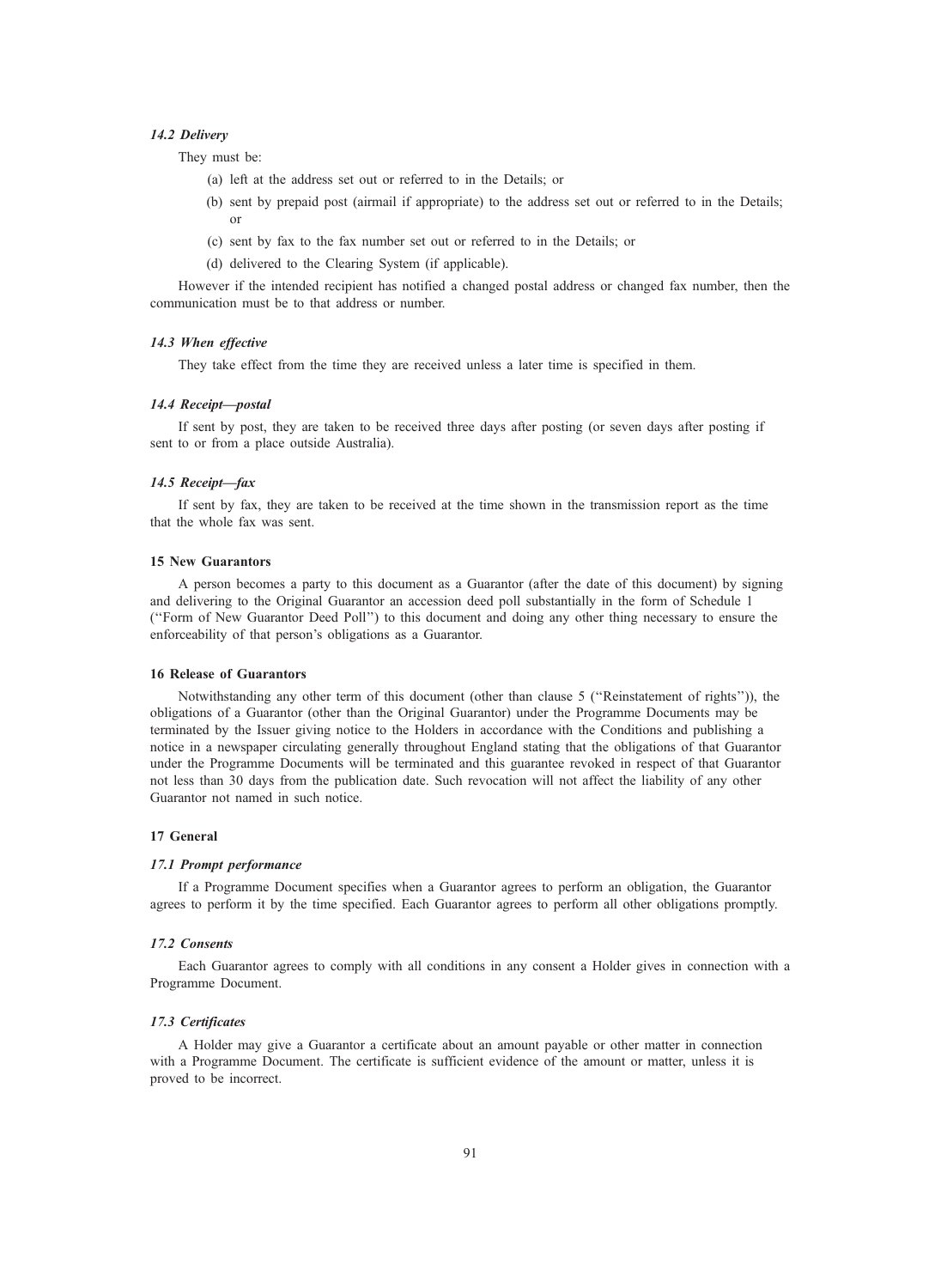### *14.2 Delivery*

They must be:

(a) left at the address set out or referred to in the Details; or

(b) sent by prepaid post (airmail if appropriate) to the address set out or referred to in the Details; or

(c) sent by fax to the fax number set out or referred to in the Details; or

(d) delivered to the Clearing System (if applicable).

However if the intended recipient has notified a changed postal address or changed fax number, then the communication must be to that address or number.

### *14.3 When effective*

They take effect from the time they are received unless a later time is specified in them.

### *14.4 Receipt—postal*

If sent by post, they are taken to be received three days after posting (or seven days after posting if sent to or from a place outside Australia).

### *14.5 Receipt—fax*

If sent by fax, they are taken to be received at the time shown in the transmission report as the time that the whole fax was sent.

## 15 New Guarantors

A person becomes a party to this document as a Guarantor (after the date of this document) by signing and delivering to the Original Guarantor an accession deed poll substantially in the form of Schedule 1 (''Form of New Guarantor Deed Poll'') to this document and doing any other thing necessary to ensure the enforceability of that person's obligations as a Guarantor.

## 16 Release of Guarantors

Notwithstanding any other term of this document (other than clause 5 (''Reinstatement of rights'')), the obligations of a Guarantor (other than the Original Guarantor) under the Programme Documents may be terminated by the Issuer giving notice to the Holders in accordance with the Conditions and publishing a notice in a newspaper circulating generally throughout England stating that the obligations of that Guarantor under the Programme Documents will be terminated and this guarantee revoked in respect of that Guarantor not less than 30 days from the publication date. Such revocation will not affect the liability of any other Guarantor not named in such notice.

## 17 General

### *17.1 Prompt performance*

If a Programme Document specifies when a Guarantor agrees to perform an obligation, the Guarantor agrees to perform it by the time specified. Each Guarantor agrees to perform all other obligations promptly.

### *17.2 Consents*

Each Guarantor agrees to comply with all conditions in any consent a Holder gives in connection with a Programme Document.

### *17.3 Certificates*

A Holder may give a Guarantor a certificate about an amount payable or other matter in connection with a Programme Document. The certificate is sufficient evidence of the amount or matter, unless it is proved to be incorrect.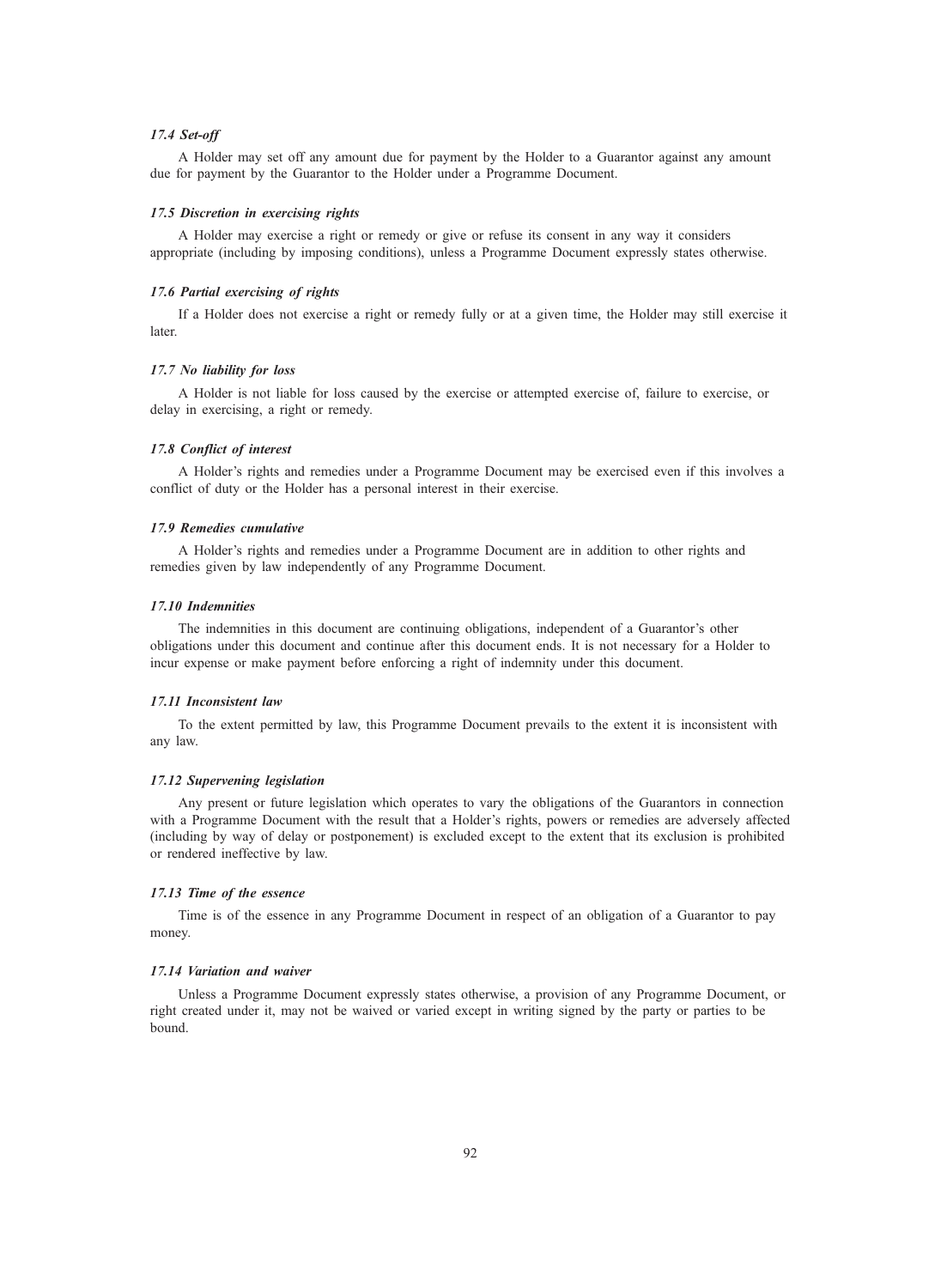#### *17.4 Set-off*

A Holder may set off any amount due for payment by the Holder to a Guarantor against any amount due for payment by the Guarantor to the Holder under a Programme Document.

#### *17.5 Discretion in exercising rights*

A Holder may exercise a right or remedy or give or refuse its consent in any way it considers appropriate (including by imposing conditions), unless a Programme Document expressly states otherwise.

#### *17.6 Partial exercising of rights*

If a Holder does not exercise a right or remedy fully or at a given time, the Holder may still exercise it later.

#### *17.7 No liability for loss*

A Holder is not liable for loss caused by the exercise or attempted exercise of, failure to exercise, or delay in exercising, a right or remedy.

#### *17.8 Conflict of interest*

A Holder's rights and remedies under a Programme Document may be exercised even if this involves a conflict of duty or the Holder has a personal interest in their exercise.

#### *17.9 Remedies cumulative*

A Holder's rights and remedies under a Programme Document are in addition to other rights and remedies given by law independently of any Programme Document.

#### *17.10 Indemnities*

The indemnities in this document are continuing obligations, independent of a Guarantor's other obligations under this document and continue after this document ends. It is not necessary for a Holder to incur expense or make payment before enforcing a right of indemnity under this document.

#### *17.11 Inconsistent law*

To the extent permitted by law, this Programme Document prevails to the extent it is inconsistent with any law.

#### *17.12 Supervening legislation*

Any present or future legislation which operates to vary the obligations of the Guarantors in connection with a Programme Document with the result that a Holder's rights, powers or remedies are adversely affected (including by way of delay or postponement) is excluded except to the extent that its exclusion is prohibited or rendered ineffective by law.

#### *17.13 Time of the essence*

Time is of the essence in any Programme Document in respect of an obligation of a Guarantor to pay money.

#### *17.14 Variation and waiver*

Unless a Programme Document expressly states otherwise, a provision of any Programme Document, or right created under it, may not be waived or varied except in writing signed by the party or parties to be bound.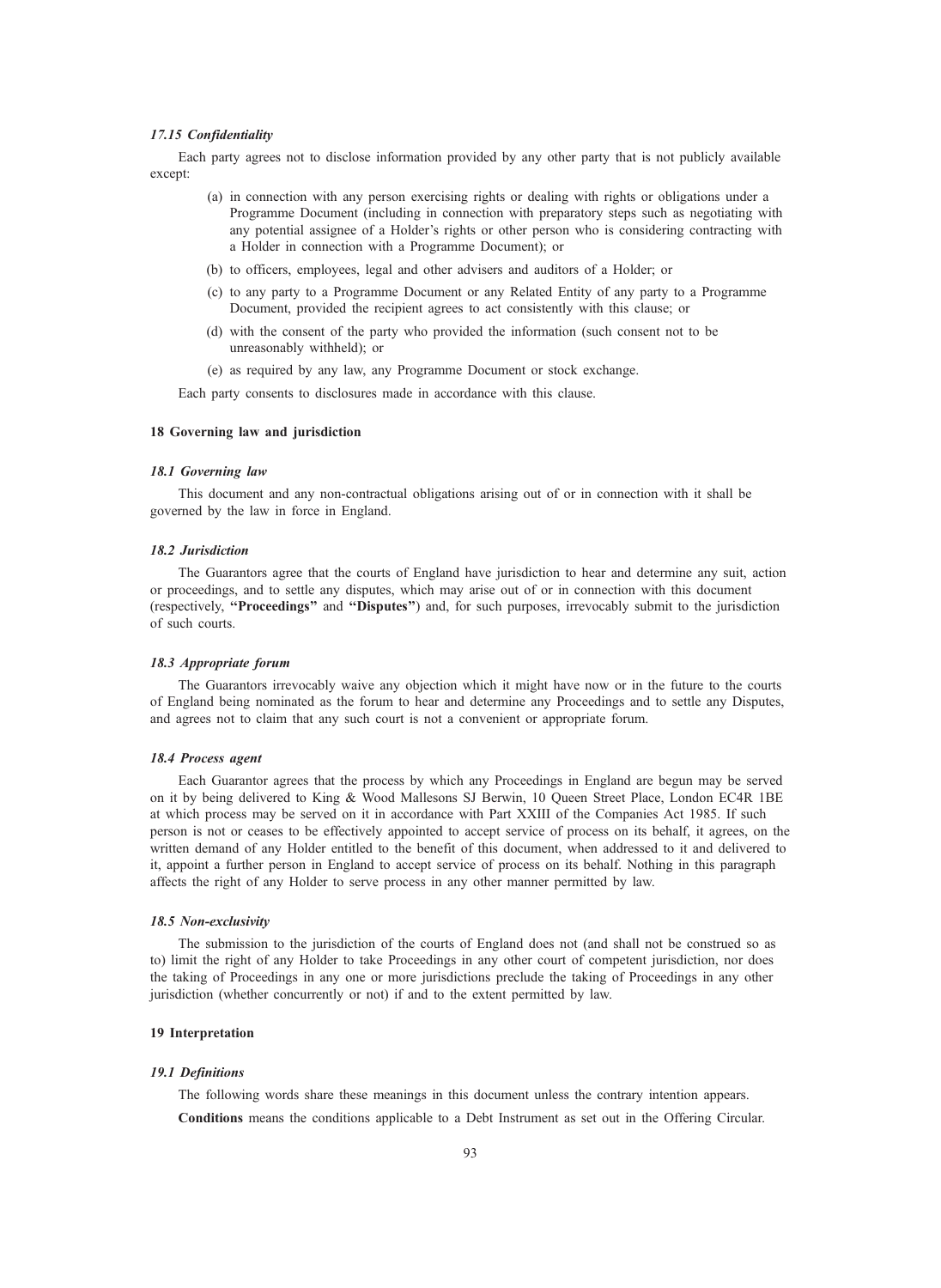### *17.15 Confidentiality*

Each party agrees not to disclose information provided by any other party that is not publicly available except:

(a) in connection with any person exercising rights or dealing with rights or obligations under a Programme Document (including in connection with preparatory steps such as negotiating with any potential assignee of a Holder's rights or other person who is considering contracting with a Holder in connection with a Programme Document); or

(b) to officers, employees, legal and other advisers and auditors of a Holder; or

(c) to any party to a Programme Document or any Related Entity of any party to a Programme Document, provided the recipient agrees to act consistently with this clause; or

(d) with the consent of the party who provided the information (such consent not to be unreasonably withheld); or

(e) as required by any law, any Programme Document or stock exchange.

Each party consents to disclosures made in accordance with this clause.

## 18 Governing law and jurisdiction

### *18.1 Governing law*

This document and any non-contractual obligations arising out of or in connection with it shall be governed by the law in force in England.

### *18.2 Jurisdiction*

The Guarantors agree that the courts of England have jurisdiction to hear and determine any suit, action or proceedings, and to settle any disputes, which may arise out of or in connection with this document (respectively, **"Proceedings"** and **"Disputes"**) and, for such purposes, irrevocably submit to the jurisdiction of such courts.

### *18.3 Appropriate forum*

The Guarantors irrevocably waive any objection which it might have now or in the future to the courts of England being nominated as the forum to hear and determine any Proceedings and to settle any Disputes, and agrees not to claim that any such court is not a convenient or appropriate forum.

### *18.4 Process agent*

Each Guarantor agrees that the process by which any Proceedings in England are begun may be served on it by being delivered to King & Wood Mallesons SJ Berwin, 10 Queen Street Place, London EC4R 1BE at which process may be served on it in accordance with Part XXIII of the Companies Act 1985. If such person is not or ceases to be effectively appointed to accept service of process on its behalf, it agrees, on the written demand of any Holder entitled to the benefit of this document, when addressed to it and delivered to it, appoint a further person in England to accept service of process on its behalf. Nothing in this paragraph affects the right of any Holder to serve process in any other manner permitted by law.

### *18.5 Non-exclusivity*

The submission to the jurisdiction of the courts of England does not (and shall not be construed so as to) limit the right of any Holder to take Proceedings in any other court of competent jurisdiction, nor does the taking of Proceedings in any one or more jurisdictions preclude the taking of Proceedings in any other jurisdiction (whether concurrently or not) if and to the extent permitted by law.

## 19 Interpretation

### *19.1 Definitions*

The following words share these meanings in this document unless the contrary intention appears.

**Conditions** means the conditions applicable to a Debt Instrument as set out in the Offering Circular.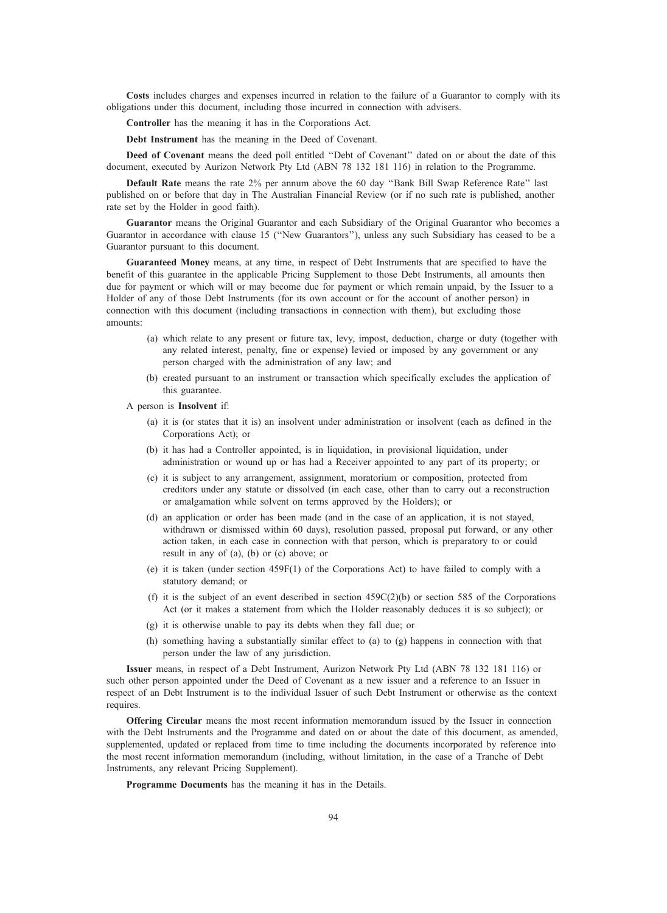**Costs** includes charges and expenses incurred in relation to the failure of a Guarantor to comply with its obligations under this document, including those incurred in connection with advisers.

**Controller** has the meaning it has in the Corporations Act.

**Debt Instrument** has the meaning in the Deed of Covenant.

**Deed of Covenant** means the deed poll entitled "Debt of Covenant" dated on or about the date of this document, executed by Aurizon Network Pty Ltd (ABN 78 132 181 116) in relation to the Programme.

**Default Rate** means the rate 2% per annum above the 60 day "Bank Bill Swap Reference Rate" last published on or before that day in The Australian Financial Review (or if no such rate is published, another rate set by the Holder in good faith).

**Guarantor** means the Original Guarantor and each Subsidiary of the Original Guarantor who becomes a Guarantor in accordance with clause 15 ("New Guarantors"), unless any such Subsidiary has ceased to be a Guarantor pursuant to this document.

**Guaranteed Money** means, at any time, in respect of Debt Instruments that are specified to have the benefit of this guarantee in the applicable Pricing Supplement to those Debt Instruments, all amounts then due for payment or which will or may become due for payment or which remain unpaid, by the Issuer to a Holder of any of those Debt Instruments (for its own account or for the account of another person) in connection with this document (including transactions in connection with them), but excluding those amounts:

(a) which relate to any present or future tax, levy, impost, deduction, charge or duty (together with any related interest, penalty, fine or expense) levied or imposed by any government or any person charged with the administration of any law; and

(b) created pursuant to an instrument or transaction which specifically excludes the application of this guarantee.

A person is **Insolvent** if:

(a) it is (or states that it is) an insolvent under administration or insolvent (each as defined in the Corporations Act); or

(b) it has had a Controller appointed, is in liquidation, in provisional liquidation, under administration or wound up or has had a Receiver appointed to any part of its property; or

(c) it is subject to any arrangement, assignment, moratorium or composition, protected from creditors under any statute or dissolved (in each case, other than to carry out a reconstruction or amalgamation while solvent on terms approved by the Holders); or

(d) an application or order has been made (and in the case of an application, it is not stayed, withdrawn or dismissed within 60 days), resolution passed, proposal put forward, or any other action taken, in each case in connection with that person, which is preparatory to or could result in any of (a), (b) or (c) above; or

(e) it is taken (under section 459F(1) of the Corporations Act) to have failed to comply with a statutory demand; or

(f) it is the subject of an event described in section 459C(2)(b) or section 585 of the Corporations Act (or it makes a statement from which the Holder reasonably deduces it is so subject); or

(g) it is otherwise unable to pay its debts when they fall due; or

(h) something having a substantially similar effect to (a) to (g) happens in connection with that person under the law of any jurisdiction.

**Issuer** means, in respect of a Debt Instrument, Aurizon Network Pty Ltd (ABN 78 132 181 116) or such other person appointed under the Deed of Covenant as a new issuer and a reference to an Issuer in respect of an Debt Instrument is to the individual Issuer of such Debt Instrument or otherwise as the context requires.

**Offering Circular** means the most recent information memorandum issued by the Issuer in connection with the Debt Instruments and the Programme and dated on or about the date of this document, as amended, supplemented, updated or replaced from time to time including the documents incorporated by reference into the most recent information memorandum (including, without limitation, in the case of a Tranche of Debt Instruments, any relevant Pricing Supplement).

**Programme Documents** has the meaning it has in the Details.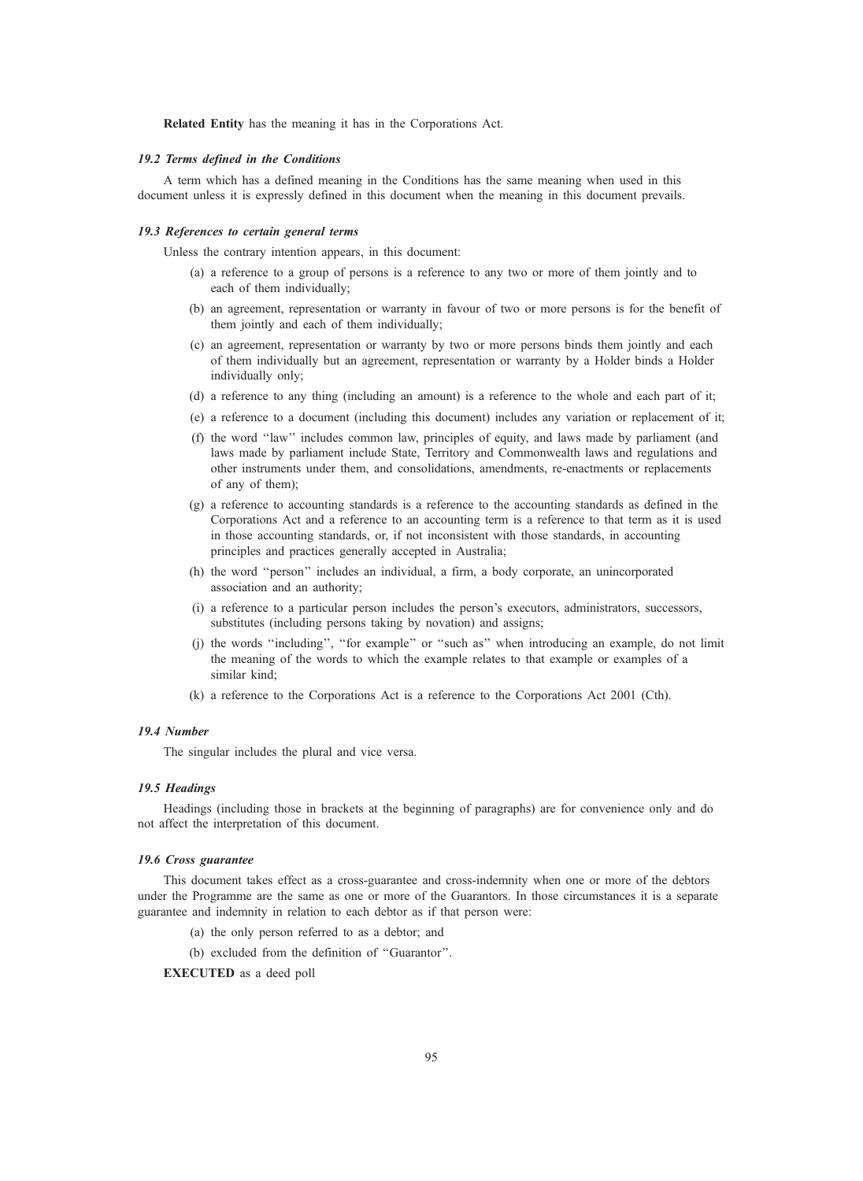**Related Entity** has the meaning it has in the Corporations Act.

### *19.2 Terms defined in the Conditions*

A term which has a defined meaning in the Conditions has the same meaning when used in this document unless it is expressly defined in this document when the meaning in this document prevails.

### *19.3 References to certain general terms*

Unless the contrary intention appears, in this document:

(a) a reference to a group of persons is a reference to any two or more of them jointly and to each of them individually;

(b) an agreement, representation or warranty in favour of two or more persons is for the benefit of them jointly and each of them individually;

(c) an agreement, representation or warranty by two or more persons binds them jointly and each of them individually but an agreement, representation or warranty by a Holder binds a Holder individually only;

(d) a reference to any thing (including an amount) is a reference to the whole and each part of it;

(e) a reference to a document (including this document) includes any variation or replacement of it;

(f) the word ''law'' includes common law, principles of equity, and laws made by parliament (and laws made by parliament include State, Territory and Commonwealth laws and regulations and other instruments under them, and consolidations, amendments, re-enactments or replacements of any of them);

(g) a reference to accounting standards is a reference to the accounting standards as defined in the Corporations Act and a reference to an accounting term is a reference to that term as it is used in those accounting standards, or, if not inconsistent with those standards, in accounting principles and practices generally accepted in Australia;

(h) the word ''person'' includes an individual, a firm, a body corporate, an unincorporated association and an authority;

(i) a reference to a particular person includes the person's executors, administrators, successors, substitutes (including persons taking by novation) and assigns;

(j) the words ''including'', ''for example'' or ''such as'' when introducing an example, do not limit the meaning of the words to which the example relates to that example or examples of a similar kind;

(k) a reference to the Corporations Act is a reference to the Corporations Act 2001 (Cth).

### *19.4 Number*

The singular includes the plural and vice versa.

### *19.5 Headings*

Headings (including those in brackets at the beginning of paragraphs) are for convenience only and do not affect the interpretation of this document.

### *19.6 Cross guarantee*

This document takes effect as a cross-guarantee and cross-indemnity when one or more of the debtors under the Programme are the same as one or more of the Guarantors. In those circumstances it is a separate guarantee and indemnity in relation to each debtor as if that person were:

(a) the only person referred to as a debtor; and

(b) excluded from the definition of ''Guarantor''.

**EXECUTED** as a deed poll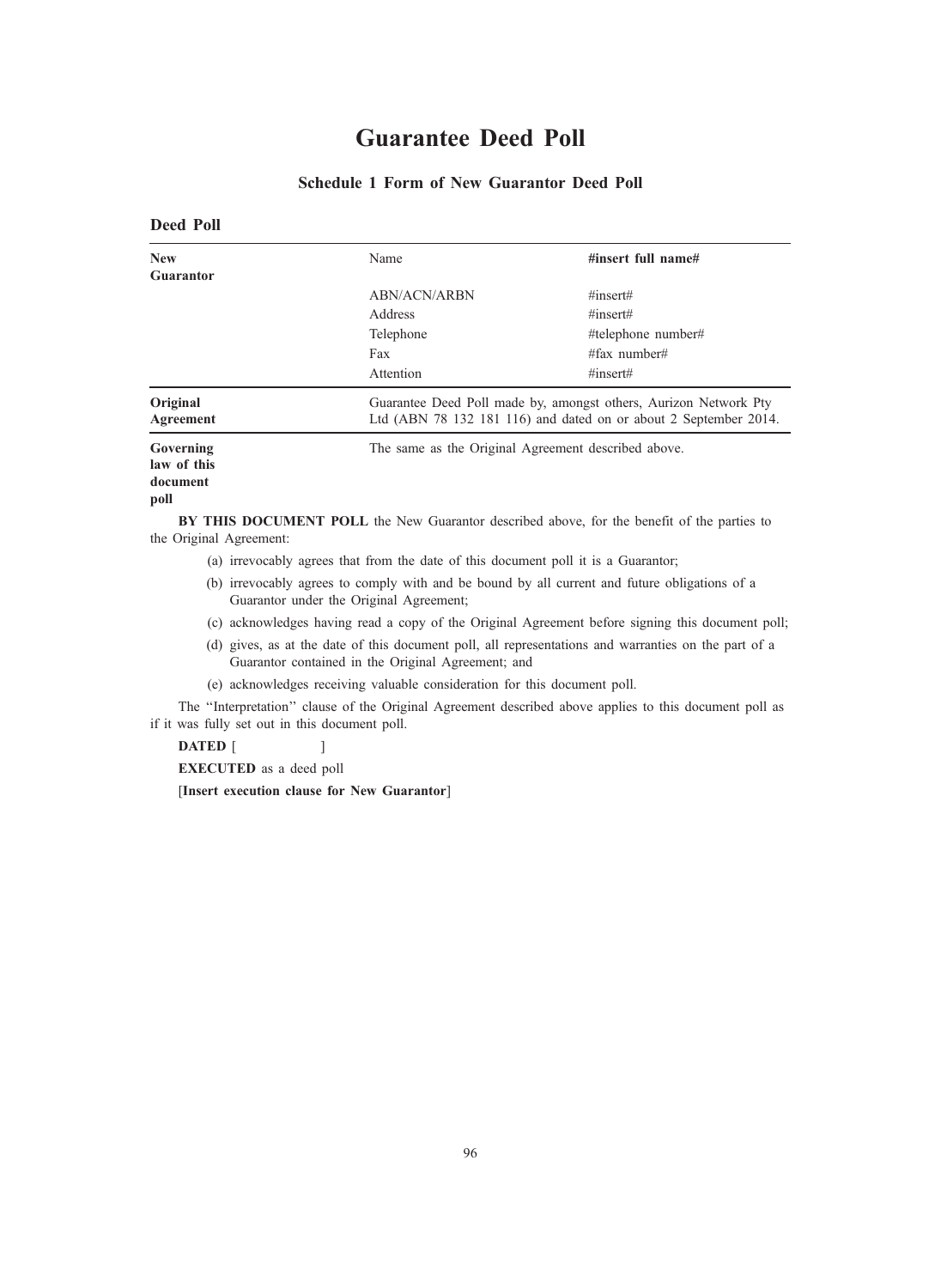# Guarantee Deed Poll

### Schedule 1 Form of New Guarantor Deed Poll

**Deed Poll**

| | | |
|---|---|---|
| **New Guarantor** | Name | **#insert full name#** |
| | ABN/ACN/ARBN | #insert# |
| | Address | #insert# |
| | Telephone | #telephone number# |
| | Fax | #fax number# |
| | Attention | #insert# |
| **Original Agreement** | Guarantee Deed Poll made by, amongst others, Aurizon Network Pty Ltd (ABN 78 132 181 116) and dated on or about 2 September 2014. | |
| **Governing law of this document poll** | The same as the Original Agreement described above. | |

**BY THIS DOCUMENT POLL** the New Guarantor described above, for the benefit of the parties to the Original Agreement:

(a) irrevocably agrees that from the date of this document poll it is a Guarantor;

(b) irrevocably agrees to comply with and be bound by all current and future obligations of a Guarantor under the Original Agreement;

(c) acknowledges having read a copy of the Original Agreement before signing this document poll;

(d) gives, as at the date of this document poll, all representations and warranties on the part of a Guarantor contained in the Original Agreement; and

(e) acknowledges receiving valuable consideration for this document poll.

The ''Interpretation'' clause of the Original Agreement described above applies to this document poll as if it was fully set out in this document poll.

**DATED** [ ]

**EXECUTED** as a deed poll

[**Insert execution clause for New Guarantor**]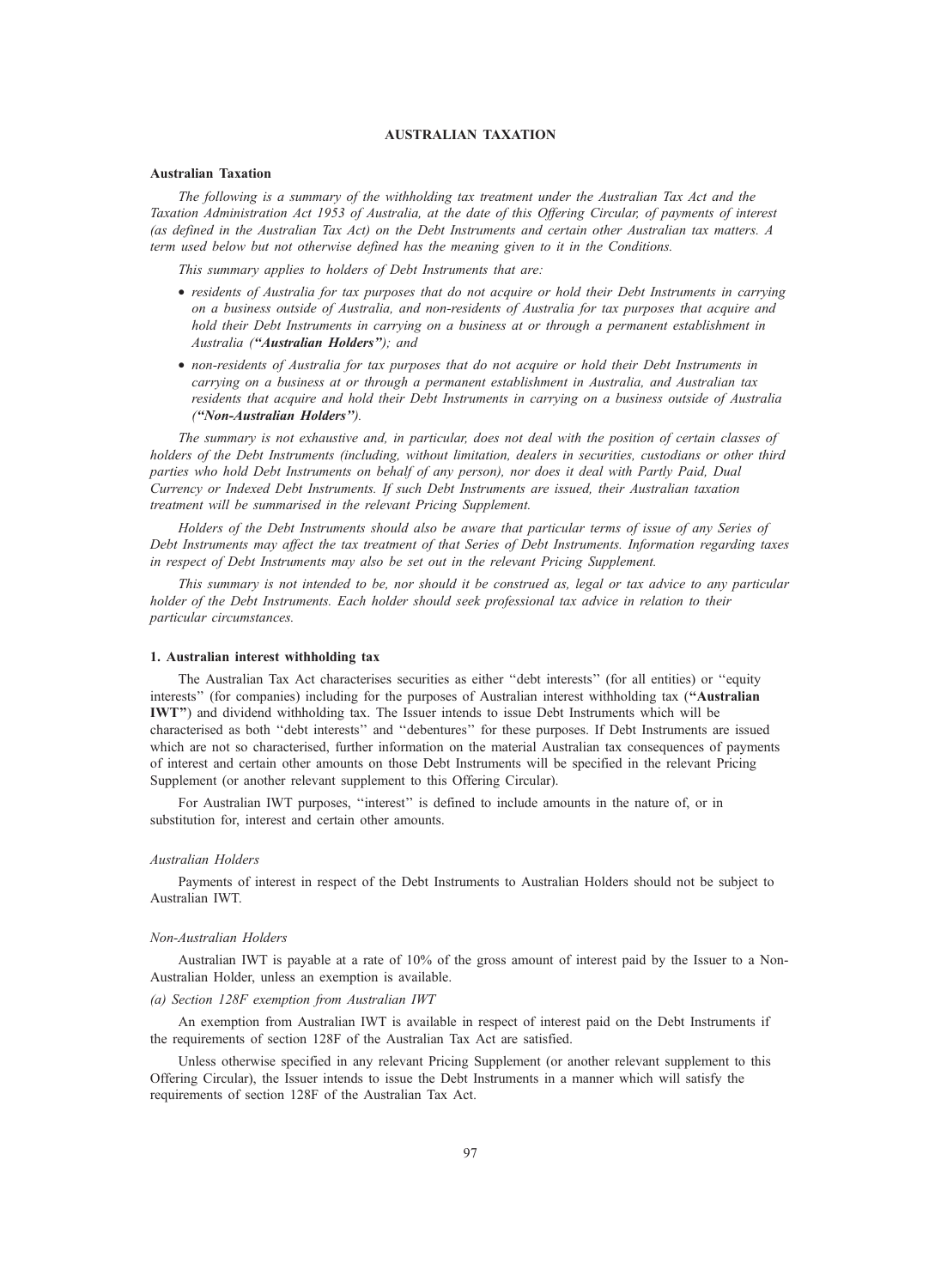# AUSTRALIAN TAXATION

## Australian Taxation

*The following is a summary of the withholding tax treatment under the Australian Tax Act and the Taxation Administration Act 1953 of Australia, at the date of this Offering Circular, of payments of interest (as defined in the Australian Tax Act) on the Debt Instruments and certain other Australian tax matters. A term used below but not otherwise defined has the meaning given to it in the Conditions.*

*This summary applies to holders of Debt Instruments that are:*

- *residents of Australia for tax purposes that do not acquire or hold their Debt Instruments in carrying on a business outside of Australia, and non-residents of Australia for tax purposes that acquire and hold their Debt Instruments in carrying on a business at or through a permanent establishment in Australia (**"Australian Holders"**); and*
- *non-residents of Australia for tax purposes that do not acquire or hold their Debt Instruments in carrying on a business at or through a permanent establishment in Australia, and Australian tax residents that acquire and hold their Debt Instruments in carrying on a business outside of Australia (**"Non-Australian Holders"**).*

*The summary is not exhaustive and, in particular, does not deal with the position of certain classes of holders of the Debt Instruments (including, without limitation, dealers in securities, custodians or other third parties who hold Debt Instruments on behalf of any person), nor does it deal with Partly Paid, Dual Currency or Indexed Debt Instruments. If such Debt Instruments are issued, their Australian taxation treatment will be summarised in the relevant Pricing Supplement.*

*Holders of the Debt Instruments should also be aware that particular terms of issue of any Series of Debt Instruments may affect the tax treatment of that Series of Debt Instruments. Information regarding taxes in respect of Debt Instruments may also be set out in the relevant Pricing Supplement.*

*This summary is not intended to be, nor should it be construed as, legal or tax advice to any particular holder of the Debt Instruments. Each holder should seek professional tax advice in relation to their particular circumstances.*

### 1. Australian interest withholding tax

The Australian Tax Act characterises securities as either "debt interests" (for all entities) or "equity interests" (for companies) including for the purposes of Australian interest withholding tax (**"Australian IWT"**) and dividend withholding tax. The Issuer intends to issue Debt Instruments which will be characterised as both "debt interests" and "debentures" for these purposes. If Debt Instruments are issued which are not so characterised, further information on the material Australian tax consequences of payments of interest and certain other amounts on those Debt Instruments will be specified in the relevant Pricing Supplement (or another relevant supplement to this Offering Circular).

For Australian IWT purposes, "interest" is defined to include amounts in the nature of, or in substitution for, interest and certain other amounts.

#### *Australian Holders*

Payments of interest in respect of the Debt Instruments to Australian Holders should not be subject to Australian IWT.

#### *Non-Australian Holders*

Australian IWT is payable at a rate of 10% of the gross amount of interest paid by the Issuer to a Non-Australian Holder, unless an exemption is available.

*(a) Section 128F exemption from Australian IWT*

An exemption from Australian IWT is available in respect of interest paid on the Debt Instruments if the requirements of section 128F of the Australian Tax Act are satisfied.

Unless otherwise specified in any relevant Pricing Supplement (or another relevant supplement to this Offering Circular), the Issuer intends to issue the Debt Instruments in a manner which will satisfy the requirements of section 128F of the Australian Tax Act.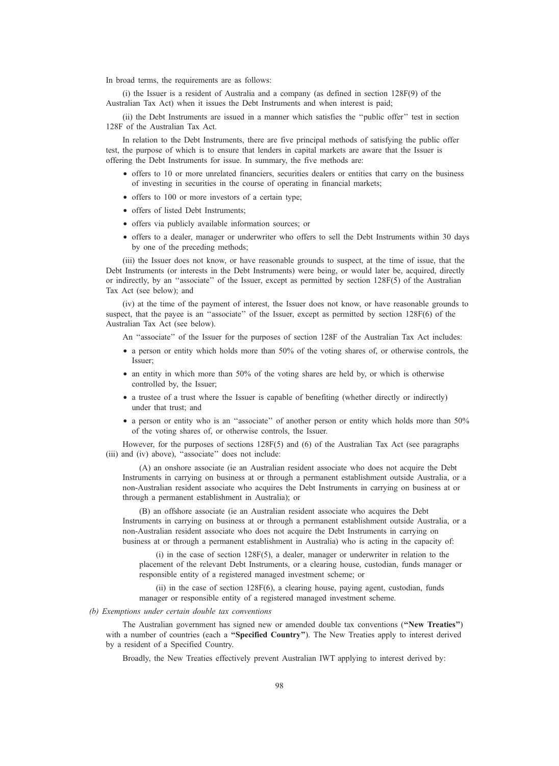In broad terms, the requirements are as follows:

(i) the Issuer is a resident of Australia and a company (as defined in section 128F(9) of the Australian Tax Act) when it issues the Debt Instruments and when interest is paid;

(ii) the Debt Instruments are issued in a manner which satisfies the "public offer" test in section 128F of the Australian Tax Act.

In relation to the Debt Instruments, there are five principal methods of satisfying the public offer test, the purpose of which is to ensure that lenders in capital markets are aware that the Issuer is offering the Debt Instruments for issue. In summary, the five methods are:

- offers to 10 or more unrelated financiers, securities dealers or entities that carry on the business of investing in securities in the course of operating in financial markets;
- offers to 100 or more investors of a certain type;
- offers of listed Debt Instruments;
- offers via publicly available information sources; or
- offers to a dealer, manager or underwriter who offers to sell the Debt Instruments within 30 days by one of the preceding methods;

(iii) the Issuer does not know, or have reasonable grounds to suspect, at the time of issue, that the Debt Instruments (or interests in the Debt Instruments) were being, or would later be, acquired, directly or indirectly, by an "associate" of the Issuer, except as permitted by section 128F(5) of the Australian Tax Act (see below); and

(iv) at the time of the payment of interest, the Issuer does not know, or have reasonable grounds to suspect, that the payee is an "associate" of the Issuer, except as permitted by section 128F(6) of the Australian Tax Act (see below).

An "associate" of the Issuer for the purposes of section 128F of the Australian Tax Act includes:

- a person or entity which holds more than 50% of the voting shares of, or otherwise controls, the Issuer;
- an entity in which more than 50% of the voting shares are held by, or which is otherwise controlled by, the Issuer;
- a trustee of a trust where the Issuer is capable of benefiting (whether directly or indirectly) under that trust; and
- a person or entity who is an "associate" of another person or entity which holds more than 50% of the voting shares of, or otherwise controls, the Issuer.

However, for the purposes of sections 128F(5) and (6) of the Australian Tax Act (see paragraphs (iii) and (iv) above), "associate" does not include:

(A) an onshore associate (ie an Australian resident associate who does not acquire the Debt Instruments in carrying on business at or through a permanent establishment outside Australia, or a non-Australian resident associate who acquires the Debt Instruments in carrying on business at or through a permanent establishment in Australia); or

(B) an offshore associate (ie an Australian resident associate who acquires the Debt Instruments in carrying on business at or through a permanent establishment outside Australia, or a non-Australian resident associate who does not acquire the Debt Instruments in carrying on business at or through a permanent establishment in Australia) who is acting in the capacity of:

(i) in the case of section 128F(5), a dealer, manager or underwriter in relation to the placement of the relevant Debt Instruments, or a clearing house, custodian, funds manager or responsible entity of a registered managed investment scheme; or

(ii) in the case of section 128F(6), a clearing house, paying agent, custodian, funds manager or responsible entity of a registered managed investment scheme.

*(b) Exemptions under certain double tax conventions*

The Australian government has signed new or amended double tax conventions (**"New Treaties"**) with a number of countries (each a **"Specified Country"**). The New Treaties apply to interest derived by a resident of a Specified Country.

Broadly, the New Treaties effectively prevent Australian IWT applying to interest derived by: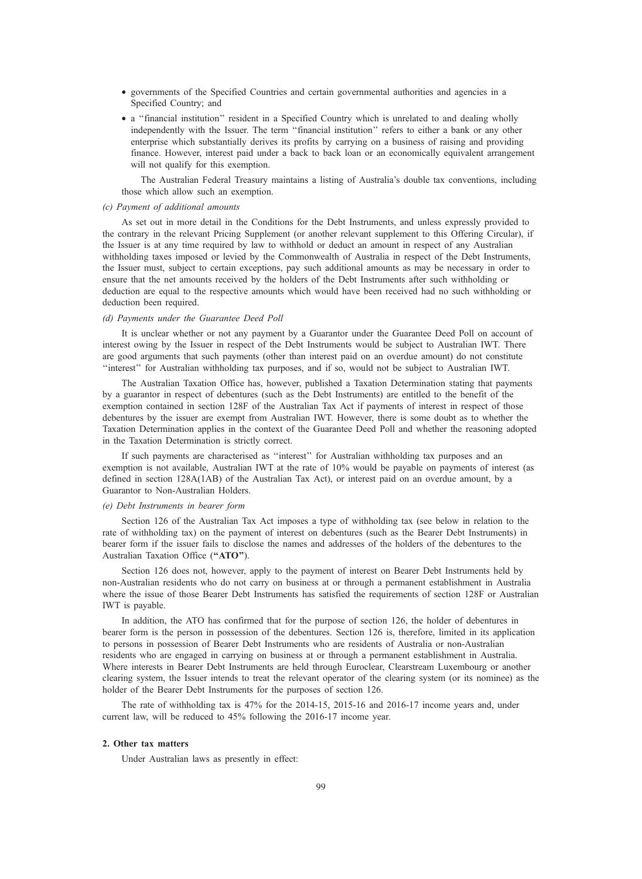- governments of the Specified Countries and certain governmental authorities and agencies in a Specified Country; and
- a ''financial institution'' resident in a Specified Country which is unrelated to and dealing wholly independently with the Issuer. The term ''financial institution'' refers to either a bank or any other enterprise which substantially derives its profits by carrying on a business of raising and providing finance. However, interest paid under a back to back loan or an economically equivalent arrangement will not qualify for this exemption.

The Australian Federal Treasury maintains a listing of Australia's double tax conventions, including those which allow such an exemption.

*(c) Payment of additional amounts*

As set out in more detail in the Conditions for the Debt Instruments, and unless expressly provided to the contrary in the relevant Pricing Supplement (or another relevant supplement to this Offering Circular), if the Issuer is at any time required by law to withhold or deduct an amount in respect of any Australian withholding taxes imposed or levied by the Commonwealth of Australia in respect of the Debt Instruments, the Issuer must, subject to certain exceptions, pay such additional amounts as may be necessary in order to ensure that the net amounts received by the holders of the Debt Instruments after such withholding or deduction are equal to the respective amounts which would have been received had no such withholding or deduction been required.

*(d) Payments under the Guarantee Deed Poll*

It is unclear whether or not any payment by a Guarantor under the Guarantee Deed Poll on account of interest owing by the Issuer in respect of the Debt Instruments would be subject to Australian IWT. There are good arguments that such payments (other than interest paid on an overdue amount) do not constitute ''interest'' for Australian withholding tax purposes, and if so, would not be subject to Australian IWT.

The Australian Taxation Office has, however, published a Taxation Determination stating that payments by a guarantor in respect of debentures (such as the Debt Instruments) are entitled to the benefit of the exemption contained in section 128F of the Australian Tax Act if payments of interest in respect of those debentures by the issuer are exempt from Australian IWT. However, there is some doubt as to whether the Taxation Determination applies in the context of the Guarantee Deed Poll and whether the reasoning adopted in the Taxation Determination is strictly correct.

If such payments are characterised as ''interest'' for Australian withholding tax purposes and an exemption is not available, Australian IWT at the rate of 10% would be payable on payments of interest (as defined in section 128A(1AB) of the Australian Tax Act), or interest paid on an overdue amount, by a Guarantor to Non-Australian Holders.

*(e) Debt Instruments in bearer form*

Section 126 of the Australian Tax Act imposes a type of withholding tax (see below in relation to the rate of withholding tax) on the payment of interest on debentures (such as the Bearer Debt Instruments) in bearer form if the issuer fails to disclose the names and addresses of the holders of the debentures to the Australian Taxation Office (**''ATO''**).

Section 126 does not, however, apply to the payment of interest on Bearer Debt Instruments held by non-Australian residents who do not carry on business at or through a permanent establishment in Australia where the issue of those Bearer Debt Instruments has satisfied the requirements of section 128F or Australian IWT is payable.

In addition, the ATO has confirmed that for the purpose of section 126, the holder of debentures in bearer form is the person in possession of the debentures. Section 126 is, therefore, limited in its application to persons in possession of Bearer Debt Instruments who are residents of Australia or non-Australian residents who are engaged in carrying on business at or through a permanent establishment in Australia. Where interests in Bearer Debt Instruments are held through Euroclear, Clearstream Luxembourg or another clearing system, the Issuer intends to treat the relevant operator of the clearing system (or its nominee) as the holder of the Bearer Debt Instruments for the purposes of section 126.

The rate of withholding tax is 47% for the 2014-15, 2015-16 and 2016-17 income years and, under current law, will be reduced to 45% following the 2016-17 income year.

**2. Other tax matters**

Under Australian laws as presently in effect: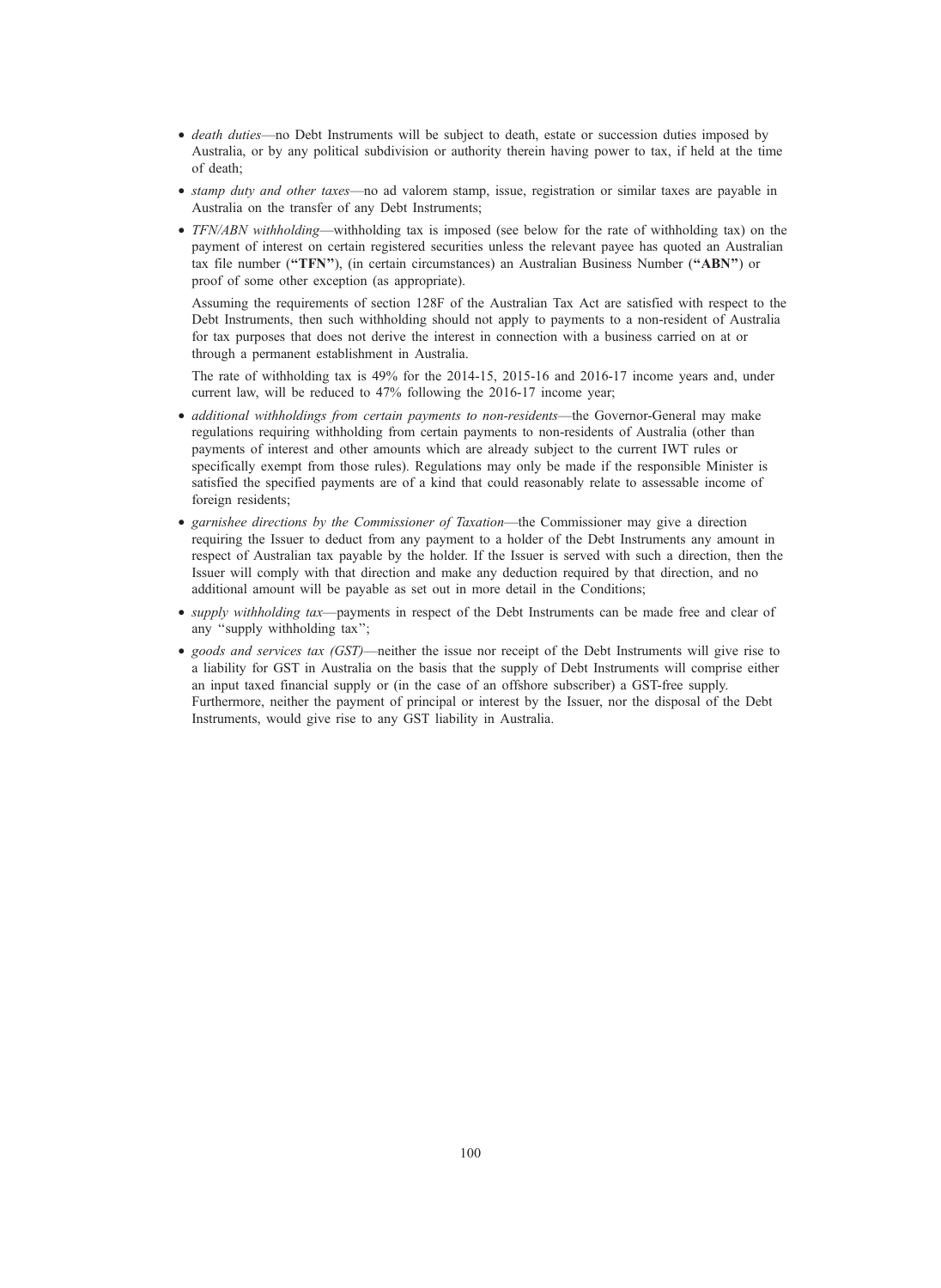- *death duties*—no Debt Instruments will be subject to death, estate or succession duties imposed by Australia, or by any political subdivision or authority therein having power to tax, if held at the time of death;
- *stamp duty and other taxes*—no ad valorem stamp, issue, registration or similar taxes are payable in Australia on the transfer of any Debt Instruments;
- *TFN/ABN withholding*—withholding tax is imposed (see below for the rate of withholding tax) on the payment of interest on certain registered securities unless the relevant payee has quoted an Australian tax file number (**"TFN"**), (in certain circumstances) an Australian Business Number (**"ABN"**) or proof of some other exception (as appropriate).

  Assuming the requirements of section 128F of the Australian Tax Act are satisfied with respect to the Debt Instruments, then such withholding should not apply to payments to a non-resident of Australia for tax purposes that does not derive the interest in connection with a business carried on at or through a permanent establishment in Australia.

  The rate of withholding tax is 49% for the 2014-15, 2015-16 and 2016-17 income years and, under current law, will be reduced to 47% following the 2016-17 income year;
- *additional withholdings from certain payments to non-residents*—the Governor-General may make regulations requiring withholding from certain payments to non-residents of Australia (other than payments of interest and other amounts which are already subject to the current IWT rules or specifically exempt from those rules). Regulations may only be made if the responsible Minister is satisfied the specified payments are of a kind that could reasonably relate to assessable income of foreign residents;
- *garnishee directions by the Commissioner of Taxation*—the Commissioner may give a direction requiring the Issuer to deduct from any payment to a holder of the Debt Instruments any amount in respect of Australian tax payable by the holder. If the Issuer is served with such a direction, then the Issuer will comply with that direction and make any deduction required by that direction, and no additional amount will be payable as set out in more detail in the Conditions;
- *supply withholding tax*—payments in respect of the Debt Instruments can be made free and clear of any ''supply withholding tax'';
- *goods and services tax (GST)*—neither the issue nor receipt of the Debt Instruments will give rise to a liability for GST in Australia on the basis that the supply of Debt Instruments will comprise either an input taxed financial supply or (in the case of an offshore subscriber) a GST-free supply. Furthermore, neither the payment of principal or interest by the Issuer, nor the disposal of the Debt Instruments, would give rise to any GST liability in Australia.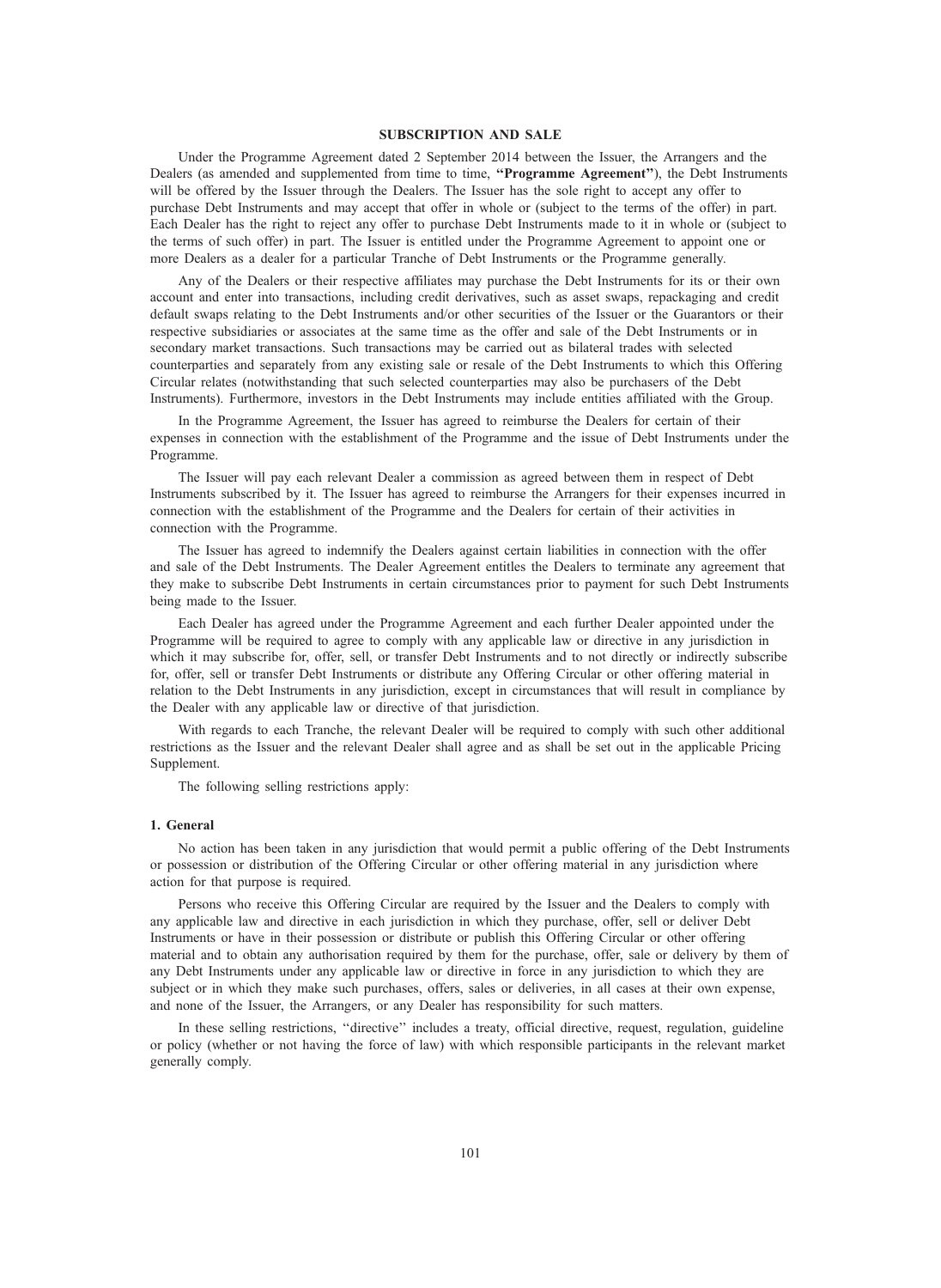## SUBSCRIPTION AND SALE

Under the Programme Agreement dated 2 September 2014 between the Issuer, the Arrangers and the Dealers (as amended and supplemented from time to time, **"Programme Agreement"**), the Debt Instruments will be offered by the Issuer through the Dealers. The Issuer has the sole right to accept any offer to purchase Debt Instruments and may accept that offer in whole or (subject to the terms of the offer) in part. Each Dealer has the right to reject any offer to purchase Debt Instruments made to it in whole or (subject to the terms of such offer) in part. The Issuer is entitled under the Programme Agreement to appoint one or more Dealers as a dealer for a particular Tranche of Debt Instruments or the Programme generally.

Any of the Dealers or their respective affiliates may purchase the Debt Instruments for its or their own account and enter into transactions, including credit derivatives, such as asset swaps, repackaging and credit default swaps relating to the Debt Instruments and/or other securities of the Issuer or the Guarantors or their respective subsidiaries or associates at the same time as the offer and sale of the Debt Instruments or in secondary market transactions. Such transactions may be carried out as bilateral trades with selected counterparties and separately from any existing sale or resale of the Debt Instruments to which this Offering Circular relates (notwithstanding that such selected counterparties may also be purchasers of the Debt Instruments). Furthermore, investors in the Debt Instruments may include entities affiliated with the Group.

In the Programme Agreement, the Issuer has agreed to reimburse the Dealers for certain of their expenses in connection with the establishment of the Programme and the issue of Debt Instruments under the Programme.

The Issuer will pay each relevant Dealer a commission as agreed between them in respect of Debt Instruments subscribed by it. The Issuer has agreed to reimburse the Arrangers for their expenses incurred in connection with the establishment of the Programme and the Dealers for certain of their activities in connection with the Programme.

The Issuer has agreed to indemnify the Dealers against certain liabilities in connection with the offer and sale of the Debt Instruments. The Dealer Agreement entitles the Dealers to terminate any agreement that they make to subscribe Debt Instruments in certain circumstances prior to payment for such Debt Instruments being made to the Issuer.

Each Dealer has agreed under the Programme Agreement and each further Dealer appointed under the Programme will be required to agree to comply with any applicable law or directive in any jurisdiction in which it may subscribe for, offer, sell, or transfer Debt Instruments and to not directly or indirectly subscribe for, offer, sell or transfer Debt Instruments or distribute any Offering Circular or other offering material in relation to the Debt Instruments in any jurisdiction, except in circumstances that will result in compliance by the Dealer with any applicable law or directive of that jurisdiction.

With regards to each Tranche, the relevant Dealer will be required to comply with such other additional restrictions as the Issuer and the relevant Dealer shall agree and as shall be set out in the applicable Pricing Supplement.

The following selling restrictions apply:

### 1. General

No action has been taken in any jurisdiction that would permit a public offering of the Debt Instruments or possession or distribution of the Offering Circular or other offering material in any jurisdiction where action for that purpose is required.

Persons who receive this Offering Circular are required by the Issuer and the Dealers to comply with any applicable law and directive in each jurisdiction in which they purchase, offer, sell or deliver Debt Instruments or have in their possession or distribute or publish this Offering Circular or other offering material and to obtain any authorisation required by them for the purchase, offer, sale or delivery by them of any Debt Instruments under any applicable law or directive in force in any jurisdiction to which they are subject or in which they make such purchases, offers, sales or deliveries, in all cases at their own expense, and none of the Issuer, the Arrangers, or any Dealer has responsibility for such matters.

In these selling restrictions, ''directive'' includes a treaty, official directive, request, regulation, guideline or policy (whether or not having the force of law) with which responsible participants in the relevant market generally comply.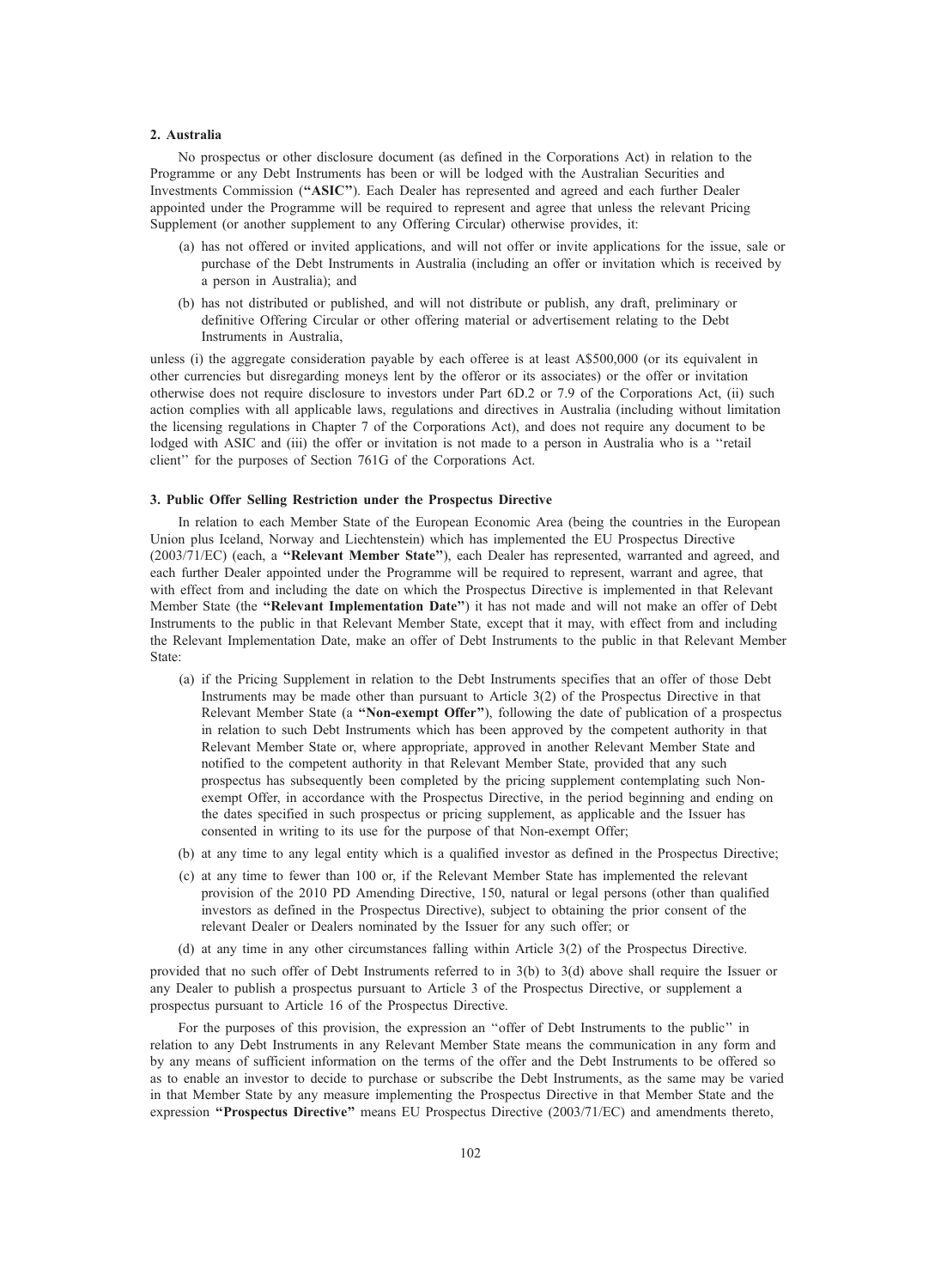## 2. Australia

No prospectus or other disclosure document (as defined in the Corporations Act) in relation to the Programme or any Debt Instruments has been or will be lodged with the Australian Securities and Investments Commission (**"ASIC"**). Each Dealer has represented and agreed and each further Dealer appointed under the Programme will be required to represent and agree that unless the relevant Pricing Supplement (or another supplement to any Offering Circular) otherwise provides, it:

(a) has not offered or invited applications, and will not offer or invite applications for the issue, sale or purchase of the Debt Instruments in Australia (including an offer or invitation which is received by a person in Australia); and

(b) has not distributed or published, and will not distribute or publish, any draft, preliminary or definitive Offering Circular or other offering material or advertisement relating to the Debt Instruments in Australia,

unless (i) the aggregate consideration payable by each offeree is at least A$500,000 (or its equivalent in other currencies but disregarding moneys lent by the offeror or its associates) or the offer or invitation otherwise does not require disclosure to investors under Part 6D.2 or 7.9 of the Corporations Act, (ii) such action complies with all applicable laws, regulations and directives in Australia (including without limitation the licensing regulations in Chapter 7 of the Corporations Act), and does not require any document to be lodged with ASIC and (iii) the offer or invitation is not made to a person in Australia who is a "retail client" for the purposes of Section 761G of the Corporations Act.

## 3. Public Offer Selling Restriction under the Prospectus Directive

In relation to each Member State of the European Economic Area (being the countries in the European Union plus Iceland, Norway and Liechtenstein) which has implemented the EU Prospectus Directive (2003/71/EC) (each, a **"Relevant Member State"**), each Dealer has represented, warranted and agreed, and each further Dealer appointed under the Programme will be required to represent, warrant and agree, that with effect from and including the date on which the Prospectus Directive is implemented in that Relevant Member State (the **"Relevant Implementation Date"**) it has not made and will not make an offer of Debt Instruments to the public in that Relevant Member State, except that it may, with effect from and including the Relevant Implementation Date, make an offer of Debt Instruments to the public in that Relevant Member State:

(a) if the Pricing Supplement in relation to the Debt Instruments specifies that an offer of those Debt Instruments may be made other than pursuant to Article 3(2) of the Prospectus Directive in that Relevant Member State (a **"Non-exempt Offer"**), following the date of publication of a prospectus in relation to such Debt Instruments which has been approved by the competent authority in that Relevant Member State or, where appropriate, approved in another Relevant Member State and notified to the competent authority in that Relevant Member State, provided that any such prospectus has subsequently been completed by the pricing supplement contemplating such Non-exempt Offer, in accordance with the Prospectus Directive, in the period beginning and ending on the dates specified in such prospectus or pricing supplement, as applicable and the Issuer has consented in writing to its use for the purpose of that Non-exempt Offer;

(b) at any time to any legal entity which is a qualified investor as defined in the Prospectus Directive;

(c) at any time to fewer than 100 or, if the Relevant Member State has implemented the relevant provision of the 2010 PD Amending Directive, 150, natural or legal persons (other than qualified investors as defined in the Prospectus Directive), subject to obtaining the prior consent of the relevant Dealer or Dealers nominated by the Issuer for any such offer; or

(d) at any time in any other circumstances falling within Article 3(2) of the Prospectus Directive.

provided that no such offer of Debt Instruments referred to in 3(b) to 3(d) above shall require the Issuer or any Dealer to publish a prospectus pursuant to Article 3 of the Prospectus Directive, or supplement a prospectus pursuant to Article 16 of the Prospectus Directive.

For the purposes of this provision, the expression an "offer of Debt Instruments to the public" in relation to any Debt Instruments in any Relevant Member State means the communication in any form and by any means of sufficient information on the terms of the offer and the Debt Instruments to be offered so as to enable an investor to decide to purchase or subscribe the Debt Instruments, as the same may be varied in that Member State by any measure implementing the Prospectus Directive in that Member State and the expression **"Prospectus Directive"** means EU Prospectus Directive (2003/71/EC) and amendments thereto,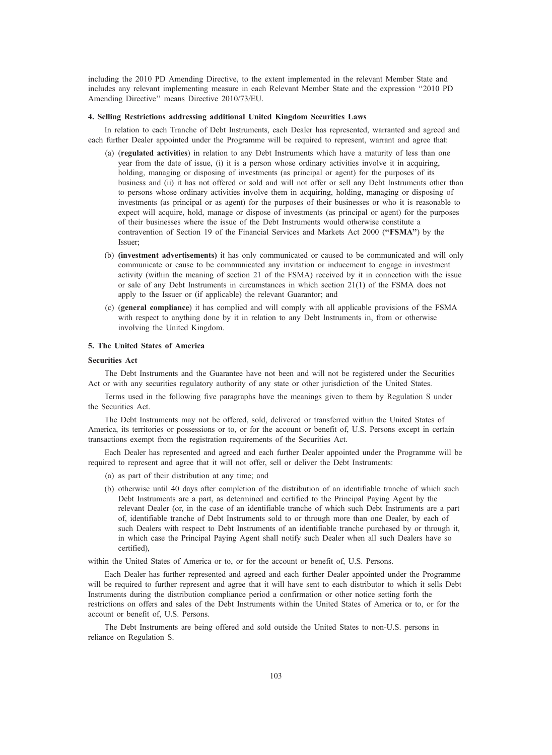including the 2010 PD Amending Directive, to the extent implemented in the relevant Member State and includes any relevant implementing measure in each Relevant Member State and the expression ''2010 PD Amending Directive'' means Directive 2010/73/EU.

#### 4. Selling Restrictions addressing additional United Kingdom Securities Laws

In relation to each Tranche of Debt Instruments, each Dealer has represented, warranted and agreed and each further Dealer appointed under the Programme will be required to represent, warrant and agree that:

(a) (**regulated activities**) in relation to any Debt Instruments which have a maturity of less than one year from the date of issue, (i) it is a person whose ordinary activities involve it in acquiring, holding, managing or disposing of investments (as principal or agent) for the purposes of its business and (ii) it has not offered or sold and will not offer or sell any Debt Instruments other than to persons whose ordinary activities involve them in acquiring, holding, managing or disposing of investments (as principal or as agent) for the purposes of their businesses or who it is reasonable to expect will acquire, hold, manage or dispose of investments (as principal or agent) for the purposes of their businesses where the issue of the Debt Instruments would otherwise constitute a contravention of Section 19 of the Financial Services and Markets Act 2000 (**''FSMA''**) by the Issuer;

(b) **(investment advertisements)** it has only communicated or caused to be communicated and will only communicate or cause to be communicated any invitation or inducement to engage in investment activity (within the meaning of section 21 of the FSMA) received by it in connection with the issue or sale of any Debt Instruments in circumstances in which section 21(1) of the FSMA does not apply to the Issuer or (if applicable) the relevant Guarantor; and

(c) (**general compliance**) it has complied and will comply with all applicable provisions of the FSMA with respect to anything done by it in relation to any Debt Instruments in, from or otherwise involving the United Kingdom.

#### 5. The United States of America

**Securities Act**

The Debt Instruments and the Guarantee have not been and will not be registered under the Securities Act or with any securities regulatory authority of any state or other jurisdiction of the United States.

Terms used in the following five paragraphs have the meanings given to them by Regulation S under the Securities Act.

The Debt Instruments may not be offered, sold, delivered or transferred within the United States of America, its territories or possessions or to, or for the account or benefit of, U.S. Persons except in certain transactions exempt from the registration requirements of the Securities Act.

Each Dealer has represented and agreed and each further Dealer appointed under the Programme will be required to represent and agree that it will not offer, sell or deliver the Debt Instruments:

(a) as part of their distribution at any time; and

(b) otherwise until 40 days after completion of the distribution of an identifiable tranche of which such Debt Instruments are a part, as determined and certified to the Principal Paying Agent by the relevant Dealer (or, in the case of an identifiable tranche of which such Debt Instruments are a part of, identifiable tranche of Debt Instruments sold to or through more than one Dealer, by each of such Dealers with respect to Debt Instruments of an identifiable tranche purchased by or through it, in which case the Principal Paying Agent shall notify such Dealer when all such Dealers have so certified),

within the United States of America or to, or for the account or benefit of, U.S. Persons.

Each Dealer has further represented and agreed and each further Dealer appointed under the Programme will be required to further represent and agree that it will have sent to each distributor to which it sells Debt Instruments during the distribution compliance period a confirmation or other notice setting forth the restrictions on offers and sales of the Debt Instruments within the United States of America or to, or for the account or benefit of, U.S. Persons.

The Debt Instruments are being offered and sold outside the United States to non-U.S. persons in reliance on Regulation S.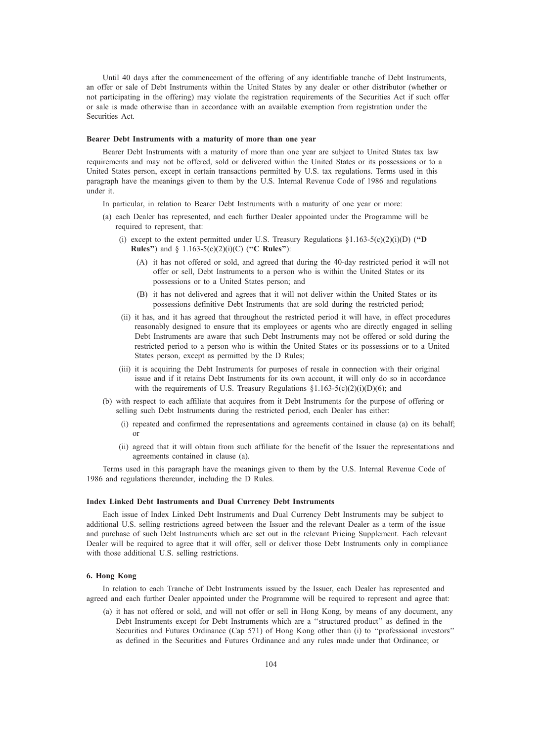Until 40 days after the commencement of the offering of any identifiable tranche of Debt Instruments, an offer or sale of Debt Instruments within the United States by any dealer or other distributor (whether or not participating in the offering) may violate the registration requirements of the Securities Act if such offer or sale is made otherwise than in accordance with an available exemption from registration under the Securities Act.

**Bearer Debt Instruments with a maturity of more than one year**

Bearer Debt Instruments with a maturity of more than one year are subject to United States tax law requirements and may not be offered, sold or delivered within the United States or its possessions or to a United States person, except in certain transactions permitted by U.S. tax regulations. Terms used in this paragraph have the meanings given to them by the U.S. Internal Revenue Code of 1986 and regulations under it.

In particular, in relation to Bearer Debt Instruments with a maturity of one year or more:

(a) each Dealer has represented, and each further Dealer appointed under the Programme will be required to represent, that:

  (i) except to the extent permitted under U.S. Treasury Regulations §1.163-5(c)(2)(i)(D) (**"D Rules"**) and § 1.163-5(c)(2)(i)(C) (**"C Rules"**):

    (A) it has not offered or sold, and agreed that during the 40-day restricted period it will not offer or sell, Debt Instruments to a person who is within the United States or its possessions or to a United States person; and

    (B) it has not delivered and agrees that it will not deliver within the United States or its possessions definitive Debt Instruments that are sold during the restricted period;

  (ii) it has, and it has agreed that throughout the restricted period it will have, in effect procedures reasonably designed to ensure that its employees or agents who are directly engaged in selling Debt Instruments are aware that such Debt Instruments may not be offered or sold during the restricted period to a person who is within the United States or its possessions or to a United States person, except as permitted by the D Rules;

  (iii) it is acquiring the Debt Instruments for purposes of resale in connection with their original issue and if it retains Debt Instruments for its own account, it will only do so in accordance with the requirements of U.S. Treasury Regulations §1.163-5(c)(2)(i)(D)(6); and

(b) with respect to each affiliate that acquires from it Debt Instruments for the purpose of offering or selling such Debt Instruments during the restricted period, each Dealer has either:

  (i) repeated and confirmed the representations and agreements contained in clause (a) on its behalf; or

  (ii) agreed that it will obtain from such affiliate for the benefit of the Issuer the representations and agreements contained in clause (a).

Terms used in this paragraph have the meanings given to them by the U.S. Internal Revenue Code of 1986 and regulations thereunder, including the D Rules.

**Index Linked Debt Instruments and Dual Currency Debt Instruments**

Each issue of Index Linked Debt Instruments and Dual Currency Debt Instruments may be subject to additional U.S. selling restrictions agreed between the Issuer and the relevant Dealer as a term of the issue and purchase of such Debt Instruments which are set out in the relevant Pricing Supplement. Each relevant Dealer will be required to agree that it will offer, sell or deliver those Debt Instruments only in compliance with those additional U.S. selling restrictions.

**6. Hong Kong**

In relation to each Tranche of Debt Instruments issued by the Issuer, each Dealer has represented and agreed and each further Dealer appointed under the Programme will be required to represent and agree that:

(a) it has not offered or sold, and will not offer or sell in Hong Kong, by means of any document, any Debt Instruments except for Debt Instruments which are a ''structured product'' as defined in the Securities and Futures Ordinance (Cap 571) of Hong Kong other than (i) to ''professional investors'' as defined in the Securities and Futures Ordinance and any rules made under that Ordinance; or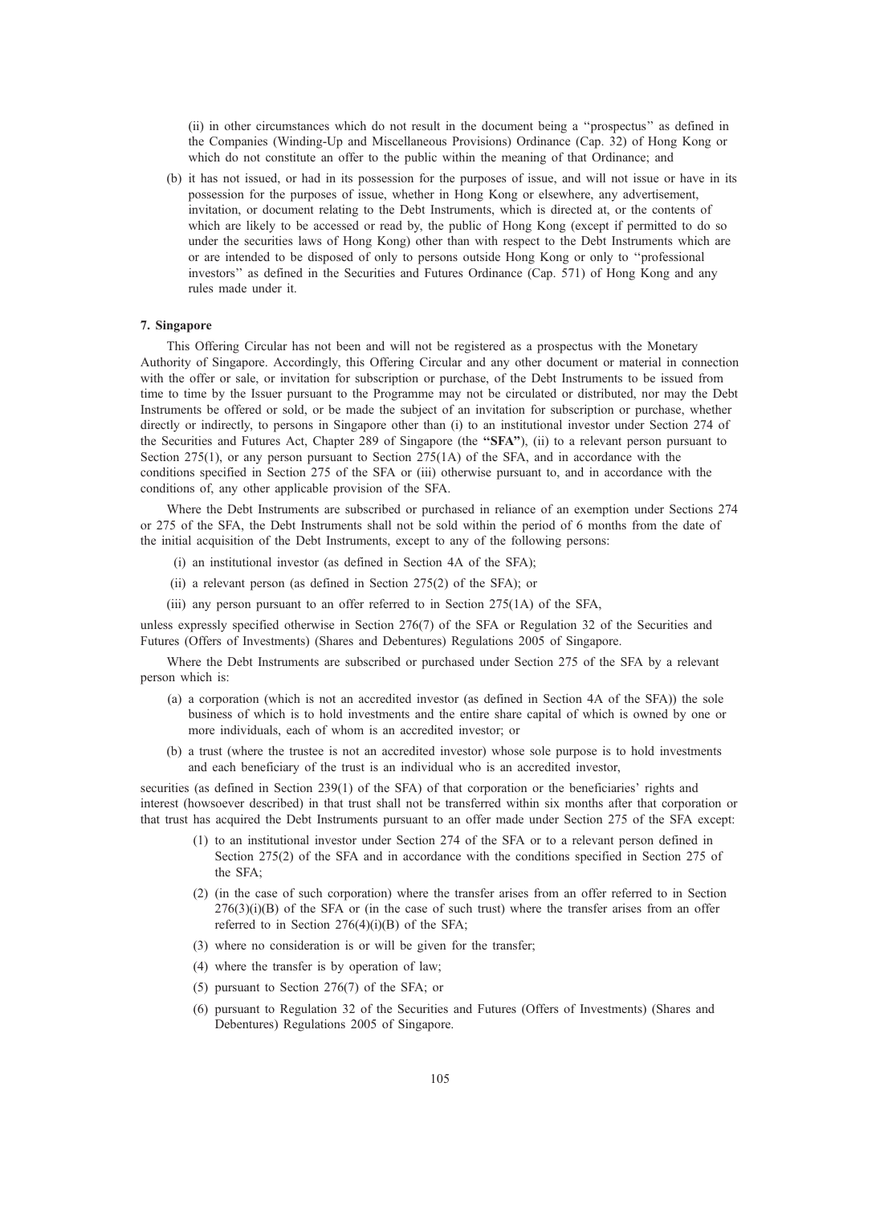(ii) in other circumstances which do not result in the document being a ''prospectus'' as defined in the Companies (Winding-Up and Miscellaneous Provisions) Ordinance (Cap. 32) of Hong Kong or which do not constitute an offer to the public within the meaning of that Ordinance; and

(b) it has not issued, or had in its possession for the purposes of issue, and will not issue or have in its possession for the purposes of issue, whether in Hong Kong or elsewhere, any advertisement, invitation, or document relating to the Debt Instruments, which is directed at, or the contents of which are likely to be accessed or read by, the public of Hong Kong (except if permitted to do so under the securities laws of Hong Kong) other than with respect to the Debt Instruments which are or are intended to be disposed of only to persons outside Hong Kong or only to ''professional investors'' as defined in the Securities and Futures Ordinance (Cap. 571) of Hong Kong and any rules made under it.

**7. Singapore**

This Offering Circular has not been and will not be registered as a prospectus with the Monetary Authority of Singapore. Accordingly, this Offering Circular and any other document or material in connection with the offer or sale, or invitation for subscription or purchase, of the Debt Instruments to be issued from time to time by the Issuer pursuant to the Programme may not be circulated or distributed, nor may the Debt Instruments be offered or sold, or be made the subject of an invitation for subscription or purchase, whether directly or indirectly, to persons in Singapore other than (i) to an institutional investor under Section 274 of the Securities and Futures Act, Chapter 289 of Singapore (the **"SFA"**), (ii) to a relevant person pursuant to Section 275(1), or any person pursuant to Section 275(1A) of the SFA, and in accordance with the conditions specified in Section 275 of the SFA or (iii) otherwise pursuant to, and in accordance with the conditions of, any other applicable provision of the SFA.

Where the Debt Instruments are subscribed or purchased in reliance of an exemption under Sections 274 or 275 of the SFA, the Debt Instruments shall not be sold within the period of 6 months from the date of the initial acquisition of the Debt Instruments, except to any of the following persons:

(i) an institutional investor (as defined in Section 4A of the SFA);

(ii) a relevant person (as defined in Section 275(2) of the SFA); or

(iii) any person pursuant to an offer referred to in Section 275(1A) of the SFA,

unless expressly specified otherwise in Section 276(7) of the SFA or Regulation 32 of the Securities and Futures (Offers of Investments) (Shares and Debentures) Regulations 2005 of Singapore.

Where the Debt Instruments are subscribed or purchased under Section 275 of the SFA by a relevant person which is:

(a) a corporation (which is not an accredited investor (as defined in Section 4A of the SFA)) the sole business of which is to hold investments and the entire share capital of which is owned by one or more individuals, each of whom is an accredited investor; or

(b) a trust (where the trustee is not an accredited investor) whose sole purpose is to hold investments and each beneficiary of the trust is an individual who is an accredited investor,

securities (as defined in Section 239(1) of the SFA) of that corporation or the beneficiaries' rights and interest (howsoever described) in that trust shall not be transferred within six months after that corporation or that trust has acquired the Debt Instruments pursuant to an offer made under Section 275 of the SFA except:

(1) to an institutional investor under Section 274 of the SFA or to a relevant person defined in Section 275(2) of the SFA and in accordance with the conditions specified in Section 275 of the SFA;

(2) (in the case of such corporation) where the transfer arises from an offer referred to in Section 276(3)(i)(B) of the SFA or (in the case of such trust) where the transfer arises from an offer referred to in Section 276(4)(i)(B) of the SFA;

(3) where no consideration is or will be given for the transfer;

(4) where the transfer is by operation of law;

(5) pursuant to Section 276(7) of the SFA; or

(6) pursuant to Regulation 32 of the Securities and Futures (Offers of Investments) (Shares and Debentures) Regulations 2005 of Singapore.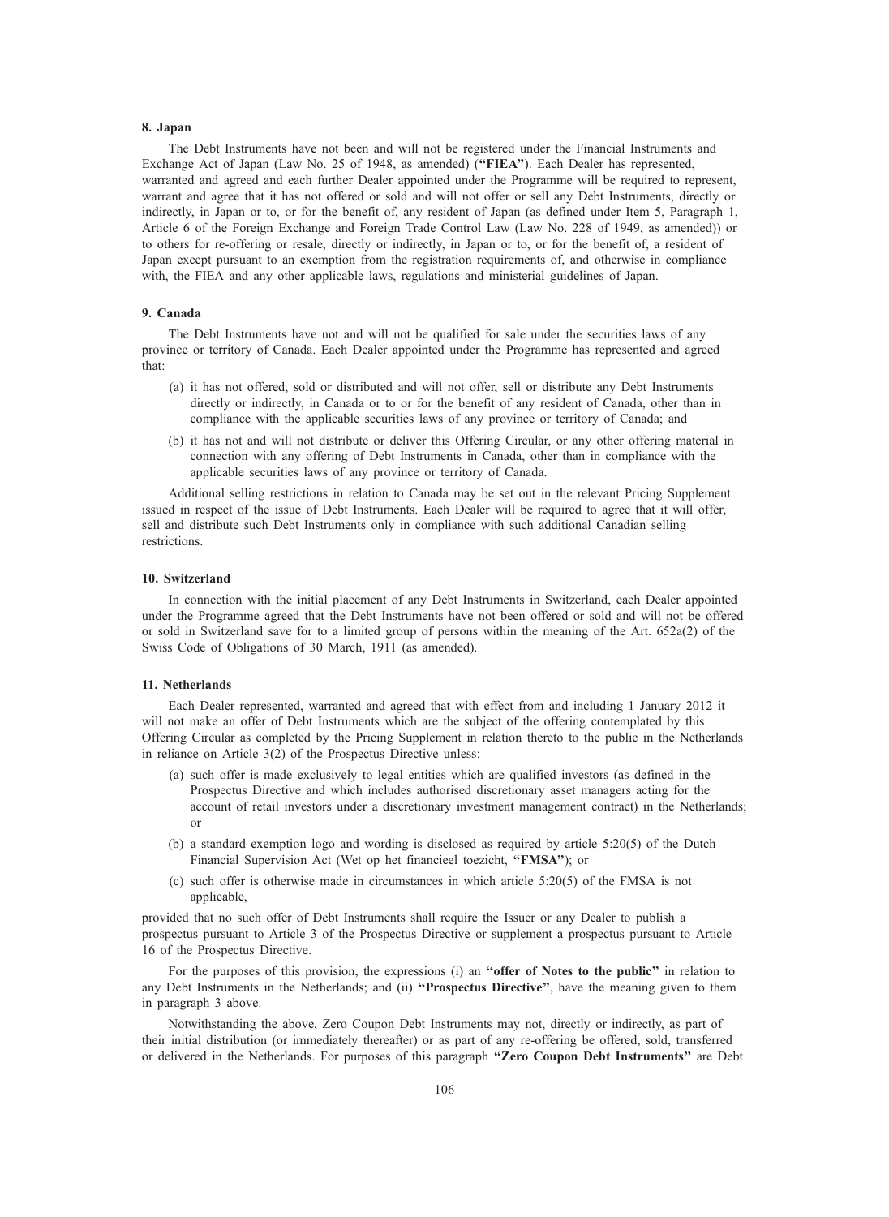#### 8. Japan

The Debt Instruments have not been and will not be registered under the Financial Instruments and Exchange Act of Japan (Law No. 25 of 1948, as amended) (**"FIEA"**). Each Dealer has represented, warranted and agreed and each further Dealer appointed under the Programme will be required to represent, warrant and agree that it has not offered or sold and will not offer or sell any Debt Instruments, directly or indirectly, in Japan or to, or for the benefit of, any resident of Japan (as defined under Item 5, Paragraph 1, Article 6 of the Foreign Exchange and Foreign Trade Control Law (Law No. 228 of 1949, as amended)) or to others for re-offering or resale, directly or indirectly, in Japan or to, or for the benefit of, a resident of Japan except pursuant to an exemption from the registration requirements of, and otherwise in compliance with, the FIEA and any other applicable laws, regulations and ministerial guidelines of Japan.

#### 9. Canada

The Debt Instruments have not and will not be qualified for sale under the securities laws of any province or territory of Canada. Each Dealer appointed under the Programme has represented and agreed that:

(a) it has not offered, sold or distributed and will not offer, sell or distribute any Debt Instruments directly or indirectly, in Canada or to or for the benefit of any resident of Canada, other than in compliance with the applicable securities laws of any province or territory of Canada; and

(b) it has not and will not distribute or deliver this Offering Circular, or any other offering material in connection with any offering of Debt Instruments in Canada, other than in compliance with the applicable securities laws of any province or territory of Canada.

Additional selling restrictions in relation to Canada may be set out in the relevant Pricing Supplement issued in respect of the issue of Debt Instruments. Each Dealer will be required to agree that it will offer, sell and distribute such Debt Instruments only in compliance with such additional Canadian selling restrictions.

#### 10. Switzerland

In connection with the initial placement of any Debt Instruments in Switzerland, each Dealer appointed under the Programme agreed that the Debt Instruments have not been offered or sold and will not be offered or sold in Switzerland save for to a limited group of persons within the meaning of the Art. 652a(2) of the Swiss Code of Obligations of 30 March, 1911 (as amended).

#### 11. Netherlands

Each Dealer represented, warranted and agreed that with effect from and including 1 January 2012 it will not make an offer of Debt Instruments which are the subject of the offering contemplated by this Offering Circular as completed by the Pricing Supplement in relation thereto to the public in the Netherlands in reliance on Article 3(2) of the Prospectus Directive unless:

(a) such offer is made exclusively to legal entities which are qualified investors (as defined in the Prospectus Directive and which includes authorised discretionary asset managers acting for the account of retail investors under a discretionary investment management contract) in the Netherlands; or

(b) a standard exemption logo and wording is disclosed as required by article 5:20(5) of the Dutch Financial Supervision Act (Wet op het financieel toezicht, **"FMSA"**); or

(c) such offer is otherwise made in circumstances in which article 5:20(5) of the FMSA is not applicable,

provided that no such offer of Debt Instruments shall require the Issuer or any Dealer to publish a prospectus pursuant to Article 3 of the Prospectus Directive or supplement a prospectus pursuant to Article 16 of the Prospectus Directive.

For the purposes of this provision, the expressions (i) an **"offer of Notes to the public"** in relation to any Debt Instruments in the Netherlands; and (ii) **"Prospectus Directive"**, have the meaning given to them in paragraph 3 above.

Notwithstanding the above, Zero Coupon Debt Instruments may not, directly or indirectly, as part of their initial distribution (or immediately thereafter) or as part of any re-offering be offered, sold, transferred or delivered in the Netherlands. For purposes of this paragraph **"Zero Coupon Debt Instruments"** are Debt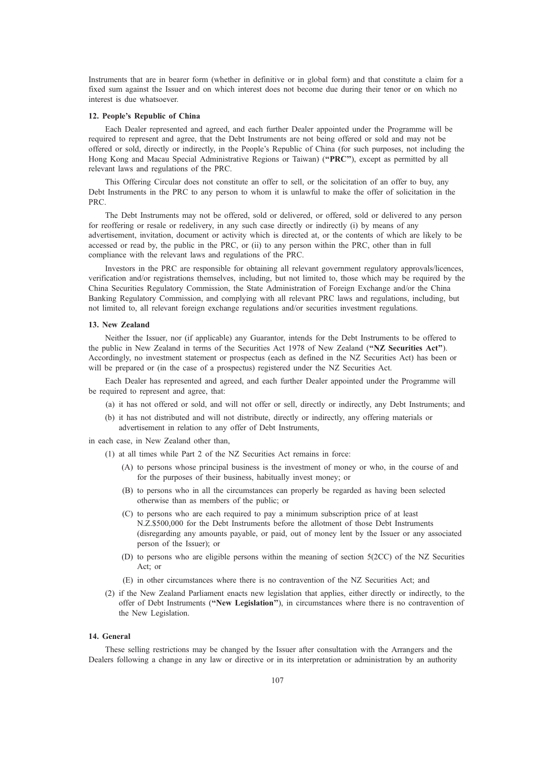Instruments that are in bearer form (whether in definitive or in global form) and that constitute a claim for a fixed sum against the Issuer and on which interest does not become due during their tenor or on which no interest is due whatsoever.

#### 12. People's Republic of China

Each Dealer represented and agreed, and each further Dealer appointed under the Programme will be required to represent and agree, that the Debt Instruments are not being offered or sold and may not be offered or sold, directly or indirectly, in the People's Republic of China (for such purposes, not including the Hong Kong and Macau Special Administrative Regions or Taiwan) (**"PRC"**), except as permitted by all relevant laws and regulations of the PRC.

This Offering Circular does not constitute an offer to sell, or the solicitation of an offer to buy, any Debt Instruments in the PRC to any person to whom it is unlawful to make the offer of solicitation in the PRC.

The Debt Instruments may not be offered, sold or delivered, or offered, sold or delivered to any person for reoffering or resale or redelivery, in any such case directly or indirectly (i) by means of any advertisement, invitation, document or activity which is directed at, or the contents of which are likely to be accessed or read by, the public in the PRC, or (ii) to any person within the PRC, other than in full compliance with the relevant laws and regulations of the PRC.

Investors in the PRC are responsible for obtaining all relevant government regulatory approvals/licences, verification and/or registrations themselves, including, but not limited to, those which may be required by the China Securities Regulatory Commission, the State Administration of Foreign Exchange and/or the China Banking Regulatory Commission, and complying with all relevant PRC laws and regulations, including, but not limited to, all relevant foreign exchange regulations and/or securities investment regulations.

#### 13. New Zealand

Neither the Issuer, nor (if applicable) any Guarantor, intends for the Debt Instruments to be offered to the public in New Zealand in terms of the Securities Act 1978 of New Zealand (**"NZ Securities Act"**). Accordingly, no investment statement or prospectus (each as defined in the NZ Securities Act) has been or will be prepared or (in the case of a prospectus) registered under the NZ Securities Act.

Each Dealer has represented and agreed, and each further Dealer appointed under the Programme will be required to represent and agree, that:

(a) it has not offered or sold, and will not offer or sell, directly or indirectly, any Debt Instruments; and

(b) it has not distributed and will not distribute, directly or indirectly, any offering materials or advertisement in relation to any offer of Debt Instruments,

in each case, in New Zealand other than,

(1) at all times while Part 2 of the NZ Securities Act remains in force:

   (A) to persons whose principal business is the investment of money or who, in the course of and for the purposes of their business, habitually invest money; or

   (B) to persons who in all the circumstances can properly be regarded as having been selected otherwise than as members of the public; or

   (C) to persons who are each required to pay a minimum subscription price of at least N.Z.$500,000 for the Debt Instruments before the allotment of those Debt Instruments (disregarding any amounts payable, or paid, out of money lent by the Issuer or any associated person of the Issuer); or

   (D) to persons who are eligible persons within the meaning of section 5(2CC) of the NZ Securities Act; or

   (E) in other circumstances where there is no contravention of the NZ Securities Act; and

(2) if the New Zealand Parliament enacts new legislation that applies, either directly or indirectly, to the offer of Debt Instruments (**"New Legislation"**), in circumstances where there is no contravention of the New Legislation.

#### 14. General

These selling restrictions may be changed by the Issuer after consultation with the Arrangers and the Dealers following a change in any law or directive or in its interpretation or administration by an authority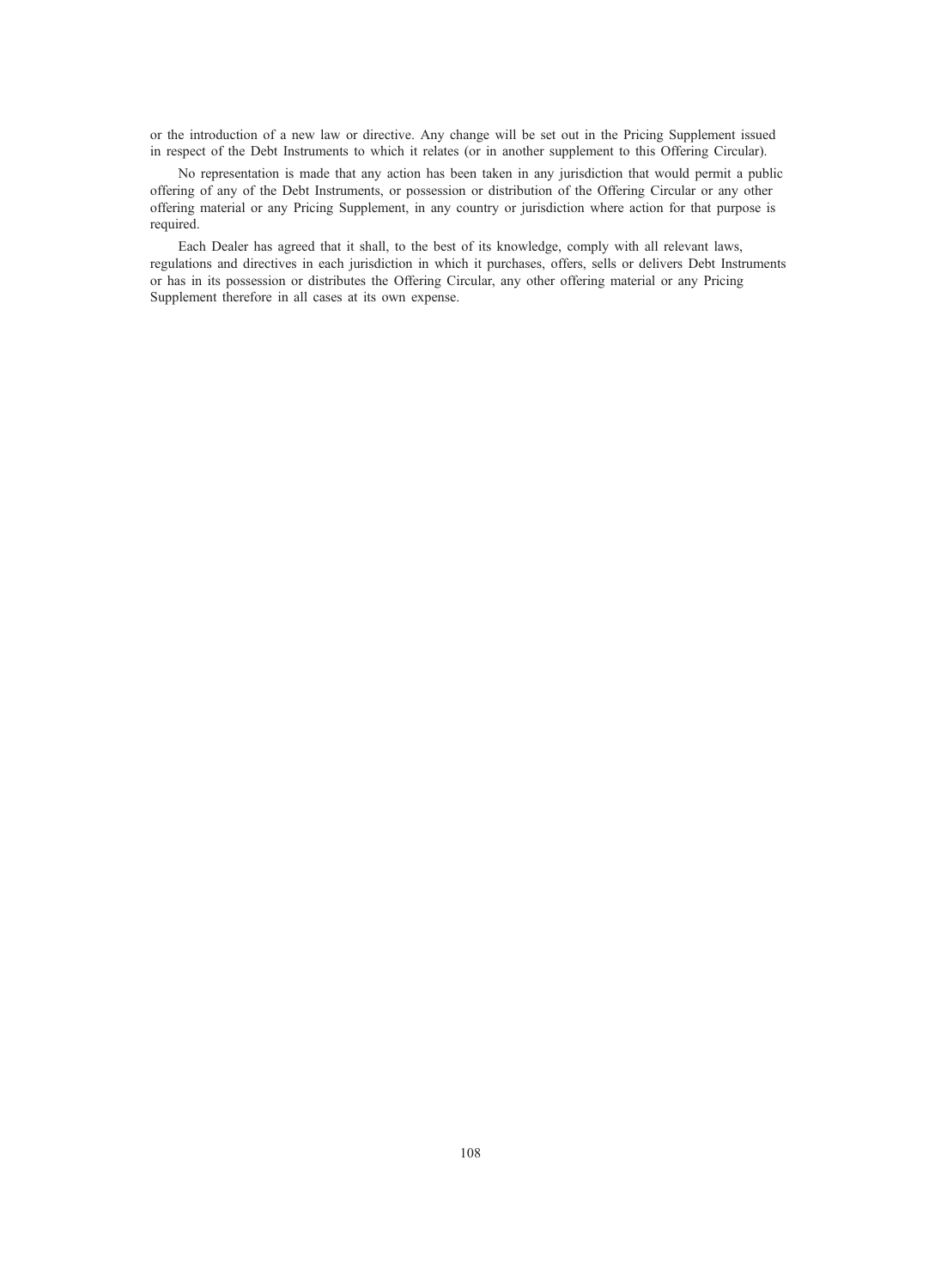or the introduction of a new law or directive. Any change will be set out in the Pricing Supplement issued in respect of the Debt Instruments to which it relates (or in another supplement to this Offering Circular).

No representation is made that any action has been taken in any jurisdiction that would permit a public offering of any of the Debt Instruments, or possession or distribution of the Offering Circular or any other offering material or any Pricing Supplement, in any country or jurisdiction where action for that purpose is required.

Each Dealer has agreed that it shall, to the best of its knowledge, comply with all relevant laws, regulations and directives in each jurisdiction in which it purchases, offers, sells or delivers Debt Instruments or has in its possession or distributes the Offering Circular, any other offering material or any Pricing Supplement therefore in all cases at its own expense.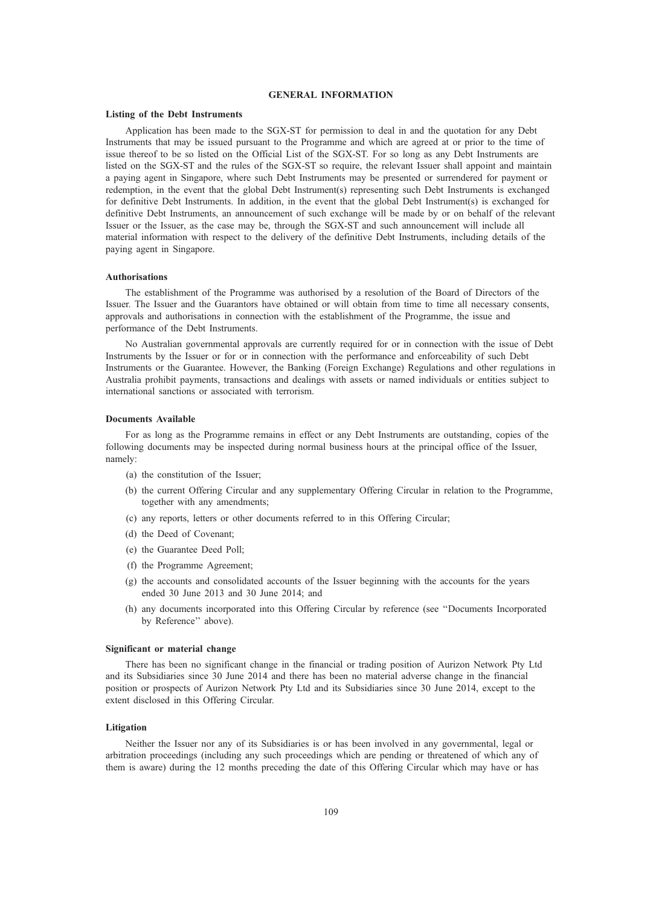# GENERAL INFORMATION

### Listing of the Debt Instruments

Application has been made to the SGX-ST for permission to deal in and the quotation for any Debt Instruments that may be issued pursuant to the Programme and which are agreed at or prior to the time of issue thereof to be so listed on the Official List of the SGX-ST. For so long as any Debt Instruments are listed on the SGX-ST and the rules of the SGX-ST so require, the relevant Issuer shall appoint and maintain a paying agent in Singapore, where such Debt Instruments may be presented or surrendered for payment or redemption, in the event that the global Debt Instrument(s) representing such Debt Instruments is exchanged for definitive Debt Instruments. In addition, in the event that the global Debt Instrument(s) is exchanged for definitive Debt Instruments, an announcement of such exchange will be made by or on behalf of the relevant Issuer or the Issuer, as the case may be, through the SGX-ST and such announcement will include all material information with respect to the delivery of the definitive Debt Instruments, including details of the paying agent in Singapore.

### Authorisations

The establishment of the Programme was authorised by a resolution of the Board of Directors of the Issuer. The Issuer and the Guarantors have obtained or will obtain from time to time all necessary consents, approvals and authorisations in connection with the establishment of the Programme, the issue and performance of the Debt Instruments.

No Australian governmental approvals are currently required for or in connection with the issue of Debt Instruments by the Issuer or for or in connection with the performance and enforceability of such Debt Instruments or the Guarantee. However, the Banking (Foreign Exchange) Regulations and other regulations in Australia prohibit payments, transactions and dealings with assets or named individuals or entities subject to international sanctions or associated with terrorism.

### Documents Available

For as long as the Programme remains in effect or any Debt Instruments are outstanding, copies of the following documents may be inspected during normal business hours at the principal office of the Issuer, namely:

(a) the constitution of the Issuer;

(b) the current Offering Circular and any supplementary Offering Circular in relation to the Programme, together with any amendments;

(c) any reports, letters or other documents referred to in this Offering Circular;

(d) the Deed of Covenant;

(e) the Guarantee Deed Poll;

(f) the Programme Agreement;

(g) the accounts and consolidated accounts of the Issuer beginning with the accounts for the years ended 30 June 2013 and 30 June 2014; and

(h) any documents incorporated into this Offering Circular by reference (see "Documents Incorporated by Reference" above).

### Significant or material change

There has been no significant change in the financial or trading position of Aurizon Network Pty Ltd and its Subsidiaries since 30 June 2014 and there has been no material adverse change in the financial position or prospects of Aurizon Network Pty Ltd and its Subsidiaries since 30 June 2014, except to the extent disclosed in this Offering Circular.

### Litigation

Neither the Issuer nor any of its Subsidiaries is or has been involved in any governmental, legal or arbitration proceedings (including any such proceedings which are pending or threatened of which any of them is aware) during the 12 months preceding the date of this Offering Circular which may have or has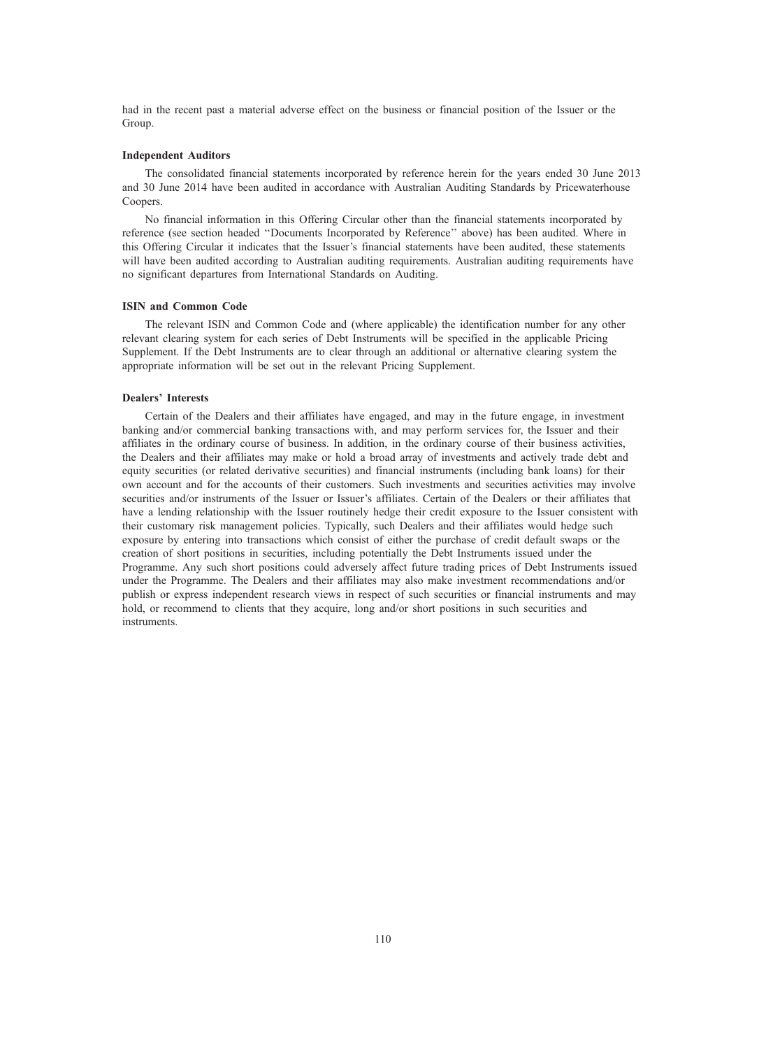had in the recent past a material adverse effect on the business or financial position of the Issuer or the Group.

### Independent Auditors

The consolidated financial statements incorporated by reference herein for the years ended 30 June 2013 and 30 June 2014 have been audited in accordance with Australian Auditing Standards by Pricewaterhouse Coopers.

No financial information in this Offering Circular other than the financial statements incorporated by reference (see section headed ''Documents Incorporated by Reference'' above) has been audited. Where in this Offering Circular it indicates that the Issuer's financial statements have been audited, these statements will have been audited according to Australian auditing requirements. Australian auditing requirements have no significant departures from International Standards on Auditing.

### ISIN and Common Code

The relevant ISIN and Common Code and (where applicable) the identification number for any other relevant clearing system for each series of Debt Instruments will be specified in the applicable Pricing Supplement. If the Debt Instruments are to clear through an additional or alternative clearing system the appropriate information will be set out in the relevant Pricing Supplement.

### Dealers' Interests

Certain of the Dealers and their affiliates have engaged, and may in the future engage, in investment banking and/or commercial banking transactions with, and may perform services for, the Issuer and their affiliates in the ordinary course of business. In addition, in the ordinary course of their business activities, the Dealers and their affiliates may make or hold a broad array of investments and actively trade debt and equity securities (or related derivative securities) and financial instruments (including bank loans) for their own account and for the accounts of their customers. Such investments and securities activities may involve securities and/or instruments of the Issuer or Issuer's affiliates. Certain of the Dealers or their affiliates that have a lending relationship with the Issuer routinely hedge their credit exposure to the Issuer consistent with their customary risk management policies. Typically, such Dealers and their affiliates would hedge such exposure by entering into transactions which consist of either the purchase of credit default swaps or the creation of short positions in securities, including potentially the Debt Instruments issued under the Programme. Any such short positions could adversely affect future trading prices of Debt Instruments issued under the Programme. The Dealers and their affiliates may also make investment recommendations and/or publish or express independent research views in respect of such securities or financial instruments and may hold, or recommend to clients that they acquire, long and/or short positions in such securities and instruments.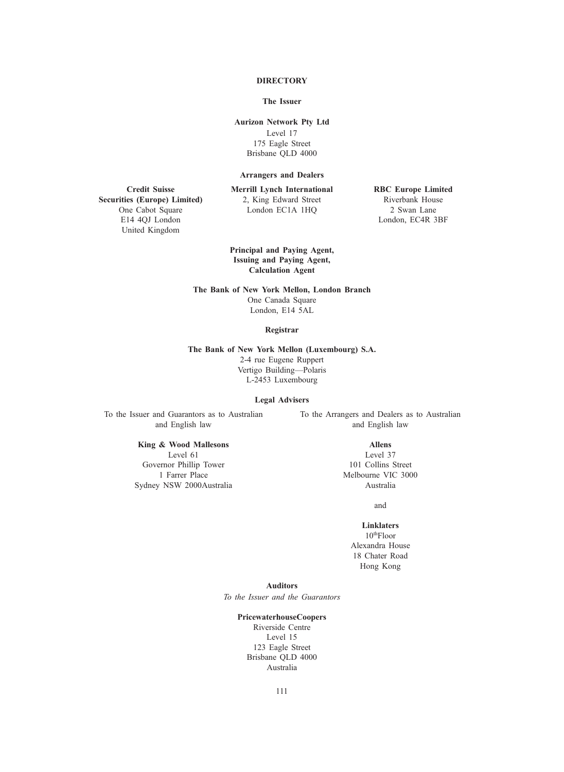# DIRECTORY

## The Issuer

**Aurizon Network Pty Ltd**
Level 17
175 Eagle Street
Brisbane QLD 4000

## Arrangers and Dealers

**Credit Suisse Securities (Europe) Limited**
One Cabot Square
E14 4QJ London
United Kingdom

**Merrill Lynch International**
2, King Edward Street
London EC1A 1HQ

**RBC Europe Limited**
Riverbank House
2 Swan Lane
London, EC4R 3BF

## Principal and Paying Agent, Issuing and Paying Agent, Calculation Agent

**The Bank of New York Mellon, London Branch**
One Canada Square
London, E14 5AL

## Registrar

**The Bank of New York Mellon (Luxembourg) S.A.**
2-4 rue Eugene Ruppert
Vertigo Building—Polaris
L-2453 Luxembourg

## Legal Advisers

To the Issuer and Guarantors as to Australian and English law

**King & Wood Mallesons**
Level 61
Governor Phillip Tower
1 Farrer Place
Sydney NSW 2000Australia

To the Arrangers and Dealers as to Australian and English law

**Allens**
Level 37
101 Collins Street
Melbourne VIC 3000
Australia

and

**Linklaters**
10thFloor
Alexandra House
18 Chater Road
Hong Kong

## Auditors

*To the Issuer and the Guarantors*

**PricewaterhouseCoopers**
Riverside Centre
Level 15
123 Eagle Street
Brisbane QLD 4000
Australia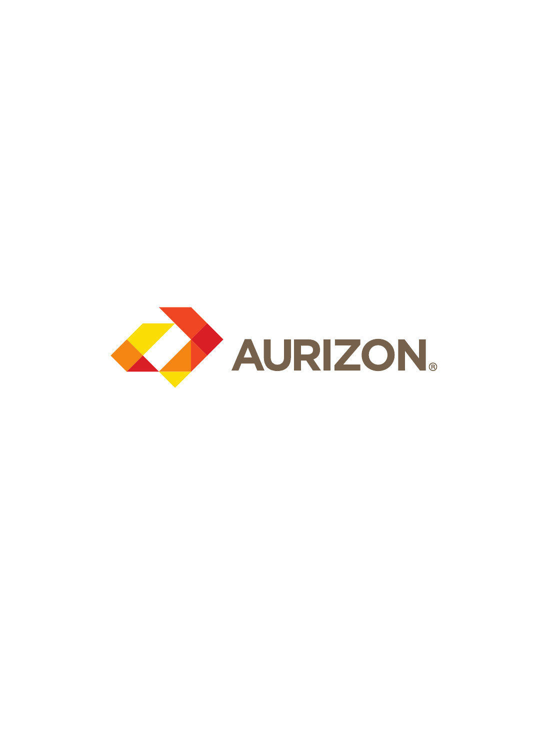AURIZON®